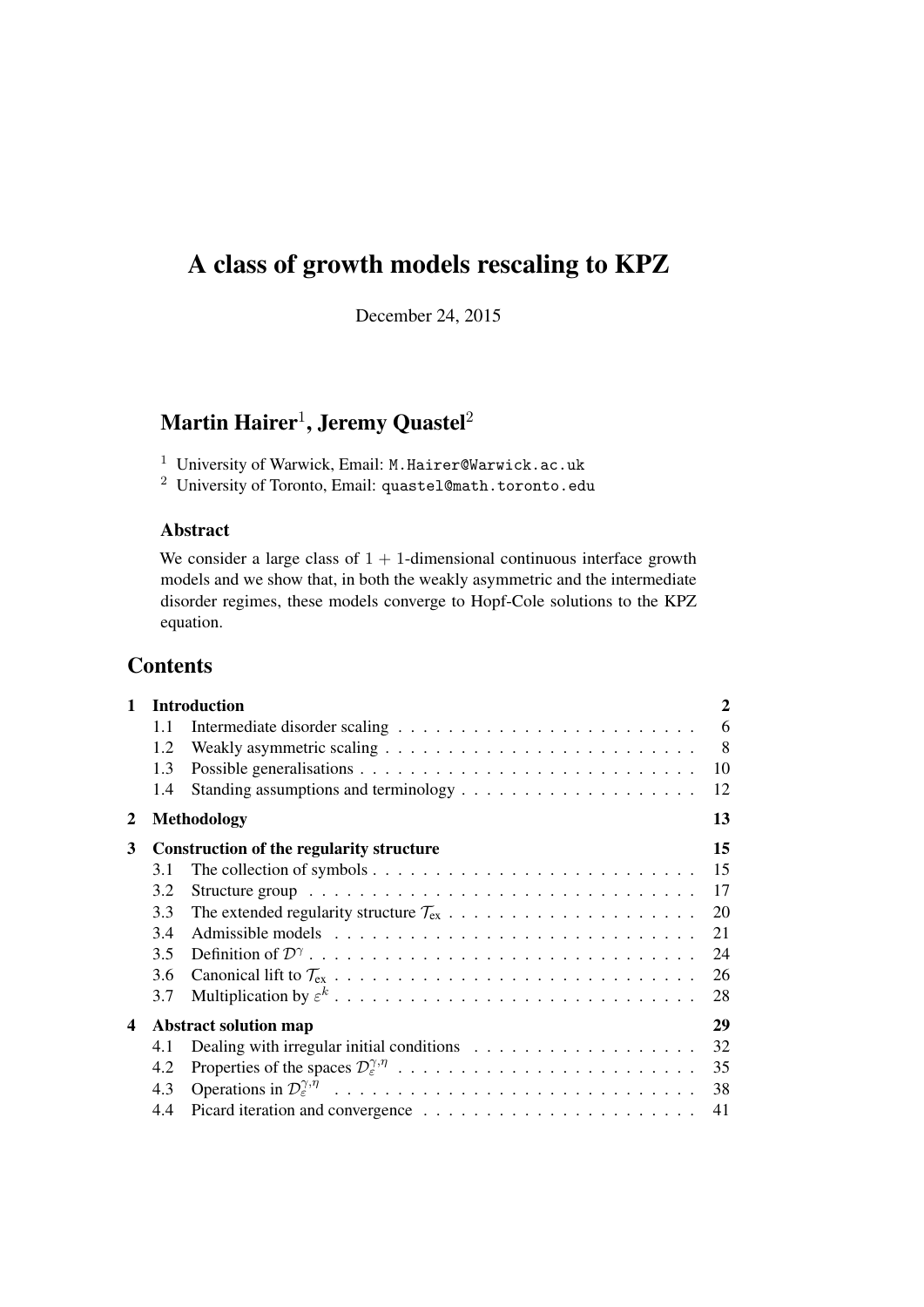# A class of growth models rescaling to KPZ

December 24, 2015

## Martin Hairer[1], Jeremy Quastel[2]

[1] University of Warwick, Email: M.Hairer@Warwick.ac.uk

[2] University of Toronto, Email: quastel@math.toronto.edu

### Abstract

We consider a large class of $1 + 1$-dimensional continuous interface growth models and we show that, in both the weakly asymmetric and the intermediate disorder regimes, these models converge to Hopf-Cole solutions to the KPZ equation.

## Contents

| | | |
|---|---|---|
| **1** | **Introduction** | **2** |
| 1.1 | Intermediate disorder scaling | 6 |
| 1.2 | Weakly asymmetric scaling | 8 |
| 1.3 | Possible generalisations | 10 |
| 1.4 | Standing assumptions and terminology | 12 |
| **2** | **Methodology** | **13** |
| **3** | **Construction of the regularity structure** | **15** |
| 3.1 | The collection of symbols | 15 |
| 3.2 | Structure group | 17 |
| 3.3 | The extended regularity structure $\mathcal{T}_{\text{ex}}$ | 20 |
| 3.4 | Admissible models | 21 |
| 3.5 | Definition of $\mathcal{D}^\gamma$ | 24 |
| 3.6 | Canonical lift to $\mathcal{T}_{\text{ex}}$ | 26 |
| 3.7 | Multiplication by $\varepsilon^k$ | 28 |
| **4** | **Abstract solution map** | **29** |
| 4.1 | Dealing with irregular initial conditions | 32 |
| 4.2 | Properties of the spaces $\mathcal{D}_\varepsilon^{\gamma,\eta}$ | 35 |
| 4.3 | Operations in $\mathcal{D}_\varepsilon^{\gamma,\eta}$ | 38 |
| 4.4 | Picard iteration and convergence | 41 |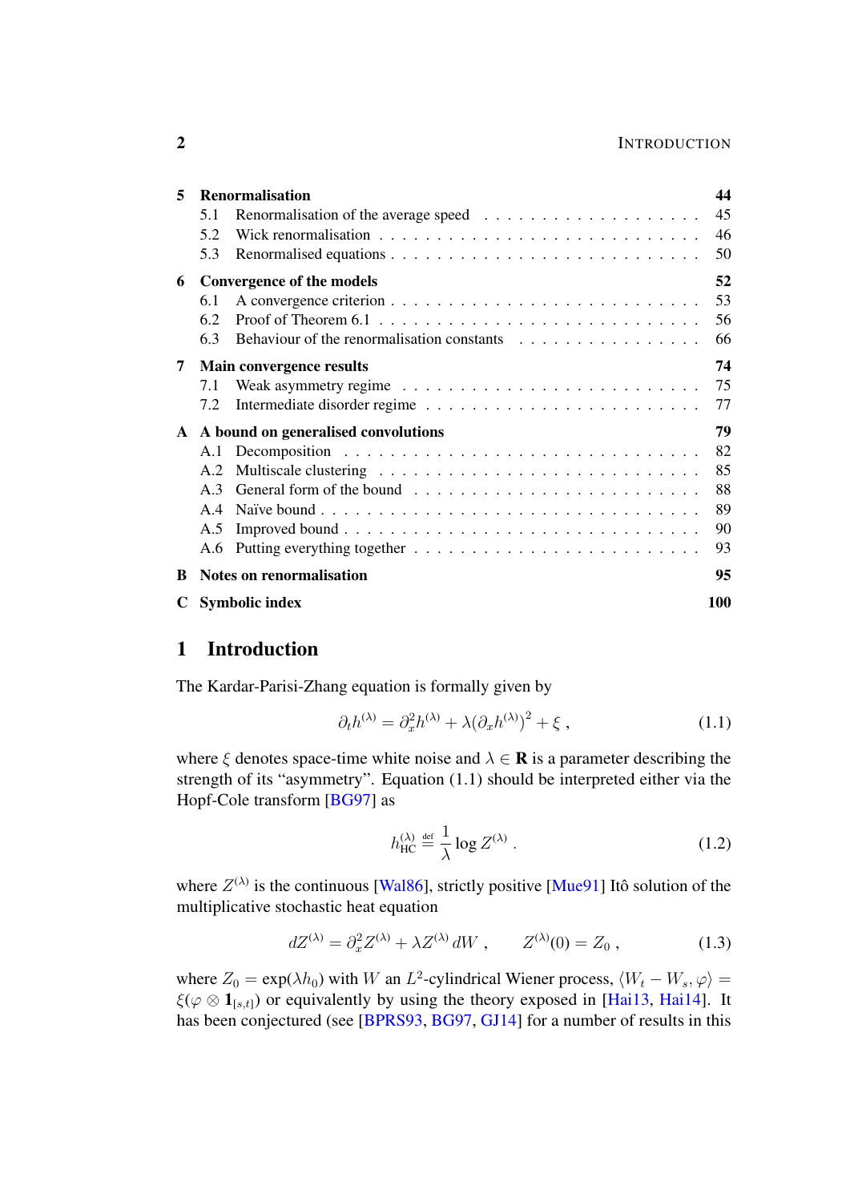| | | |
|---|---|---|
| **5** | **Renormalisation** | **44** |
| 5.1 | Renormalisation of the average speed | 45 |
| 5.2 | Wick renormalisation | 46 |
| 5.3 | Renormalised equations | 50 |
| **6** | **Convergence of the models** | **52** |
| 6.1 | A convergence criterion | 53 |
| 6.2 | Proof of Theorem 6.1 | 56 |
| 6.3 | Behaviour of the renormalisation constants | 66 |
| **7** | **Main convergence results** | **74** |
| 7.1 | Weak asymmetry regime | 75 |
| 7.2 | Intermediate disorder regime | 77 |
| **A** | **A bound on generalised convolutions** | **79** |
| A.1 | Decomposition | 82 |
| A.2 | Multiscale clustering | 85 |
| A.3 | General form of the bound | 88 |
| A.4 | Naïve bound | 89 |
| A.5 | Improved bound | 90 |
| A.6 | Putting everything together | 93 |
| **B** | **Notes on renormalisation** | **95** |
| **C** | **Symbolic index** | **100** |

# 1 Introduction

The Kardar-Parisi-Zhang equation is formally given by

$$\partial_t h^{(\lambda)} = \partial_x^2 h^{(\lambda)} + \lambda(\partial_x h^{(\lambda)})^2 + \xi \,, \tag{1.1}$$

where $\xi$ denotes space-time white noise and $\lambda \in \mathbf{R}$ is a parameter describing the strength of its "asymmetry". Equation (1.1) should be interpreted either via the Hopf-Cole transform [BG97] as

$$h_{\text{HC}}^{(\lambda)} \stackrel{\text{def}}{=} \frac{1}{\lambda} \log Z^{(\lambda)} \,. \tag{1.2}$$

where $Z^{(\lambda)}$ is the continuous [Wal86], strictly positive [Mue91] Itô solution of the multiplicative stochastic heat equation

$$dZ^{(\lambda)} = \partial_x^2 Z^{(\lambda)} + \lambda Z^{(\lambda)}\, dW \,, \qquad Z^{(\lambda)}(0) = Z_0 \,, \tag{1.3}$$

where $Z_0 = \exp(\lambda h_0)$ with $W$ an $L^2$-cylindrical Wiener process, $\langle W_t - W_s, \varphi\rangle = \xi(\varphi \otimes \mathbf{1}_{[s,t]})$ or equivalently by using the theory exposed in [Hai13, Hai14]. It has been conjectured (see [BPRS93, BG97, GJ14] for a number of results in this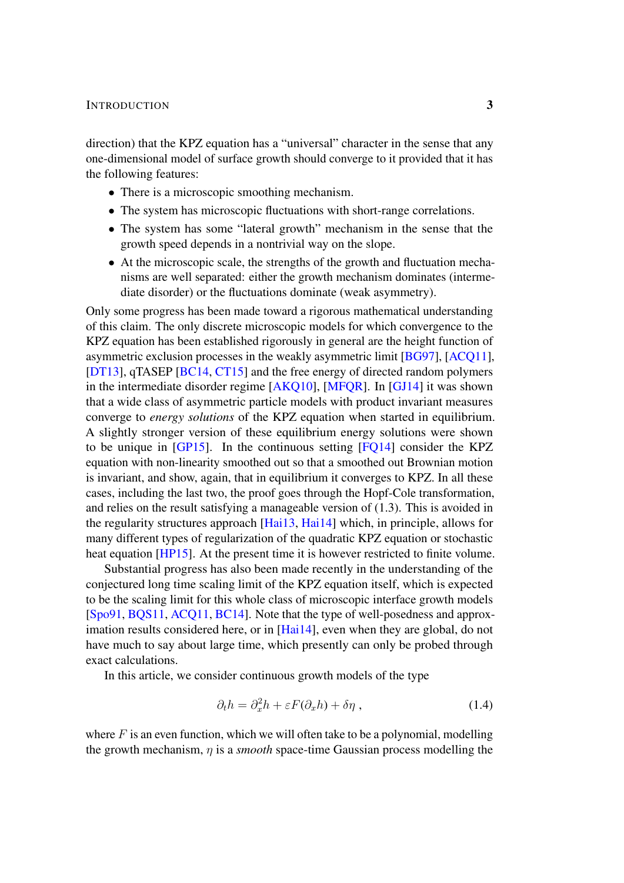direction) that the KPZ equation has a "universal" character in the sense that any one-dimensional model of surface growth should converge to it provided that it has the following features:

- There is a microscopic smoothing mechanism.
- The system has microscopic fluctuations with short-range correlations.
- The system has some "lateral growth" mechanism in the sense that the growth speed depends in a nontrivial way on the slope.
- At the microscopic scale, the strengths of the growth and fluctuation mechanisms are well separated: either the growth mechanism dominates (intermediate disorder) or the fluctuations dominate (weak asymmetry).

Only some progress has been made toward a rigorous mathematical understanding of this claim. The only discrete microscopic models for which convergence to the KPZ equation has been established rigorously in general are the height function of asymmetric exclusion processes in the weakly asymmetric limit [BG97], [ACQ11], [DT13], qTASEP [BC14, CT15] and the free energy of directed random polymers in the intermediate disorder regime [AKQ10], [MFQR]. In [GJ14] it was shown that a wide class of asymmetric particle models with product invariant measures converge to *energy solutions* of the KPZ equation when started in equilibrium. A slightly stronger version of these equilibrium energy solutions were shown to be unique in [GP15]. In the continuous setting [FQ14] consider the KPZ equation with non-linearity smoothed out so that a smoothed out Brownian motion is invariant, and show, again, that in equilibrium it converges to KPZ. In all these cases, including the last two, the proof goes through the Hopf-Cole transformation, and relies on the result satisfying a manageable version of (1.3). This is avoided in the regularity structures approach [Hai13, Hai14] which, in principle, allows for many different types of regularization of the quadratic KPZ equation or stochastic heat equation [HP15]. At the present time it is however restricted to finite volume.

Substantial progress has also been made recently in the understanding of the conjectured long time scaling limit of the KPZ equation itself, which is expected to be the scaling limit for this whole class of microscopic interface growth models [Spo91, BQS11, ACQ11, BC14]. Note that the type of well-posedness and approximation results considered here, or in [Hai14], even when they are global, do not have much to say about large time, which presently can only be probed through exact calculations.

In this article, we consider continuous growth models of the type

$$\partial_t h = \partial_x^2 h + \varepsilon F(\partial_x h) + \delta\eta \;, \tag{1.4}$$

where $F$ is an even function, which we will often take to be a polynomial, modelling the growth mechanism, $\eta$ is a *smooth* space-time Gaussian process modelling the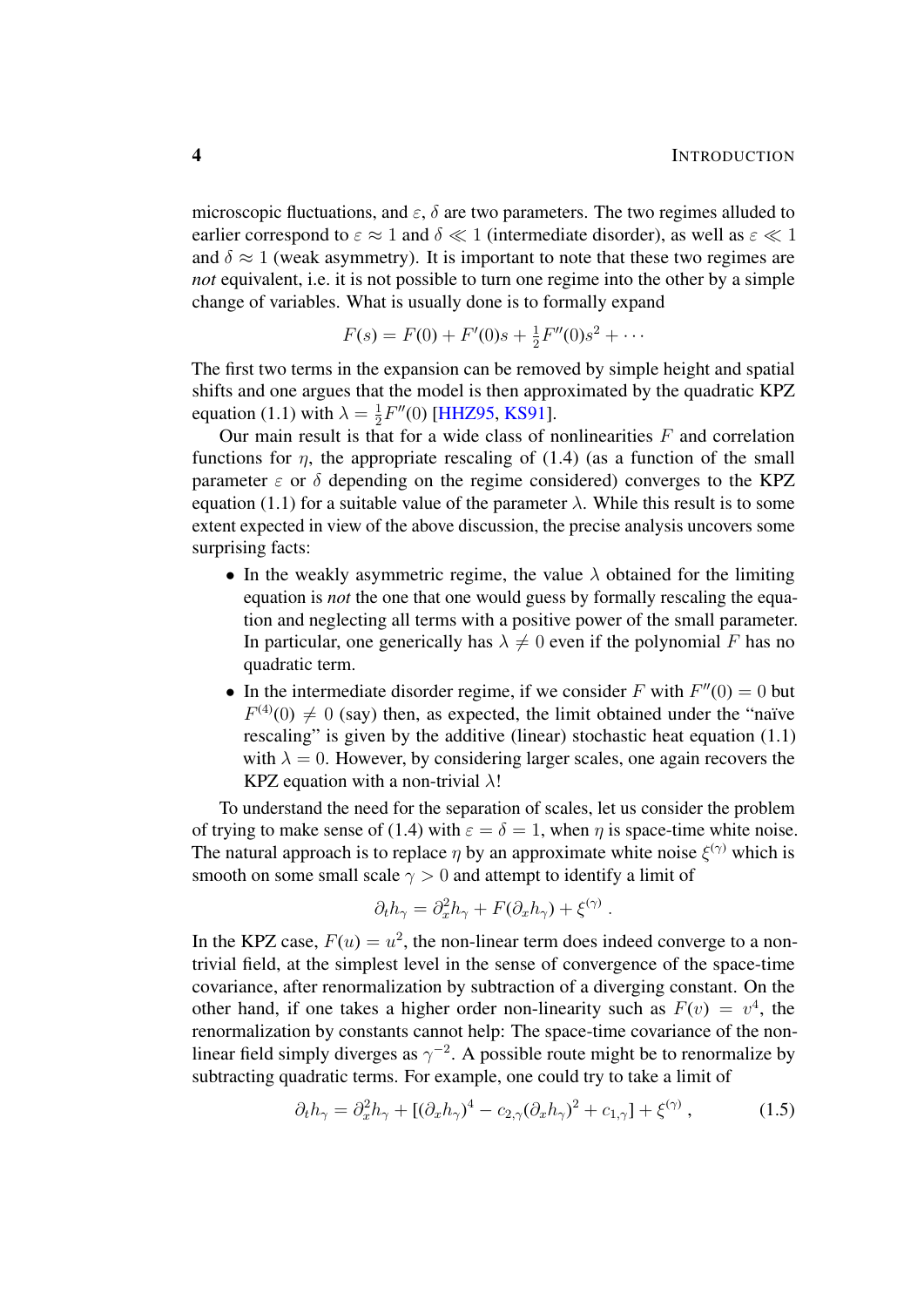microscopic fluctuations, and $\varepsilon$, $\delta$ are two parameters. The two regimes alluded to earlier correspond to $\varepsilon \approx 1$ and $\delta \ll 1$ (intermediate disorder), as well as $\varepsilon \ll 1$ and $\delta \approx 1$ (weak asymmetry). It is important to note that these two regimes are *not* equivalent, i.e. it is not possible to turn one regime into the other by a simple change of variables. What is usually done is to formally expand

$$F(s) = F(0) + F'(0)s + \tfrac{1}{2}F''(0)s^2 + \cdots$$

The first two terms in the expansion can be removed by simple height and spatial shifts and one argues that the model is then approximated by the quadratic KPZ equation (1.1) with $\lambda = \frac{1}{2}F''(0)$ [HHZ95, KS91].

Our main result is that for a wide class of nonlinearities $F$ and correlation functions for $\eta$, the appropriate rescaling of (1.4) (as a function of the small parameter $\varepsilon$ or $\delta$ depending on the regime considered) converges to the KPZ equation (1.1) for a suitable value of the parameter $\lambda$. While this result is to some extent expected in view of the above discussion, the precise analysis uncovers some surprising facts:

- In the weakly asymmetric regime, the value $\lambda$ obtained for the limiting equation is *not* the one that one would guess by formally rescaling the equation and neglecting all terms with a positive power of the small parameter. In particular, one generically has $\lambda \neq 0$ even if the polynomial $F$ has no quadratic term.
- In the intermediate disorder regime, if we consider $F$ with $F''(0) = 0$ but $F^{(4)}(0) \neq 0$ (say) then, as expected, the limit obtained under the "naïve rescaling" is given by the additive (linear) stochastic heat equation (1.1) with $\lambda = 0$. However, by considering larger scales, one again recovers the KPZ equation with a non-trivial $\lambda$!

To understand the need for the separation of scales, let us consider the problem of trying to make sense of (1.4) with $\varepsilon = \delta = 1$, when $\eta$ is space-time white noise. The natural approach is to replace $\eta$ by an approximate white noise $\xi^{(\gamma)}$ which is smooth on some small scale $\gamma > 0$ and attempt to identify a limit of

$$\partial_t h_\gamma = \partial_x^2 h_\gamma + F(\partial_x h_\gamma) + \xi^{(\gamma)} .$$

In the KPZ case, $F(u) = u^2$, the non-linear term does indeed converge to a non-trivial field, at the simplest level in the sense of convergence of the space-time covariance, after renormalization by subtraction of a diverging constant. On the other hand, if one takes a higher order non-linearity such as $F(v) = v^4$, the renormalization by constants cannot help: The space-time covariance of the non-linear field simply diverges as $\gamma^{-2}$. A possible route might be to renormalize by subtracting quadratic terms. For example, one could try to take a limit of

$$\partial_t h_\gamma = \partial_x^2 h_\gamma + [(\partial_x h_\gamma)^4 - c_{2,\gamma}(\partial_x h_\gamma)^2 + c_{1,\gamma}] + \xi^{(\gamma)} , \tag{1.5}$$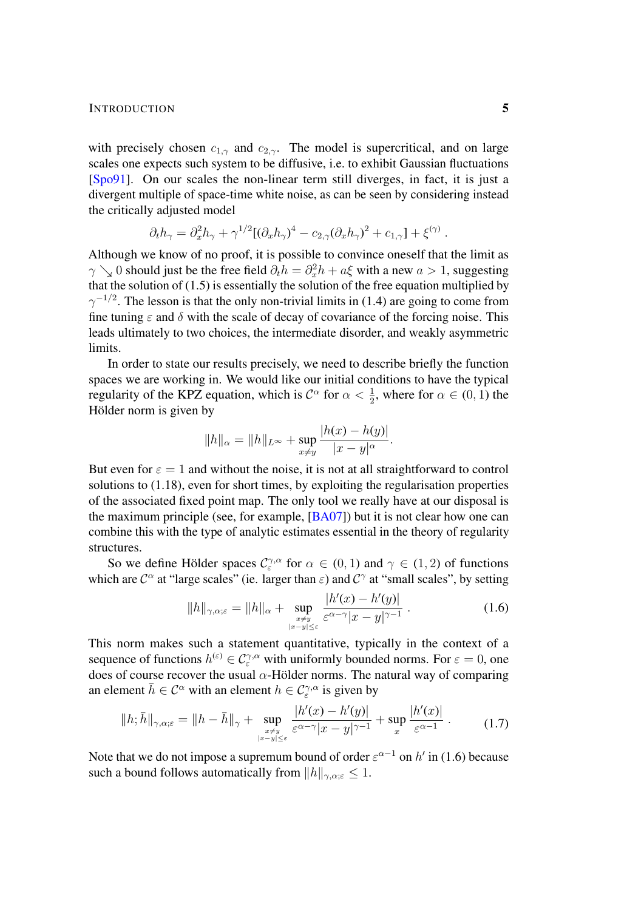with precisely chosen $c_{1,\gamma}$ and $c_{2,\gamma}$. The model is supercritical, and on large scales one expects such system to be diffusive, i.e. to exhibit Gaussian fluctuations [Spo91]. On our scales the non-linear term still diverges, in fact, it is just a divergent multiple of space-time white noise, as can be seen by considering instead the critically adjusted model

$$\partial_t h_\gamma = \partial_x^2 h_\gamma + \gamma^{1/2}[(\partial_x h_\gamma)^4 - c_{2,\gamma}(\partial_x h_\gamma)^2 + c_{1,\gamma}] + \xi^{(\gamma)} .$$

Although we know of no proof, it is possible to convince oneself that the limit as $\gamma \searrow 0$ should just be the free field $\partial_t h = \partial_x^2 h + a\xi$ with a new $a > 1$, suggesting that the solution of (1.5) is essentially the solution of the free equation multiplied by $\gamma^{-1/2}$. The lesson is that the only non-trivial limits in (1.4) are going to come from fine tuning $\varepsilon$ and $\delta$ with the scale of decay of covariance of the forcing noise. This leads ultimately to two choices, the intermediate disorder, and weakly asymmetric limits.

In order to state our results precisely, we need to describe briefly the function spaces we are working in. We would like our initial conditions to have the typical regularity of the KPZ equation, which is $\mathcal{C}^\alpha$ for $\alpha < \frac{1}{2}$, where for $\alpha \in (0,1)$ the Hölder norm is given by

$$\|h\|_\alpha = \|h\|_{L^\infty} + \sup_{x \neq y} \frac{|h(x) - h(y)|}{|x-y|^\alpha}.$$

But even for $\varepsilon = 1$ and without the noise, it is not at all straightforward to control solutions to (1.18), even for short times, by exploiting the regularisation properties of the associated fixed point map. The only tool we really have at our disposal is the maximum principle (see, for example, [BA07]) but it is not clear how one can combine this with the type of analytic estimates essential in the theory of regularity structures.

So we define Hölder spaces $\mathcal{C}_\varepsilon^{\gamma,\alpha}$ for $\alpha \in (0,1)$ and $\gamma \in (1,2)$ of functions which are $\mathcal{C}^\alpha$ at "large scales" (ie. larger than $\varepsilon$) and $\mathcal{C}^\gamma$ at "small scales", by setting

$$\|h\|_{\gamma,\alpha;\varepsilon} = \|h\|_\alpha + \sup_{\substack{x \neq y \\ |x-y| \leq \varepsilon}} \frac{|h'(x) - h'(y)|}{\varepsilon^{\alpha-\gamma}|x-y|^{\gamma-1}} . \tag{1.6}$$

This norm makes such a statement quantitative, typically in the context of a sequence of functions $h^{(\varepsilon)} \in \mathcal{C}_\varepsilon^{\gamma,\alpha}$ with uniformly bounded norms. For $\varepsilon = 0$, one does of course recover the usual $\alpha$-Hölder norms. The natural way of comparing an element $\bar{h} \in \mathcal{C}^\alpha$ with an element $h \in \mathcal{C}_\varepsilon^{\gamma,\alpha}$ is given by

$$\|h;\bar{h}\|_{\gamma,\alpha;\varepsilon} = \|h - \bar{h}\|_\gamma + \sup_{\substack{x \neq y \\ |x-y| \leq \varepsilon}} \frac{|h'(x) - h'(y)|}{\varepsilon^{\alpha-\gamma}|x-y|^{\gamma-1}} + \sup_x \frac{|h'(x)|}{\varepsilon^{\alpha-1}} . \tag{1.7}$$

Note that we do not impose a supremum bound of order $\varepsilon^{\alpha-1}$ on $h'$ in (1.6) because such a bound follows automatically from $\|h\|_{\gamma,\alpha;\varepsilon} \leq 1$.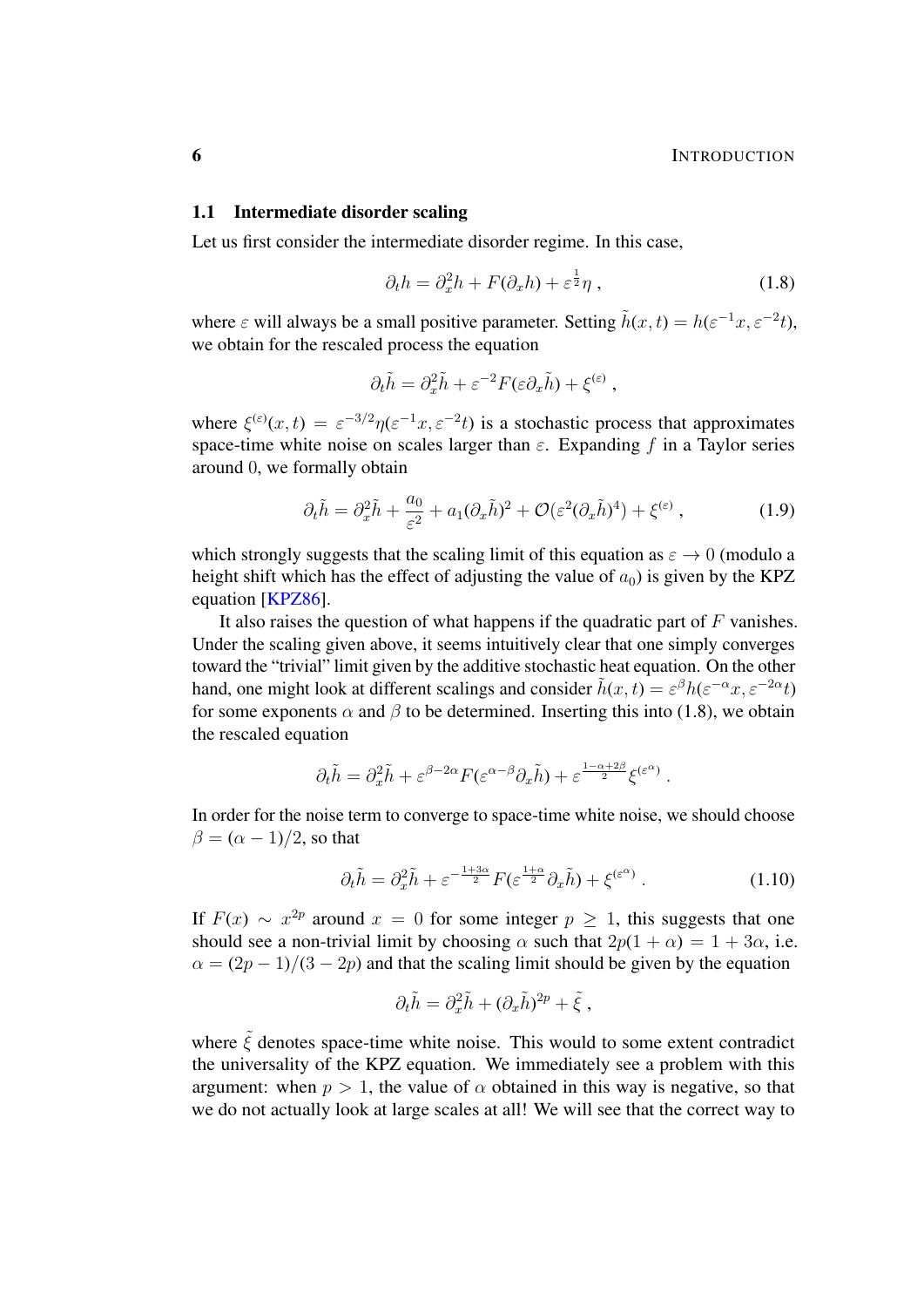## 1.1 Intermediate disorder scaling

Let us first consider the intermediate disorder regime. In this case,

$$\partial_t h = \partial_x^2 h + F(\partial_x h) + \varepsilon^{\frac{1}{2}} \eta \;, \tag{1.8}$$

where $\varepsilon$ will always be a small positive parameter. Setting $\tilde{h}(x,t) = h(\varepsilon^{-1}x, \varepsilon^{-2}t)$, we obtain for the rescaled process the equation

$$\partial_t \tilde{h} = \partial_x^2 \tilde{h} + \varepsilon^{-2} F(\varepsilon \partial_x \tilde{h}) + \xi^{(\varepsilon)} \;,$$

where $\xi^{(\varepsilon)}(x,t) = \varepsilon^{-3/2}\eta(\varepsilon^{-1}x, \varepsilon^{-2}t)$ is a stochastic process that approximates space-time white noise on scales larger than $\varepsilon$. Expanding $f$ in a Taylor series around $0$, we formally obtain

$$\partial_t \tilde{h} = \partial_x^2 \tilde{h} + \frac{a_0}{\varepsilon^2} + a_1 (\partial_x \tilde{h})^2 + \mathcal{O}(\varepsilon^2 (\partial_x \tilde{h})^4) + \xi^{(\varepsilon)} \;, \tag{1.9}$$

which strongly suggests that the scaling limit of this equation as $\varepsilon \to 0$ (modulo a height shift which has the effect of adjusting the value of $a_0$) is given by the KPZ equation [KPZ86].

It also raises the question of what happens if the quadratic part of $F$ vanishes. Under the scaling given above, it seems intuitively clear that one simply converges toward the "trivial" limit given by the additive stochastic heat equation. On the other hand, one might look at different scalings and consider $\tilde{h}(x,t) = \varepsilon^{\beta} h(\varepsilon^{-\alpha}x, \varepsilon^{-2\alpha}t)$ for some exponents $\alpha$ and $\beta$ to be determined. Inserting this into (1.8), we obtain the rescaled equation

$$\partial_t \tilde{h} = \partial_x^2 \tilde{h} + \varepsilon^{\beta - 2\alpha} F(\varepsilon^{\alpha - \beta} \partial_x \tilde{h}) + \varepsilon^{\frac{1-\alpha+2\beta}{2}} \xi^{(\varepsilon^{\alpha})} \;.$$

In order for the noise term to converge to space-time white noise, we should choose $\beta = (\alpha - 1)/2$, so that

$$\partial_t \tilde{h} = \partial_x^2 \tilde{h} + \varepsilon^{-\frac{1+3\alpha}{2}} F(\varepsilon^{\frac{1+\alpha}{2}} \partial_x \tilde{h}) + \xi^{(\varepsilon^{\alpha})} \;. \tag{1.10}$$

If $F(x) \sim x^{2p}$ around $x = 0$ for some integer $p \geq 1$, this suggests that one should see a non-trivial limit by choosing $\alpha$ such that $2p(1+\alpha) = 1 + 3\alpha$, i.e. $\alpha = (2p-1)/(3-2p)$ and that the scaling limit should be given by the equation

$$\partial_t \tilde{h} = \partial_x^2 \tilde{h} + (\partial_x \tilde{h})^{2p} + \tilde{\xi} \;,$$

where $\tilde{\xi}$ denotes space-time white noise. This would to some extent contradict the universality of the KPZ equation. We immediately see a problem with this argument: when $p > 1$, the value of $\alpha$ obtained in this way is negative, so that we do not actually look at large scales at all! We will see that the correct way to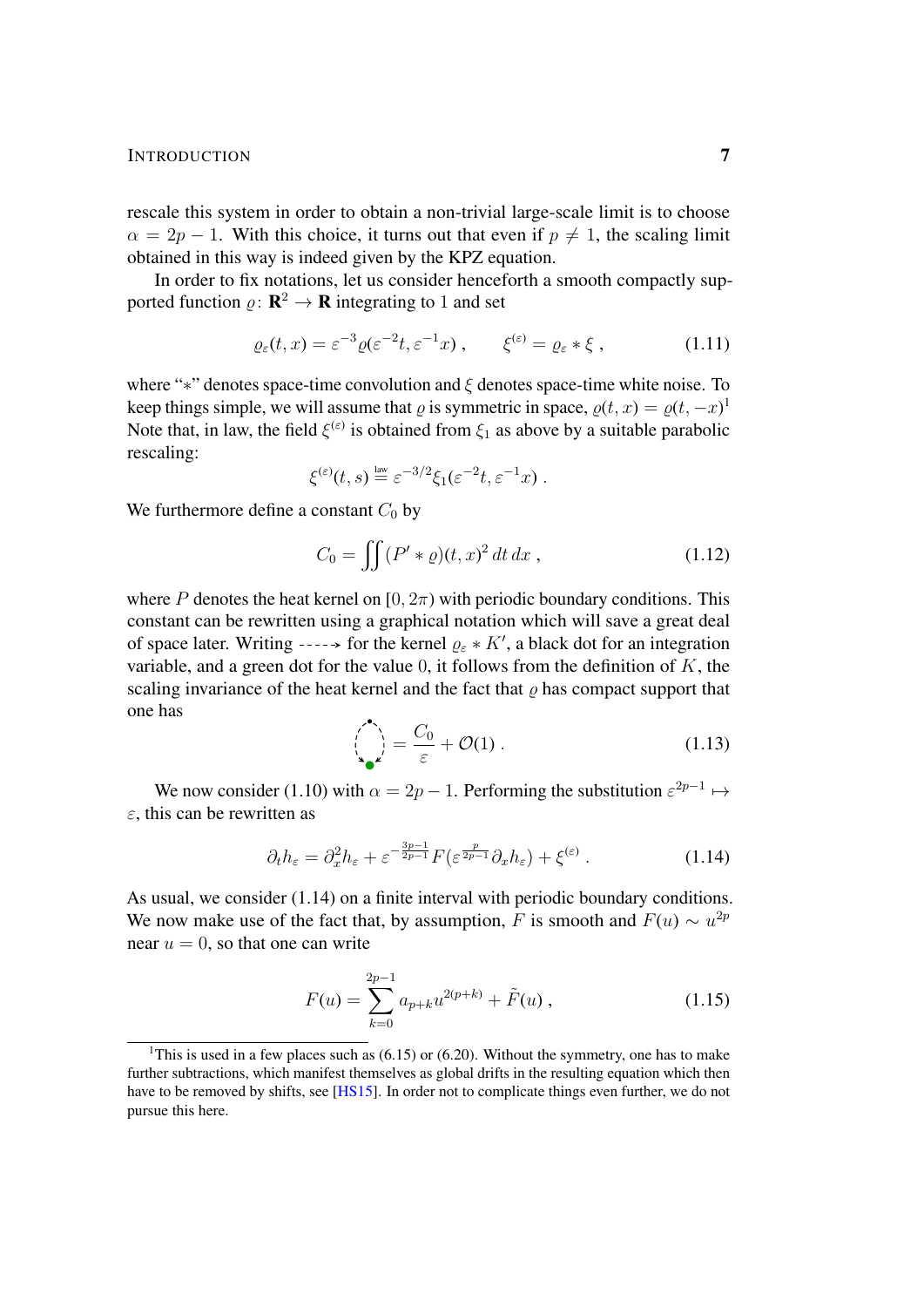rescale this system in order to obtain a non-trivial large-scale limit is to choose $\alpha = 2p - 1$. With this choice, it turns out that even if $p \neq 1$, the scaling limit obtained in this way is indeed given by the KPZ equation.

In order to fix notations, let us consider henceforth a smooth compactly supported function $\varrho\colon \mathbf{R}^2 \to \mathbf{R}$ integrating to $1$ and set

$$\varrho_\varepsilon(t,x) = \varepsilon^{-3}\varrho(\varepsilon^{-2}t, \varepsilon^{-1}x)\;, \qquad \xi^{(\varepsilon)} = \varrho_\varepsilon * \xi\;, \tag{1.11}$$

where "$*$" denotes space-time convolution and $\xi$ denotes space-time white noise. To keep things simple, we will assume that $\varrho$ is symmetric in space, $\varrho(t,x) = \varrho(t,-x)$[1] Note that, in law, the field $\xi^{(\varepsilon)}$ is obtained from $\xi_1$ as above by a suitable parabolic rescaling:

$$\xi^{(\varepsilon)}(t,s) \stackrel{\text{law}}{=} \varepsilon^{-3/2}\xi_1(\varepsilon^{-2}t, \varepsilon^{-1}x)\;.$$

We furthermore define a constant $C_0$ by

$$C_0 = \iint (P' * \varrho)(t,x)^2\,dt\,dx\;, \tag{1.12}$$

where $P$ denotes the heat kernel on $[0, 2\pi)$ with periodic boundary conditions. This constant can be rewritten using a graphical notation which will save a great deal of space later. Writing $\dashrightarrow$ for the kernel $\varrho_\varepsilon * K'$, a black dot for an integration variable, and a green dot for the value $0$, it follows from the definition of $K$, the scaling invariance of the heat kernel and the fact that $\varrho$ has compact support that one has

$$\bigcirc = \frac{C_0}{\varepsilon} + \mathcal{O}(1)\;. \tag{1.13}$$

We now consider (1.10) with $\alpha = 2p-1$. Performing the substitution $\varepsilon^{2p-1} \mapsto \varepsilon$, this can be rewritten as

$$\partial_t h_\varepsilon = \partial_x^2 h_\varepsilon + \varepsilon^{-\frac{3p-1}{2p-1}} F(\varepsilon^{\frac{p}{2p-1}}\partial_x h_\varepsilon) + \xi^{(\varepsilon)}\;. \tag{1.14}$$

As usual, we consider (1.14) on a finite interval with periodic boundary conditions. We now make use of the fact that, by assumption, $F$ is smooth and $F(u) \sim u^{2p}$ near $u = 0$, so that one can write

$$F(u) = \sum_{k=0}^{2p-1} a_{p+k} u^{2(p+k)} + \tilde F(u)\;, \tag{1.15}$$

---

[1] This is used in a few places such as (6.15) or (6.20). Without the symmetry, one has to make further subtractions, which manifest themselves as global drifts in the resulting equation which then have to be removed by shifts, see [HS15]. In order not to complicate things even further, we do not pursue this here.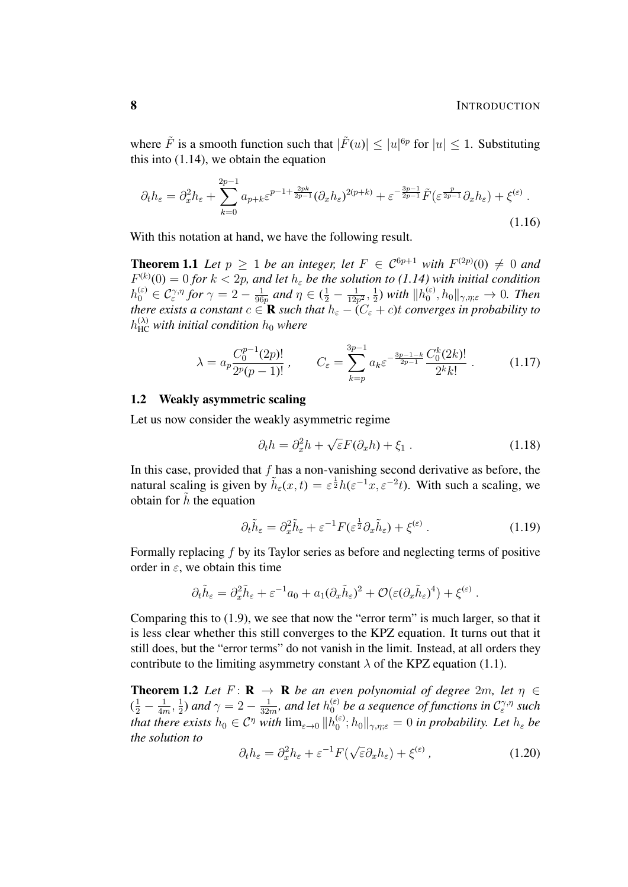where $\tilde{F}$ is a smooth function such that $|\tilde{F}(u)| \leq |u|^{6p}$ for $|u| \leq 1$. Substituting this into (1.14), we obtain the equation

$$\partial_t h_\varepsilon = \partial_x^2 h_\varepsilon + \sum_{k=0}^{2p-1} a_{p+k} \varepsilon^{p-1+\frac{2pk}{2p-1}} (\partial_x h_\varepsilon)^{2(p+k)} + \varepsilon^{-\frac{3p-1}{2p-1}} \tilde{F}(\varepsilon^{\frac{p}{2p-1}} \partial_x h_\varepsilon) + \xi^{(\varepsilon)} . \tag{1.16}$$

With this notation at hand, we have the following result.

**Theorem 1.1** *Let $p \geq 1$ be an integer, let $F \in \mathcal{C}^{6p+1}$ with $F^{(2p)}(0) \neq 0$ and $F^{(k)}(0) = 0$ for $k < 2p$, and let $h_\varepsilon$ be the solution to (1.14) with initial condition $h_0^{(\varepsilon)} \in \mathcal{C}_\varepsilon^{\gamma,\eta}$ for $\gamma = 2 - \frac{1}{96p}$ and $\eta \in (\frac{1}{2} - \frac{1}{12p^2}, \frac{1}{2})$ with $\|h_0^{(\varepsilon)}, h_0\|_{\gamma,\eta;\varepsilon} \to 0$. Then there exists a constant $c \in \mathbf{R}$ such that $h_\varepsilon - (C_\varepsilon + c)t$ converges in probability to $h_{\mathrm{HC}}^{(\lambda)}$ with initial condition $h_0$ where*

$$\lambda = a_p \frac{C_0^{p-1}(2p)!}{2^p(p-1)!} , \qquad C_\varepsilon = \sum_{k=p}^{3p-1} a_k \varepsilon^{-\frac{3p-1-k}{2p-1}} \frac{C_0^k (2k)!}{2^k k!} . \tag{1.17}$$

## 1.2 Weakly asymmetric scaling

Let us now consider the weakly asymmetric regime

$$\partial_t h = \partial_x^2 h + \sqrt{\varepsilon} F(\partial_x h) + \xi_1 . \tag{1.18}$$

In this case, provided that $f$ has a non-vanishing second derivative as before, the natural scaling is given by $\tilde{h}_\varepsilon(x,t) = \varepsilon^{\frac{1}{2}} h(\varepsilon^{-1}x, \varepsilon^{-2}t)$. With such a scaling, we obtain for $\tilde{h}$ the equation

$$\partial_t \tilde{h}_\varepsilon = \partial_x^2 \tilde{h}_\varepsilon + \varepsilon^{-1} F(\varepsilon^{\frac{1}{2}} \partial_x \tilde{h}_\varepsilon) + \xi^{(\varepsilon)} . \tag{1.19}$$

Formally replacing $f$ by its Taylor series as before and neglecting terms of positive order in $\varepsilon$, we obtain this time

$$\partial_t \tilde{h}_\varepsilon = \partial_x^2 \tilde{h}_\varepsilon + \varepsilon^{-1} a_0 + a_1 (\partial_x \tilde{h}_\varepsilon)^2 + \mathcal{O}(\varepsilon (\partial_x \tilde{h}_\varepsilon)^4) + \xi^{(\varepsilon)} .$$

Comparing this to (1.9), we see that now the "error term" is much larger, so that it is less clear whether this still converges to the KPZ equation. It turns out that it still does, but the "error terms" do not vanish in the limit. Instead, at all orders they contribute to the limiting asymmetry constant $\lambda$ of the KPZ equation (1.1).

**Theorem 1.2** *Let $F \colon \mathbf{R} \to \mathbf{R}$ be an even polynomial of degree $2m$, let $\eta \in (\frac{1}{2} - \frac{1}{4m}, \frac{1}{2})$ and $\gamma = 2 - \frac{1}{32m}$, and let $h_0^{(\varepsilon)}$ be a sequence of functions in $\mathcal{C}_\varepsilon^{\gamma,\eta}$ such that there exists $h_0 \in \mathcal{C}^\eta$ with $\lim_{\varepsilon \to 0} \|h_0^{(\varepsilon)}; h_0\|_{\gamma,\eta;\varepsilon} = 0$ in probability. Let $h_\varepsilon$ be the solution to*

$$\partial_t h_\varepsilon = \partial_x^2 h_\varepsilon + \varepsilon^{-1} F(\sqrt{\varepsilon} \partial_x h_\varepsilon) + \xi^{(\varepsilon)} , \tag{1.20}$$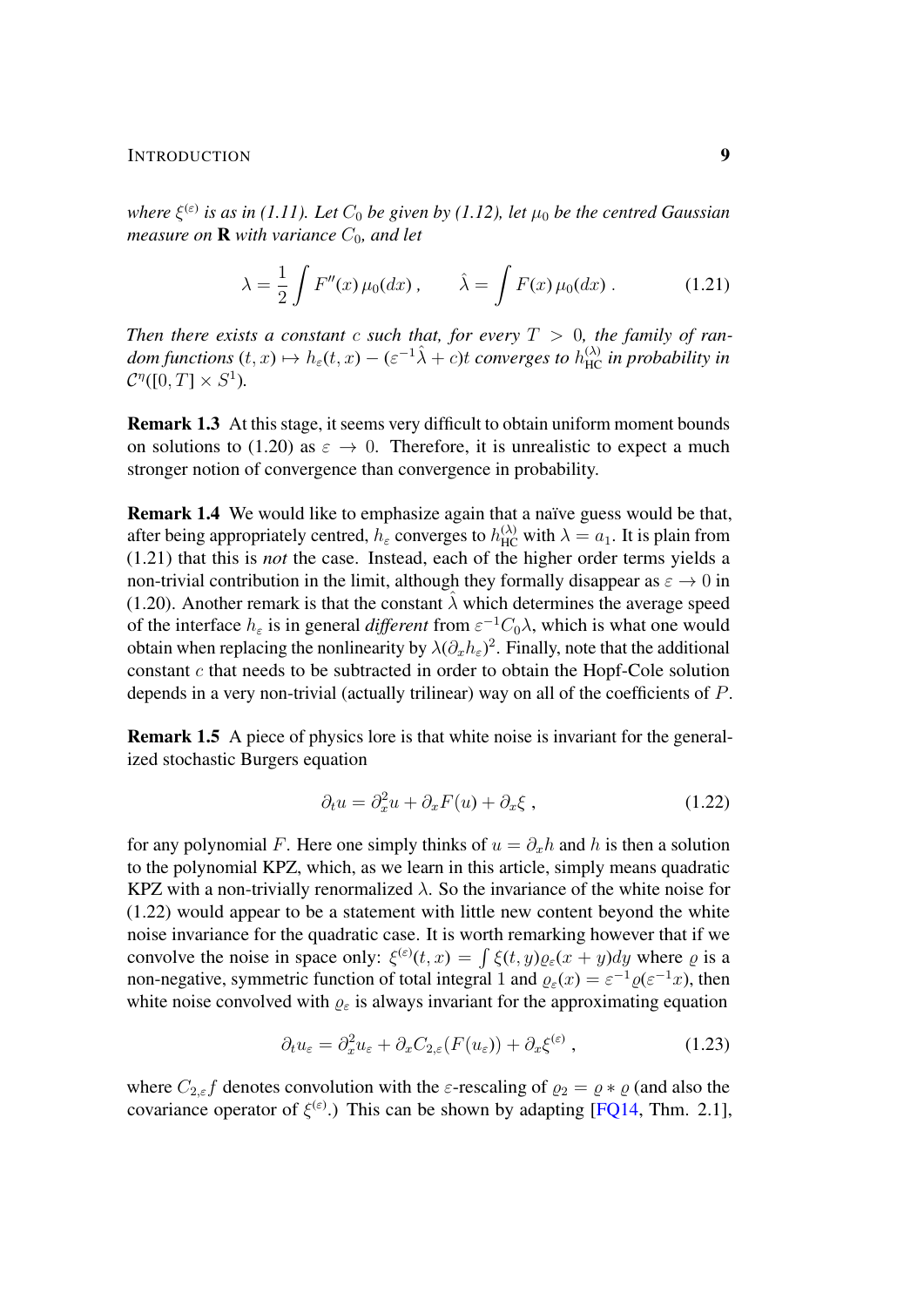*where $\xi^{(\varepsilon)}$ is as in (1.11). Let $C_0$ be given by (1.12), let $\mu_0$ be the centred Gaussian measure on* $\mathbf{R}$ *with variance $C_0$, and let*

$$\lambda = \frac{1}{2}\int F''(x)\,\mu_0(dx)\,, \qquad \hat{\lambda} = \int F(x)\,\mu_0(dx)\,. \tag{1.21}$$

*Then there exists a constant $c$ such that, for every $T > 0$, the family of random functions $(t,x) \mapsto h_\varepsilon(t,x) - (\varepsilon^{-1}\hat{\lambda} + c)t$ converges to $h_{\mathrm{HC}}^{(\lambda)}$ in probability in $\mathcal{C}^\eta([0,T]\times S^1)$.*

**Remark 1.3** At this stage, it seems very difficult to obtain uniform moment bounds on solutions to (1.20) as $\varepsilon \to 0$. Therefore, it is unrealistic to expect a much stronger notion of convergence than convergence in probability.

**Remark 1.4** We would like to emphasize again that a naïve guess would be that, after being appropriately centred, $h_\varepsilon$ converges to $h_{\mathrm{HC}}^{(\lambda)}$ with $\lambda = a_1$. It is plain from (1.21) that this is *not* the case. Instead, each of the higher order terms yields a non-trivial contribution in the limit, although they formally disappear as $\varepsilon \to 0$ in (1.20). Another remark is that the constant $\hat{\lambda}$ which determines the average speed of the interface $h_\varepsilon$ is in general *different* from $\varepsilon^{-1}C_0\lambda$, which is what one would obtain when replacing the nonlinearity by $\lambda(\partial_x h_\varepsilon)^2$. Finally, note that the additional constant $c$ that needs to be subtracted in order to obtain the Hopf-Cole solution depends in a very non-trivial (actually trilinear) way on all of the coefficients of $P$.

**Remark 1.5** A piece of physics lore is that white noise is invariant for the generalized stochastic Burgers equation

$$\partial_t u = \partial_x^2 u + \partial_x F(u) + \partial_x \xi\,, \tag{1.22}$$

for any polynomial $F$. Here one simply thinks of $u = \partial_x h$ and $h$ is then a solution to the polynomial KPZ, which, as we learn in this article, simply means quadratic KPZ with a non-trivially renormalized $\lambda$. So the invariance of the white noise for (1.22) would appear to be a statement with little new content beyond the white noise invariance for the quadratic case. It is worth remarking however that if we convolve the noise in space only: $\xi^{(\varepsilon)}(t,x) = \int \xi(t,y)\varrho_\varepsilon(x+y)dy$ where $\varrho$ is a non-negative, symmetric function of total integral 1 and $\varrho_\varepsilon(x) = \varepsilon^{-1}\varrho(\varepsilon^{-1}x)$, then white noise convolved with $\varrho_\varepsilon$ is always invariant for the approximating equation

$$\partial_t u_\varepsilon = \partial_x^2 u_\varepsilon + \partial_x C_{2,\varepsilon}(F(u_\varepsilon)) + \partial_x \xi^{(\varepsilon)}\,, \tag{1.23}$$

where $C_{2,\varepsilon}f$ denotes convolution with the $\varepsilon$-rescaling of $\varrho_2 = \varrho * \varrho$ (and also the covariance operator of $\xi^{(\varepsilon)}$.) This can be shown by adapting [FQ14, Thm. 2.1],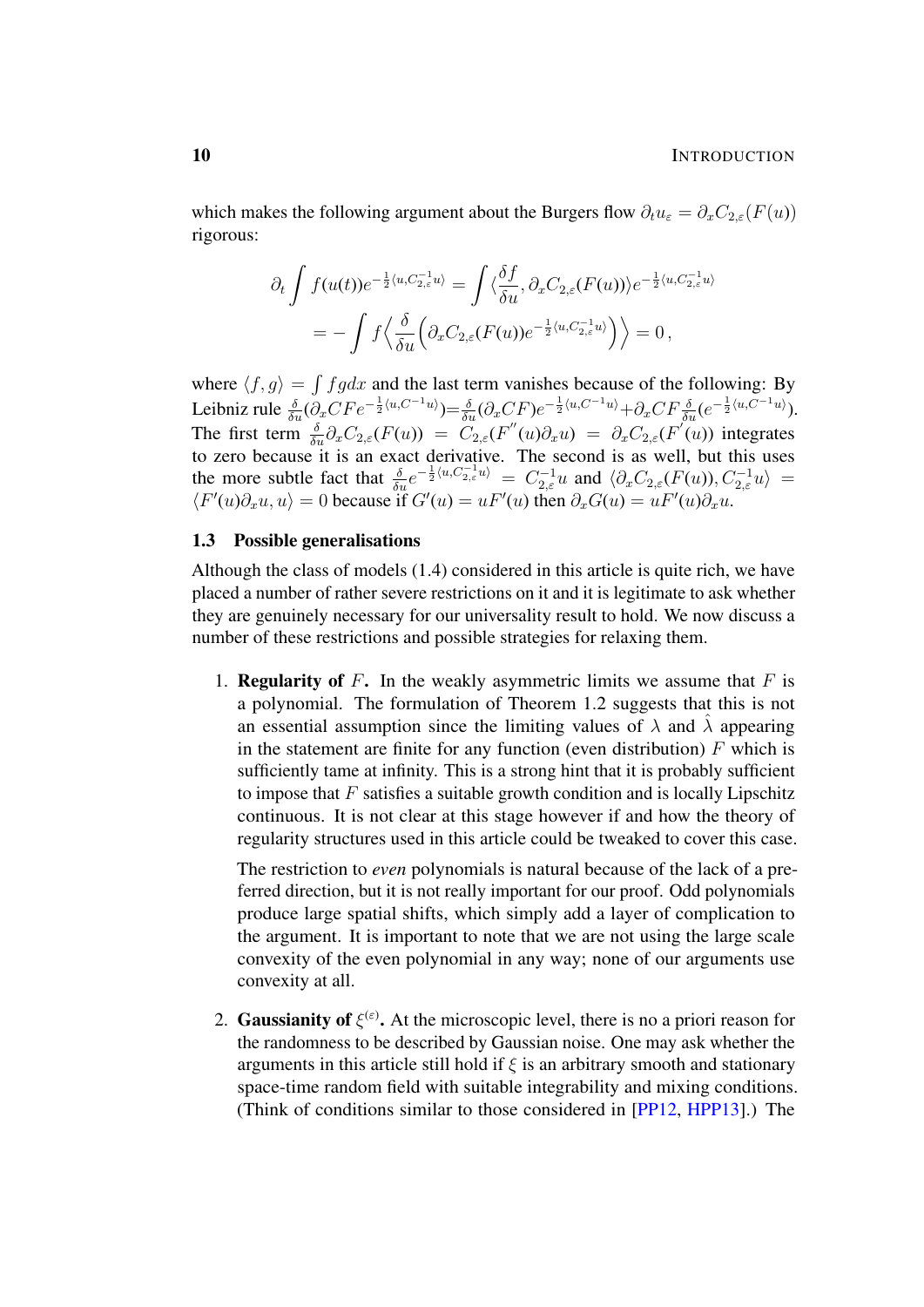which makes the following argument about the Burgers flow $\partial_t u_\varepsilon = \partial_x C_{2,\varepsilon}(F(u))$ rigorous:

$$
\begin{aligned}
\partial_t \int f(u(t)) e^{-\frac{1}{2}\langle u, C_{2,\varepsilon}^{-1} u\rangle} &= \int \langle \frac{\delta f}{\delta u}, \partial_x C_{2,\varepsilon}(F(u))\rangle e^{-\frac{1}{2}\langle u, C_{2,\varepsilon}^{-1} u\rangle} \\
&= -\int f \Big\langle \frac{\delta}{\delta u}\Big(\partial_x C_{2,\varepsilon}(F(u)) e^{-\frac{1}{2}\langle u, C_{2,\varepsilon}^{-1} u\rangle}\Big)\Big\rangle = 0\,,
\end{aligned}
$$

where $\langle f, g\rangle = \int f g dx$ and the last term vanishes because of the following: By Leibniz rule $\frac{\delta}{\delta u}(\partial_x C F e^{-\frac{1}{2}\langle u, C^{-1}u\rangle}) = \frac{\delta}{\delta u}(\partial_x C F) e^{-\frac{1}{2}\langle u, C^{-1}u\rangle} + \partial_x C F \frac{\delta}{\delta u}(e^{-\frac{1}{2}\langle u, C^{-1}u\rangle})$. The first term $\frac{\delta}{\delta u}\partial_x C_{2,\varepsilon}(F(u)) = C_{2,\varepsilon}(F''(u)\partial_x u) = \partial_x C_{2,\varepsilon}(F'(u))$ integrates to zero because it is an exact derivative. The second is as well, but this uses the more subtle fact that $\frac{\delta}{\delta u} e^{-\frac{1}{2}\langle u, C_{2,\varepsilon}^{-1}u\rangle} = C_{2,\varepsilon}^{-1} u$ and $\langle \partial_x C_{2,\varepsilon}(F(u)), C_{2,\varepsilon}^{-1} u\rangle = \langle F'(u)\partial_x u, u\rangle = 0$ because if $G'(u) = uF'(u)$ then $\partial_x G(u) = uF'(u)\partial_x u$.

## 1.3 Possible generalisations

Although the class of models (1.4) considered in this article is quite rich, we have placed a number of rather severe restrictions on it and it is legitimate to ask whether they are genuinely necessary for our universality result to hold. We now discuss a number of these restrictions and possible strategies for relaxing them.

1. **Regularity of $F$.** In the weakly asymmetric limits we assume that $F$ is a polynomial. The formulation of Theorem 1.2 suggests that this is not an essential assumption since the limiting values of $\lambda$ and $\hat{\lambda}$ appearing in the statement are finite for any function (even distribution) $F$ which is sufficiently tame at infinity. This is a strong hint that it is probably sufficient to impose that $F$ satisfies a suitable growth condition and is locally Lipschitz continuous. It is not clear at this stage however if and how the theory of regularity structures used in this article could be tweaked to cover this case.

   The restriction to *even* polynomials is natural because of the lack of a preferred direction, but it is not really important for our proof. Odd polynomials produce large spatial shifts, which simply add a layer of complication to the argument. It is important to note that we are not using the large scale convexity of the even polynomial in any way; none of our arguments use convexity at all.

2. **Gaussianity of $\xi^{(\varepsilon)}$.** At the microscopic level, there is no a priori reason for the randomness to be described by Gaussian noise. One may ask whether the arguments in this article still hold if $\xi$ is an arbitrary smooth and stationary space-time random field with suitable integrability and mixing conditions. (Think of conditions similar to those considered in [PP12, HPP13].) The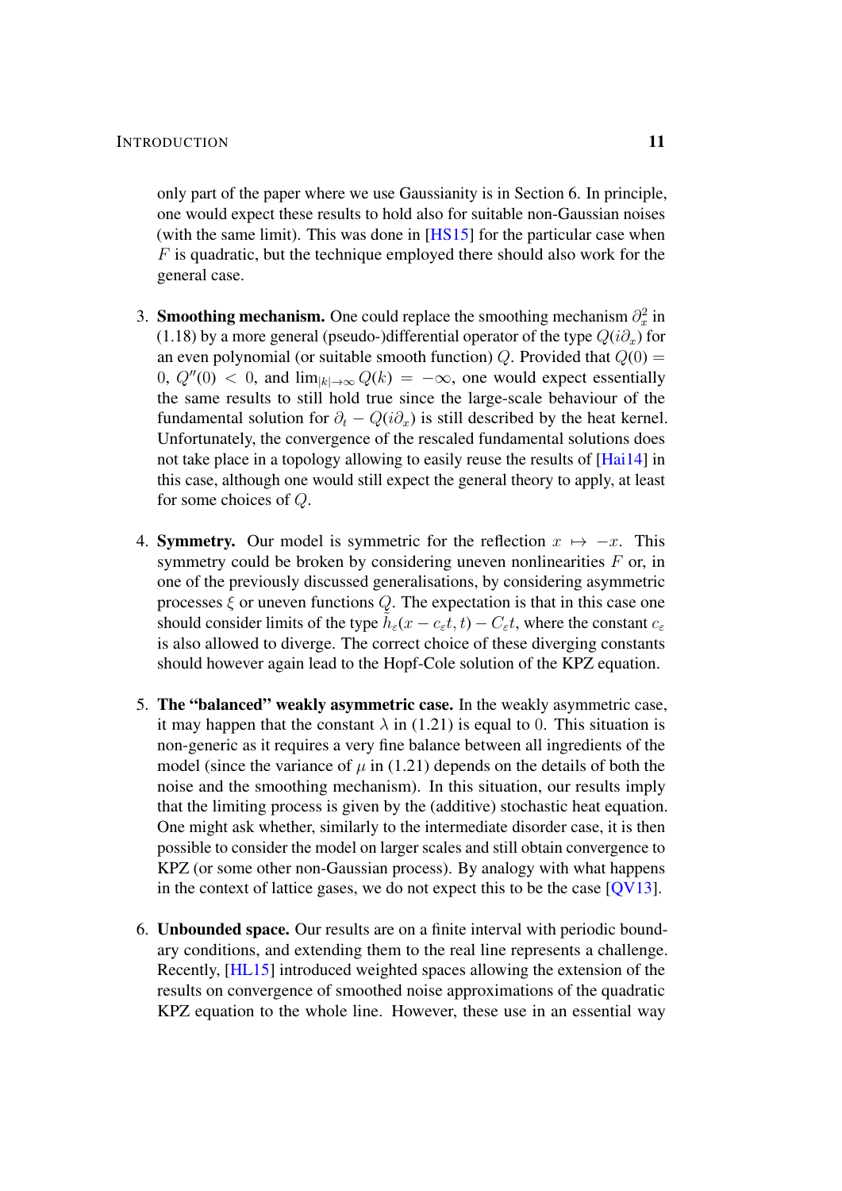only part of the paper where we use Gaussianity is in Section 6. In principle, one would expect these results to hold also for suitable non-Gaussian noises (with the same limit). This was done in [HS15] for the particular case when $F$ is quadratic, but the technique employed there should also work for the general case.

3. **Smoothing mechanism.** One could replace the smoothing mechanism $\partial_x^2$ in (1.18) by a more general (pseudo-)differential operator of the type $Q(i\partial_x)$ for an even polynomial (or suitable smooth function) $Q$. Provided that $Q(0) = 0$, $Q''(0) < 0$, and $\lim_{|k|\to\infty} Q(k) = -\infty$, one would expect essentially the same results to still hold true since the large-scale behaviour of the fundamental solution for $\partial_t - Q(i\partial_x)$ is still described by the heat kernel. Unfortunately, the convergence of the rescaled fundamental solutions does not take place in a topology allowing to easily reuse the results of [Hai14] in this case, although one would still expect the general theory to apply, at least for some choices of $Q$.

4. **Symmetry.** Our model is symmetric for the reflection $x \mapsto -x$. This symmetry could be broken by considering uneven nonlinearities $F$ or, in one of the previously discussed generalisations, by considering asymmetric processes $\xi$ or uneven functions $Q$. The expectation is that in this case one should consider limits of the type $\tilde{h}_\varepsilon(x - c_\varepsilon t, t) - C_\varepsilon t$, where the constant $c_\varepsilon$ is also allowed to diverge. The correct choice of these diverging constants should however again lead to the Hopf-Cole solution of the KPZ equation.

5. **The "balanced" weakly asymmetric case.** In the weakly asymmetric case, it may happen that the constant $\lambda$ in (1.21) is equal to $0$. This situation is non-generic as it requires a very fine balance between all ingredients of the model (since the variance of $\mu$ in (1.21) depends on the details of both the noise and the smoothing mechanism). In this situation, our results imply that the limiting process is given by the (additive) stochastic heat equation. One might ask whether, similarly to the intermediate disorder case, it is then possible to consider the model on larger scales and still obtain convergence to KPZ (or some other non-Gaussian process). By analogy with what happens in the context of lattice gases, we do not expect this to be the case [QV13].

6. **Unbounded space.** Our results are on a finite interval with periodic boundary conditions, and extending them to the real line represents a challenge. Recently, [HL15] introduced weighted spaces allowing the extension of the results on convergence of smoothed noise approximations of the quadratic KPZ equation to the whole line. However, these use in an essential way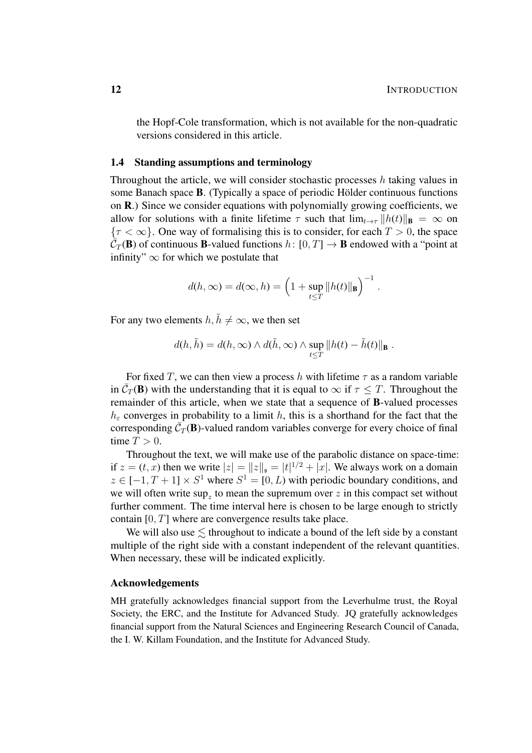the Hopf-Cole transformation, which is not available for the non-quadratic versions considered in this article.

## 1.4 Standing assumptions and terminology

Throughout the article, we will consider stochastic processes $h$ taking values in some Banach space $\mathbf{B}$. (Typically a space of periodic Hölder continuous functions on $\mathbf{R}$.) Since we consider equations with polynomially growing coefficients, we allow for solutions with a finite lifetime $\tau$ such that $\lim_{t\to\tau} \|h(t)\|_{\mathbf{B}} = \infty$ on $\{\tau < \infty\}$. One way of formalising this is to consider, for each $T > 0$, the space $\bar{\mathcal{C}}_T(\mathbf{B})$ of continuous $\mathbf{B}$-valued functions $h\colon [0,T] \to \mathbf{B}$ endowed with a "point at infinity" $\infty$ for which we postulate that

$$d(h,\infty) = d(\infty,h) = \Big(1 + \sup_{t\le T} \|h(t)\|_{\mathbf{B}}\Big)^{-1} .$$

For any two elements $h, \tilde{h} \neq \infty$, we then set

$$d(h,\tilde{h}) = d(h,\infty) \wedge d(\tilde{h},\infty) \wedge \sup_{t\le T} \|h(t) - \tilde{h}(t)\|_{\mathbf{B}} .$$

For fixed $T$, we can then view a process $h$ with lifetime $\tau$ as a random variable in $\bar{\mathcal{C}}_T(\mathbf{B})$ with the understanding that it is equal to $\infty$ if $\tau \le T$. Throughout the remainder of this article, when we state that a sequence of $\mathbf{B}$-valued processes $h_\varepsilon$ converges in probability to a limit $h$, this is a shorthand for the fact that the corresponding $\bar{\mathcal{C}}_T(\mathbf{B})$-valued random variables converge for every choice of final time $T > 0$.

Throughout the text, we will make use of the parabolic distance on space-time: if $z = (t,x)$ then we write $|z| = \|z\|_{\mathfrak{s}} = |t|^{1/2} + |x|$. We always work on a domain $z \in [-1, T+1] \times S^1$ where $S^1 = [0,L)$ with periodic boundary conditions, and we will often write $\sup_z$ to mean the supremum over $z$ in this compact set without further comment. The time interval here is chosen to be large enough to strictly contain $[0,T]$ where are convergence results take place.

We will also use $\lesssim$ throughout to indicate a bound of the left side by a constant multiple of the right side with a constant independent of the relevant quantities. When necessary, these will be indicated explicitly.

### Acknowledgements

MH gratefully acknowledges financial support from the Leverhulme trust, the Royal Society, the ERC, and the Institute for Advanced Study. JQ gratefully acknowledges financial support from the Natural Sciences and Engineering Research Council of Canada, the I. W. Killam Foundation, and the Institute for Advanced Study.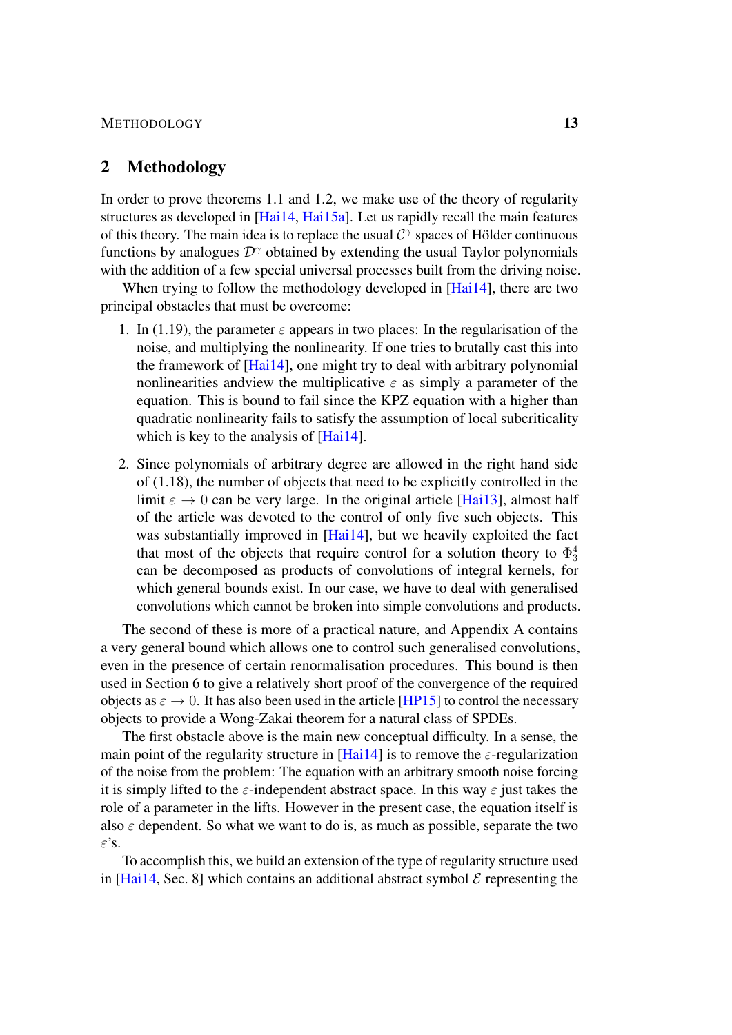## 2 Methodology

In order to prove theorems 1.1 and 1.2, we make use of the theory of regularity structures as developed in [Hai14, Hai15a]. Let us rapidly recall the main features of this theory. The main idea is to replace the usual $\mathcal{C}^\gamma$ spaces of Hölder continuous functions by analogues $\mathcal{D}^\gamma$ obtained by extending the usual Taylor polynomials with the addition of a few special universal processes built from the driving noise.

When trying to follow the methodology developed in [Hai14], there are two principal obstacles that must be overcome:

1. In (1.19), the parameter $\varepsilon$ appears in two places: In the regularisation of the noise, and multiplying the nonlinearity. If one tries to brutally cast this into the framework of [Hai14], one might try to deal with arbitrary polynomial nonlinearities andview the multiplicative $\varepsilon$ as simply a parameter of the equation. This is bound to fail since the KPZ equation with a higher than quadratic nonlinearity fails to satisfy the assumption of local subcriticality which is key to the analysis of [Hai14].

2. Since polynomials of arbitrary degree are allowed in the right hand side of (1.18), the number of objects that need to be explicitly controlled in the limit $\varepsilon \to 0$ can be very large. In the original article [Hai13], almost half of the article was devoted to the control of only five such objects. This was substantially improved in [Hai14], but we heavily exploited the fact that most of the objects that require control for a solution theory to $\Phi^4_3$ can be decomposed as products of convolutions of integral kernels, for which general bounds exist. In our case, we have to deal with generalised convolutions which cannot be broken into simple convolutions and products.

The second of these is more of a practical nature, and Appendix A contains a very general bound which allows one to control such generalised convolutions, even in the presence of certain renormalisation procedures. This bound is then used in Section 6 to give a relatively short proof of the convergence of the required objects as $\varepsilon \to 0$. It has also been used in the article [HP15] to control the necessary objects to provide a Wong-Zakai theorem for a natural class of SPDEs.

The first obstacle above is the main new conceptual difficulty. In a sense, the main point of the regularity structure in [Hai14] is to remove the $\varepsilon$-regularization of the noise from the problem: The equation with an arbitrary smooth noise forcing it is simply lifted to the $\varepsilon$-independent abstract space. In this way $\varepsilon$ just takes the role of a parameter in the lifts. However in the present case, the equation itself is also $\varepsilon$ dependent. So what we want to do is, as much as possible, separate the two $\varepsilon$'s.

To accomplish this, we build an extension of the type of regularity structure used in [Hai14, Sec. 8] which contains an additional abstract symbol $\mathcal{E}$ representing the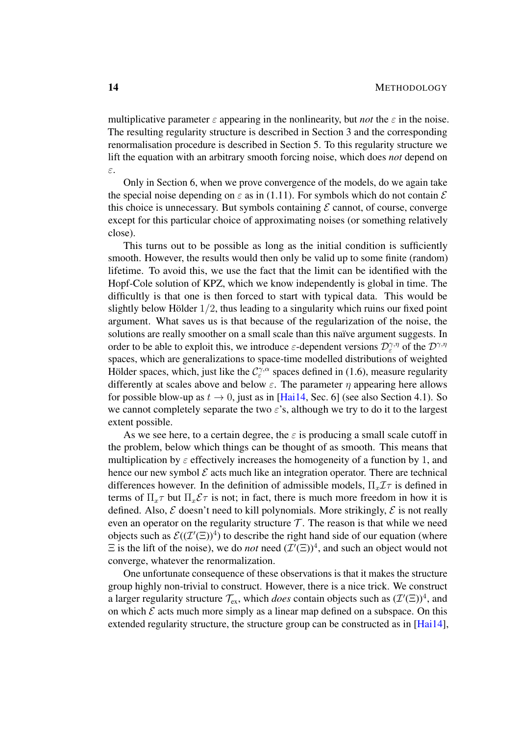multiplicative parameter $\varepsilon$ appearing in the nonlinearity, but *not* the $\varepsilon$ in the noise. The resulting regularity structure is described in Section 3 and the corresponding renormalisation procedure is described in Section 5. To this regularity structure we lift the equation with an arbitrary smooth forcing noise, which does *not* depend on $\varepsilon$.

Only in Section 6, when we prove convergence of the models, do we again take the special noise depending on $\varepsilon$ as in (1.11). For symbols which do not contain $\mathcal{E}$ this choice is unnecessary. But symbols containing $\mathcal{E}$ cannot, of course, converge except for this particular choice of approximating noises (or something relatively close).

This turns out to be possible as long as the initial condition is sufficiently smooth. However, the results would then only be valid up to some finite (random) lifetime. To avoid this, we use the fact that the limit can be identified with the Hopf-Cole solution of KPZ, which we know independently is global in time. The difficultly is that one is then forced to start with typical data. This would be slightly below Hölder $1/2$, thus leading to a singularity which ruins our fixed point argument. What saves us is that because of the regularization of the noise, the solutions are really smoother on a small scale than this naïve argument suggests. In order to be able to exploit this, we introduce $\varepsilon$-dependent versions $\mathcal{D}^{\gamma,\eta}_{\varepsilon}$ of the $\mathcal{D}^{\gamma,\eta}$ spaces, which are generalizations to space-time modelled distributions of weighted Hölder spaces, which, just like the $\mathcal{C}^{\gamma,\alpha}_{\varepsilon}$ spaces defined in (1.6), measure regularity differently at scales above and below $\varepsilon$. The parameter $\eta$ appearing here allows for possible blow-up as $t \to 0$, just as in [Hai14, Sec. 6] (see also Section 4.1). So we cannot completely separate the two $\varepsilon$'s, although we try to do it to the largest extent possible.

As we see here, to a certain degree, the $\varepsilon$ is producing a small scale cutoff in the problem, below which things can be thought of as smooth. This means that multiplication by $\varepsilon$ effectively increases the homogeneity of a function by $1$, and hence our new symbol $\mathcal{E}$ acts much like an integration operator. There are technical differences however. In the definition of admissible models, $\Pi_x \mathcal{I}\tau$ is defined in terms of $\Pi_x \tau$ but $\Pi_x \mathcal{E}\tau$ is not; in fact, there is much more freedom in how it is defined. Also, $\mathcal{E}$ doesn't need to kill polynomials. More strikingly, $\mathcal{E}$ is not really even an operator on the regularity structure $\mathcal{T}$. The reason is that while we need objects such as $\mathcal{E}((\mathcal{I}'(\Xi))^4)$ to describe the right hand side of our equation (where $\Xi$ is the lift of the noise), we do *not* need $(\mathcal{I}'(\Xi))^4$, and such an object would not converge, whatever the renormalization.

One unfortunate consequence of these observations is that it makes the structure group highly non-trivial to construct. However, there is a nice trick. We construct a larger regularity structure $\mathcal{T}_{\text{ex}}$, which *does* contain objects such as $(\mathcal{I}'(\Xi))^4$, and on which $\mathcal{E}$ acts much more simply as a linear map defined on a subspace. On this extended regularity structure, the structure group can be constructed as in [Hai14],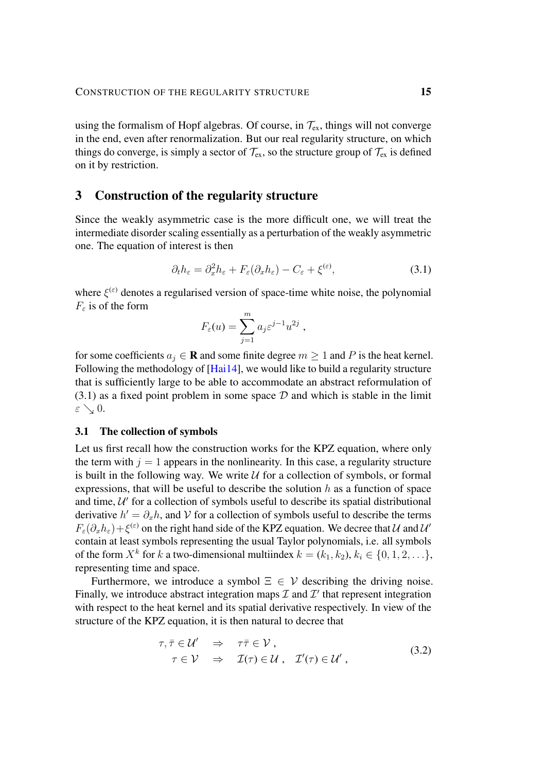using the formalism of Hopf algebras. Of course, in $\mathcal{T}_{\text{ex}}$, things will not converge in the end, even after renormalization. But our real regularity structure, on which things do converge, is simply a sector of $\mathcal{T}_{\text{ex}}$, so the structure group of $\mathcal{T}_{\text{ex}}$ is defined on it by restriction.

## 3 Construction of the regularity structure

Since the weakly asymmetric case is the more difficult one, we will treat the intermediate disorder scaling essentially as a perturbation of the weakly asymmetric one. The equation of interest is then

$$\partial_t h_\varepsilon = \partial_x^2 h_\varepsilon + F_\varepsilon(\partial_x h_\varepsilon) - C_\varepsilon + \xi^{(\varepsilon)}, \tag{3.1}$$

where $\xi^{(\varepsilon)}$ denotes a regularised version of space-time white noise, the polynomial $F_\varepsilon$ is of the form

$$F_\varepsilon(u) = \sum_{j=1}^{m} a_j \varepsilon^{j-1} u^{2j} \;,$$

for some coefficients $a_j \in \mathbf{R}$ and some finite degree $m \geq 1$ and $P$ is the heat kernel. Following the methodology of [Hai14], we would like to build a regularity structure that is sufficiently large to be able to accommodate an abstract reformulation of (3.1) as a fixed point problem in some space $\mathcal{D}$ and which is stable in the limit $\varepsilon \searrow 0$.

### 3.1 The collection of symbols

Let us first recall how the construction works for the KPZ equation, where only the term with $j = 1$ appears in the nonlinearity. In this case, a regularity structure is built in the following way. We write $\mathcal{U}$ for a collection of symbols, or formal expressions, that will be useful to describe the solution $h$ as a function of space and time, $\mathcal{U}'$ for a collection of symbols useful to describe its spatial distributional derivative $h' = \partial_x h$, and $\mathcal{V}$ for a collection of symbols useful to describe the terms $F_\varepsilon(\partial_x h_\varepsilon) + \xi^{(\varepsilon)}$ on the right hand side of the KPZ equation. We decree that $\mathcal{U}$ and $\mathcal{U}'$ contain at least symbols representing the usual Taylor polynomials, i.e. all symbols of the form $X^k$ for $k$ a two-dimensional multiindex $k = (k_1, k_2)$, $k_i \in \{0, 1, 2, \ldots\}$, representing time and space.

Furthermore, we introduce a symbol $\Xi \in \mathcal{V}$ describing the driving noise. Finally, we introduce abstract integration maps $\mathcal{I}$ and $\mathcal{I}'$ that represent integration with respect to the heat kernel and its spatial derivative respectively. In view of the structure of the KPZ equation, it is then natural to decree that

$$\begin{aligned} \tau, \bar\tau \in \mathcal{U}' \quad &\Rightarrow \quad \tau\bar\tau \in \mathcal{V} \;, \\ \tau \in \mathcal{V} \quad &\Rightarrow \quad \mathcal{I}(\tau) \in \mathcal{U} \;, \quad \mathcal{I}'(\tau) \in \mathcal{U}' \;, \end{aligned} \tag{3.2}$$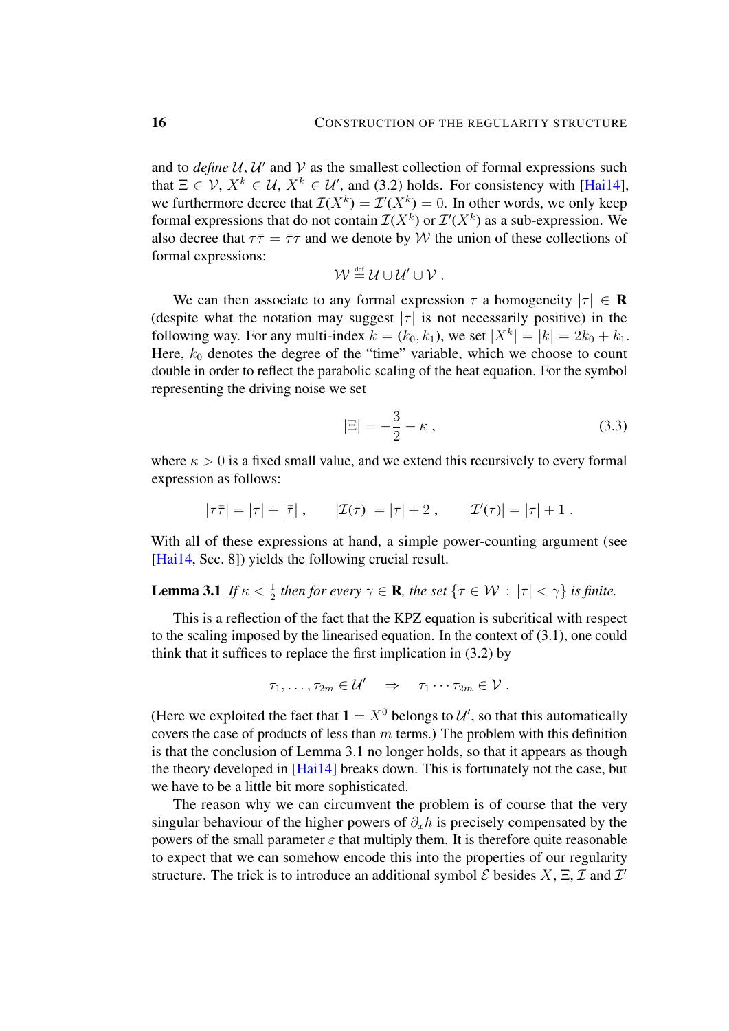and to *define* $\mathcal{U}, \mathcal{U}'$ and $\mathcal{V}$ as the smallest collection of formal expressions such that $\Xi \in \mathcal{V}$, $X^k \in \mathcal{U}$, $X^k \in \mathcal{U}'$, and (3.2) holds. For consistency with [Hai14], we furthermore decree that $\mathcal{I}(X^k) = \mathcal{I}'(X^k) = 0$. In other words, we only keep formal expressions that do not contain $\mathcal{I}(X^k)$ or $\mathcal{I}'(X^k)$ as a sub-expression. We also decree that $\tau\bar{\tau} = \bar{\tau}\tau$ and we denote by $\mathcal{W}$ the union of these collections of formal expressions:

$$\mathcal{W} \stackrel{\text{def}}{=} \mathcal{U} \cup \mathcal{U}' \cup \mathcal{V} .$$

We can then associate to any formal expression $\tau$ a homogeneity $|\tau| \in \mathbf{R}$ (despite what the notation may suggest $|\tau|$ is not necessarily positive) in the following way. For any multi-index $k = (k_0, k_1)$, we set $|X^k| = |k| = 2k_0 + k_1$. Here, $k_0$ denotes the degree of the "time" variable, which we choose to count double in order to reflect the parabolic scaling of the heat equation. For the symbol representing the driving noise we set

$$|\Xi| = -\frac{3}{2} - \kappa , \tag{3.3}$$

where $\kappa > 0$ is a fixed small value, and we extend this recursively to every formal expression as follows:

$$|\tau\bar{\tau}| = |\tau| + |\bar{\tau}| , \qquad |\mathcal{I}(\tau)| = |\tau| + 2 , \qquad |\mathcal{I}'(\tau)| = |\tau| + 1 .$$

With all of these expressions at hand, a simple power-counting argument (see [Hai14, Sec. 8]) yields the following crucial result.

**Lemma 3.1** *If $\kappa < \frac{1}{2}$ then for every $\gamma \in \mathbf{R}$, the set $\{\tau \in \mathcal{W} : |\tau| < \gamma\}$ is finite.*

This is a reflection of the fact that the KPZ equation is subcritical with respect to the scaling imposed by the linearised equation. In the context of (3.1), one could think that it suffices to replace the first implication in (3.2) by

$$\tau_1, \ldots, \tau_{2m} \in \mathcal{U}' \quad \Rightarrow \quad \tau_1 \cdots \tau_{2m} \in \mathcal{V} .$$

(Here we exploited the fact that $\mathbf{1} = X^0$ belongs to $\mathcal{U}'$, so that this automatically covers the case of products of less than $m$ terms.) The problem with this definition is that the conclusion of Lemma 3.1 no longer holds, so that it appears as though the theory developed in [Hai14] breaks down. This is fortunately not the case, but we have to be a little bit more sophisticated.

The reason why we can circumvent the problem is of course that the very singular behaviour of the higher powers of $\partial_x h$ is precisely compensated by the powers of the small parameter $\varepsilon$ that multiply them. It is therefore quite reasonable to expect that we can somehow encode this into the properties of our regularity structure. The trick is to introduce an additional symbol $\mathcal{E}$ besides $X, \Xi, \mathcal{I}$ and $\mathcal{I}'$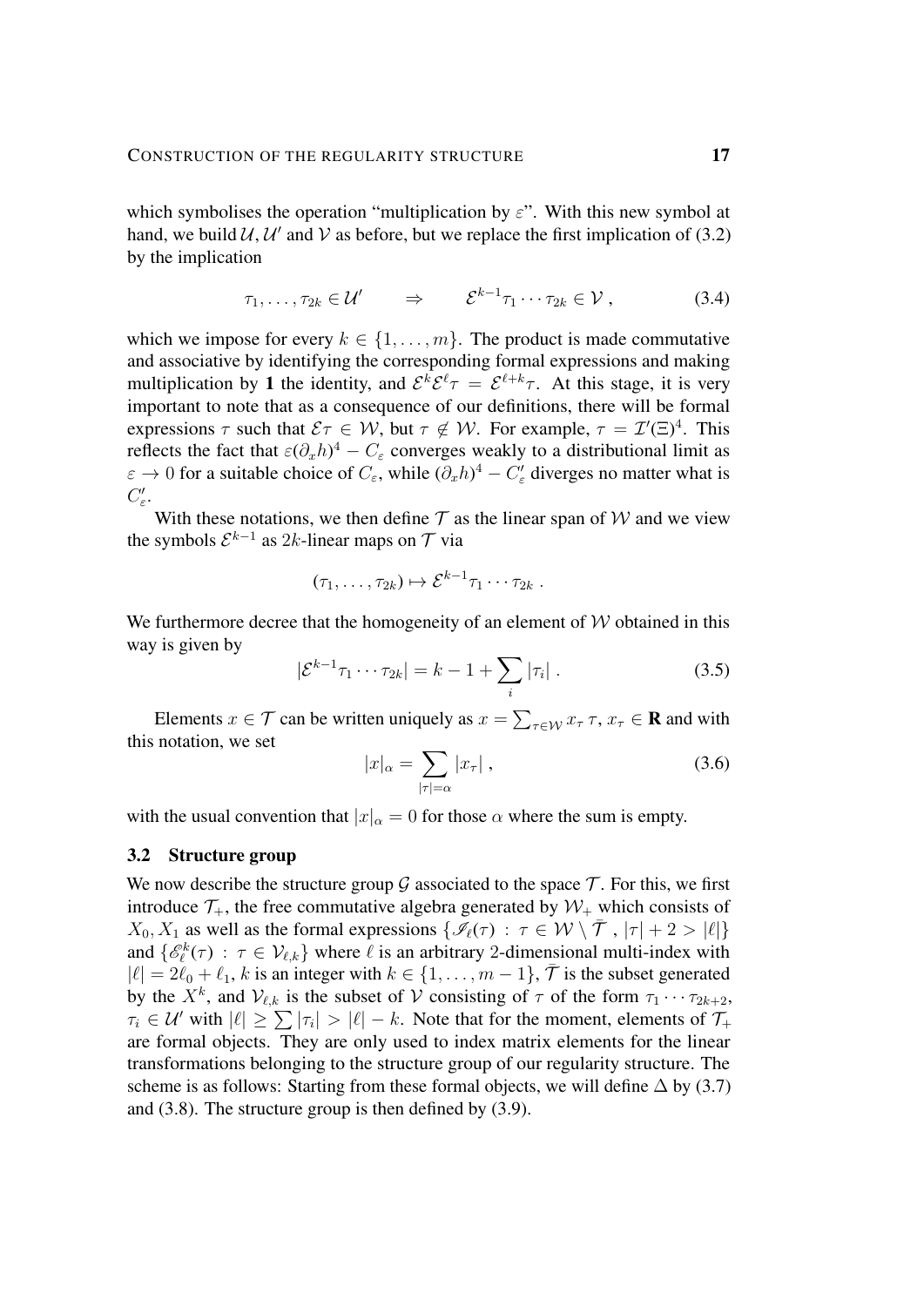which symbolises the operation "multiplication by $\varepsilon$". With this new symbol at hand, we build $\mathcal{U}, \mathcal{U}'$ and $\mathcal{V}$ as before, but we replace the first implication of (3.2) by the implication

$$\tau_1, \dots, \tau_{2k} \in \mathcal{U}' \qquad \Rightarrow \qquad \mathcal{E}^{k-1}\tau_1 \cdots \tau_{2k} \in \mathcal{V}\;, \tag{3.4}$$

which we impose for every $k \in \{1, \dots, m\}$. The product is made commutative and associative by identifying the corresponding formal expressions and making multiplication by $\mathbf{1}$ the identity, and $\mathcal{E}^k\mathcal{E}^\ell\tau = \mathcal{E}^{\ell+k}\tau$. At this stage, it is very important to note that as a consequence of our definitions, there will be formal expressions $\tau$ such that $\mathcal{E}\tau \in \mathcal{W}$, but $\tau \notin \mathcal{W}$. For example, $\tau = \mathcal{I}'(\Xi)^4$. This reflects the fact that $\varepsilon(\partial_x h)^4 - C_\varepsilon$ converges weakly to a distributional limit as $\varepsilon \to 0$ for a suitable choice of $C_\varepsilon$, while $(\partial_x h)^4 - C'_\varepsilon$ diverges no matter what is $C'_\varepsilon$.

With these notations, we then define $\mathcal{T}$ as the linear span of $\mathcal{W}$ and we view the symbols $\mathcal{E}^{k-1}$ as $2k$-linear maps on $\mathcal{T}$ via

$$(\tau_1, \dots, \tau_{2k}) \mapsto \mathcal{E}^{k-1}\tau_1 \cdots \tau_{2k}\;.$$

We furthermore decree that the homogeneity of an element of $\mathcal{W}$ obtained in this way is given by

$$|\mathcal{E}^{k-1}\tau_1 \cdots \tau_{2k}| = k - 1 + \sum_i |\tau_i|\;. \tag{3.5}$$

Elements $x \in \mathcal{T}$ can be written uniquely as $x = \sum_{\tau \in \mathcal{W}} x_\tau\, \tau$, $x_\tau \in \mathbf{R}$ and with this notation, we set

$$|x|_\alpha = \sum_{|\tau| = \alpha} |x_\tau|\;, \tag{3.6}$$

with the usual convention that $|x|_\alpha = 0$ for those $\alpha$ where the sum is empty.

### 3.2 Structure group

We now describe the structure group $\mathcal{G}$ associated to the space $\mathcal{T}$. For this, we first introduce $\mathcal{T}_+$, the free commutative algebra generated by $\mathcal{W}_+$ which consists of $X_0, X_1$ as well as the formal expressions $\{\mathscr{I}_\ell(\tau) \,:\, \tau \in \mathcal{W} \setminus \bar{\mathcal{T}}\;,\; |\tau| + 2 > |\ell|\}$ and $\{\mathscr{E}^k_\ell(\tau) \,:\, \tau \in \mathcal{V}_{\ell,k}\}$ where $\ell$ is an arbitrary 2-dimensional multi-index with $|\ell| = 2\ell_0 + \ell_1$, $k$ is an integer with $k \in \{1, \dots, m-1\}$, $\bar{\mathcal{T}}$ is the subset generated by the $X^k$, and $\mathcal{V}_{\ell,k}$ is the subset of $\mathcal{V}$ consisting of $\tau$ of the form $\tau_1 \cdots \tau_{2k+2}$, $\tau_i \in \mathcal{U}'$ with $|\ell| \geq \sum |\tau_i| > |\ell| - k$. Note that for the moment, elements of $\mathcal{T}_+$ are formal objects. They are only used to index matrix elements for the linear transformations belonging to the structure group of our regularity structure. The scheme is as follows: Starting from these formal objects, we will define $\Delta$ by (3.7) and (3.8). The structure group is then defined by (3.9).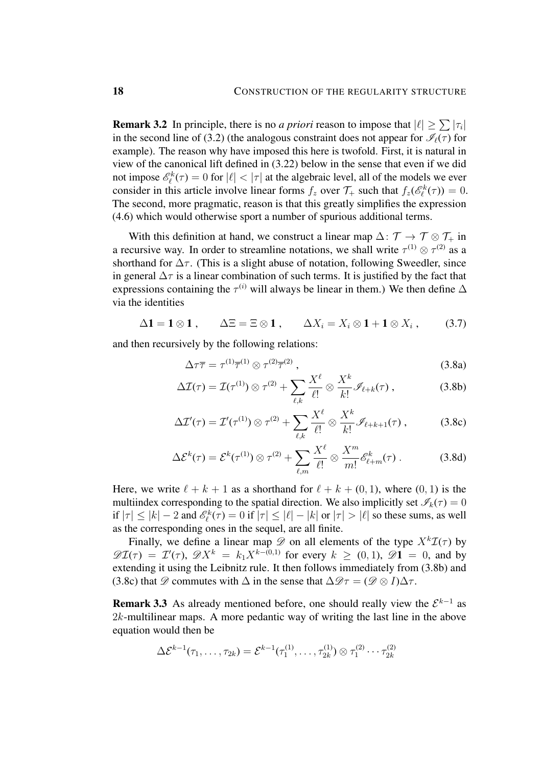**Remark 3.2** In principle, there is no *a priori* reason to impose that $|\ell| \geq \sum |\tau_i|$ in the second line of (3.2) (the analogous constraint does not appear for $\mathscr{I}_\ell(\tau)$ for example). The reason why have imposed this here is twofold. First, it is natural in view of the canonical lift defined in (3.22) below in the sense that even if we did not impose $\mathscr{E}^k_\ell(\tau) = 0$ for $|\ell| < |\tau|$ at the algebraic level, all of the models we ever consider in this article involve linear forms $f_z$ over $\mathcal{T}_+$ such that $f_z(\mathscr{E}^k_\ell(\tau)) = 0$. The second, more pragmatic, reason is that this greatly simplifies the expression (4.6) which would otherwise sport a number of spurious additional terms.

With this definition at hand, we construct a linear map $\Delta\colon \mathcal{T} \to \mathcal{T} \otimes \mathcal{T}_+$ in a recursive way. In order to streamline notations, we shall write $\tau^{(1)} \otimes \tau^{(2)}$ as a shorthand for $\Delta\tau$. (This is a slight abuse of notation, following Sweedler, since in general $\Delta\tau$ is a linear combination of such terms. It is justified by the fact that expressions containing the $\tau^{(i)}$ will always be linear in them.) We then define $\Delta$ via the identities

$$\Delta \mathbf{1} = \mathbf{1} \otimes \mathbf{1}\;, \qquad \Delta \Xi = \Xi \otimes \mathbf{1}\;, \qquad \Delta X_i = X_i \otimes \mathbf{1} + \mathbf{1} \otimes X_i\;, \tag{3.7}$$

and then recursively by the following relations:

$$\Delta \tau\bar\tau = \tau^{(1)}\bar\tau^{(1)} \otimes \tau^{(2)}\bar\tau^{(2)}\;, \tag{3.8a}$$

$$\Delta \mathcal{I}(\tau) = \mathcal{I}(\tau^{(1)}) \otimes \tau^{(2)} + \sum_{\ell,k} \frac{X^\ell}{\ell!} \otimes \frac{X^k}{k!} \mathscr{I}_{\ell+k}(\tau)\;, \tag{3.8b}$$

$$\Delta \mathcal{I}'(\tau) = \mathcal{I}'(\tau^{(1)}) \otimes \tau^{(2)} + \sum_{\ell,k} \frac{X^\ell}{\ell!} \otimes \frac{X^k}{k!} \mathscr{I}_{\ell+k+1}(\tau)\;, \tag{3.8c}$$

$$\Delta \mathcal{E}^k(\tau) = \mathcal{E}^k(\tau^{(1)}) \otimes \tau^{(2)} + \sum_{\ell,m} \frac{X^\ell}{\ell!} \otimes \frac{X^m}{m!} \mathscr{E}^k_{\ell+m}(\tau)\;. \tag{3.8d}$$

Here, we write $\ell + k + 1$ as a shorthand for $\ell + k + (0,1)$, where $(0,1)$ is the multiindex corresponding to the spatial direction. We also implicitly set $\mathscr{I}_k(\tau) = 0$ if $|\tau| \leq |k| - 2$ and $\mathscr{E}^k_\ell(\tau) = 0$ if $|\tau| \leq |\ell| - |k|$ or $|\tau| > |\ell|$ so these sums, as well as the corresponding ones in the sequel, are all finite.

Finally, we define a linear map $\mathscr{D}$ on all elements of the type $X^k\mathcal{I}(\tau)$ by $\mathscr{D}\mathcal{I}(\tau) = \mathcal{I}'(\tau)$, $\mathscr{D}X^k = k_1 X^{k-(0,1)}$ for every $k \geq (0,1)$, $\mathscr{D}\mathbf{1} = 0$, and by extending it using the Leibnitz rule. It then follows immediately from (3.8b) and (3.8c) that $\mathscr{D}$ commutes with $\Delta$ in the sense that $\Delta\mathscr{D}\tau = (\mathscr{D} \otimes I)\Delta\tau$.

**Remark 3.3** As already mentioned before, one should really view the $\mathcal{E}^{k-1}$ as $2k$-multilinear maps. A more pedantic way of writing the last line in the above equation would then be

$$\Delta \mathcal{E}^{k-1}(\tau_1, \ldots, \tau_{2k}) = \mathcal{E}^{k-1}(\tau_1^{(1)}, \ldots, \tau_{2k}^{(1)}) \otimes \tau_1^{(2)} \cdots \tau_{2k}^{(2)}$$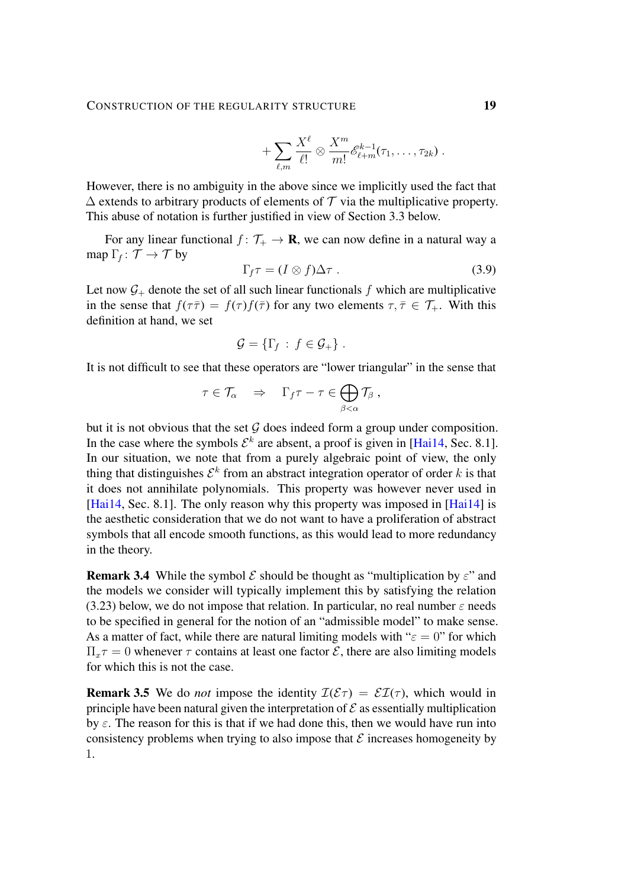$$+ \sum_{\ell,m} \frac{X^\ell}{\ell!} \otimes \frac{X^m}{m!} \mathscr{E}^{k-1}_{\ell+m}(\tau_1, \ldots, \tau_{2k}) \;.$$

However, there is no ambiguity in the above since we implicitly used the fact that $\Delta$ extends to arbitrary products of elements of $\mathcal{T}$ via the multiplicative property. This abuse of notation is further justified in view of Section 3.3 below.

For any linear functional $f\colon \mathcal{T}_+ \to \mathbf{R}$, we can now define in a natural way a map $\Gamma_f\colon \mathcal{T} \to \mathcal{T}$ by

$$\Gamma_f \tau = (I \otimes f)\Delta\tau \;. \tag{3.9}$$

Let now $\mathcal{G}_+$ denote the set of all such linear functionals $f$ which are multiplicative in the sense that $f(\tau\bar\tau) = f(\tau)f(\bar\tau)$ for any two elements $\tau, \bar\tau \in \mathcal{T}_+$. With this definition at hand, we set

$$\mathcal{G} = \{\Gamma_f \,:\, f \in \mathcal{G}_+\} \;.$$

It is not difficult to see that these operators are "lower triangular" in the sense that

$$\tau \in \mathcal{T}_\alpha \quad\Rightarrow\quad \Gamma_f\tau - \tau \in \bigoplus_{\beta<\alpha} \mathcal{T}_\beta \;,$$

but it is not obvious that the set $\mathcal{G}$ does indeed form a group under composition. In the case where the symbols $\mathcal{E}^k$ are absent, a proof is given in [Hai14, Sec. 8.1]. In our situation, we note that from a purely algebraic point of view, the only thing that distinguishes $\mathcal{E}^k$ from an abstract integration operator of order $k$ is that it does not annihilate polynomials. This property was however never used in [Hai14, Sec. 8.1]. The only reason why this property was imposed in [Hai14] is the aesthetic consideration that we do not want to have a proliferation of abstract symbols that all encode smooth functions, as this would lead to more redundancy in the theory.

**Remark 3.4** While the symbol $\mathcal{E}$ should be thought as "multiplication by $\varepsilon$" and the models we consider will typically implement this by satisfying the relation (3.23) below, we do not impose that relation. In particular, no real number $\varepsilon$ needs to be specified in general for the notion of an "admissible model" to make sense. As a matter of fact, while there are natural limiting models with "$\varepsilon = 0$" for which $\Pi_x\tau = 0$ whenever $\tau$ contains at least one factor $\mathcal{E}$, there are also limiting models for which this is not the case.

**Remark 3.5** We do *not* impose the identity $\mathcal{I}(\mathcal{E}\tau) = \mathcal{E}\mathcal{I}(\tau)$, which would in principle have been natural given the interpretation of $\mathcal{E}$ as essentially multiplication by $\varepsilon$. The reason for this is that if we had done this, then we would have run into consistency problems when trying to also impose that $\mathcal{E}$ increases homogeneity by 1.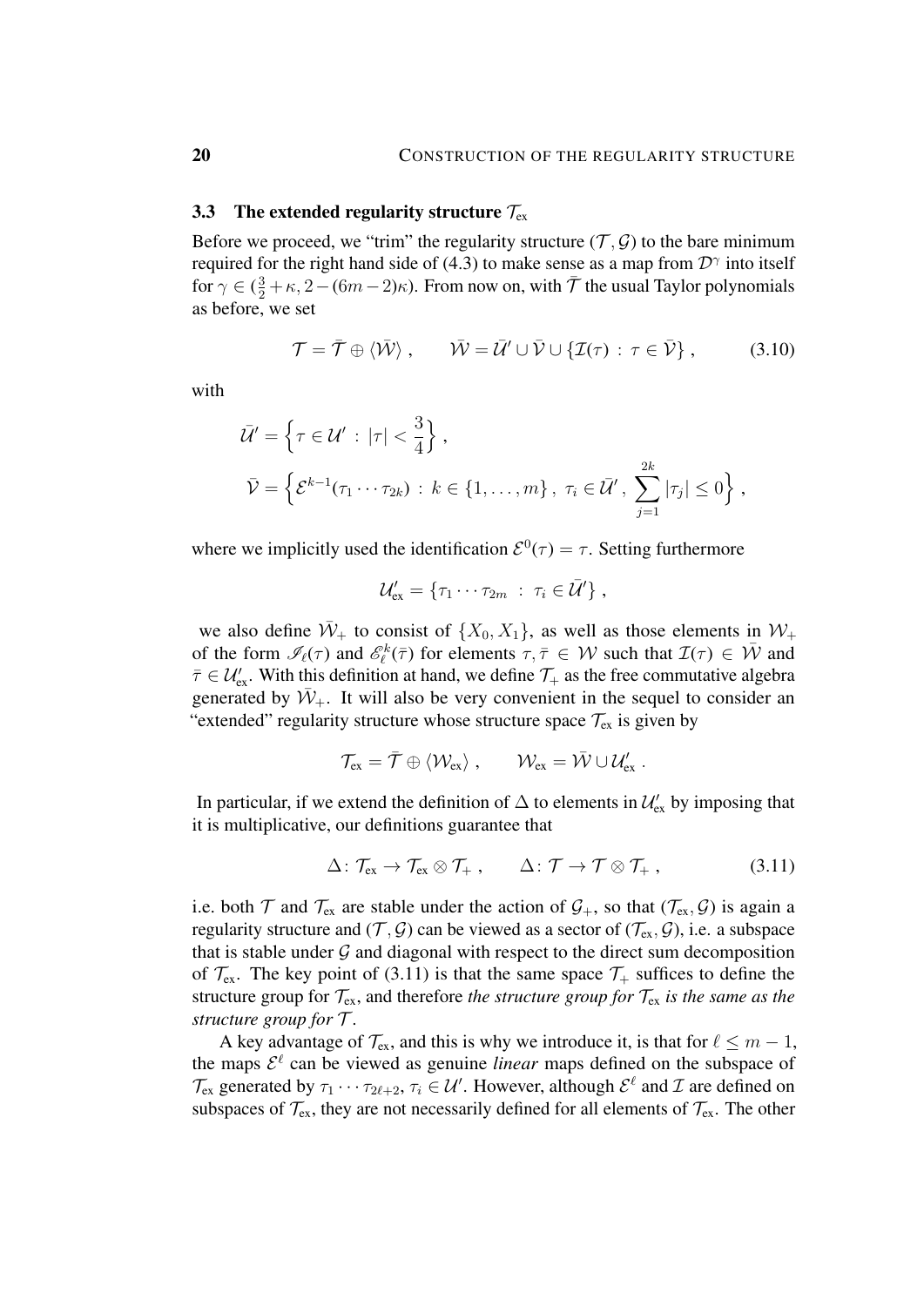### 3.3 The extended regularity structure $\mathcal{T}_{\text{ex}}$

Before we proceed, we "trim" the regularity structure $(\mathcal{T}, \mathcal{G})$ to the bare minimum required for the right hand side of (4.3) to make sense as a map from $\mathcal{D}^\gamma$ into itself for $\gamma \in (\frac{3}{2}+\kappa, 2-(6m-2)\kappa)$. From now on, with $\bar{\mathcal{T}}$ the usual Taylor polynomials as before, we set

$$\mathcal{T} = \bar{\mathcal{T}} \oplus \langle \bar{\mathcal{W}} \rangle , \qquad \bar{\mathcal{W}} = \bar{\mathcal{U}}' \cup \bar{\mathcal{V}} \cup \{\mathcal{I}(\tau) \,:\, \tau \in \bar{\mathcal{V}}\} , \tag{3.10}$$

with

$$\bar{\mathcal{U}}' = \Big\{ \tau \in \mathcal{U}' \,:\, |\tau| < \frac{3}{4} \Big\} ,$$
$$\bar{\mathcal{V}} = \Big\{ \mathcal{E}^{k-1}(\tau_1 \cdots \tau_{2k}) \,:\, k \in \{1, \ldots, m\} ,\ \tau_i \in \bar{\mathcal{U}}' ,\ \sum_{j=1}^{2k} |\tau_j| \le 0 \Big\} ,$$

where we implicitly used the identification $\mathcal{E}^0(\tau) = \tau$. Setting furthermore

$$\mathcal{U}'_{\text{ex}} = \{ \tau_1 \cdots \tau_{2m} \,:\, \tau_i \in \bar{\mathcal{U}}' \} ,$$

we also define $\bar{\mathcal{W}}_+$ to consist of $\{X_0, X_1\}$, as well as those elements in $\mathcal{W}_+$ of the form $\mathscr{I}_\ell(\tau)$ and $\mathscr{E}^k_\ell(\bar\tau)$ for elements $\tau, \bar\tau \in \mathcal{W}$ such that $\mathcal{I}(\tau) \in \bar{\mathcal{W}}$ and $\bar\tau \in \mathcal{U}'_{\text{ex}}$. With this definition at hand, we define $\mathcal{T}_+$ as the free commutative algebra generated by $\bar{\mathcal{W}}_+$. It will also be very convenient in the sequel to consider an "extended" regularity structure whose structure space $\mathcal{T}_{\text{ex}}$ is given by

$$\mathcal{T}_{\text{ex}} = \bar{\mathcal{T}} \oplus \langle \mathcal{W}_{\text{ex}} \rangle , \qquad \mathcal{W}_{\text{ex}} = \bar{\mathcal{W}} \cup \mathcal{U}'_{\text{ex}} .$$

In particular, if we extend the definition of $\Delta$ to elements in $\mathcal{U}'_{\text{ex}}$ by imposing that it is multiplicative, our definitions guarantee that

$$\Delta \colon \mathcal{T}_{\text{ex}} \to \mathcal{T}_{\text{ex}} \otimes \mathcal{T}_+ , \qquad \Delta \colon \mathcal{T} \to \mathcal{T} \otimes \mathcal{T}_+ , \tag{3.11}$$

i.e. both $\mathcal{T}$ and $\mathcal{T}_{\text{ex}}$ are stable under the action of $\mathcal{G}_+$, so that $(\mathcal{T}_{\text{ex}}, \mathcal{G})$ is again a regularity structure and $(\mathcal{T}, \mathcal{G})$ can be viewed as a sector of $(\mathcal{T}_{\text{ex}}, \mathcal{G})$, i.e. a subspace that is stable under $\mathcal{G}$ and diagonal with respect to the direct sum decomposition of $\mathcal{T}_{\text{ex}}$. The key point of (3.11) is that the same space $\mathcal{T}_+$ suffices to define the structure group for $\mathcal{T}_{\text{ex}}$, and therefore *the structure group for $\mathcal{T}_{\text{ex}}$ is the same as the structure group for $\mathcal{T}$*.

A key advantage of $\mathcal{T}_{\text{ex}}$, and this is why we introduce it, is that for $\ell \le m-1$, the maps $\mathcal{E}^\ell$ can be viewed as genuine *linear* maps defined on the subspace of $\mathcal{T}_{\text{ex}}$ generated by $\tau_1 \cdots \tau_{2\ell+2}$, $\tau_i \in \mathcal{U}'$. However, although $\mathcal{E}^\ell$ and $\mathcal{I}$ are defined on subspaces of $\mathcal{T}_{\text{ex}}$, they are not necessarily defined for all elements of $\mathcal{T}_{\text{ex}}$. The other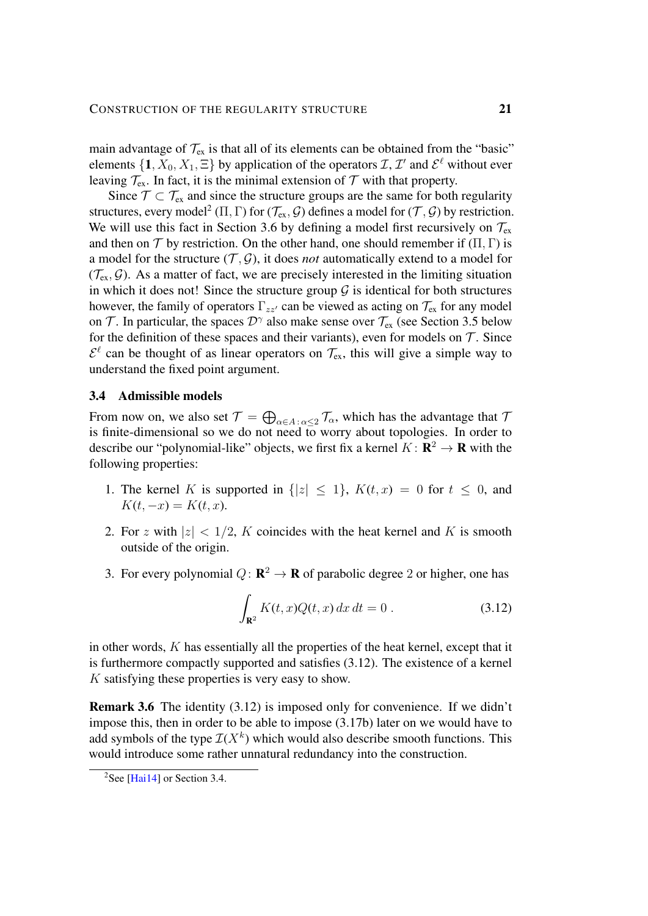main advantage of $\mathcal{T}_{\text{ex}}$ is that all of its elements can be obtained from the "basic" elements $\{\mathbf{1}, X_0, X_1, \Xi\}$ by application of the operators $\mathcal{I}$, $\mathcal{I}'$ and $\mathcal{E}^\ell$ without ever leaving $\mathcal{T}_{\text{ex}}$. In fact, it is the minimal extension of $\mathcal{T}$ with that property.

Since $\mathcal{T} \subset \mathcal{T}_{\text{ex}}$ and since the structure groups are the same for both regularity structures, every model[2] $(\Pi, \Gamma)$ for $(\mathcal{T}_{\text{ex}}, \mathcal{G})$ defines a model for $(\mathcal{T}, \mathcal{G})$ by restriction. We will use this fact in Section 3.6 by defining a model first recursively on $\mathcal{T}_{\text{ex}}$ and then on $\mathcal{T}$ by restriction. On the other hand, one should remember if $(\Pi, \Gamma)$ is a model for the structure $(\mathcal{T}, \mathcal{G})$, it does *not* automatically extend to a model for $(\mathcal{T}_{\text{ex}}, \mathcal{G})$. As a matter of fact, we are precisely interested in the limiting situation in which it does not! Since the structure group $\mathcal{G}$ is identical for both structures however, the family of operators $\Gamma_{zz'}$ can be viewed as acting on $\mathcal{T}_{\text{ex}}$ for any model on $\mathcal{T}$. In particular, the spaces $\mathcal{D}^\gamma$ also make sense over $\mathcal{T}_{\text{ex}}$ (see Section 3.5 below for the definition of these spaces and their variants), even for models on $\mathcal{T}$. Since $\mathcal{E}^\ell$ can be thought of as linear operators on $\mathcal{T}_{\text{ex}}$, this will give a simple way to understand the fixed point argument.

### 3.4 Admissible models

From now on, we also set $\mathcal{T} = \bigoplus_{\alpha \in A\,:\,\alpha \le 2} \mathcal{T}_\alpha$, which has the advantage that $\mathcal{T}$ is finite-dimensional so we do not need to worry about topologies. In order to describe our "polynomial-like" objects, we first fix a kernel $K\colon \mathbf{R}^2 \to \mathbf{R}$ with the following properties:

1. The kernel $K$ is supported in $\{|z| \le 1\}$, $K(t,x) = 0$ for $t \le 0$, and $K(t,-x) = K(t,x)$.
2. For $z$ with $|z| < 1/2$, $K$ coincides with the heat kernel and $K$ is smooth outside of the origin.
3. For every polynomial $Q\colon \mathbf{R}^2 \to \mathbf{R}$ of parabolic degree $2$ or higher, one has

$$\int_{\mathbf{R}^2} K(t,x) Q(t,x)\,dx\,dt = 0\;. \tag{3.12}$$

in other words, $K$ has essentially all the properties of the heat kernel, except that it is furthermore compactly supported and satisfies (3.12). The existence of a kernel $K$ satisfying these properties is very easy to show.

**Remark 3.6** The identity (3.12) is imposed only for convenience. If we didn't impose this, then in order to be able to impose (3.17b) later on we would have to add symbols of the type $\mathcal{I}(X^k)$ which would also describe smooth functions. This would introduce some rather unnatural redundancy into the construction.

---

[2] See [Hai14] or Section 3.4.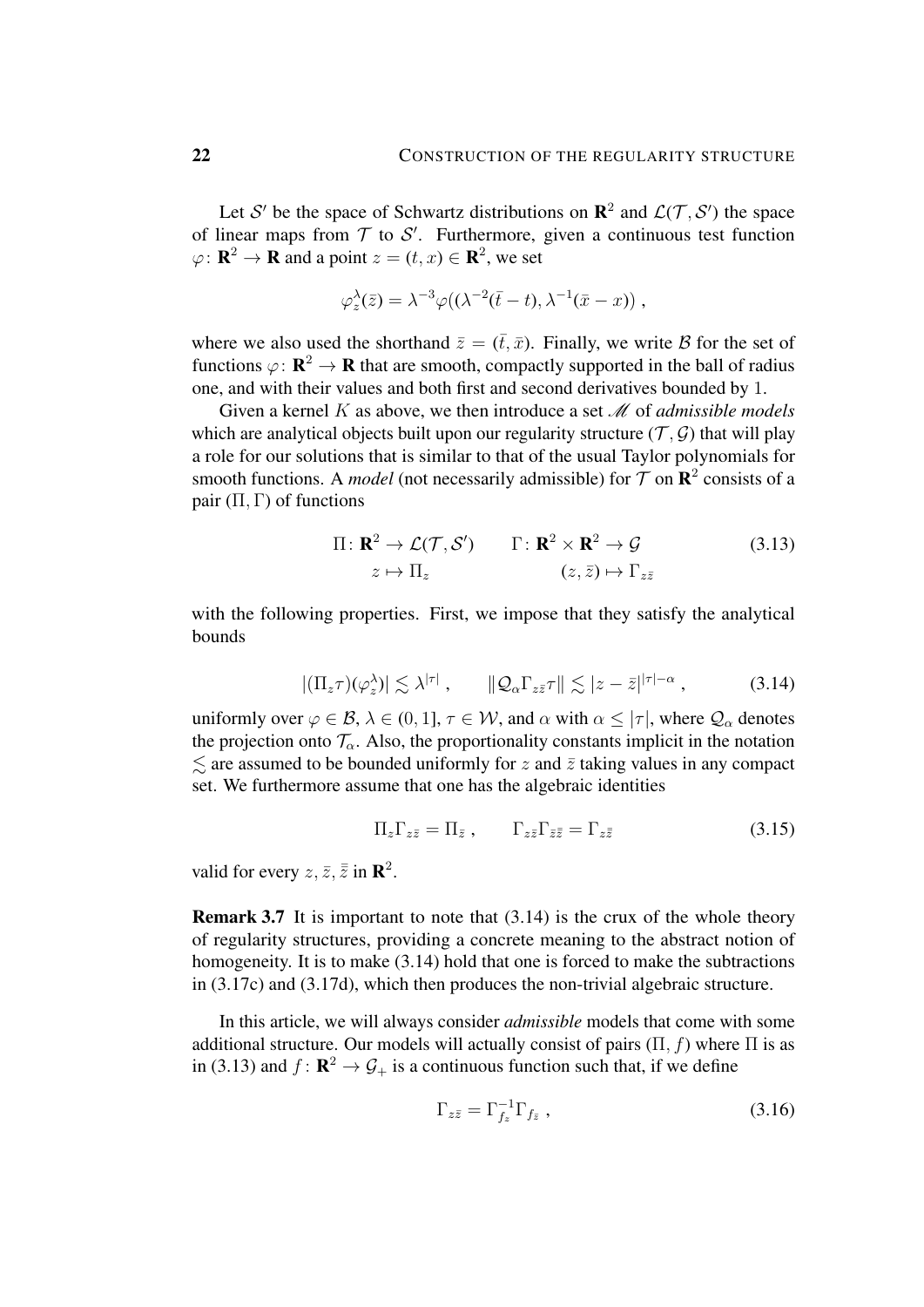Let $\mathcal{S}'$ be the space of Schwartz distributions on $\mathbf{R}^2$ and $\mathcal{L}(\mathcal{T}, \mathcal{S}')$ the space of linear maps from $\mathcal{T}$ to $\mathcal{S}'$. Furthermore, given a continuous test function $\varphi\colon \mathbf{R}^2 \to \mathbf{R}$ and a point $z = (t, x) \in \mathbf{R}^2$, we set

$$\varphi_z^\lambda(\bar z) = \lambda^{-3}\varphi\big((\lambda^{-2}(\bar t - t), \lambda^{-1}(\bar x - x)\big)\;,$$

where we also used the shorthand $\bar z = (\bar t, \bar x)$. Finally, we write $\mathcal{B}$ for the set of functions $\varphi\colon \mathbf{R}^2 \to \mathbf{R}$ that are smooth, compactly supported in the ball of radius one, and with their values and both first and second derivatives bounded by $1$.

Given a kernel $K$ as above, we then introduce a set $\mathscr{M}$ of *admissible models* which are analytical objects built upon our regularity structure $(\mathcal{T}, \mathcal{G})$ that will play a role for our solutions that is similar to that of the usual Taylor polynomials for smooth functions. A *model* (not necessarily admissible) for $\mathcal{T}$ on $\mathbf{R}^2$ consists of a pair $(\Pi, \Gamma)$ of functions

$$\begin{aligned} \Pi\colon \mathbf{R}^2 &\to \mathcal{L}(\mathcal{T}, \mathcal{S}') \qquad & \Gamma\colon \mathbf{R}^2 \times \mathbf{R}^2 &\to \mathcal{G} \\ z &\mapsto \Pi_z & (z, \bar z) &\mapsto \Gamma_{z\bar z} \end{aligned} \tag{3.13}$$

with the following properties. First, we impose that they satisfy the analytical bounds

$$|(\Pi_z \tau)(\varphi_z^\lambda)| \lesssim \lambda^{|\tau|}\;, \qquad \|\mathcal{Q}_\alpha \Gamma_{z\bar z}\tau\| \lesssim |z - \bar z|^{|\tau| - \alpha}\;, \tag{3.14}$$

uniformly over $\varphi \in \mathcal{B}$, $\lambda \in (0,1]$, $\tau \in \mathcal{W}$, and $\alpha$ with $\alpha \le |\tau|$, where $\mathcal{Q}_\alpha$ denotes the projection onto $\mathcal{T}_\alpha$. Also, the proportionality constants implicit in the notation $\lesssim$ are assumed to be bounded uniformly for $z$ and $\bar z$ taking values in any compact set. We furthermore assume that one has the algebraic identities

$$\Pi_z \Gamma_{z\bar z} = \Pi_{\bar z}\;, \qquad \Gamma_{z\bar z}\Gamma_{\bar z \bar{\bar z}} = \Gamma_{z\bar{\bar z}} \tag{3.15}$$

valid for every $z, \bar z, \bar{\bar z}$ in $\mathbf{R}^2$.

**Remark 3.7** It is important to note that (3.14) is the crux of the whole theory of regularity structures, providing a concrete meaning to the abstract notion of homogeneity. It is to make (3.14) hold that one is forced to make the subtractions in (3.17c) and (3.17d), which then produces the non-trivial algebraic structure.

In this article, we will always consider *admissible* models that come with some additional structure. Our models will actually consist of pairs $(\Pi, f)$ where $\Pi$ is as in (3.13) and $f\colon \mathbf{R}^2 \to \mathcal{G}_+$ is a continuous function such that, if we define

$$\Gamma_{z\bar z} = \Gamma_{f_z}^{-1}\Gamma_{f_{\bar z}}\;, \tag{3.16}$$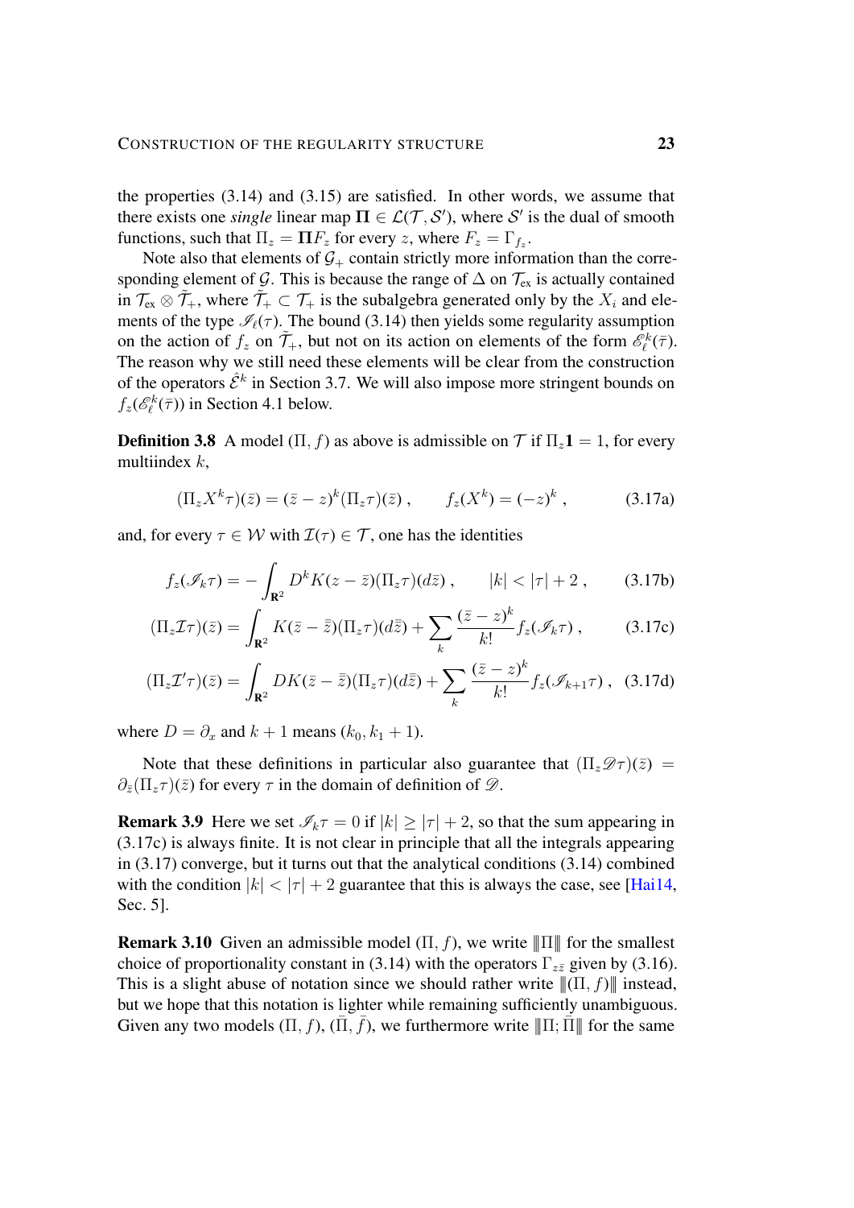the properties (3.14) and (3.15) are satisfied. In other words, we assume that there exists one *single* linear map $\mathbf{\Pi} \in \mathcal{L}(\mathcal{T}, \mathcal{S}')$, where $\mathcal{S}'$ is the dual of smooth functions, such that $\Pi_z = \mathbf{\Pi} F_z$ for every $z$, where $F_z = \Gamma_{f_z}$.

Note also that elements of $\mathcal{G}_+$ contain strictly more information than the corresponding element of $\mathcal{G}$. This is because the range of $\Delta$ on $\mathcal{T}_{\text{ex}}$ is actually contained in $\mathcal{T}_{\text{ex}} \otimes \tilde{\mathcal{T}}_+$, where $\tilde{\mathcal{T}}_+ \subset \mathcal{T}_+$ is the subalgebra generated only by the $X_i$ and elements of the type $\mathscr{I}_\ell(\tau)$. The bound (3.14) then yields some regularity assumption on the action of $f_z$ on $\tilde{\mathcal{T}}_+$, but not on its action on elements of the form $\mathscr{E}^k_\ell(\bar\tau)$. The reason why we still need these elements will be clear from the construction of the operators $\hat{\mathcal{E}}^k$ in Section 3.7. We will also impose more stringent bounds on $f_z(\mathscr{E}^k_\ell(\bar\tau))$ in Section 4.1 below.

**Definition 3.8** A model $(\Pi, f)$ as above is admissible on $\mathcal{T}$ if $\Pi_z \mathbf{1} = 1$, for every multiindex $k$,

$$(\Pi_z X^k \tau)(\bar z) = (\bar z - z)^k (\Pi_z \tau)(\bar z)\;, \qquad f_z(X^k) = (-z)^k\;, \tag{3.17a}$$

and, for every $\tau \in \mathcal{W}$ with $\mathcal{I}(\tau) \in \mathcal{T}$, one has the identities

$$f_z(\mathscr{I}_k \tau) = -\int_{\mathbf{R}^2} D^k K(z - \bar z)(\Pi_z \tau)(d\bar z)\;, \qquad |k| < |\tau| + 2\;, \tag{3.17b}$$

$$(\Pi_z \mathcal{I}\tau)(\bar z) = \int_{\mathbf{R}^2} K(\bar z - \bar{\bar z})(\Pi_z \tau)(d\bar{\bar z}) + \sum_k \frac{(\bar z - z)^k}{k!} f_z(\mathscr{I}_k \tau)\;, \tag{3.17c}$$

$$(\Pi_z \mathcal{I}'\tau)(\bar z) = \int_{\mathbf{R}^2} DK(\bar z - \bar{\bar z})(\Pi_z \tau)(d\bar{\bar z}) + \sum_k \frac{(\bar z - z)^k}{k!} f_z(\mathscr{I}_{k+1} \tau)\;, \tag{3.17d}$$

where $D = \partial_x$ and $k+1$ means $(k_0, k_1 + 1)$.

Note that these definitions in particular also guarantee that $(\Pi_z \mathscr{D}\tau)(\bar z) = \partial_{\bar z}(\Pi_z \tau)(\bar z)$ for every $\tau$ in the domain of definition of $\mathscr{D}$.

**Remark 3.9** Here we set $\mathscr{I}_k \tau = 0$ if $|k| \geq |\tau| + 2$, so that the sum appearing in (3.17c) is always finite. It is not clear in principle that all the integrals appearing in (3.17) converge, but it turns out that the analytical conditions (3.14) combined with the condition $|k| < |\tau| + 2$ guarantee that this is always the case, see [Hai14, Sec. 5].

**Remark 3.10** Given an admissible model $(\Pi, f)$, we write $\|\!|\Pi|\!\|$ for the smallest choice of proportionality constant in (3.14) with the operators $\Gamma_{z\bar z}$ given by (3.16). This is a slight abuse of notation since we should rather write $\|\!|(\Pi, f)|\!\|$ instead, but we hope that this notation is lighter while remaining sufficiently unambiguous. Given any two models $(\Pi, f)$, $(\bar\Pi, \bar f)$, we furthermore write $\|\!|\Pi; \bar\Pi|\!\|$ for the same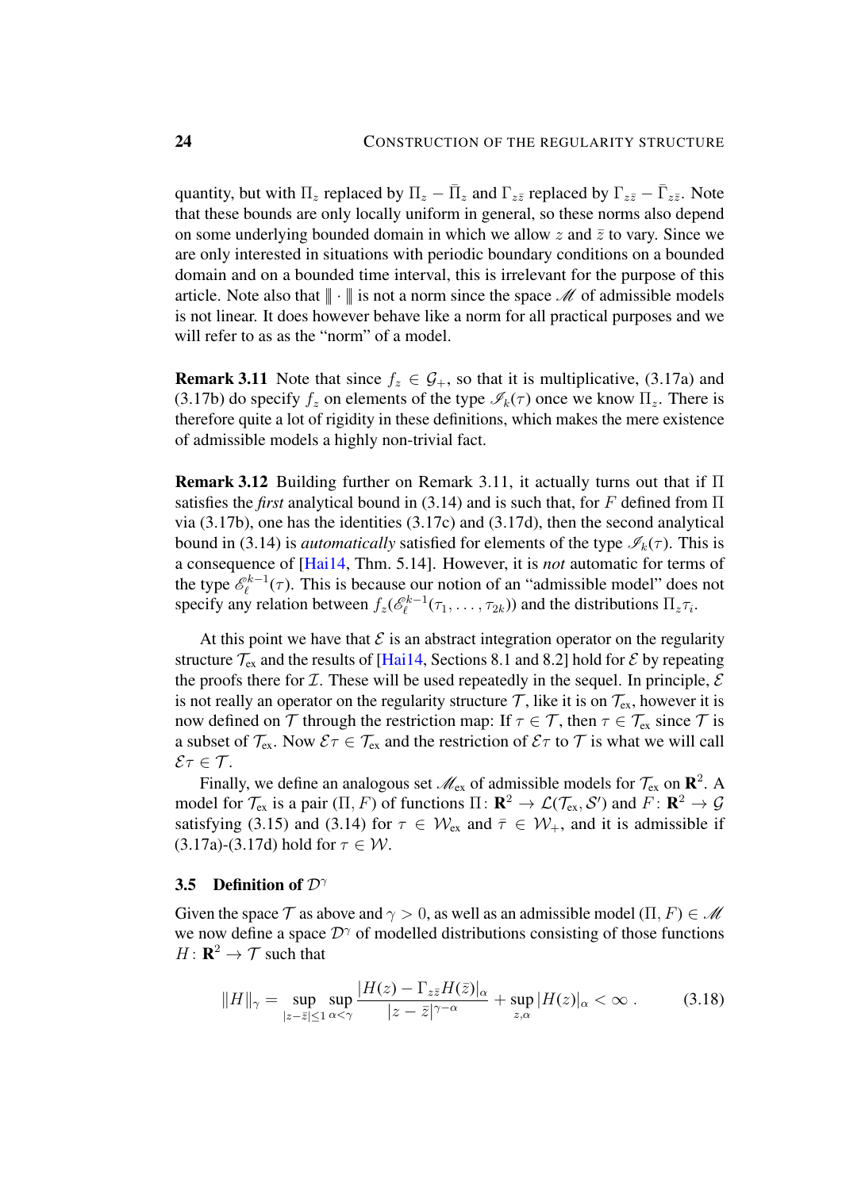quantity, but with $\Pi_z$ replaced by $\Pi_z - \bar{\Pi}_z$ and $\Gamma_{z\bar{z}}$ replaced by $\Gamma_{z\bar{z}} - \bar{\Gamma}_{z\bar{z}}$. Note that these bounds are only locally uniform in general, so these norms also depend on some underlying bounded domain in which we allow $z$ and $\bar{z}$ to vary. Since we are only interested in situations with periodic boundary conditions on a bounded domain and on a bounded time interval, this is irrelevant for the purpose of this article. Note also that $\|\!|\cdot|\!\|$ is not a norm since the space $\mathscr{M}$ of admissible models is not linear. It does however behave like a norm for all practical purposes and we will refer to as as the "norm" of a model.

**Remark 3.11** Note that since $f_z \in \mathcal{G}_+$, so that it is multiplicative, (3.17a) and (3.17b) do specify $f_z$ on elements of the type $\mathscr{I}_k(\tau)$ once we know $\Pi_z$. There is therefore quite a lot of rigidity in these definitions, which makes the mere existence of admissible models a highly non-trivial fact.

**Remark 3.12** Building further on Remark 3.11, it actually turns out that if $\Pi$ satisfies the *first* analytical bound in (3.14) and is such that, for $F$ defined from $\Pi$ via (3.17b), one has the identities (3.17c) and (3.17d), then the second analytical bound in (3.14) is *automatically* satisfied for elements of the type $\mathscr{I}_k(\tau)$. This is a consequence of [Hai14, Thm. 5.14]. However, it is *not* automatic for terms of the type $\mathscr{E}_\ell^{k-1}(\tau)$. This is because our notion of an "admissible model" does not specify any relation between $f_z(\mathscr{E}_\ell^{k-1}(\tau_1, \ldots, \tau_{2k}))$ and the distributions $\Pi_z \tau_i$.

At this point we have that $\mathcal{E}$ is an abstract integration operator on the regularity structure $\mathcal{T}_{\text{ex}}$ and the results of [Hai14, Sections 8.1 and 8.2] hold for $\mathcal{E}$ by repeating the proofs there for $\mathcal{I}$. These will be used repeatedly in the sequel. In principle, $\mathcal{E}$ is not really an operator on the regularity structure $\mathcal{T}$, like it is on $\mathcal{T}_{\text{ex}}$, however it is now defined on $\mathcal{T}$ through the restriction map: If $\tau \in \mathcal{T}$, then $\tau \in \mathcal{T}_{\text{ex}}$ since $\mathcal{T}$ is a subset of $\mathcal{T}_{\text{ex}}$. Now $\mathcal{E}\tau \in \mathcal{T}_{\text{ex}}$ and the restriction of $\mathcal{E}\tau$ to $\mathcal{T}$ is what we will call $\mathcal{E}\tau \in \mathcal{T}$.

Finally, we define an analogous set $\mathscr{M}_{\text{ex}}$ of admissible models for $\mathcal{T}_{\text{ex}}$ on $\mathbf{R}^2$. A model for $\mathcal{T}_{\text{ex}}$ is a pair $(\Pi, F)$ of functions $\Pi\colon \mathbf{R}^2 \to \mathcal{L}(\mathcal{T}_{\text{ex}}, \mathcal{S}')$ and $F\colon \mathbf{R}^2 \to \mathcal{G}$ satisfying (3.15) and (3.14) for $\tau \in \mathcal{W}_{\text{ex}}$ and $\bar{\tau} \in \mathcal{W}_+$, and it is admissible if (3.17a)-(3.17d) hold for $\tau \in \mathcal{W}$.

### 3.5 Definition of $\mathcal{D}^\gamma$

Given the space $\mathcal{T}$ as above and $\gamma > 0$, as well as an admissible model $(\Pi, F) \in \mathscr{M}$ we now define a space $\mathcal{D}^\gamma$ of modelled distributions consisting of those functions $H\colon \mathbf{R}^2 \to \mathcal{T}$ such that

$$\|H\|_\gamma = \sup_{|z-\bar{z}|\le 1} \sup_{\alpha<\gamma} \frac{|H(z) - \Gamma_{z\bar{z}} H(\bar{z})|_\alpha}{|z-\bar{z}|^{\gamma-\alpha}} + \sup_{z,\alpha} |H(z)|_\alpha < \infty \,. \tag{3.18}$$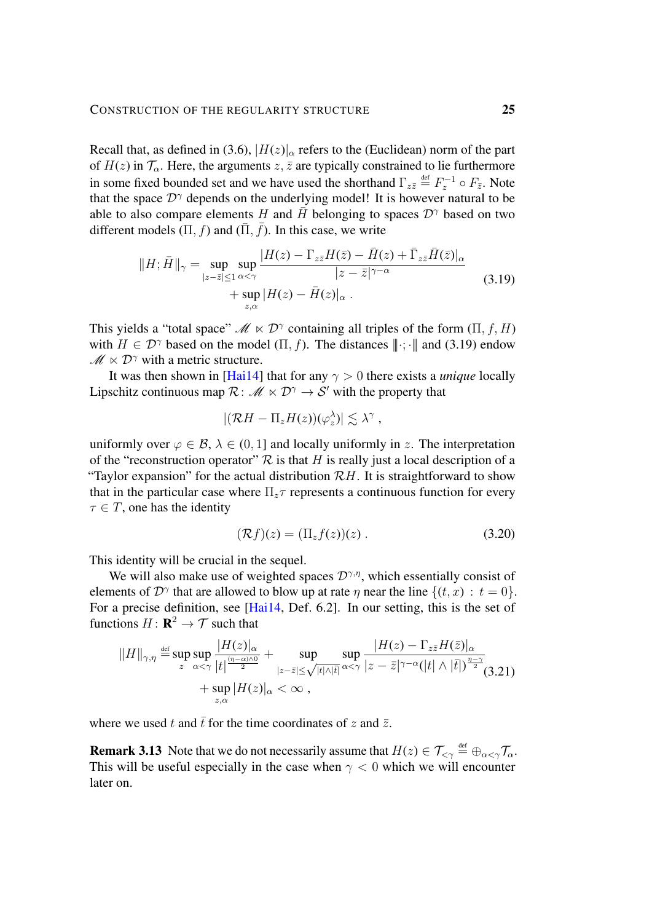Recall that, as defined in (3.6), $|H(z)|_\alpha$ refers to the (Euclidean) norm of the part of $H(z)$ in $\mathcal{T}_\alpha$. Here, the arguments $z, \bar z$ are typically constrained to lie furthermore in some fixed bounded set and we have used the shorthand $\Gamma_{z\bar z} \stackrel{\text{def}}{=} F_z^{-1} \circ F_{\bar z}$. Note that the space $\mathcal{D}^\gamma$ depends on the underlying model! It is however natural to be able to also compare elements $H$ and $\bar H$ belonging to spaces $\mathcal{D}^\gamma$ based on two different models $(\Pi, f)$ and $(\bar\Pi, \bar f)$. In this case, we write

$$\|H;\bar H\|_\gamma = \sup_{|z-\bar z|\le 1} \sup_{\alpha<\gamma} \frac{|H(z) - \Gamma_{z\bar z} H(\bar z) - \bar H(z) + \bar\Gamma_{z\bar z}\bar H(\bar z)|_\alpha}{|z-\bar z|^{\gamma-\alpha}} + \sup_{z,\alpha} |H(z) - \bar H(z)|_\alpha \;. \tag{3.19}$$

This yields a "total space" $\mathscr{M} \ltimes \mathcal{D}^\gamma$ containing all triples of the form $(\Pi, f, H)$ with $H \in \mathcal{D}^\gamma$ based on the model $(\Pi, f)$. The distances $\|\!|\cdot;\cdot|\!\|$ and (3.19) endow $\mathscr{M} \ltimes \mathcal{D}^\gamma$ with a metric structure.

It was then shown in [Hai14] that for any $\gamma > 0$ there exists a *unique* locally Lipschitz continuous map $\mathcal{R}\colon \mathscr{M} \ltimes \mathcal{D}^\gamma \to \mathcal{S}'$ with the property that

$$|(\mathcal{R}H - \Pi_z H(z))(\varphi_z^\lambda)| \lesssim \lambda^\gamma \;,$$

uniformly over $\varphi \in \mathcal{B}$, $\lambda \in (0,1]$ and locally uniformly in $z$. The interpretation of the "reconstruction operator" $\mathcal{R}$ is that $H$ is really just a local description of a "Taylor expansion" for the actual distribution $\mathcal{R}H$. It is straightforward to show that in the particular case where $\Pi_z\tau$ represents a continuous function for every $\tau \in T$, one has the identity

$$(\mathcal{R}f)(z) = (\Pi_z f(z))(z) \;. \tag{3.20}$$

This identity will be crucial in the sequel.

We will also make use of weighted spaces $\mathcal{D}^{\gamma,\eta}$, which essentially consist of elements of $\mathcal{D}^\gamma$ that are allowed to blow up at rate $\eta$ near the line $\{(t,x)\,:\, t=0\}$. For a precise definition, see [Hai14, Def. 6.2]. In our setting, this is the set of functions $H\colon \mathbf{R}^2 \to \mathcal{T}$ such that

$$\|H\|_{\gamma,\eta} \stackrel{\text{def}}{=} \sup_z \sup_{\alpha<\gamma} \frac{|H(z)|_\alpha}{|t|^{\frac{(\eta-\alpha)\wedge 0}{2}}} + \sup_{|z-\bar z|\le\sqrt{|t|\wedge|\bar t|}} \sup_{\alpha<\gamma} \frac{|H(z) - \Gamma_{z\bar z}H(\bar z)|_\alpha}{|z-\bar z|^{\gamma-\alpha}(|t|\wedge|\bar t|)^{\frac{\eta-\gamma}{2}}} + \sup_{z,\alpha}|H(z)|_\alpha < \infty \;, \tag{3.21}$$

where we used $t$ and $\bar t$ for the time coordinates of $z$ and $\bar z$.

**Remark 3.13** Note that we do not necessarily assume that $H(z) \in \mathcal{T}_{<\gamma} \stackrel{\text{def}}{=} \oplus_{\alpha<\gamma}\mathcal{T}_\alpha$. This will be useful especially in the case when $\gamma < 0$ which we will encounter later on.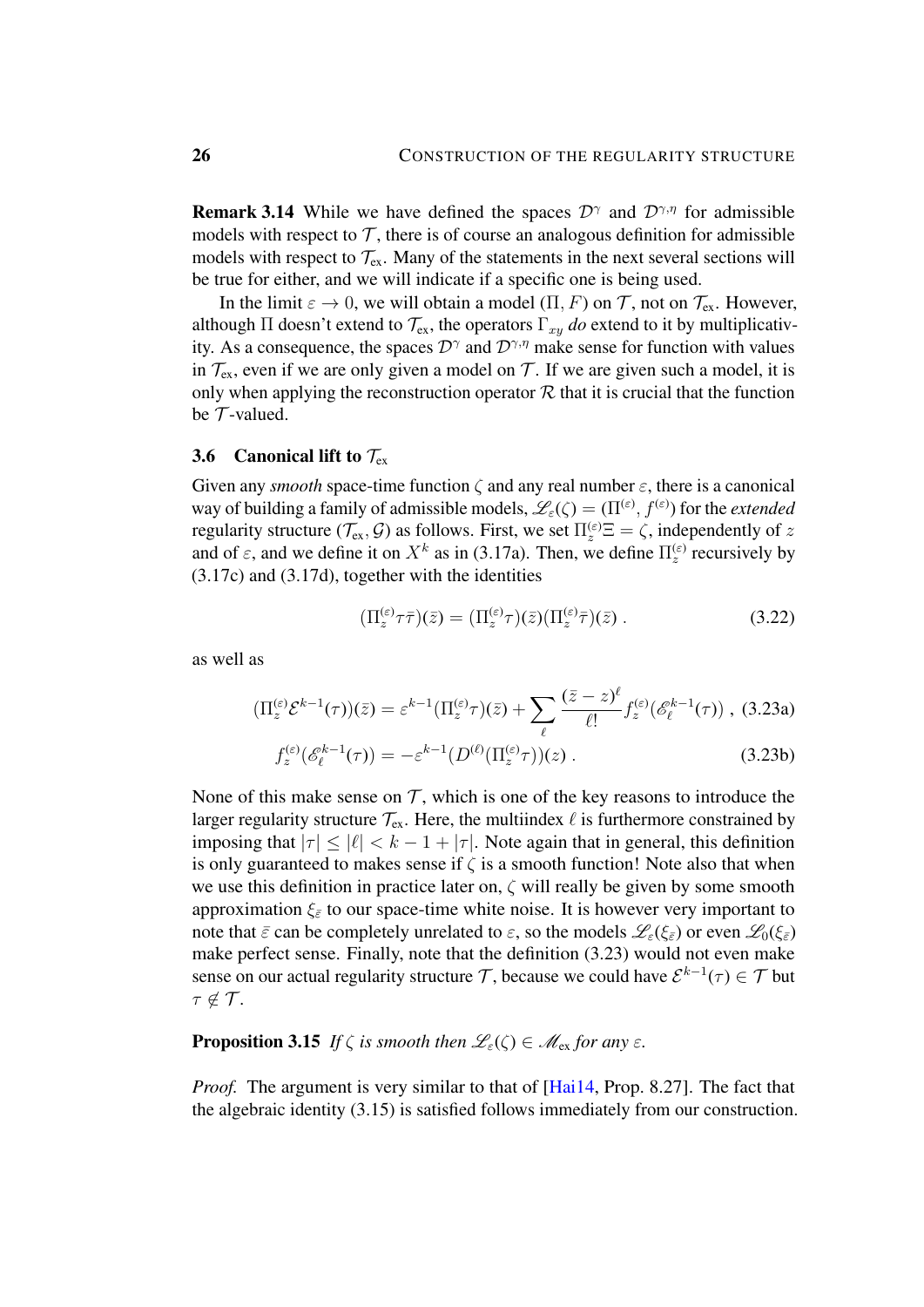**Remark 3.14** While we have defined the spaces $\mathcal{D}^\gamma$ and $\mathcal{D}^{\gamma,\eta}$ for admissible models with respect to $\mathcal{T}$, there is of course an analogous definition for admissible models with respect to $\mathcal{T}_{\rm ex}$. Many of the statements in the next several sections will be true for either, and we will indicate if a specific one is being used.

In the limit $\varepsilon \to 0$, we will obtain a model $(\Pi, F)$ on $\mathcal{T}$, not on $\mathcal{T}_{\rm ex}$. However, although $\Pi$ doesn't extend to $\mathcal{T}_{\rm ex}$, the operators $\Gamma_{xy}$ *do* extend to it by multiplicativity. As a consequence, the spaces $\mathcal{D}^\gamma$ and $\mathcal{D}^{\gamma,\eta}$ make sense for function with values in $\mathcal{T}_{\rm ex}$, even if we are only given a model on $\mathcal{T}$. If we are given such a model, it is only when applying the reconstruction operator $\mathcal{R}$ that it is crucial that the function be $\mathcal{T}$-valued.

### 3.6 Canonical lift to $\mathcal{T}_{\rm ex}$

Given any *smooth* space-time function $\zeta$ and any real number $\varepsilon$, there is a canonical way of building a family of admissible models, $\mathscr{L}_\varepsilon(\zeta) = (\Pi^{(\varepsilon)}, f^{(\varepsilon)})$ for the *extended* regularity structure $(\mathcal{T}_{\rm ex}, \mathcal{G})$ as follows. First, we set $\Pi^{(\varepsilon)}_z \Xi = \zeta$, independently of $z$ and of $\varepsilon$, and we define it on $X^k$ as in (3.17a). Then, we define $\Pi^{(\varepsilon)}_z$ recursively by (3.17c) and (3.17d), together with the identities

$$(\Pi^{(\varepsilon)}_z \tau\bar\tau)(\bar z) = (\Pi^{(\varepsilon)}_z \tau)(\bar z)(\Pi^{(\varepsilon)}_z \bar\tau)(\bar z)\;. \tag{3.22}$$

as well as

$$(\Pi^{(\varepsilon)}_z \mathcal{E}^{k-1}(\tau))(\bar z) = \varepsilon^{k-1}(\Pi^{(\varepsilon)}_z \tau)(\bar z) + \sum_\ell \frac{(\bar z - z)^\ell}{\ell!} f^{(\varepsilon)}_z(\mathscr{E}^{k-1}_\ell(\tau))\;, \tag{3.23a}$$

$$f^{(\varepsilon)}_z(\mathscr{E}^{k-1}_\ell(\tau)) = -\varepsilon^{k-1}(D^{(\ell)}(\Pi^{(\varepsilon)}_z \tau))(z)\;. \tag{3.23b}$$

None of this make sense on $\mathcal{T}$, which is one of the key reasons to introduce the larger regularity structure $\mathcal{T}_{\rm ex}$. Here, the multiindex $\ell$ is furthermore constrained by imposing that $|\tau| \le |\ell| < k - 1 + |\tau|$. Note again that in general, this definition is only guaranteed to makes sense if $\zeta$ is a smooth function! Note also that when we use this definition in practice later on, $\zeta$ will really be given by some smooth approximation $\xi_{\bar\varepsilon}$ to our space-time white noise. It is however very important to note that $\bar\varepsilon$ can be completely unrelated to $\varepsilon$, so the models $\mathscr{L}_\varepsilon(\xi_{\bar\varepsilon})$ or even $\mathscr{L}_0(\xi_{\bar\varepsilon})$ make perfect sense. Finally, note that the definition (3.23) would not even make sense on our actual regularity structure $\mathcal{T}$, because we could have $\mathcal{E}^{k-1}(\tau) \in \mathcal{T}$ but $\tau \notin \mathcal{T}$.

**Proposition 3.15** *If $\zeta$ is smooth then $\mathscr{L}_\varepsilon(\zeta) \in \mathscr{M}_{\rm ex}$ for any $\varepsilon$.*

*Proof.* The argument is very similar to that of [Hai14, Prop. 8.27]. The fact that the algebraic identity (3.15) is satisfied follows immediately from our construction.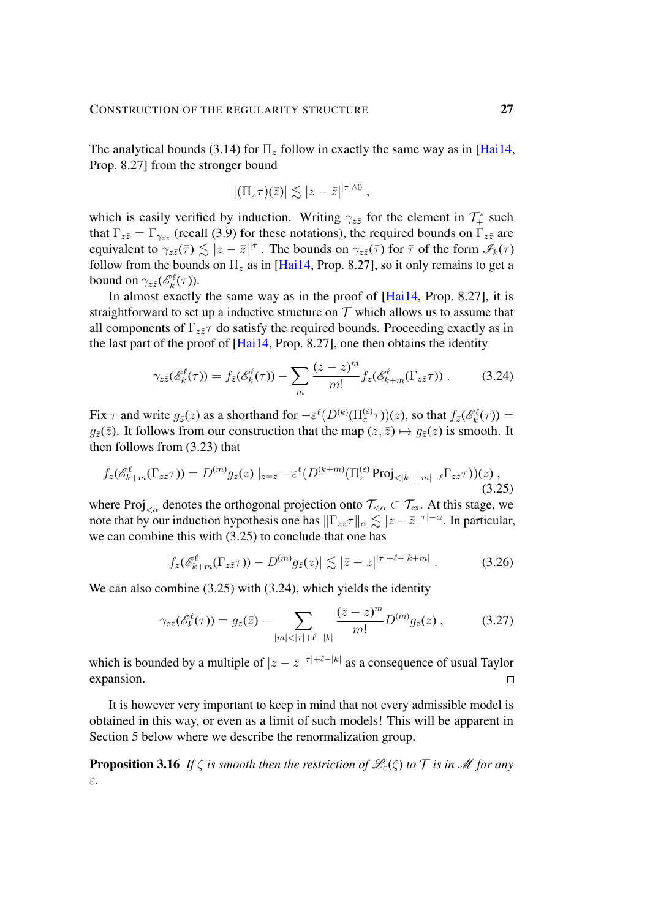The analytical bounds (3.14) for $\Pi_z$ follow in exactly the same way as in [Hai14, Prop. 8.27] from the stronger bound

$$|(\Pi_z \tau)(\bar z)| \lesssim |z - \bar z|^{|\tau| \wedge 0}\;,$$

which is easily verified by induction. Writing $\gamma_{z\bar z}$ for the element in $\mathcal{T}_+^*$ such that $\Gamma_{z\bar z} = \Gamma_{\gamma_{z\bar z}}$ (recall (3.9) for these notations), the required bounds on $\Gamma_{z\bar z}$ are equivalent to $\gamma_{z\bar z}(\bar\tau) \lesssim |z-\bar z|^{|\bar \tau|}$. The bounds on $\gamma_{z\bar z}(\bar \tau)$ for $\bar\tau$ of the form $\mathscr{I}_k(\tau)$ follow from the bounds on $\Pi_z$ as in [Hai14, Prop. 8.27], so it only remains to get a bound on $\gamma_{z\bar z}(\mathscr{E}_k^\ell(\tau))$.

In almost exactly the same way as in the proof of [Hai14, Prop. 8.27], it is straightforward to set up a inductive structure on $\mathcal{T}$ which allows us to assume that all components of $\Gamma_{z\bar z}\tau$ do satisfy the required bounds. Proceeding exactly as in the last part of the proof of [Hai14, Prop. 8.27], one then obtains the identity

$$\gamma_{z\bar z}(\mathscr{E}_k^\ell(\tau)) = f_{\bar z}(\mathscr{E}_k^\ell(\tau)) - \sum_m \frac{(\bar z - z)^m}{m!} f_z(\mathscr{E}_{k+m}^\ell(\Gamma_{z\bar z}\tau))\;. \tag{3.24}$$

Fix $\tau$ and write $g_{\bar z}(z)$ as a shorthand for $-\varepsilon^\ell(D^{(k)}(\Pi_{\bar z}^{(\varepsilon)}\tau))(z)$, so that $f_{\bar z}(\mathscr{E}_k^\ell(\tau)) = g_{\bar z}(\bar z)$. It follows from our construction that the map $(z,\bar z) \mapsto g_{\bar z}(z)$ is smooth. It then follows from (3.23) that

$$f_z(\mathscr{E}_{k+m}^\ell(\Gamma_{z\bar z}\tau)) = D^{(m)} g_{\bar z}(z)\,|_{z=\bar z} - \varepsilon^\ell (D^{(k+m)}(\Pi_z^{(\varepsilon)} \mathrm{Proj}_{<|k|+|m|-\ell}\Gamma_{z\bar z}\tau))(z)\;, \tag{3.25}$$

where $\mathrm{Proj}_{<\alpha}$ denotes the orthogonal projection onto $\mathcal{T}_{<\alpha} \subset \mathcal{T}_{\mathrm{ex}}$. At this stage, we note that by our induction hypothesis one has $\|\Gamma_{z\bar z}\tau\|_\alpha \lesssim |z-\bar z|^{|\tau|-\alpha}$. In particular, we can combine this with (3.25) to conclude that one has

$$|f_z(\mathscr{E}_{k+m}^\ell(\Gamma_{z\bar z}\tau)) - D^{(m)}g_{\bar z}(z)| \lesssim |\bar z - z|^{|\tau|+\ell-|k+m|}\;. \tag{3.26}$$

We can also combine (3.25) with (3.24), which yields the identity

$$\gamma_{z\bar z}(\mathscr{E}_k^\ell(\tau)) = g_{\bar z}(\bar z) - \sum_{|m|<|\tau|+\ell-|k|} \frac{(\bar z - z)^m}{m!} D^{(m)} g_{\bar z}(z)\;, \tag{3.27}$$

which is bounded by a multiple of $|z-\bar z|^{|\tau|+\ell-|k|}$ as a consequence of usual Taylor expansion. ◻

It is however very important to keep in mind that not every admissible model is obtained in this way, or even as a limit of such models! This will be apparent in Section 5 below where we describe the renormalization group.

**Proposition 3.16** *If $\zeta$ is smooth then the restriction of $\mathscr{L}_\varepsilon(\zeta)$ to $\mathcal{T}$ is in $\mathscr{M}$ for any $\varepsilon$.*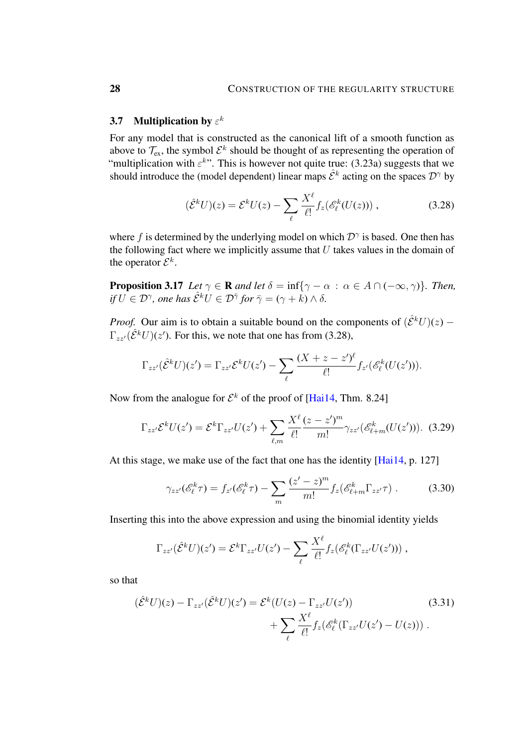### 3.7 Multiplication by $\varepsilon^k$

For any model that is constructed as the canonical lift of a smooth function as above to $\mathcal{T}_{\text{ex}}$, the symbol $\mathcal{E}^k$ should be thought of as representing the operation of "multiplication with $\varepsilon^k$". This is however not quite true: (3.23a) suggests that we should introduce the (model dependent) linear maps $\hat{\mathcal{E}}^k$ acting on the spaces $\mathcal{D}^\gamma$ by

$$(\hat{\mathcal{E}}^k U)(z) = \mathcal{E}^k U(z) - \sum_\ell \frac{X^\ell}{\ell!} f_z(\mathscr{E}_\ell^k(U(z))) , \tag{3.28}$$

where $f$ is determined by the underlying model on which $\mathcal{D}^\gamma$ is based. One then has the following fact where we implicitly assume that $U$ takes values in the domain of the operator $\mathcal{E}^k$.

**Proposition 3.17** *Let $\gamma \in \mathbf{R}$ and let $\delta = \inf\{\gamma - \alpha \,:\, \alpha \in A \cap (-\infty, \gamma)\}$. Then, if $U \in \mathcal{D}^\gamma$, one has $\hat{\mathcal{E}}^k U \in \mathcal{D}^{\bar\gamma}$ for $\bar\gamma = (\gamma + k) \wedge \delta$.*

*Proof.* Our aim is to obtain a suitable bound on the components of $(\hat{\mathcal{E}}^k U)(z) - \Gamma_{zz'}(\hat{\mathcal{E}}^k U)(z')$. For this, we note that one has from (3.28),

$$\Gamma_{zz'}(\hat{\mathcal{E}}^k U)(z') = \Gamma_{zz'}\mathcal{E}^k U(z') - \sum_\ell \frac{(X + z - z')^\ell}{\ell!} f_{z'}(\mathscr{E}_\ell^k(U(z'))).$$

Now from the analogue for $\mathcal{E}^k$ of the proof of [Hai14, Thm. 8.24]

$$\Gamma_{zz'}\mathcal{E}^k U(z') = \mathcal{E}^k \Gamma_{zz'} U(z') + \sum_{\ell,m} \frac{X^\ell}{\ell!}\frac{(z-z')^m}{m!} \gamma_{zz'}(\mathscr{E}_{\ell+m}^k(U(z'))). \tag{3.29}$$

At this stage, we make use of the fact that one has the identity [Hai14, p. 127]

$$\gamma_{zz'}(\mathscr{E}_\ell^k \tau) = f_{z'}(\mathscr{E}_\ell^k \tau) - \sum_m \frac{(z'-z)^m}{m!} f_z(\mathscr{E}_{\ell+m}^k \Gamma_{z'z}\tau) . \tag{3.30}$$

Inserting this into the above expression and using the binomial identity yields

$$\Gamma_{zz'}(\hat{\mathcal{E}}^k U)(z') = \mathcal{E}^k \Gamma_{zz'} U(z') - \sum_\ell \frac{X^\ell}{\ell!} f_z(\mathscr{E}_\ell^k(\Gamma_{zz'}U(z'))) ,$$

so that

$$\begin{aligned}(\hat{\mathcal{E}}^k U)(z) - \Gamma_{zz'}(\hat{\mathcal{E}}^k U)(z') &= \mathcal{E}^k(U(z) - \Gamma_{zz'}U(z')) \\ &\quad + \sum_\ell \frac{X^\ell}{\ell!} f_z(\mathscr{E}_\ell^k(\Gamma_{zz'}U(z') - U(z))) .\end{aligned} \tag{3.31}$$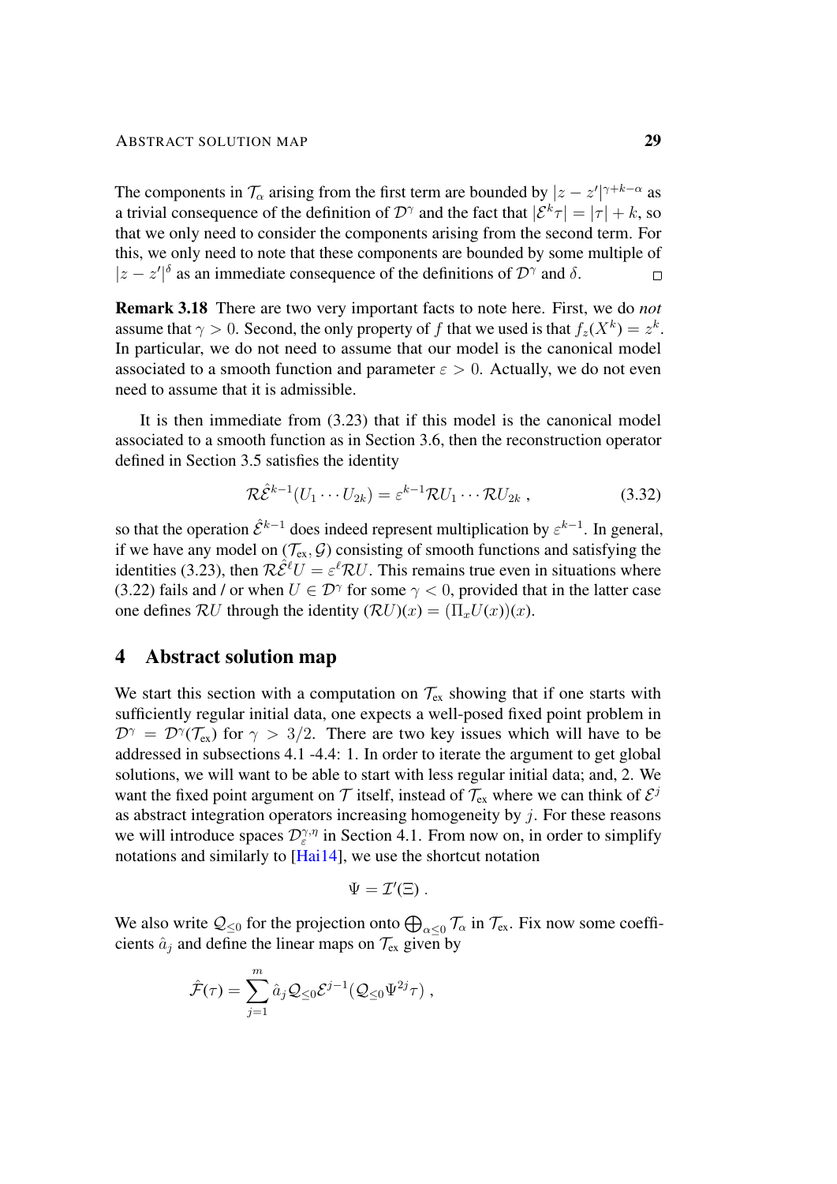The components in $\mathcal{T}_\alpha$ arising from the first term are bounded by $|z-z'|^{\gamma+k-\alpha}$ as a trivial consequence of the definition of $\mathcal{D}^\gamma$ and the fact that $|\mathcal{E}^k\tau| = |\tau| + k$, so that we only need to consider the components arising from the second term. For this, we only need to note that these components are bounded by some multiple of $|z-z'|^\delta$ as an immediate consequence of the definitions of $\mathcal{D}^\gamma$ and $\delta$. □

**Remark 3.18** There are two very important facts to note here. First, we do *not* assume that $\gamma > 0$. Second, the only property of $f$ that we used is that $f_z(X^k) = z^k$. In particular, we do not need to assume that our model is the canonical model associated to a smooth function and parameter $\varepsilon > 0$. Actually, we do not even need to assume that it is admissible.

It is then immediate from (3.23) that if this model is the canonical model associated to a smooth function as in Section 3.6, then the reconstruction operator defined in Section 3.5 satisfies the identity

$$\mathcal{R}\hat{\mathcal{E}}^{k-1}(U_1 \cdots U_{2k}) = \varepsilon^{k-1}\mathcal{R}U_1 \cdots \mathcal{R}U_{2k} \;, \tag{3.32}$$

so that the operation $\hat{\mathcal{E}}^{k-1}$ does indeed represent multiplication by $\varepsilon^{k-1}$. In general, if we have any model on $(\mathcal{T}_{\text{ex}}, \mathcal{G})$ consisting of smooth functions and satisfying the identities (3.23), then $\mathcal{R}\hat{\mathcal{E}}^\ell U = \varepsilon^\ell \mathcal{R}U$. This remains true even in situations where (3.22) fails and / or when $U \in \mathcal{D}^\gamma$ for some $\gamma < 0$, provided that in the latter case one defines $\mathcal{R}U$ through the identity $(\mathcal{R}U)(x) = (\Pi_x U(x))(x)$.

## 4 Abstract solution map

We start this section with a computation on $\mathcal{T}_{\text{ex}}$ showing that if one starts with sufficiently regular initial data, one expects a well-posed fixed point problem in $\mathcal{D}^\gamma = \mathcal{D}^\gamma(\mathcal{T}_{\text{ex}})$ for $\gamma > 3/2$. There are two key issues which will have to be addressed in subsections 4.1 -4.4: 1. In order to iterate the argument to get global solutions, we will want to be able to start with less regular initial data; and, 2. We want the fixed point argument on $\mathcal{T}$ itself, instead of $\mathcal{T}_{\text{ex}}$ where we can think of $\mathcal{E}^j$ as abstract integration operators increasing homogeneity by $j$. For these reasons we will introduce spaces $\mathcal{D}^{\gamma,\eta}_\varepsilon$ in Section 4.1. From now on, in order to simplify notations and similarly to [Hai14], we use the shortcut notation

$$\Psi = \mathcal{I}'(\Xi) \;.$$

We also write $\mathcal{Q}_{\le 0}$ for the projection onto $\bigoplus_{\alpha\le 0}\mathcal{T}_\alpha$ in $\mathcal{T}_{\text{ex}}$. Fix now some coefficients $\hat{a}_j$ and define the linear maps on $\mathcal{T}_{\text{ex}}$ given by

$$\hat{\mathcal{F}}(\tau) = \sum_{j=1}^m \hat{a}_j \mathcal{Q}_{\le 0}\mathcal{E}^{j-1}(\mathcal{Q}_{\le 0}\Psi^{2j}\tau) \;,$$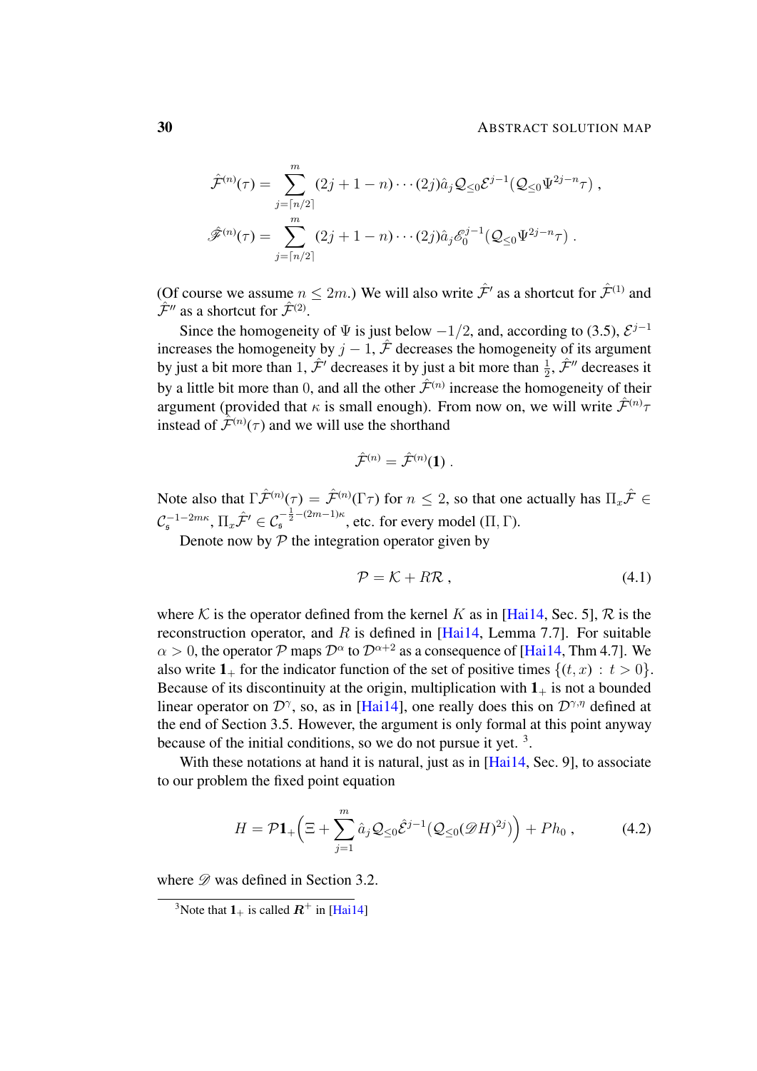$$
\hat{\mathcal{F}}^{(n)}(\tau) = \sum_{j=\lceil n/2 \rceil}^{m} (2j+1-n)\cdots(2j)\hat{a}_j \mathcal{Q}_{\le 0}\mathcal{E}^{j-1}(\mathcal{Q}_{\le 0}\Psi^{2j-n}\tau) ,
$$
$$
\hat{\mathscr{F}}^{(n)}(\tau) = \sum_{j=\lceil n/2 \rceil}^{m} (2j+1-n)\cdots(2j)\hat{a}_j \mathscr{E}_0^{j-1}(\mathcal{Q}_{\le 0}\Psi^{2j-n}\tau) .
$$

(Of course we assume $n \le 2m$.) We will also write $\hat{\mathcal{F}}'$ as a shortcut for $\hat{\mathcal{F}}^{(1)}$ and $\hat{\mathcal{F}}''$ as a shortcut for $\hat{\mathcal{F}}^{(2)}$.

Since the homogeneity of $\Psi$ is just below $-1/2$, and, according to (3.5), $\mathcal{E}^{j-1}$ increases the homogeneity by $j-1$, $\hat{\mathcal{F}}$ decreases the homogeneity of its argument by just a bit more than $1$, $\hat{\mathcal{F}}'$ decreases it by just a bit more than $\frac{1}{2}$, $\hat{\mathcal{F}}''$ decreases it by a little bit more than $0$, and all the other $\hat{\mathcal{F}}^{(n)}$ increase the homogeneity of their argument (provided that $\kappa$ is small enough). From now on, we will write $\hat{\mathcal{F}}^{(n)}\tau$ instead of $\hat{\mathcal{F}}^{(n)}(\tau)$ and we will use the shorthand

$$
\hat{\mathcal{F}}^{(n)} = \hat{\mathcal{F}}^{(n)}(\mathbf{1}) .
$$

Note also that $\Gamma\hat{\mathcal{F}}^{(n)}(\tau) = \hat{\mathcal{F}}^{(n)}(\Gamma\tau)$ for $n \le 2$, so that one actually has $\Pi_x\hat{\mathcal{F}} \in \mathcal{C}_\mathfrak{s}^{-1-2m\kappa}$, $\Pi_x\hat{\mathcal{F}}' \in \mathcal{C}_\mathfrak{s}^{-\frac{1}{2}-(2m-1)\kappa}$, etc. for every model $(\Pi, \Gamma)$.

Denote now by $\mathcal{P}$ the integration operator given by

$$
\mathcal{P} = \mathcal{K} + R\mathcal{R} , \tag{4.1}
$$

where $\mathcal{K}$ is the operator defined from the kernel $K$ as in [Hai14, Sec. 5], $\mathcal{R}$ is the reconstruction operator, and $R$ is defined in [Hai14, Lemma 7.7]. For suitable $\alpha > 0$, the operator $\mathcal{P}$ maps $\mathcal{D}^\alpha$ to $\mathcal{D}^{\alpha+2}$ as a consequence of [Hai14, Thm 4.7]. We also write $\mathbf{1}_+$ for the indicator function of the set of positive times $\{(t,x) : t > 0\}$. Because of its discontinuity at the origin, multiplication with $\mathbf{1}_+$ is not a bounded linear operator on $\mathcal{D}^\gamma$, so, as in [Hai14], one really does this on $\mathcal{D}^{\gamma,\eta}$ defined at the end of Section 3.5. However, the argument is only formal at this point anyway because of the initial conditions, so we do not pursue it yet. [3].

With these notations at hand it is natural, just as in [Hai14, Sec. 9], to associate to our problem the fixed point equation

$$
H = \mathcal{P}\mathbf{1}_+\Big(\Xi + \sum_{j=1}^{m} \hat{a}_j \mathcal{Q}_{\le 0}\hat{\mathcal{E}}^{j-1}\big(\mathcal{Q}_{\le 0}(\mathscr{D}H)^{2j}\big)\Big) + Ph_0 , \tag{4.2}
$$

where $\mathscr{D}$ was defined in Section 3.2.

[3]Note that $\mathbf{1}_+$ is called $\boldsymbol{R}^+$ in [Hai14]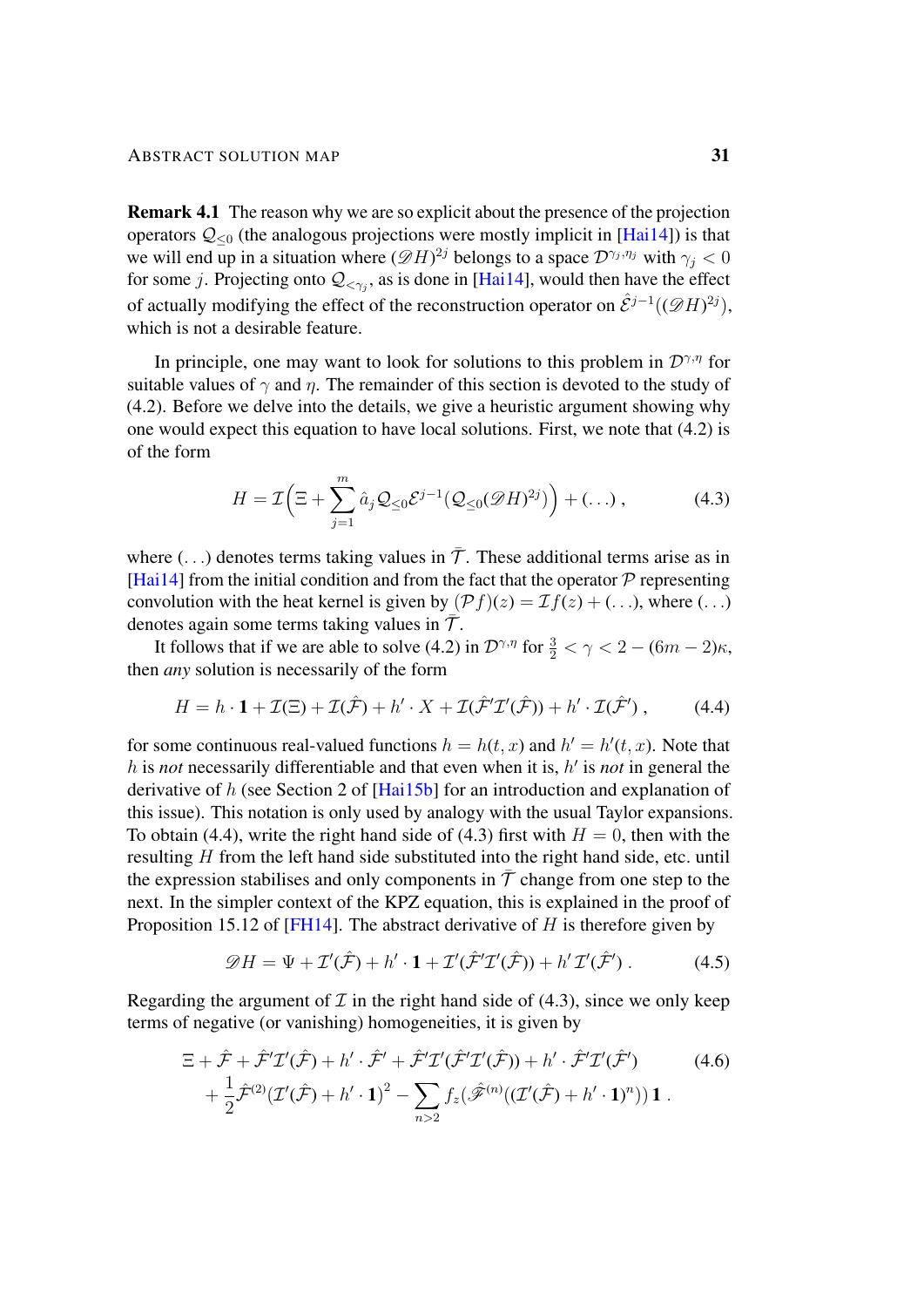**Remark 4.1** The reason why we are so explicit about the presence of the projection operators $\mathcal{Q}_{\le 0}$ (the analogous projections were mostly implicit in [Hai14]) is that we will end up in a situation where $(\mathscr{D}H)^{2j}$ belongs to a space $\mathcal{D}^{\gamma_j,\eta_j}$ with $\gamma_j < 0$ for some $j$. Projecting onto $\mathcal{Q}_{<\gamma_j}$, as is done in [Hai14], would then have the effect of actually modifying the effect of the reconstruction operator on $\hat{\mathcal{E}}^{j-1}((\mathscr{D}H)^{2j})$, which is not a desirable feature.

In principle, one may want to look for solutions to this problem in $\mathcal{D}^{\gamma,\eta}$ for suitable values of $\gamma$ and $\eta$. The remainder of this section is devoted to the study of (4.2). Before we delve into the details, we give a heuristic argument showing why one would expect this equation to have local solutions. First, we note that (4.2) is of the form

$$H = \mathcal{I}\Big(\Xi + \sum_{j=1}^{m} \hat{a}_j \, \mathcal{Q}_{\le 0}\mathcal{E}^{j-1}(\mathcal{Q}_{\le 0}(\mathscr{D}H)^{2j})\Big) + (\ldots)\;, \tag{4.3}$$

where $(\ldots)$ denotes terms taking values in $\bar{\mathcal{T}}$. These additional terms arise as in [Hai14] from the initial condition and from the fact that the operator $\mathcal{P}$ representing convolution with the heat kernel is given by $(\mathcal{P}f)(z) = \mathcal{I}f(z) + (\ldots)$, where $(\ldots)$ denotes again some terms taking values in $\bar{\mathcal{T}}$.

It follows that if we are able to solve (4.2) in $\mathcal{D}^{\gamma,\eta}$ for $\frac{3}{2} < \gamma < 2 - (6m-2)\kappa$, then *any* solution is necessarily of the form

$$H = h\cdot \mathbf{1} + \mathcal{I}(\Xi) + \mathcal{I}(\hat{\mathcal{F}}) + h'\cdot X + \mathcal{I}(\hat{\mathcal{F}}'\mathcal{I}'(\hat{\mathcal{F}})) + h'\cdot \mathcal{I}(\hat{\mathcal{F}}')\;, \tag{4.4}$$

for some continuous real-valued functions $h = h(t,x)$ and $h' = h'(t,x)$. Note that $h$ is *not* necessarily differentiable and that even when it is, $h'$ is *not* in general the derivative of $h$ (see Section 2 of [Hai15b] for an introduction and explanation of this issue). This notation is only used by analogy with the usual Taylor expansions. To obtain (4.4), write the right hand side of (4.3) first with $H = 0$, then with the resulting $H$ from the left hand side substituted into the right hand side, etc. until the expression stabilises and only components in $\bar{\mathcal{T}}$ change from one step to the next. In the simpler context of the KPZ equation, this is explained in the proof of Proposition 15.12 of [FH14]. The abstract derivative of $H$ is therefore given by

$$\mathscr{D}H = \Psi + \mathcal{I}'(\hat{\mathcal{F}}) + h'\cdot\mathbf{1} + \mathcal{I}'(\hat{\mathcal{F}}'\mathcal{I}'(\hat{\mathcal{F}})) + h'\,\mathcal{I}'(\hat{\mathcal{F}}')\;. \tag{4.5}$$

Regarding the argument of $\mathcal{I}$ in the right hand side of (4.3), since we only keep terms of negative (or vanishing) homogeneities, it is given by

$$\begin{aligned}
&\Xi + \hat{\mathcal{F}} + \hat{\mathcal{F}}'\mathcal{I}'(\hat{\mathcal{F}}) + h'\cdot\hat{\mathcal{F}}' + \hat{\mathcal{F}}'\mathcal{I}'(\hat{\mathcal{F}}'\mathcal{I}'(\hat{\mathcal{F}})) + h'\cdot\hat{\mathcal{F}}'\mathcal{I}'(\hat{\mathcal{F}}') \\
&\quad + \frac{1}{2}\hat{\mathcal{F}}^{(2)}(\mathcal{I}'(\hat{\mathcal{F}}) + h'\cdot\mathbf{1})^2 - \sum_{n>2} f_z(\hat{\mathscr{F}}^{(n)}((\mathcal{I}'(\hat{\mathcal{F}}) + h'\cdot\mathbf{1})^n))\,\mathbf{1}\;.
\end{aligned} \tag{4.6}$$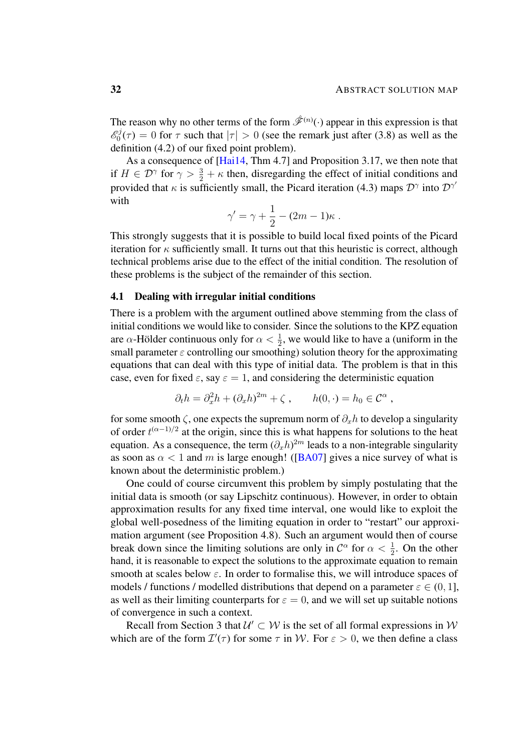The reason why no other terms of the form $\hat{\mathscr{F}}^{(n)}(\cdot)$ appear in this expression is that $\mathscr{E}_0^j(\tau) = 0$ for $\tau$ such that $|\tau| > 0$ (see the remark just after (3.8) as well as the definition (4.2) of our fixed point problem).

As a consequence of [Hai14, Thm 4.7] and Proposition 3.17, we then note that if $H \in \mathcal{D}^\gamma$ for $\gamma > \frac{3}{2} + \kappa$ then, disregarding the effect of initial conditions and provided that $\kappa$ is sufficiently small, the Picard iteration (4.3) maps $\mathcal{D}^\gamma$ into $\mathcal{D}^{\gamma'}$ with

$$\gamma' = \gamma + \frac{1}{2} - (2m-1)\kappa \;.$$

This strongly suggests that it is possible to build local fixed points of the Picard iteration for $\kappa$ sufficiently small. It turns out that this heuristic is correct, although technical problems arise due to the effect of the initial condition. The resolution of these problems is the subject of the remainder of this section.

## 4.1 Dealing with irregular initial conditions

There is a problem with the argument outlined above stemming from the class of initial conditions we would like to consider. Since the solutions to the KPZ equation are $\alpha$-Hölder continuous only for $\alpha < \frac{1}{2}$, we would like to have a (uniform in the small parameter $\varepsilon$ controlling our smoothing) solution theory for the approximating equations that can deal with this type of initial data. The problem is that in this case, even for fixed $\varepsilon$, say $\varepsilon = 1$, and considering the deterministic equation

$$\partial_t h = \partial_x^2 h + (\partial_x h)^{2m} + \zeta \;, \qquad h(0,\cdot) = h_0 \in \mathcal{C}^\alpha \;,$$

for some smooth $\zeta$, one expects the supremum norm of $\partial_x h$ to develop a singularity of order $t^{(\alpha-1)/2}$ at the origin, since this is what happens for solutions to the heat equation. As a consequence, the term $(\partial_x h)^{2m}$ leads to a non-integrable singularity as soon as $\alpha < 1$ and $m$ is large enough! ([BA07] gives a nice survey of what is known about the deterministic problem.)

One could of course circumvent this problem by simply postulating that the initial data is smooth (or say Lipschitz continuous). However, in order to obtain approximation results for any fixed time interval, one would like to exploit the global well-posedness of the limiting equation in order to "restart" our approximation argument (see Proposition 4.8). Such an argument would then of course break down since the limiting solutions are only in $\mathcal{C}^\alpha$ for $\alpha < \frac{1}{2}$. On the other hand, it is reasonable to expect the solutions to the approximate equation to remain smooth at scales below $\varepsilon$. In order to formalise this, we will introduce spaces of models / functions / modelled distributions that depend on a parameter $\varepsilon \in (0,1]$, as well as their limiting counterparts for $\varepsilon = 0$, and we will set up suitable notions of convergence in such a context.

Recall from Section 3 that $\mathcal{U}' \subset \mathcal{W}$ is the set of all formal expressions in $\mathcal{W}$ which are of the form $\mathcal{I}'(\tau)$ for some $\tau$ in $\mathcal{W}$. For $\varepsilon > 0$, we then define a class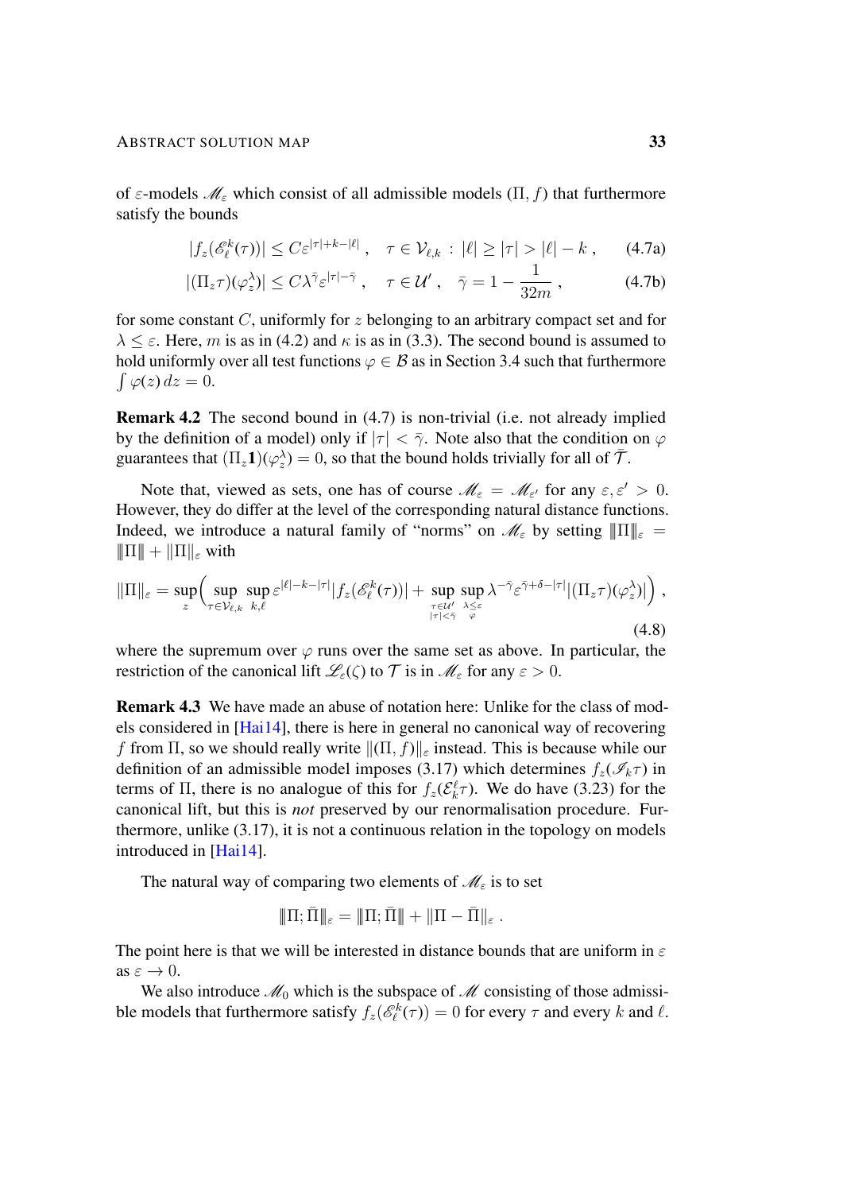of $\varepsilon$-models $\mathscr{M}_\varepsilon$ which consist of all admissible models $(\Pi, f)$ that furthermore satisfy the bounds

$$|f_z(\mathscr{E}_\ell^k(\tau))| \le C\varepsilon^{|\tau|+k-|\ell|}\;, \quad \tau \in \mathcal{V}_{\ell,k} \,:\, |\ell| \ge |\tau| > |\ell| - k\;, \tag{4.7a}$$

$$|(\Pi_z \tau)(\varphi_z^\lambda)| \le C\lambda^{\bar\gamma}\varepsilon^{|\tau|-\bar\gamma}\;, \quad \tau \in \mathcal{U}'\;, \quad \bar\gamma = 1 - \frac{1}{32m}\;, \tag{4.7b}$$

for some constant $C$, uniformly for $z$ belonging to an arbitrary compact set and for $\lambda \le \varepsilon$. Here, $m$ is as in (4.2) and $\kappa$ is as in (3.3). The second bound is assumed to hold uniformly over all test functions $\varphi \in \mathcal{B}$ as in Section 3.4 such that furthermore $\int \varphi(z)\,dz = 0$.

**Remark 4.2** The second bound in (4.7) is non-trivial (i.e. not already implied by the definition of a model) only if $|\tau| < \bar\gamma$. Note also that the condition on $\varphi$ guarantees that $(\Pi_z \mathbf{1})(\varphi_z^\lambda) = 0$, so that the bound holds trivially for all of $\bar{\mathcal{T}}$.

Note that, viewed as sets, one has of course $\mathscr{M}_\varepsilon = \mathscr{M}_{\varepsilon'}$ for any $\varepsilon, \varepsilon' > 0$. However, they do differ at the level of the corresponding natural distance functions. Indeed, we introduce a natural family of "norms" on $\mathscr{M}_\varepsilon$ by setting $|\!|\!|\Pi|\!|\!|_\varepsilon = |\!|\!|\Pi|\!|\!| + \|\Pi\|_\varepsilon$ with

$$\|\Pi\|_\varepsilon = \sup_z \Big( \sup_{\tau \in \mathcal{V}_{\ell,k}} \sup_{k,\ell} \varepsilon^{|\ell|-k-|\tau|} |f_z(\mathscr{E}_\ell^k(\tau))| + \sup_{\substack{\tau \in \mathcal{U}' \\ |\tau| < \bar\gamma}} \sup_{\substack{\lambda \le \varepsilon \\ \varphi}} \lambda^{-\bar\gamma} \varepsilon^{\bar\gamma+\delta-|\tau|} |(\Pi_z \tau)(\varphi_z^\lambda)| \Big)\;, \tag{4.8}$$

where the supremum over $\varphi$ runs over the same set as above. In particular, the restriction of the canonical lift $\mathscr{L}_\varepsilon(\zeta)$ to $\mathcal{T}$ is in $\mathscr{M}_\varepsilon$ for any $\varepsilon > 0$.

**Remark 4.3** We have made an abuse of notation here: Unlike for the class of models considered in [Hai14], there is here in general no canonical way of recovering $f$ from $\Pi$, so we should really write $\|(\Pi, f)\|_\varepsilon$ instead. This is because while our definition of an admissible model imposes (3.17) which determines $f_z(\mathscr{I}_k \tau)$ in terms of $\Pi$, there is no analogue of this for $f_z(\mathcal{E}_k^\ell \tau)$. We do have (3.23) for the canonical lift, but this is *not* preserved by our renormalisation procedure. Furthermore, unlike (3.17), it is not a continuous relation in the topology on models introduced in [Hai14].

The natural way of comparing two elements of $\mathscr{M}_\varepsilon$ is to set

$$|\!|\!|\Pi; \bar\Pi|\!|\!|_\varepsilon = |\!|\!|\Pi; \bar\Pi|\!|\!| + \|\Pi - \bar\Pi\|_\varepsilon\;.$$

The point here is that we will be interested in distance bounds that are uniform in $\varepsilon$ as $\varepsilon \to 0$.

We also introduce $\mathscr{M}_0$ which is the subspace of $\mathscr{M}$ consisting of those admissible models that furthermore satisfy $f_z(\mathscr{E}_\ell^k(\tau)) = 0$ for every $\tau$ and every $k$ and $\ell$.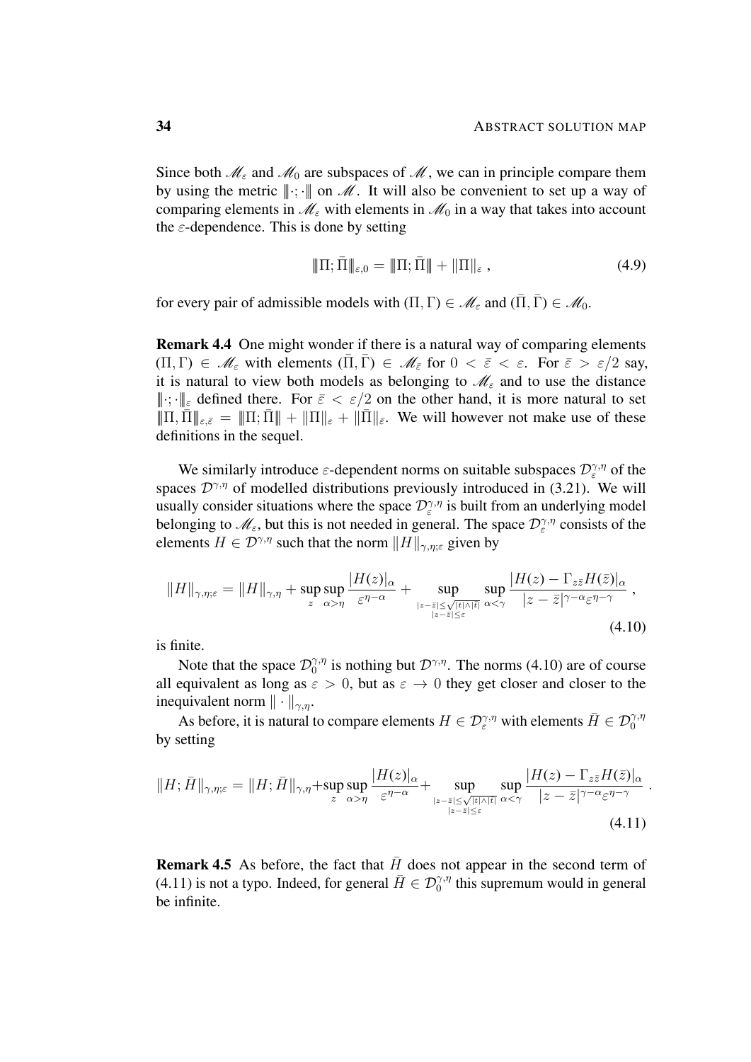Since both $\mathscr{M}_\varepsilon$ and $\mathscr{M}_0$ are subspaces of $\mathscr{M}$, we can in principle compare them by using the metric $|\!|\!|\cdot;\cdot|\!|\!|$ on $\mathscr{M}$. It will also be convenient to set up a way of comparing elements in $\mathscr{M}_\varepsilon$ with elements in $\mathscr{M}_0$ in a way that takes into account the $\varepsilon$-dependence. This is done by setting

$$|\!|\!|\Pi;\bar\Pi|\!|\!|_{\varepsilon,0} = |\!|\!|\Pi;\bar\Pi|\!|\!| + \|\Pi\|_\varepsilon\;, \tag{4.9}$$

for every pair of admissible models with $(\Pi,\Gamma)\in\mathscr{M}_\varepsilon$ and $(\bar\Pi,\bar\Gamma)\in\mathscr{M}_0$.

**Remark 4.4** One might wonder if there is a natural way of comparing elements $(\Pi,\Gamma)\in\mathscr{M}_\varepsilon$ with elements $(\bar\Pi,\bar\Gamma)\in\mathscr{M}_{\bar\varepsilon}$ for $0<\bar\varepsilon<\varepsilon$. For $\bar\varepsilon>\varepsilon/2$ say, it is natural to view both models as belonging to $\mathscr{M}_\varepsilon$ and to use the distance $|\!|\!|\cdot;\cdot|\!|\!|_\varepsilon$ defined there. For $\bar\varepsilon<\varepsilon/2$ on the other hand, it is more natural to set $|\!|\!|\Pi,\bar\Pi|\!|\!|_{\varepsilon,\bar\varepsilon} = |\!|\!|\Pi;\bar\Pi|\!|\!| + \|\Pi\|_\varepsilon + \|\bar\Pi\|_{\bar\varepsilon}$. We will however not make use of these definitions in the sequel.

We similarly introduce $\varepsilon$-dependent norms on suitable subspaces $\mathcal{D}^{\gamma,\eta}_\varepsilon$ of the spaces $\mathcal{D}^{\gamma,\eta}$ of modelled distributions previously introduced in (3.21). We will usually consider situations where the space $\mathcal{D}^{\gamma,\eta}_\varepsilon$ is built from an underlying model belonging to $\mathscr{M}_\varepsilon$, but this is not needed in general. The space $\mathcal{D}^{\gamma,\eta}_\varepsilon$ consists of the elements $H\in\mathcal{D}^{\gamma,\eta}$ such that the norm $\|H\|_{\gamma,\eta;\varepsilon}$ given by

$$\|H\|_{\gamma,\eta;\varepsilon} = \|H\|_{\gamma,\eta} + \sup_z\sup_{\alpha>\eta}\frac{|H(z)|_\alpha}{\varepsilon^{\eta-\alpha}} + \sup_{\substack{|z-\bar z|\le\sqrt{|t|\wedge|\bar t|}\\ |z-\bar z|\le\varepsilon}}\sup_{\alpha<\gamma}\frac{|H(z)-\Gamma_{z\bar z}H(\bar z)|_\alpha}{|z-\bar z|^{\gamma-\alpha}\varepsilon^{\eta-\gamma}}\;, \tag{4.10}$$

is finite.

Note that the space $\mathcal{D}^{\gamma,\eta}_0$ is nothing but $\mathcal{D}^{\gamma,\eta}$. The norms (4.10) are of course all equivalent as long as $\varepsilon>0$, but as $\varepsilon\to0$ they get closer and closer to the inequivalent norm $\|\cdot\|_{\gamma,\eta}$.

As before, it is natural to compare elements $H\in\mathcal{D}^{\gamma,\eta}_\varepsilon$ with elements $\bar H\in\mathcal{D}^{\gamma,\eta}_0$ by setting

$$\|H;\bar H\|_{\gamma,\eta;\varepsilon} = \|H;\bar H\|_{\gamma,\eta} + \sup_z\sup_{\alpha>\eta}\frac{|H(z)|_\alpha}{\varepsilon^{\eta-\alpha}} + \sup_{\substack{|z-\bar z|\le\sqrt{|t|\wedge|\bar t|}\\ |z-\bar z|\le\varepsilon}}\sup_{\alpha<\gamma}\frac{|H(z)-\Gamma_{z\bar z}H(\bar z)|_\alpha}{|z-\bar z|^{\gamma-\alpha}\varepsilon^{\eta-\gamma}}\;. \tag{4.11}$$

**Remark 4.5** As before, the fact that $\bar H$ does not appear in the second term of (4.11) is not a typo. Indeed, for general $\bar H\in\mathcal{D}^{\gamma,\eta}_0$ this supremum would in general be infinite.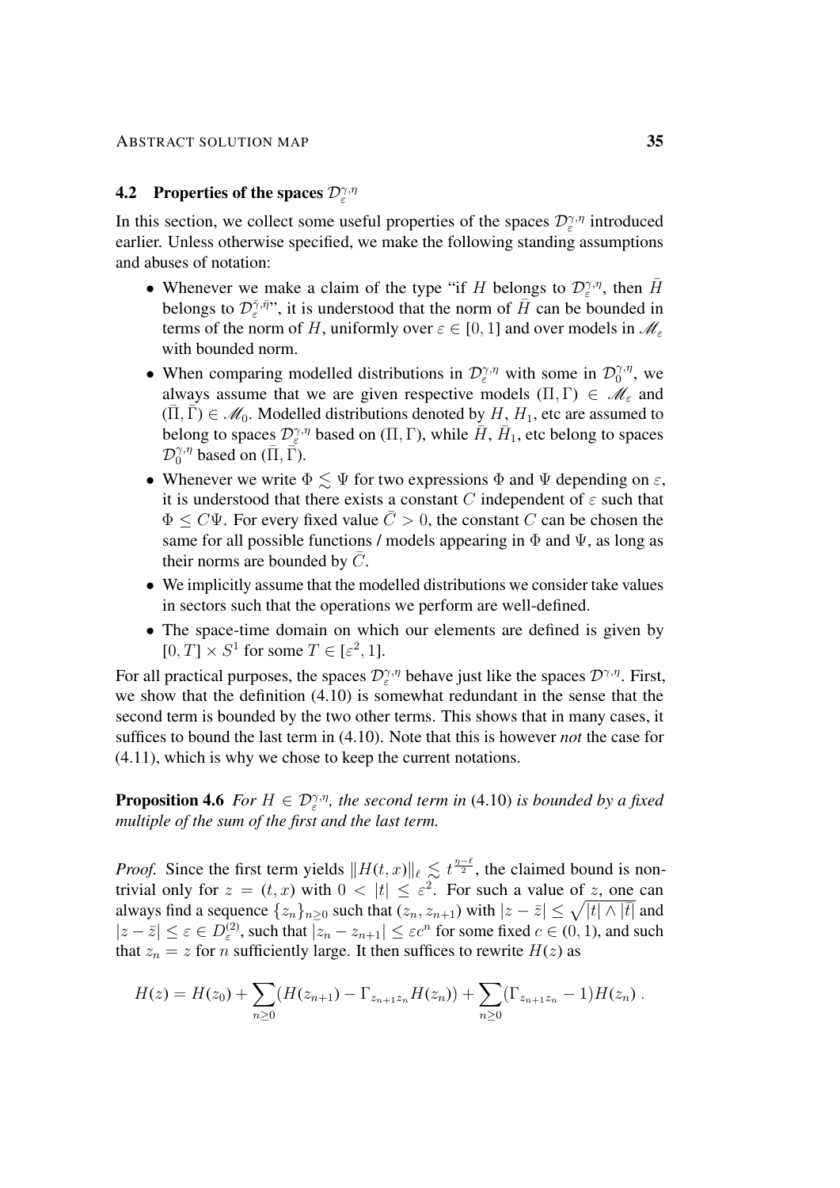## 4.2 Properties of the spaces $\mathcal{D}_\varepsilon^{\gamma,\eta}$

In this section, we collect some useful properties of the spaces $\mathcal{D}_\varepsilon^{\gamma,\eta}$ introduced earlier. Unless otherwise specified, we make the following standing assumptions and abuses of notation:

- Whenever we make a claim of the type "if $H$ belongs to $\mathcal{D}_\varepsilon^{\gamma,\eta}$, then $\bar{H}$ belongs to $\mathcal{D}_\varepsilon^{\bar{\gamma},\bar{\eta}}$", it is understood that the norm of $\bar{H}$ can be bounded in terms of the norm of $H$, uniformly over $\varepsilon \in [0,1]$ and over models in $\mathscr{M}_\varepsilon$ with bounded norm.
- When comparing modelled distributions in $\mathcal{D}_\varepsilon^{\gamma,\eta}$ with some in $\mathcal{D}_0^{\gamma,\eta}$, we always assume that we are given respective models $(\Pi, \Gamma) \in \mathscr{M}_\varepsilon$ and $(\bar{\Pi}, \bar{\Gamma}) \in \mathscr{M}_0$. Modelled distributions denoted by $H$, $H_1$, etc are assumed to belong to spaces $\mathcal{D}_\varepsilon^{\gamma,\eta}$ based on $(\Pi, \Gamma)$, while $\bar{H}$, $\bar{H}_1$, etc belong to spaces $\mathcal{D}_0^{\gamma,\eta}$ based on $(\bar{\Pi}, \bar{\Gamma})$.
- Whenever we write $\Phi \lesssim \Psi$ for two expressions $\Phi$ and $\Psi$ depending on $\varepsilon$, it is understood that there exists a constant $C$ independent of $\varepsilon$ such that $\Phi \leq C\Psi$. For every fixed value $\bar{C} > 0$, the constant $C$ can be chosen the same for all possible functions / models appearing in $\Phi$ and $\Psi$, as long as their norms are bounded by $\bar{C}$.
- We implicitly assume that the modelled distributions we consider take values in sectors such that the operations we perform are well-defined.
- The space-time domain on which our elements are defined is given by $[0, T] \times S^1$ for some $T \in [\varepsilon^2, 1]$.

For all practical purposes, the spaces $\mathcal{D}_\varepsilon^{\gamma,\eta}$ behave just like the spaces $\mathcal{D}^{\gamma,\eta}$. First, we show that the definition (4.10) is somewhat redundant in the sense that the second term is bounded by the two other terms. This shows that in many cases, it suffices to bound the last term in (4.10). Note that this is however *not* the case for (4.11), which is why we chose to keep the current notations.

**Proposition 4.6** *For $H \in \mathcal{D}_\varepsilon^{\gamma,\eta}$, the second term in* (4.10) *is bounded by a fixed multiple of the sum of the first and the last term.*

*Proof.* Since the first term yields $\|H(t,x)\|_\ell \lesssim t^{\frac{\eta-\ell}{2}}$, the claimed bound is non-trivial only for $z = (t,x)$ with $0 < |t| \leq \varepsilon^2$. For such a value of $z$, one can always find a sequence $\{z_n\}_{n\geq 0}$ such that $(z_n, z_{n+1})$ with $|z - \bar{z}| \leq \sqrt{|t| \wedge |\bar{t}|}$ and $|z - \bar{z}| \leq \varepsilon \in D_\varepsilon^{(2)}$, such that $|z_n - z_{n+1}| \leq \varepsilon c^n$ for some fixed $c \in (0,1)$, and such that $z_n = z$ for $n$ sufficiently large. It then suffices to rewrite $H(z)$ as

$$H(z) = H(z_0) + \sum_{n\geq 0} (H(z_{n+1}) - \Gamma_{z_{n+1}z_n} H(z_n)) + \sum_{n\geq 0} (\Gamma_{z_{n+1}z_n} - 1) H(z_n) .$$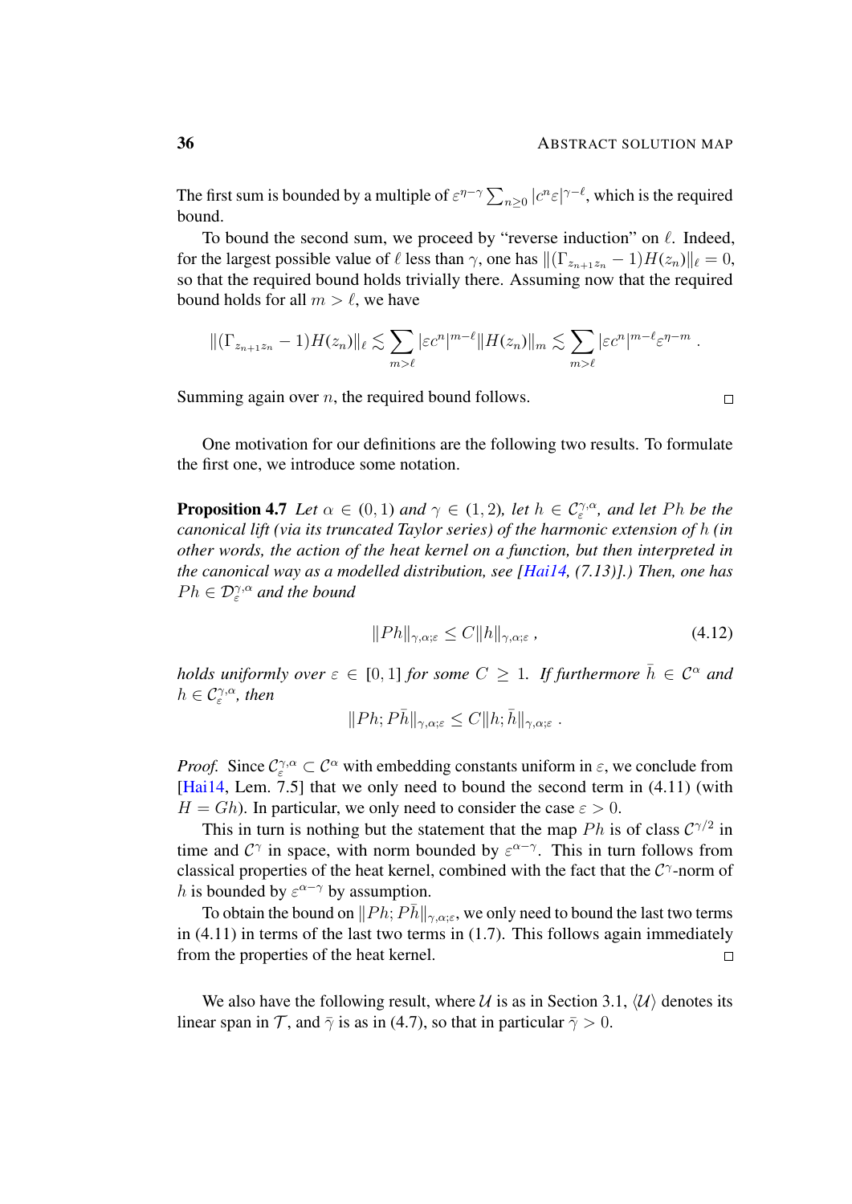The first sum is bounded by a multiple of $\varepsilon^{\eta-\gamma} \sum_{n\geq 0} |c^n \varepsilon|^{\gamma-\ell}$, which is the required bound.

To bound the second sum, we proceed by "reverse induction" on $\ell$. Indeed, for the largest possible value of $\ell$ less than $\gamma$, one has $\|(\Gamma_{z_{n+1}z_n} - 1)H(z_n)\|_\ell = 0$, so that the required bound holds trivially there. Assuming now that the required bound holds for all $m > \ell$, we have

$$\|(\Gamma_{z_{n+1}z_n} - 1)H(z_n)\|_\ell \lesssim \sum_{m>\ell} |\varepsilon c^n|^{m-\ell} \|H(z_n)\|_m \lesssim \sum_{m>\ell} |\varepsilon c^n|^{m-\ell} \varepsilon^{\eta-m} .$$

Summing again over $n$, the required bound follows. □

One motivation for our definitions are the following two results. To formulate the first one, we introduce some notation.

**Proposition 4.7** *Let $\alpha \in (0,1)$ and $\gamma \in (1,2)$, let $h \in \mathcal{C}_\varepsilon^{\gamma,\alpha}$, and let $Ph$ be the canonical lift (via its truncated Taylor series) of the harmonic extension of $h$ (in other words, the action of the heat kernel on a function, but then interpreted in the canonical way as a modelled distribution, see [Hai14, (7.13)].) Then, one has $Ph \in \mathcal{D}_\varepsilon^{\gamma,\alpha}$ and the bound*

$$\|Ph\|_{\gamma,\alpha;\varepsilon} \leq C\|h\|_{\gamma,\alpha;\varepsilon} , \tag{4.12}$$

*holds uniformly over $\varepsilon \in [0,1]$ for some $C \geq 1$. If furthermore $\bar{h} \in \mathcal{C}^\alpha$ and $h \in \mathcal{C}_\varepsilon^{\gamma,\alpha}$, then*

$$\|Ph; P\bar{h}\|_{\gamma,\alpha;\varepsilon} \leq C\|h; \bar{h}\|_{\gamma,\alpha;\varepsilon} .$$

*Proof.* Since $\mathcal{C}_\varepsilon^{\gamma,\alpha} \subset \mathcal{C}^\alpha$ with embedding constants uniform in $\varepsilon$, we conclude from [Hai14, Lem. 7.5] that we only need to bound the second term in (4.11) (with $H = Gh$). In particular, we only need to consider the case $\varepsilon > 0$.

This in turn is nothing but the statement that the map $Ph$ is of class $\mathcal{C}^{\gamma/2}$ in time and $\mathcal{C}^\gamma$ in space, with norm bounded by $\varepsilon^{\alpha-\gamma}$. This in turn follows from classical properties of the heat kernel, combined with the fact that the $\mathcal{C}^\gamma$-norm of $h$ is bounded by $\varepsilon^{\alpha-\gamma}$ by assumption.

To obtain the bound on $\|Ph; P\bar{h}\|_{\gamma,\alpha;\varepsilon}$, we only need to bound the last two terms in (4.11) in terms of the last two terms in (1.7). This follows again immediately from the properties of the heat kernel. □

We also have the following result, where $\mathcal{U}$ is as in Section 3.1, $\langle \mathcal{U} \rangle$ denotes its linear span in $\mathcal{T}$, and $\bar{\gamma}$ is as in (4.7), so that in particular $\bar{\gamma} > 0$.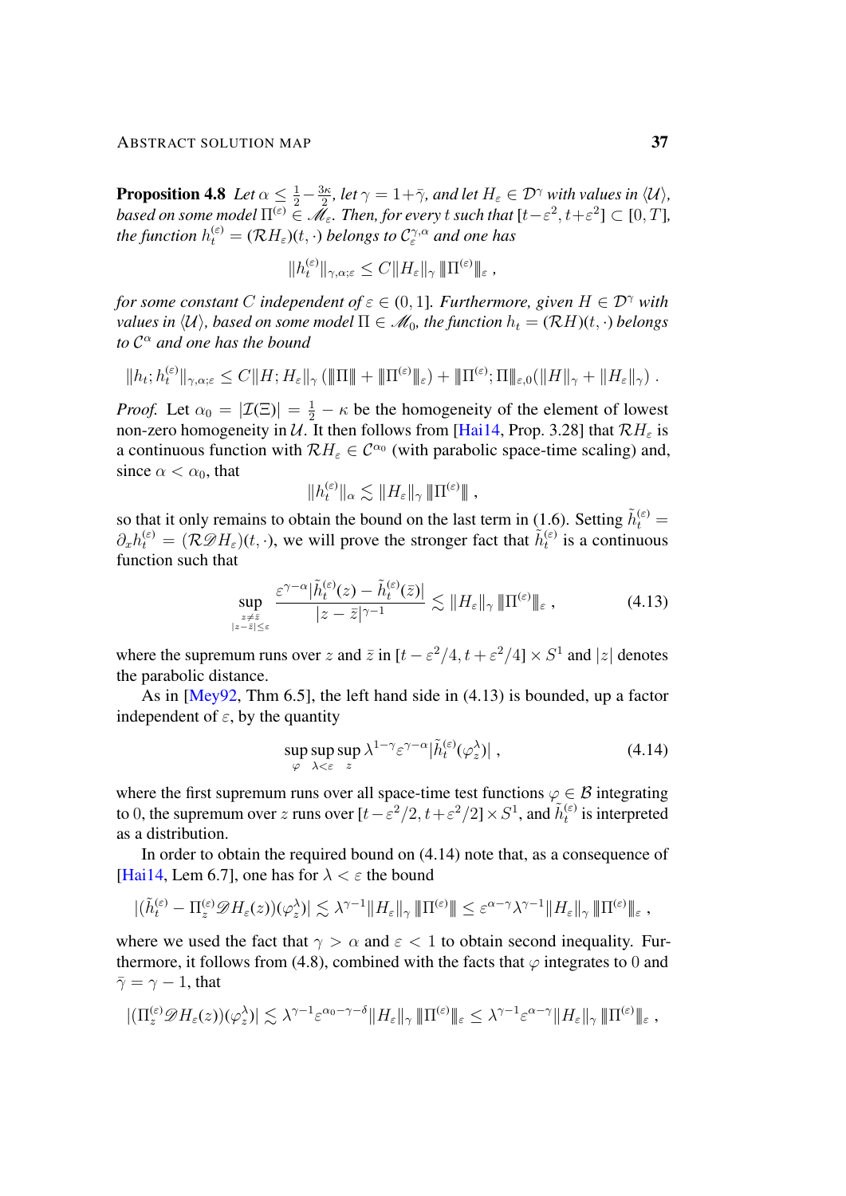**Proposition 4.8** *Let $\alpha \leq \frac{1}{2} - \frac{3\kappa}{2}$, let $\gamma = 1 + \bar{\gamma}$, and let $H_\varepsilon \in \mathcal{D}^\gamma$ with values in $\langle \mathcal{U} \rangle$, based on some model $\Pi^{(\varepsilon)} \in \mathscr{M}_\varepsilon$. Then, for every $t$ such that $[t - \varepsilon^2, t + \varepsilon^2] \subset [0, T]$, the function $h_t^{(\varepsilon)} = (\mathcal{R} H_\varepsilon)(t, \cdot)$ belongs to $\mathcal{C}_\varepsilon^{\gamma,\alpha}$ and one has*

$$\|h_t^{(\varepsilon)}\|_{\gamma,\alpha;\varepsilon} \leq C \|H_\varepsilon\|_\gamma \, \|\!|\Pi^{(\varepsilon)}|\!\|_\varepsilon \;,$$

*for some constant $C$ independent of $\varepsilon \in (0,1]$. Furthermore, given $H \in \mathcal{D}^\gamma$ with values in $\langle \mathcal{U} \rangle$, based on some model $\Pi \in \mathscr{M}_0$, the function $h_t = (\mathcal{R} H)(t, \cdot)$ belongs to $\mathcal{C}^\alpha$ and one has the bound*

$$\|h_t; h_t^{(\varepsilon)}\|_{\gamma,\alpha;\varepsilon} \leq C \|H; H_\varepsilon\|_\gamma \left( \|\!|\Pi|\!\| + \|\!|\Pi^{(\varepsilon)}|\!\|_\varepsilon \right) + \|\!|\Pi^{(\varepsilon)}; \Pi|\!\|_{\varepsilon,0} (\|H\|_\gamma + \|H_\varepsilon\|_\gamma) \;.$$

*Proof.* Let $\alpha_0 = |\mathcal{I}(\Xi)| = \frac{1}{2} - \kappa$ be the homogeneity of the element of lowest non-zero homogeneity in $\mathcal{U}$. It then follows from [Hai14, Prop. 3.28] that $\mathcal{R} H_\varepsilon$ is a continuous function with $\mathcal{R} H_\varepsilon \in \mathcal{C}^{\alpha_0}$ (with parabolic space-time scaling) and, since $\alpha < \alpha_0$, that

$$\|h_t^{(\varepsilon)}\|_\alpha \lesssim \|H_\varepsilon\|_\gamma \, \|\!|\Pi^{(\varepsilon)}|\!\| \;,$$

so that it only remains to obtain the bound on the last term in (1.6). Setting $\tilde{h}_t^{(\varepsilon)} = \partial_x h_t^{(\varepsilon)} = (\mathcal{R} \mathscr{D} H_\varepsilon)(t, \cdot)$, we will prove the stronger fact that $\tilde{h}_t^{(\varepsilon)}$ is a continuous function such that

$$\sup_{\substack{z \neq \bar{z} \\ |z - \bar{z}| \leq \varepsilon}} \frac{\varepsilon^{\gamma - \alpha} |\tilde{h}_t^{(\varepsilon)}(z) - \tilde{h}_t^{(\varepsilon)}(\bar{z})|}{|z - \bar{z}|^{\gamma - 1}} \lesssim \|H_\varepsilon\|_\gamma \, \|\!|\Pi^{(\varepsilon)}|\!\|_\varepsilon \;, \tag{4.13}$$

where the supremum runs over $z$ and $\bar{z}$ in $[t - \varepsilon^2/4, t + \varepsilon^2/4] \times S^1$ and $|z|$ denotes the parabolic distance.

As in [Mey92, Thm 6.5], the left hand side in (4.13) is bounded, up a factor independent of $\varepsilon$, by the quantity

$$\sup_\varphi \sup_{\lambda < \varepsilon} \sup_z \lambda^{1-\gamma} \varepsilon^{\gamma - \alpha} |\tilde{h}_t^{(\varepsilon)}(\varphi_z^\lambda)| \;, \tag{4.14}$$

where the first supremum runs over all space-time test functions $\varphi \in \mathcal{B}$ integrating to $0$, the supremum over $z$ runs over $[t - \varepsilon^2/2, t + \varepsilon^2/2] \times S^1$, and $\tilde{h}_t^{(\varepsilon)}$ is interpreted as a distribution.

In order to obtain the required bound on (4.14) note that, as a consequence of [Hai14, Lem 6.7], one has for $\lambda < \varepsilon$ the bound

$$|(\tilde{h}_t^{(\varepsilon)} - \Pi_z^{(\varepsilon)} \mathscr{D} H_\varepsilon(z))(\varphi_z^\lambda)| \lesssim \lambda^{\gamma - 1} \|H_\varepsilon\|_\gamma \, \|\!|\Pi^{(\varepsilon)}|\!\| \leq \varepsilon^{\alpha - \gamma} \lambda^{\gamma - 1} \|H_\varepsilon\|_\gamma \, \|\!|\Pi^{(\varepsilon)}|\!\|_\varepsilon \;,$$

where we used the fact that $\gamma > \alpha$ and $\varepsilon < 1$ to obtain second inequality. Furthermore, it follows from (4.8), combined with the facts that $\varphi$ integrates to $0$ and $\bar{\gamma} = \gamma - 1$, that

$$|(\Pi_z^{(\varepsilon)} \mathscr{D} H_\varepsilon(z))(\varphi_z^\lambda)| \lesssim \lambda^{\gamma - 1} \varepsilon^{\alpha_0 - \gamma - \delta} \|H_\varepsilon\|_\gamma \, \|\!|\Pi^{(\varepsilon)}|\!\|_\varepsilon \leq \lambda^{\gamma - 1} \varepsilon^{\alpha - \gamma} \|H_\varepsilon\|_\gamma \, \|\!|\Pi^{(\varepsilon)}|\!\|_\varepsilon \;,$$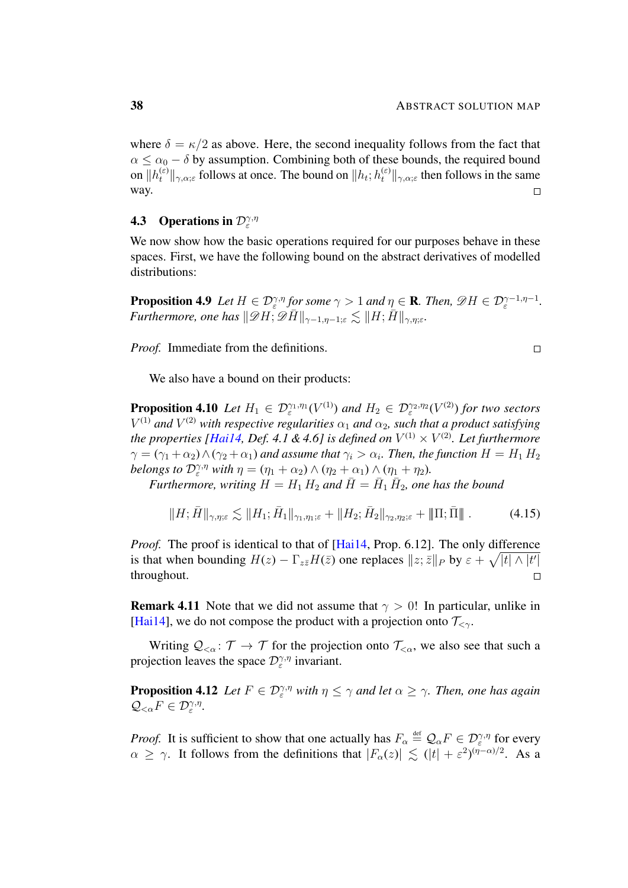where $\delta = \kappa/2$ as above. Here, the second inequality follows from the fact that $\alpha \leq \alpha_0 - \delta$ by assumption. Combining both of these bounds, the required bound on $\|h_t^{(\varepsilon)}\|_{\gamma,\alpha;\varepsilon}$ follows at once. The bound on $\|h_t; h_t^{(\varepsilon)}\|_{\gamma,\alpha;\varepsilon}$ then follows in the same way. □

### 4.3 Operations in $\mathcal{D}_\varepsilon^{\gamma,\eta}$

We now show how the basic operations required for our purposes behave in these spaces. First, we have the following bound on the abstract derivatives of modelled distributions:

**Proposition 4.9** *Let $H \in \mathcal{D}_\varepsilon^{\gamma,\eta}$ for some $\gamma > 1$ and $\eta \in \mathbf{R}$. Then, $\mathscr{D}H \in \mathcal{D}_\varepsilon^{\gamma-1,\eta-1}$. Furthermore, one has $\|\mathscr{D}H; \mathscr{D}\bar{H}\|_{\gamma-1,\eta-1;\varepsilon} \lesssim \|H; \bar{H}\|_{\gamma,\eta;\varepsilon}$.*

*Proof.* Immediate from the definitions. □

We also have a bound on their products:

**Proposition 4.10** *Let $H_1 \in \mathcal{D}_\varepsilon^{\gamma_1,\eta_1}(V^{(1)})$ and $H_2 \in \mathcal{D}_\varepsilon^{\gamma_2,\eta_2}(V^{(2)})$ for two sectors $V^{(1)}$ and $V^{(2)}$ with respective regularities $\alpha_1$ and $\alpha_2$, such that a product satisfying the properties [Hai14, Def. 4.1 & 4.6] is defined on $V^{(1)} \times V^{(2)}$. Let furthermore $\gamma = (\gamma_1 + \alpha_2) \wedge (\gamma_2 + \alpha_1)$ and assume that $\gamma_i > \alpha_i$. Then, the function $H = H_1\, H_2$ belongs to $\mathcal{D}_\varepsilon^{\gamma,\eta}$ with $\eta = (\eta_1 + \alpha_2) \wedge (\eta_2 + \alpha_1) \wedge (\eta_1 + \eta_2)$.*

*Furthermore, writing $H = H_1\, H_2$ and $\bar{H} = \bar{H}_1\, \bar{H}_2$, one has the bound*

$$\|H; \bar{H}\|_{\gamma,\eta;\varepsilon} \lesssim \|H_1; \bar{H}_1\|_{\gamma_1,\eta_1;\varepsilon} + \|H_2; \bar{H}_2\|_{\gamma_2,\eta_2;\varepsilon} + \|\Pi; \bar{\Pi}\| \,. \tag{4.15}$$

*Proof.* The proof is identical to that of [Hai14, Prop. 6.12]. The only difference is that when bounding $H(z) - \Gamma_{z\bar{z}} H(\bar{z})$ one replaces $\|z; \bar{z}\|_P$ by $\varepsilon + \sqrt{|t| \wedge |t'|}$ throughout. □

**Remark 4.11** Note that we did not assume that $\gamma > 0$! In particular, unlike in [Hai14], we do not compose the product with a projection onto $\mathcal{T}_{<\gamma}$.

Writing $\mathcal{Q}_{<\alpha} \colon \mathcal{T} \to \mathcal{T}$ for the projection onto $\mathcal{T}_{<\alpha}$, we also see that such a projection leaves the space $\mathcal{D}_\varepsilon^{\gamma,\eta}$ invariant.

**Proposition 4.12** *Let $F \in \mathcal{D}_\varepsilon^{\gamma,\eta}$ with $\eta \leq \gamma$ and let $\alpha \geq \gamma$. Then, one has again $\mathcal{Q}_{<\alpha} F \in \mathcal{D}_\varepsilon^{\gamma,\eta}$.*

*Proof.* It is sufficient to show that one actually has $F_\alpha \stackrel{\text{def}}{=} \mathcal{Q}_\alpha F \in \mathcal{D}_\varepsilon^{\gamma,\eta}$ for every $\alpha \geq \gamma$. It follows from the definitions that $|F_\alpha(z)| \lesssim (|t| + \varepsilon^2)^{(\eta-\alpha)/2}$. As a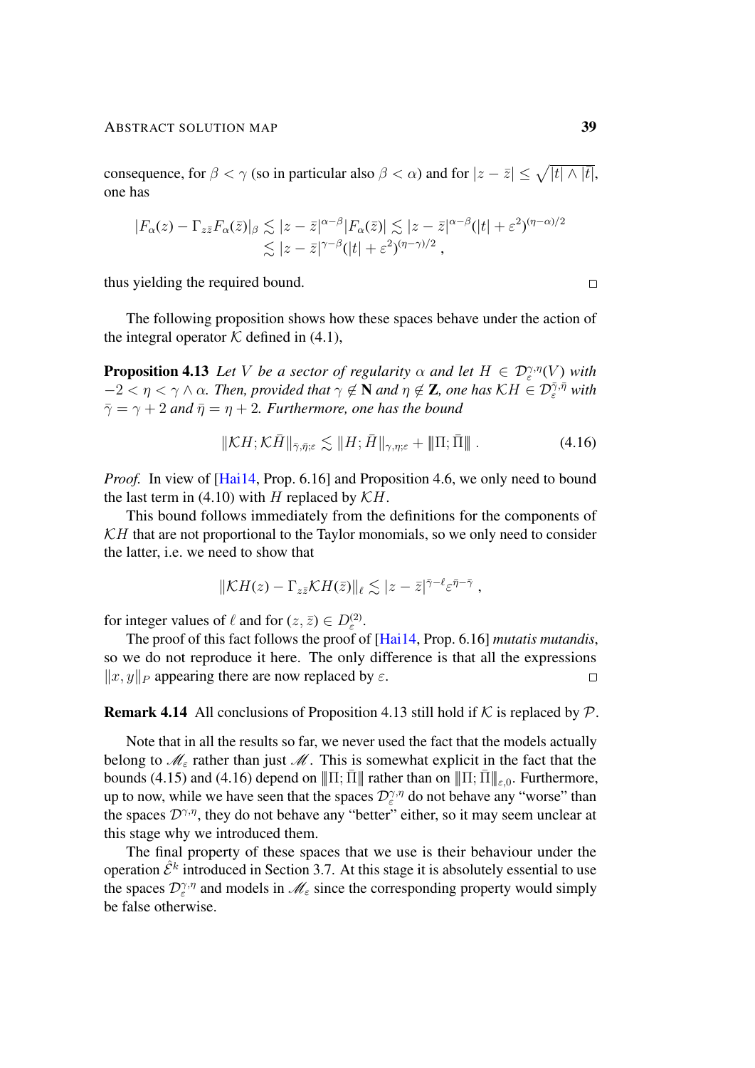consequence, for $\beta < \gamma$ (so in particular also $\beta < \alpha$) and for $|z - \bar z| \le \sqrt{|t| \wedge |\bar t|}$, one has

$$
\begin{aligned}
|F_\alpha(z) - \Gamma_{z\bar z} F_\alpha(\bar z)|_\beta &\lesssim |z - \bar z|^{\alpha-\beta} |F_\alpha(\bar z)| \lesssim |z - \bar z|^{\alpha - \beta} (|t| + \varepsilon^2)^{(\eta-\alpha)/2} \\
&\lesssim |z - \bar z|^{\gamma-\beta} (|t| + \varepsilon^2)^{(\eta-\gamma)/2} ,
\end{aligned}
$$

thus yielding the required bound. □

The following proposition shows how these spaces behave under the action of the integral operator $\mathcal{K}$ defined in (4.1),

**Proposition 4.13** *Let $V$ be a sector of regularity $\alpha$ and let $H \in \mathcal{D}_\varepsilon^{\gamma,\eta}(V)$ with $-2 < \eta < \gamma \wedge \alpha$. Then, provided that $\gamma \notin \mathbf{N}$ and $\eta \notin \mathbf{Z}$, one has $\mathcal{K}H \in \mathcal{D}_\varepsilon^{\bar\gamma,\bar\eta}$ with $\bar\gamma = \gamma + 2$ and $\bar\eta = \eta + 2$. Furthermore, one has the bound*

$$
\| \mathcal{K}H ; \mathcal{K}\bar H \|_{\bar\gamma,\bar\eta;\varepsilon} \lesssim \| H ; \bar H \|_{\gamma,\eta;\varepsilon} + \| \Pi ; \bar\Pi \| \;. \tag{4.16}
$$

*Proof.* In view of [Hai14, Prop. 6.16] and Proposition 4.6, we only need to bound the last term in (4.10) with $H$ replaced by $\mathcal{K}H$.

This bound follows immediately from the definitions for the components of $\mathcal{K}H$ that are not proportional to the Taylor monomials, so we only need to consider the latter, i.e. we need to show that

$$
\| \mathcal{K}H(z) - \Gamma_{z\bar z} \mathcal{K}H(\bar z) \|_\ell \lesssim |z - \bar z|^{\bar\gamma - \ell} \varepsilon^{\bar\eta - \bar\gamma} \;,
$$

for integer values of $\ell$ and for $(z, \bar z) \in D_\varepsilon^{(2)}$.

The proof of this fact follows the proof of [Hai14, Prop. 6.16] *mutatis mutandis*, so we do not reproduce it here. The only difference is that all the expressions $\|x, y\|_P$ appearing there are now replaced by $\varepsilon$. □

**Remark 4.14** All conclusions of Proposition 4.13 still hold if $\mathcal{K}$ is replaced by $\mathcal{P}$.

Note that in all the results so far, we never used the fact that the models actually belong to $\mathscr{M}_\varepsilon$ rather than just $\mathscr{M}$. This is somewhat explicit in the fact that the bounds (4.15) and (4.16) depend on $\| \Pi ; \bar\Pi \|$ rather than on $\| \Pi ; \bar\Pi \|_{\varepsilon,0}$. Furthermore, up to now, while we have seen that the spaces $\mathcal{D}_\varepsilon^{\gamma,\eta}$ do not behave any "worse" than the spaces $\mathcal{D}^{\gamma,\eta}$, they do not behave any "better" either, so it may seem unclear at this stage why we introduced them.

The final property of these spaces that we use is their behaviour under the operation $\hat{\mathcal{E}}^k$ introduced in Section 3.7. At this stage it is absolutely essential to use the spaces $\mathcal{D}_\varepsilon^{\gamma,\eta}$ and models in $\mathscr{M}_\varepsilon$ since the corresponding property would simply be false otherwise.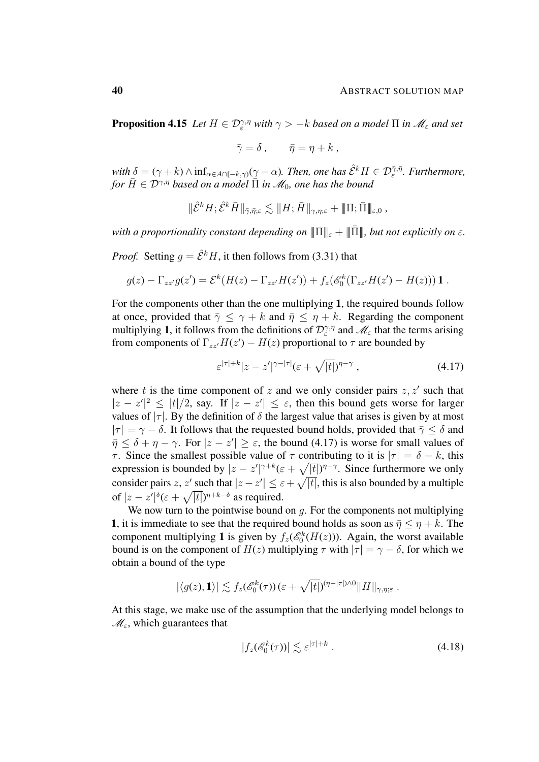**Proposition 4.15** *Let $H \in \mathcal{D}_\varepsilon^{\gamma,\eta}$ with $\gamma > -k$ based on a model $\Pi$ in $\mathscr{M}_\varepsilon$ and set*

$$\bar\gamma = \delta\;, \qquad \bar\eta = \eta + k\;,$$

*with $\delta = (\gamma + k) \wedge \inf_{\alpha \in A \cap [-k,\gamma)} (\gamma - \alpha)$. Then, one has $\hat{\mathcal{E}}^k H \in \mathcal{D}_\varepsilon^{\bar\gamma,\bar\eta}$. Furthermore, for $\bar H \in \mathcal{D}^{\gamma,\eta}$ based on a model $\bar\Pi$ in $\mathscr{M}_0$, one has the bound*

$$\|\hat{\mathcal{E}}^k H; \hat{\mathcal{E}}^k \bar H\|_{\bar\gamma,\bar\eta;\varepsilon} \lesssim \|H;\bar H\|_{\gamma,\eta;\varepsilon} + \|\!|\Pi;\bar\Pi|\!\|_{\varepsilon,0}\;,$$

*with a proportionality constant depending on $\|\!|\Pi|\!\|_\varepsilon + \|\!|\bar\Pi|\!\|$, but not explicitly on $\varepsilon$.*

*Proof.* Setting $g = \hat{\mathcal{E}}^k H$, it then follows from (3.31) that

$$g(z) - \Gamma_{zz'} g(z') = \mathcal{E}^k(H(z) - \Gamma_{zz'}H(z')) + f_z(\mathscr{E}_0^k(\Gamma_{zz'}H(z') - H(z)))\,\mathbf{1}\;.$$

For the components other than the one multiplying $\mathbf{1}$, the required bounds follow at once, provided that $\bar\gamma \le \gamma + k$ and $\bar\eta \le \eta + k$. Regarding the component multiplying $\mathbf{1}$, it follows from the definitions of $\mathcal{D}_\varepsilon^{\gamma,\eta}$ and $\mathscr{M}_\varepsilon$ that the terms arising from components of $\Gamma_{zz'}H(z') - H(z)$ proportional to $\tau$ are bounded by

$$\varepsilon^{|\tau|+k}|z-z'|^{\gamma-|\tau|}(\varepsilon + \sqrt{|t|})^{\eta-\gamma}\;, \tag{4.17}$$

where $t$ is the time component of $z$ and we only consider pairs $z, z'$ such that $|z-z'|^2 \le |t|/2$, say. If $|z-z'| \le \varepsilon$, then this bound gets worse for larger values of $|\tau|$. By the definition of $\delta$ the largest value that arises is given by at most $|\tau| = \gamma - \delta$. It follows that the requested bound holds, provided that $\bar\gamma \le \delta$ and $\bar\eta \le \delta + \eta - \gamma$. For $|z-z'| \ge \varepsilon$, the bound (4.17) is worse for small values of $\tau$. Since the smallest possible value of $\tau$ contributing to it is $|\tau| = \delta - k$, this expression is bounded by $|z-z'|^{\gamma+k}(\varepsilon + \sqrt{|t|})^{\eta-\gamma}$. Since furthermore we only consider pairs $z$, $z'$ such that $|z-z'| \le \varepsilon + \sqrt{|t|}$, this is also bounded by a multiple of $|z-z'|^\delta(\varepsilon + \sqrt{|t|})^{\eta+k-\delta}$ as required.

We now turn to the pointwise bound on $g$. For the components not multiplying $\mathbf{1}$, it is immediate to see that the required bound holds as soon as $\bar\eta \le \eta + k$. The component multiplying $\mathbf{1}$ is given by $f_z(\mathscr{E}_0^k(H(z)))$. Again, the worst available bound is on the component of $H(z)$ multiplying $\tau$ with $|\tau| = \gamma - \delta$, for which we obtain a bound of the type

$$|\langle g(z), \mathbf{1}\rangle| \lesssim f_z(\mathscr{E}_0^k(\tau))\,(\varepsilon + \sqrt{|t|})^{(\eta-|\tau|)\wedge 0}\|H\|_{\gamma,\eta;\varepsilon}\;.$$

At this stage, we make use of the assumption that the underlying model belongs to $\mathscr{M}_\varepsilon$, which guarantees that

$$|f_z(\mathscr{E}_0^k(\tau))| \lesssim \varepsilon^{|\tau|+k}\;. \tag{4.18}$$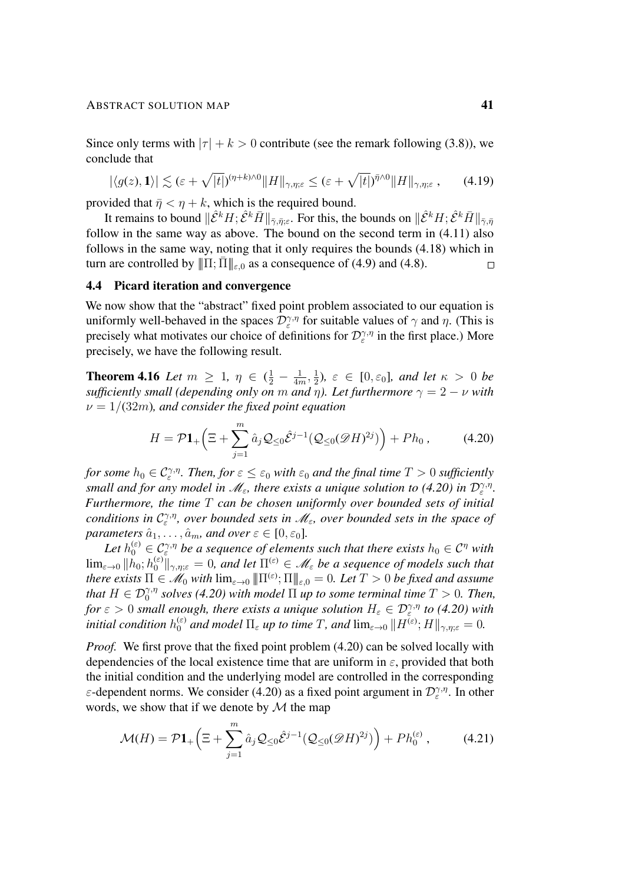Since only terms with $|\tau| + k > 0$ contribute (see the remark following (3.8)), we conclude that

$$|\langle g(z), \mathbf{1}\rangle| \lesssim (\varepsilon + \sqrt{|t|})^{(\eta+k)\wedge 0} \|H\|_{\gamma,\eta;\varepsilon} \leq (\varepsilon + \sqrt{|t|})^{\bar\eta\wedge 0} \|H\|_{\gamma,\eta;\varepsilon} , \qquad (4.19)$$

provided that $\bar\eta < \eta + k$, which is the required bound.

It remains to bound $\|\hat{\mathcal{E}}^k H; \hat{\mathcal{E}}^k \bar H\|_{\bar\gamma,\bar\eta;\varepsilon}$. For this, the bounds on $\|\hat{\mathcal{E}}^k H; \hat{\mathcal{E}}^k \bar H\|_{\bar\gamma,\bar\eta}$ follow in the same way as above. The bound on the second term in (4.11) also follows in the same way, noting that it only requires the bounds (4.18) which in turn are controlled by $\|\!|\Pi; \bar\Pi|\!\|_{\varepsilon,0}$ as a consequence of (4.9) and (4.8). $\square$

### 4.4 Picard iteration and convergence

We now show that the "abstract" fixed point problem associated to our equation is uniformly well-behaved in the spaces $\mathcal{D}^{\gamma,\eta}_\varepsilon$ for suitable values of $\gamma$ and $\eta$. (This is precisely what motivates our choice of definitions for $\mathcal{D}^{\gamma,\eta}_\varepsilon$ in the first place.) More precisely, we have the following result.

**Theorem 4.16** *Let $m \geq 1$, $\eta \in (\frac{1}{2} - \frac{1}{4m}, \frac{1}{2})$, $\varepsilon \in [0, \varepsilon_0]$, and let $\kappa > 0$ be sufficiently small (depending only on $m$ and $\eta$). Let furthermore $\gamma = 2 - \nu$ with $\nu = 1/(32m)$, and consider the fixed point equation*

$$H = \mathcal{P}\mathbf{1}_+\Big(\Xi + \sum_{j=1}^m \hat a_j \mathcal{Q}_{\leq 0}\hat{\mathcal{E}}^{j-1}(\mathcal{Q}_{\leq 0}(\mathscr{D}H)^{2j})\Big) + Ph_0 , \qquad (4.20)$$

*for some $h_0 \in \mathcal{C}^{\gamma,\eta}_\varepsilon$. Then, for $\varepsilon \leq \varepsilon_0$ with $\varepsilon_0$ and the final time $T > 0$ sufficiently small and for any model in $\mathscr{M}_\varepsilon$, there exists a unique solution to (4.20) in $\mathcal{D}^{\gamma,\eta}_\varepsilon$. Furthermore, the time $T$ can be chosen uniformly over bounded sets of initial conditions in $\mathcal{C}^{\gamma,\eta}_\varepsilon$, over bounded sets in $\mathscr{M}_\varepsilon$, over bounded sets in the space of parameters $\hat a_1, \ldots, \hat a_m$, and over $\varepsilon \in [0, \varepsilon_0]$.*

*Let $h_0^{(\varepsilon)} \in \mathcal{C}^{\gamma,\eta}_\varepsilon$ be a sequence of elements such that there exists $h_0 \in \mathcal{C}^\eta$ with $\lim_{\varepsilon\to 0} \|h_0; h_0^{(\varepsilon)}\|_{\gamma,\eta;\varepsilon} = 0$, and let $\Pi^{(\varepsilon)} \in \mathscr{M}_\varepsilon$ be a sequence of models such that there exists $\Pi \in \mathscr{M}_0$ with $\lim_{\varepsilon\to 0} \|\!|\Pi^{(\varepsilon)}; \Pi|\!\|_{\varepsilon,0} = 0$. Let $T > 0$ be fixed and assume that $H \in \mathcal{D}^{\gamma,\eta}_0$ solves (4.20) with model $\Pi$ up to some terminal time $T > 0$. Then, for $\varepsilon > 0$ small enough, there exists a unique solution $H_\varepsilon \in \mathcal{D}^{\gamma,\eta}_\varepsilon$ to (4.20) with initial condition $h_0^{(\varepsilon)}$ and model $\Pi_\varepsilon$ up to time $T$, and $\lim_{\varepsilon\to 0} \|H^{(\varepsilon)}; H\|_{\gamma,\eta;\varepsilon} = 0$.*

*Proof.* We first prove that the fixed point problem (4.20) can be solved locally with dependencies of the local existence time that are uniform in $\varepsilon$, provided that both the initial condition and the underlying model are controlled in the corresponding $\varepsilon$-dependent norms. We consider (4.20) as a fixed point argument in $\mathcal{D}^{\gamma,\eta}_\varepsilon$. In other words, we show that if we denote by $\mathcal{M}$ the map

$$\mathcal{M}(H) = \mathcal{P}\mathbf{1}_+\Big(\Xi + \sum_{j=1}^m \hat a_j \mathcal{Q}_{\leq 0}\hat{\mathcal{E}}^{j-1}(\mathcal{Q}_{\leq 0}(\mathscr{D}H)^{2j})\Big) + Ph_0^{(\varepsilon)} , \qquad (4.21)$$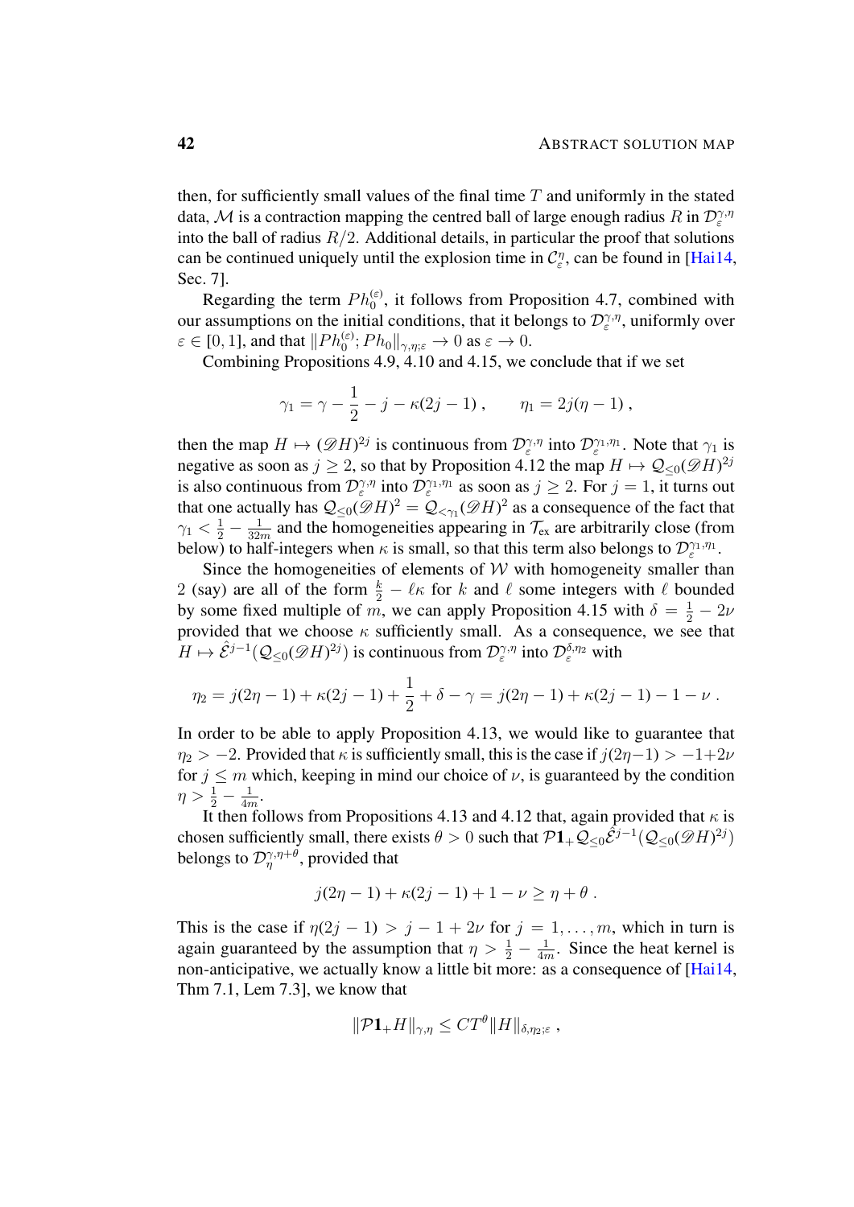then, for sufficiently small values of the final time $T$ and uniformly in the stated data, $\mathcal{M}$ is a contraction mapping the centred ball of large enough radius $R$ in $\mathcal{D}_\varepsilon^{\gamma,\eta}$ into the ball of radius $R/2$. Additional details, in particular the proof that solutions can be continued uniquely until the explosion time in $\mathcal{C}_\varepsilon^\eta$, can be found in [Hai14, Sec. 7].

Regarding the term $Ph_0^{(\varepsilon)}$, it follows from Proposition 4.7, combined with our assumptions on the initial conditions, that it belongs to $\mathcal{D}_\varepsilon^{\gamma,\eta}$, uniformly over $\varepsilon \in [0,1]$, and that $\|Ph_0^{(\varepsilon)}; Ph_0\|_{\gamma,\eta;\varepsilon} \to 0$ as $\varepsilon \to 0$.

Combining Propositions 4.9, 4.10 and 4.15, we conclude that if we set

$$\gamma_1 = \gamma - \frac{1}{2} - j - \kappa(2j-1)\;, \qquad \eta_1 = 2j(\eta - 1)\;,$$

then the map $H \mapsto (\mathscr{D}H)^{2j}$ is continuous from $\mathcal{D}_\varepsilon^{\gamma,\eta}$ into $\mathcal{D}_\varepsilon^{\gamma_1,\eta_1}$. Note that $\gamma_1$ is negative as soon as $j \geq 2$, so that by Proposition 4.12 the map $H \mapsto \mathcal{Q}_{\leq 0}(\mathscr{D}H)^{2j}$ is also continuous from $\mathcal{D}_\varepsilon^{\gamma,\eta}$ into $\mathcal{D}_\varepsilon^{\gamma_1,\eta_1}$ as soon as $j \geq 2$. For $j = 1$, it turns out that one actually has $\mathcal{Q}_{\leq 0}(\mathscr{D}H)^2 = \mathcal{Q}_{<\gamma_1}(\mathscr{D}H)^2$ as a consequence of the fact that $\gamma_1 < \frac{1}{2} - \frac{1}{32m}$ and the homogeneities appearing in $\mathcal{T}_{\text{ex}}$ are arbitrarily close (from below) to half-integers when $\kappa$ is small, so that this term also belongs to $\mathcal{D}_\varepsilon^{\gamma_1,\eta_1}$.

Since the homogeneities of elements of $\mathcal{W}$ with homogeneity smaller than 2 (say) are all of the form $\frac{k}{2} - \ell\kappa$ for $k$ and $\ell$ some integers with $\ell$ bounded by some fixed multiple of $m$, we can apply Proposition 4.15 with $\delta = \frac{1}{2} - 2\nu$ provided that we choose $\kappa$ sufficiently small. As a consequence, we see that $H \mapsto \hat{\mathcal{E}}^{j-1}(\mathcal{Q}_{\leq 0}(\mathscr{D}H)^{2j})$ is continuous from $\mathcal{D}_\varepsilon^{\gamma,\eta}$ into $\mathcal{D}_\varepsilon^{\delta,\eta_2}$ with

$$\eta_2 = j(2\eta - 1) + \kappa(2j-1) + \frac{1}{2} + \delta - \gamma = j(2\eta - 1) + \kappa(2j-1) - 1 - \nu\;.$$

In order to be able to apply Proposition 4.13, we would like to guarantee that $\eta_2 > -2$. Provided that $\kappa$ is sufficiently small, this is the case if $j(2\eta - 1) > -1 + 2\nu$ for $j \leq m$ which, keeping in mind our choice of $\nu$, is guaranteed by the condition $\eta > \frac{1}{2} - \frac{1}{4m}$.

It then follows from Propositions 4.13 and 4.12 that, again provided that $\kappa$ is chosen sufficiently small, there exists $\theta > 0$ such that $\mathcal{P}\mathbf{1}_+\mathcal{Q}_{\leq 0}\hat{\mathcal{E}}^{j-1}(\mathcal{Q}_{\leq 0}(\mathscr{D}H)^{2j})$ belongs to $\mathcal{D}_\eta^{\gamma,\eta+\theta}$, provided that

$$j(2\eta - 1) + \kappa(2j-1) + 1 - \nu \geq \eta + \theta\;.$$

This is the case if $\eta(2j-1) > j - 1 + 2\nu$ for $j = 1, \ldots, m$, which in turn is again guaranteed by the assumption that $\eta > \frac{1}{2} - \frac{1}{4m}$. Since the heat kernel is non-anticipative, we actually know a little bit more: as a consequence of [Hai14, Thm 7.1, Lem 7.3], we know that

$$\|\mathcal{P}\mathbf{1}_+ H\|_{\gamma,\eta} \leq CT^\theta \|H\|_{\delta,\eta_2;\varepsilon}\;,$$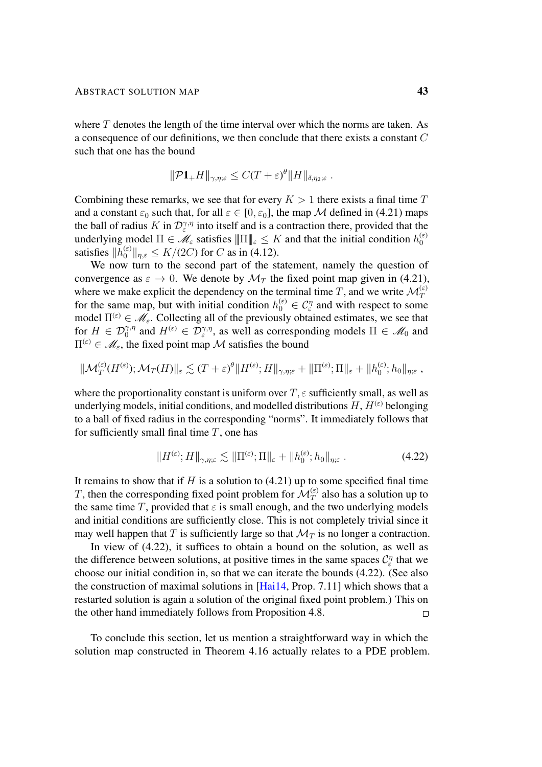where $T$ denotes the length of the time interval over which the norms are taken. As a consequence of our definitions, we then conclude that there exists a constant $C$ such that one has the bound

$$\|\mathcal{P}\mathbf{1}_+ H\|_{\gamma,\eta;\varepsilon} \leq C(T+\varepsilon)^\theta \|H\|_{\delta,\eta_2;\varepsilon} .$$

Combining these remarks, we see that for every $K > 1$ there exists a final time $T$ and a constant $\varepsilon_0$ such that, for all $\varepsilon \in [0, \varepsilon_0]$, the map $\mathcal{M}$ defined in (4.21) maps the ball of radius $K$ in $\mathcal{D}_\varepsilon^{\gamma,\eta}$ into itself and is a contraction there, provided that the underlying model $\Pi \in \mathscr{M}_\varepsilon$ satisfies $\|\!|\Pi|\!\|_\varepsilon \leq K$ and that the initial condition $h_0^{(\varepsilon)}$ satisfies $\|h_0^{(\varepsilon)}\|_{\eta,\varepsilon} \leq K/(2C)$ for $C$ as in (4.12).

We now turn to the second part of the statement, namely the question of convergence as $\varepsilon \to 0$. We denote by $\mathcal{M}_T$ the fixed point map given in (4.21), where we make explicit the dependency on the terminal time $T$, and we write $\mathcal{M}_T^{(\varepsilon)}$ for the same map, but with initial condition $h_0^{(\varepsilon)} \in \mathcal{C}_\varepsilon^\eta$ and with respect to some model $\Pi^{(\varepsilon)} \in \mathscr{M}_\varepsilon$. Collecting all of the previously obtained estimates, we see that for $H \in \mathcal{D}_0^{\gamma,\eta}$ and $H^{(\varepsilon)} \in \mathcal{D}_\varepsilon^{\gamma,\eta}$, as well as corresponding models $\Pi \in \mathscr{M}_0$ and $\Pi^{(\varepsilon)} \in \mathscr{M}_\varepsilon$, the fixed point map $\mathcal{M}$ satisfies the bound

$$\|\mathcal{M}_T^{(\varepsilon)}(H^{(\varepsilon)}); \mathcal{M}_T(H)\|_\varepsilon \lesssim (T+\varepsilon)^\theta \|H^{(\varepsilon)}; H\|_{\gamma,\eta;\varepsilon} + \|\!|\Pi^{(\varepsilon)}; \Pi|\!\|_\varepsilon + \|h_0^{(\varepsilon)}; h_0\|_{\eta;\varepsilon} ,$$

where the proportionality constant is uniform over $T, \varepsilon$ sufficiently small, as well as underlying models, initial conditions, and modelled distributions $H$, $H^{(\varepsilon)}$ belonging to a ball of fixed radius in the corresponding "norms". It immediately follows that for sufficiently small final time $T$, one has

$$\|H^{(\varepsilon)}; H\|_{\gamma,\eta;\varepsilon} \lesssim \|\!|\Pi^{(\varepsilon)}; \Pi|\!\|_\varepsilon + \|h_0^{(\varepsilon)}; h_0\|_{\eta;\varepsilon} . \tag{4.22}$$

It remains to show that if $H$ is a solution to (4.21) up to some specified final time $T$, then the corresponding fixed point problem for $\mathcal{M}_T^{(\varepsilon)}$ also has a solution up to the same time $T$, provided that $\varepsilon$ is small enough, and the two underlying models and initial conditions are sufficiently close. This is not completely trivial since it may well happen that $T$ is sufficiently large so that $\mathcal{M}_T$ is no longer a contraction.

In view of (4.22), it suffices to obtain a bound on the solution, as well as the difference between solutions, at positive times in the same spaces $\mathcal{C}_\varepsilon^\eta$ that we choose our initial condition in, so that we can iterate the bounds (4.22). (See also the construction of maximal solutions in [Hai14, Prop. 7.11] which shows that a restarted solution is again a solution of the original fixed point problem.) This on the other hand immediately follows from Proposition 4.8. $\square$

To conclude this section, let us mention a straightforward way in which the solution map constructed in Theorem 4.16 actually relates to a PDE problem.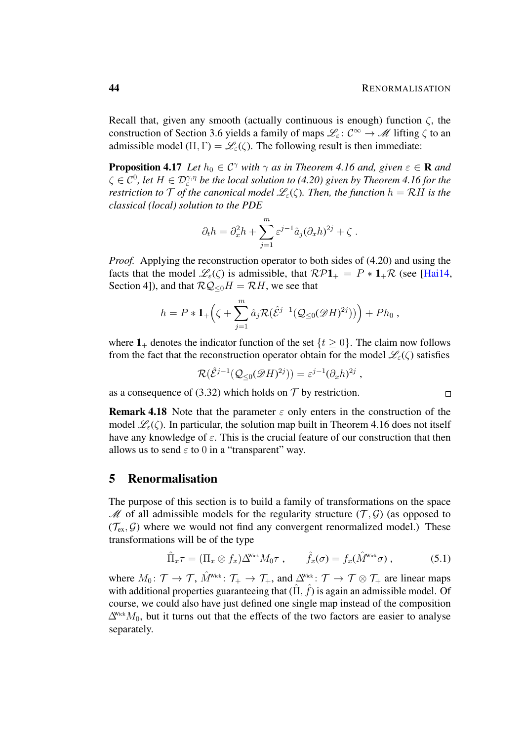Recall that, given any smooth (actually continuous is enough) function $\zeta$, the construction of Section 3.6 yields a family of maps $\mathscr{L}_\varepsilon\colon \mathcal{C}^\infty \to \mathscr{M}$ lifting $\zeta$ to an admissible model $(\Pi, \Gamma) = \mathscr{L}_\varepsilon(\zeta)$. The following result is then immediate:

**Proposition 4.17** *Let $h_0 \in \mathcal{C}^\gamma$ with $\gamma$ as in Theorem 4.16 and, given $\varepsilon \in \mathbf{R}$ and $\zeta \in \mathcal{C}^0$, let $H \in \mathcal{D}_\varepsilon^{\gamma,\eta}$ be the local solution to (4.20) given by Theorem 4.16 for the restriction to $\mathcal{T}$ of the canonical model $\mathscr{L}_\varepsilon(\zeta)$. Then, the function $h = \mathcal{R}H$ is the classical (local) solution to the PDE*

$$\partial_t h = \partial_x^2 h + \sum_{j=1}^m \varepsilon^{j-1} \hat{a}_j (\partial_x h)^{2j} + \zeta \;.$$

*Proof.* Applying the reconstruction operator to both sides of (4.20) and using the facts that the model $\mathscr{L}_\varepsilon(\zeta)$ is admissible, that $\mathcal{R}\mathcal{P}\mathbf{1}_+ = P * \mathbf{1}_+\mathcal{R}$ (see [Hai14, Section 4]), and that $\mathcal{R}\mathcal{Q}_{\le 0} H = \mathcal{R}H$, we see that

$$h = P * \mathbf{1}_+\Big(\zeta + \sum_{j=1}^m \hat{a}_j \mathcal{R}\big(\hat{\mathcal{E}}^{j-1}(\mathcal{Q}_{\le 0}(\mathscr{D}H)^{2j})\big)\Big) + Ph_0 \;,$$

where $\mathbf{1}_+$ denotes the indicator function of the set $\{t \ge 0\}$. The claim now follows from the fact that the reconstruction operator obtain for the model $\mathscr{L}_\varepsilon(\zeta)$ satisfies

$$\mathcal{R}\big(\hat{\mathcal{E}}^{j-1}(\mathcal{Q}_{\le 0}(\mathscr{D}H)^{2j})\big) = \varepsilon^{j-1}(\partial_x h)^{2j} \;,$$

as a consequence of (3.32) which holds on $\mathcal{T}$ by restriction. $\square$

**Remark 4.18** Note that the parameter $\varepsilon$ only enters in the construction of the model $\mathscr{L}_\varepsilon(\zeta)$. In particular, the solution map built in Theorem 4.16 does not itself have any knowledge of $\varepsilon$. This is the crucial feature of our construction that then allows us to send $\varepsilon$ to $0$ in a "transparent" way.

## 5 Renormalisation

The purpose of this section is to build a family of transformations on the space $\mathscr{M}$ of all admissible models for the regularity structure $(\mathcal{T}, \mathcal{G})$ (as opposed to $(\mathcal{T}_{\text{ex}}, \mathcal{G})$ where we would not find any convergent renormalized model.) These transformations will be of the type

$$\hat{\Pi}_x \tau = (\Pi_x \otimes f_x)\Delta^{\text{Wick}} M_0 \tau \;, \qquad \hat{f}_x(\sigma) = f_x(\hat{M}^{\text{Wick}}\sigma) \;, \tag{5.1}$$

where $M_0\colon \mathcal{T} \to \mathcal{T}$, $\hat{M}^{\text{Wick}}\colon \mathcal{T}_+ \to \mathcal{T}_+$, and $\Delta^{\text{Wick}}\colon \mathcal{T} \to \mathcal{T} \otimes \mathcal{T}_+$ are linear maps with additional properties guaranteeing that $(\hat{\Pi}, \hat{f})$ is again an admissible model. Of course, we could also have just defined one single map instead of the composition $\Delta^{\text{Wick}} M_0$, but it turns out that the effects of the two factors are easier to analyse separately.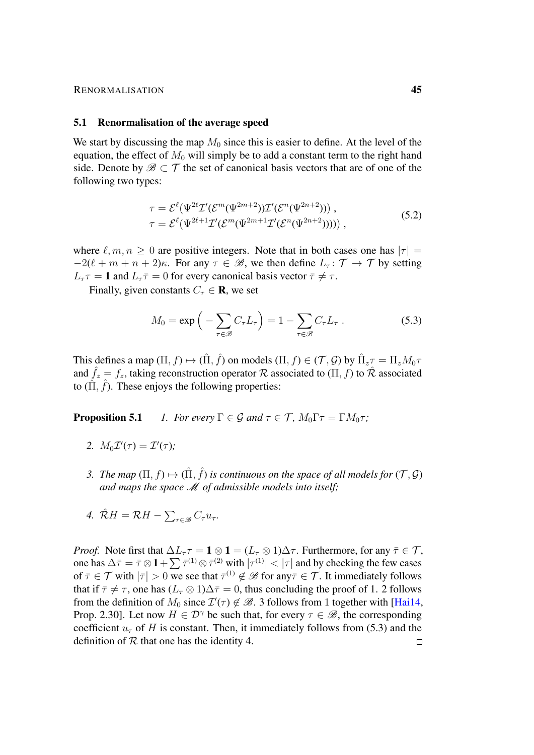## 5.1 Renormalisation of the average speed

We start by discussing the map $M_0$ since this is easier to define. At the level of the equation, the effect of $M_0$ will simply be to add a constant term to the right hand side. Denote by $\mathscr{B} \subset \mathcal{T}$ the set of canonical basis vectors that are of one of the following two types:

$$
\begin{aligned}
\tau &= \mathcal{E}^\ell(\Psi^{2\ell}\mathcal{I}'(\mathcal{E}^m(\Psi^{2m+2}))\mathcal{I}'(\mathcal{E}^n(\Psi^{2n+2})))\;, \\
\tau &= \mathcal{E}^\ell(\Psi^{2\ell+1}\mathcal{I}'(\mathcal{E}^m(\Psi^{2m+1}\mathcal{I}'(\mathcal{E}^n(\Psi^{2n+2})))))\;,
\end{aligned}
\tag{5.2}
$$

where $\ell, m, n \geq 0$ are positive integers. Note that in both cases one has $|\tau| = -2(\ell + m + n + 2)\kappa$. For any $\tau \in \mathscr{B}$, we then define $L_\tau\colon \mathcal{T} \to \mathcal{T}$ by setting $L_\tau \tau = \mathbf{1}$ and $L_\tau \bar\tau = 0$ for every canonical basis vector $\bar\tau \neq \tau$.

Finally, given constants $C_\tau \in \mathbf{R}$, we set

$$
M_0 = \exp\Big(-\sum_{\tau\in\mathscr{B}} C_\tau L_\tau\Big) = 1 - \sum_{\tau\in\mathscr{B}} C_\tau L_\tau\;. \tag{5.3}
$$

This defines a map $(\Pi, f) \mapsto (\hat\Pi, \hat f)$ on models $(\Pi, f) \in (\mathcal{T}, \mathcal{G})$ by $\hat\Pi_z \tau = \Pi_z M_0 \tau$ and $\hat f_z = f_z$, taking reconstruction operator $\mathcal{R}$ associated to $(\Pi, f)$ to $\hat{\mathcal{R}}$ associated to $(\hat\Pi, \hat f)$. These enjoys the following properties:

**Proposition 5.1** *1. For every $\Gamma \in \mathcal{G}$ and $\tau \in \mathcal{T}$, $M_0\Gamma\tau = \Gamma M_0 \tau$;*

*2. $M_0\mathcal{I}'(\tau) = \mathcal{I}'(\tau)$;*

*3. The map $(\Pi, f) \mapsto (\hat\Pi, \hat f)$ is continuous on the space of all models for $(\mathcal{T}, \mathcal{G})$ and maps the space $\mathscr{M}$ of admissible models into itself;*

*4. $\hat{\mathcal{R}}H = \mathcal{R}H - \sum_{\tau\in\mathscr{B}} C_\tau u_\tau$.*

*Proof.* Note first that $\Delta L_\tau \tau = \mathbf{1}\otimes\mathbf{1} = (L_\tau \otimes 1)\Delta\tau$. Furthermore, for any $\bar\tau \in \mathcal{T}$, one has $\Delta\bar\tau = \bar\tau\otimes\mathbf{1} + \sum \bar\tau^{(1)}\otimes\bar\tau^{(2)}$ with $|\tau^{(1)}| < |\tau|$ and by checking the few cases of $\bar\tau \in \mathcal{T}$ with $|\bar\tau| > 0$ we see that $\bar\tau^{(1)} \notin \mathscr{B}$ for any $\bar\tau \in \mathcal{T}$. It immediately follows that if $\bar\tau \neq \tau$, one has $(L_\tau \otimes 1)\Delta\bar\tau = 0$, thus concluding the proof of 1. 2 follows from the definition of $M_0$ since $\mathcal{I}'(\tau) \notin \mathscr{B}$. 3 follows from 1 together with [Hai14, Prop. 2.30]. Let now $H \in \mathcal{D}^\gamma$ be such that, for every $\tau \in \mathscr{B}$, the corresponding coefficient $u_\tau$ of $H$ is constant. Then, it immediately follows from (5.3) and the definition of $\mathcal{R}$ that one has the identity 4. ∎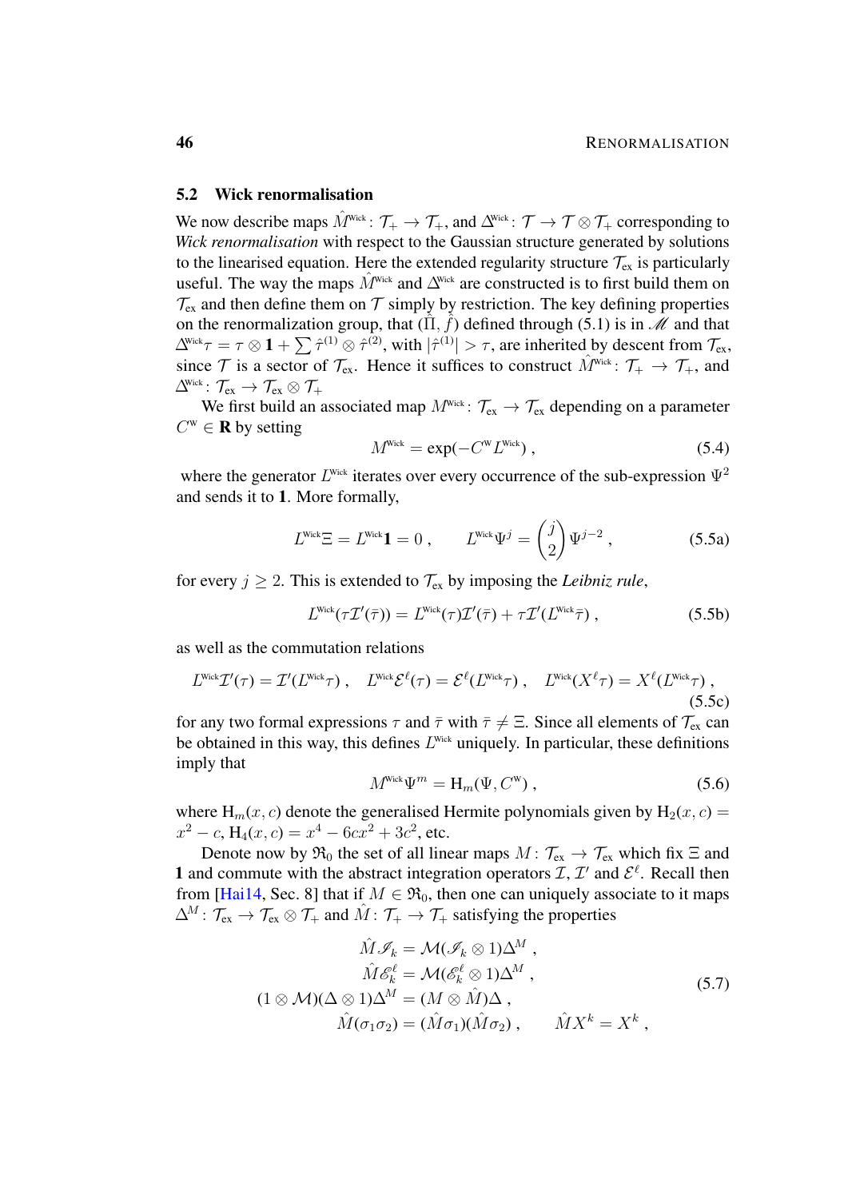## 5.2 Wick renormalisation

We now describe maps $\hat{M}^{\text{Wick}}\colon \mathcal{T}_+ \to \mathcal{T}_+$, and $\Delta^{\text{Wick}}\colon \mathcal{T} \to \mathcal{T} \otimes \mathcal{T}_+$ corresponding to *Wick renormalisation* with respect to the Gaussian structure generated by solutions to the linearised equation. Here the extended regularity structure $\mathcal{T}_{\text{ex}}$ is particularly useful. The way the maps $\hat{M}^{\text{Wick}}$ and $\Delta^{\text{Wick}}$ are constructed is to first build them on $\mathcal{T}_{\text{ex}}$ and then define them on $\mathcal{T}$ simply by restriction. The key defining properties on the renormalization group, that $(\hat{\Pi}, \hat{f})$ defined through (5.1) is in $\mathscr{M}$ and that $\Delta^{\text{Wick}}\tau = \tau \otimes \mathbf{1} + \sum \hat{\tau}^{(1)} \otimes \hat{\tau}^{(2)}$, with $|\hat{\tau}^{(1)}| > \tau$, are inherited by descent from $\mathcal{T}_{\text{ex}}$, since $\mathcal{T}$ is a sector of $\mathcal{T}_{\text{ex}}$. Hence it suffices to construct $\hat{M}^{\text{Wick}}\colon \mathcal{T}_+ \to \mathcal{T}_+$, and $\Delta^{\text{Wick}}\colon \mathcal{T}_{\text{ex}} \to \mathcal{T}_{\text{ex}} \otimes \mathcal{T}_+$

We first build an associated map $M^{\text{Wick}}\colon \mathcal{T}_{\text{ex}} \to \mathcal{T}_{\text{ex}}$ depending on a parameter $C^{\text{W}} \in \mathbf{R}$ by setting

$$M^{\text{Wick}} = \exp(-C^{\text{W}} L^{\text{Wick}}) \;, \tag{5.4}$$

where the generator $L^{\text{Wick}}$ iterates over every occurrence of the sub-expression $\Psi^2$ and sends it to $\mathbf{1}$. More formally,

$$L^{\text{Wick}}\Xi = L^{\text{Wick}}\mathbf{1} = 0 \;, \qquad L^{\text{Wick}}\Psi^j = \binom{j}{2}\Psi^{j-2} \;, \tag{5.5a}$$

for every $j \geq 2$. This is extended to $\mathcal{T}_{\text{ex}}$ by imposing the *Leibniz rule*,

$$L^{\text{Wick}}(\tau\mathcal{I}'(\bar{\tau})) = L^{\text{Wick}}(\tau)\mathcal{I}'(\bar{\tau}) + \tau\mathcal{I}'(L^{\text{Wick}}\bar{\tau}) \;, \tag{5.5b}$$

as well as the commutation relations

$$L^{\text{Wick}}\mathcal{I}'(\tau) = \mathcal{I}'(L^{\text{Wick}}\tau) \;, \quad L^{\text{Wick}}\mathcal{E}^{\ell}(\tau) = \mathcal{E}^{\ell}(L^{\text{Wick}}\tau) \;, \quad L^{\text{Wick}}(X^{\ell}\tau) = X^{\ell}(L^{\text{Wick}}\tau) \;, \tag{5.5c}$$

for any two formal expressions $\tau$ and $\bar{\tau}$ with $\bar{\tau} \neq \Xi$. Since all elements of $\mathcal{T}_{\text{ex}}$ can be obtained in this way, this defines $L^{\text{Wick}}$ uniquely. In particular, these definitions imply that

$$M^{\text{Wick}}\Psi^m = \mathrm{H}_m(\Psi, C^{\text{W}}) \;, \tag{5.6}$$

where $\mathrm{H}_m(x,c)$ denote the generalised Hermite polynomials given by $\mathrm{H}_2(x,c) = x^2 - c$, $\mathrm{H}_4(x,c) = x^4 - 6cx^2 + 3c^2$, etc.

Denote now by $\mathfrak{R}_0$ the set of all linear maps $M\colon \mathcal{T}_{\text{ex}} \to \mathcal{T}_{\text{ex}}$ which fix $\Xi$ and $\mathbf{1}$ and commute with the abstract integration operators $\mathcal{I}$, $\mathcal{I}'$ and $\mathcal{E}^{\ell}$. Recall then from [Hai14, Sec. 8] that if $M \in \mathfrak{R}_0$, then one can uniquely associate to it maps $\Delta^M\colon \mathcal{T}_{\text{ex}} \to \mathcal{T}_{\text{ex}} \otimes \mathcal{T}_+$ and $\hat{M}\colon \mathcal{T}_+ \to \mathcal{T}_+$ satisfying the properties

$$\begin{aligned}
\hat{M}\mathscr{I}_k &= \mathcal{M}(\mathscr{I}_k \otimes 1)\Delta^M \;, \\
\hat{M}\mathscr{E}_k^{\ell} &= \mathcal{M}(\mathscr{E}_k^{\ell} \otimes 1)\Delta^M \;, \\
(1 \otimes \mathcal{M})(\Delta \otimes 1)\Delta^M &= (M \otimes \hat{M})\Delta \;, \\
\hat{M}(\sigma_1\sigma_2) &= (\hat{M}\sigma_1)(\hat{M}\sigma_2) \;, \qquad \hat{M}X^k = X^k \;,
\end{aligned} \tag{5.7}$$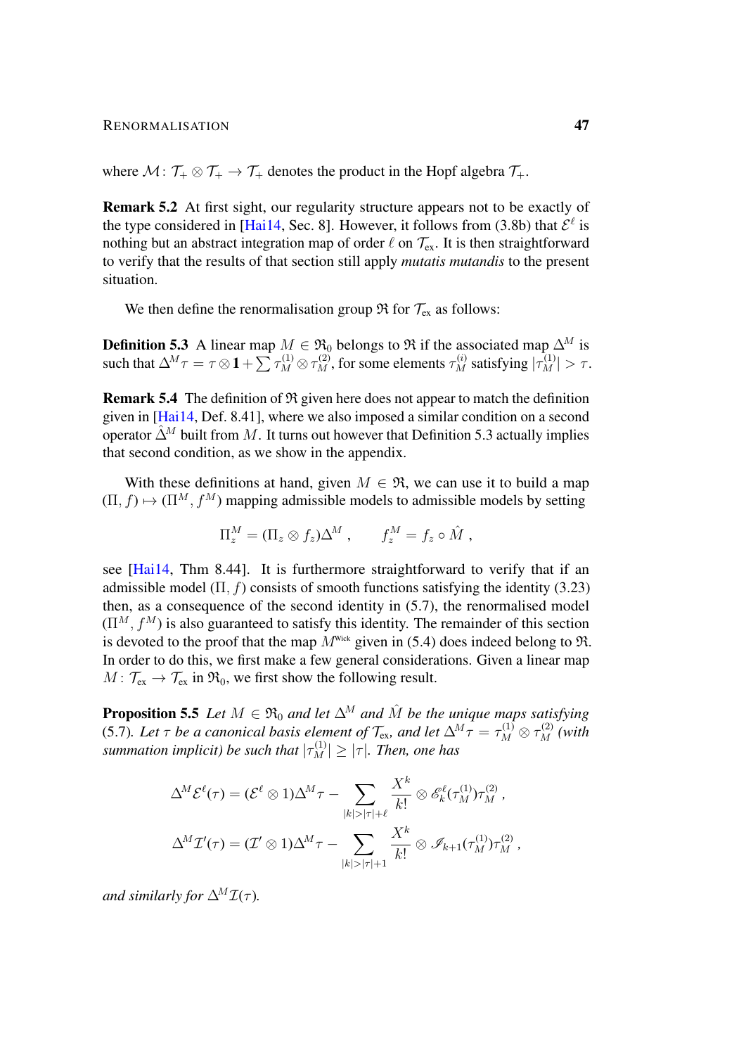where $\mathcal{M}\colon \mathcal{T}_+ \otimes \mathcal{T}_+ \to \mathcal{T}_+$ denotes the product in the Hopf algebra $\mathcal{T}_+$.

**Remark 5.2** At first sight, our regularity structure appears not to be exactly of the type considered in [Hai14, Sec. 8]. However, it follows from (3.8b) that $\mathcal{E}^\ell$ is nothing but an abstract integration map of order $\ell$ on $\mathcal{T}_{\text{ex}}$. It is then straightforward to verify that the results of that section still apply *mutatis mutandis* to the present situation.

We then define the renormalisation group $\mathfrak{R}$ for $\mathcal{T}_{\text{ex}}$ as follows:

**Definition 5.3** A linear map $M \in \mathfrak{R}_0$ belongs to $\mathfrak{R}$ if the associated map $\Delta^M$ is such that $\Delta^M \tau = \tau \otimes \mathbf{1} + \sum \tau_M^{(1)} \otimes \tau_M^{(2)}$, for some elements $\tau_M^{(i)}$ satisfying $|\tau_M^{(1)}| > \tau$.

**Remark 5.4** The definition of $\mathfrak{R}$ given here does not appear to match the definition given in [Hai14, Def. 8.41], where we also imposed a similar condition on a second operator $\hat\Delta^M$ built from $M$. It turns out however that Definition 5.3 actually implies that second condition, as we show in the appendix.

With these definitions at hand, given $M \in \mathfrak{R}$, we can use it to build a map $(\Pi, f) \mapsto (\Pi^M, f^M)$ mapping admissible models to admissible models by setting

$$\Pi_z^M = (\Pi_z \otimes f_z)\Delta^M \;, \qquad f_z^M = f_z \circ \hat M \;,$$

see [Hai14, Thm 8.44]. It is furthermore straightforward to verify that if an admissible model $(\Pi, f)$ consists of smooth functions satisfying the identity (3.23) then, as a consequence of the second identity in (5.7), the renormalised model $(\Pi^M, f^M)$ is also guaranteed to satisfy this identity. The remainder of this section is devoted to the proof that the map $M^{\text{Wick}}$ given in (5.4) does indeed belong to $\mathfrak{R}$. In order to do this, we first make a few general considerations. Given a linear map $M\colon \mathcal{T}_{\text{ex}} \to \mathcal{T}_{\text{ex}}$ in $\mathfrak{R}_0$, we first show the following result.

**Proposition 5.5** *Let $M \in \mathfrak{R}_0$ and let $\Delta^M$ and $\hat M$ be the unique maps satisfying (5.7). Let $\tau$ be a canonical basis element of $\mathcal{T}_{\text{ex}}$, and let $\Delta^M \tau = \tau_M^{(1)} \otimes \tau_M^{(2)}$ (with summation implicit) be such that $|\tau_M^{(1)}| \geq |\tau|$. Then, one has*

$$\Delta^M \mathcal{E}^\ell(\tau) = (\mathcal{E}^\ell \otimes 1)\Delta^M \tau - \sum_{|k| > |\tau| + \ell} \frac{X^k}{k!} \otimes \mathscr{E}_k^\ell(\tau_M^{(1)})\tau_M^{(2)} \;,$$

$$\Delta^M \mathcal{I}'(\tau) = (\mathcal{I}' \otimes 1)\Delta^M \tau - \sum_{|k| > |\tau| + 1} \frac{X^k}{k!} \otimes \mathscr{I}_{k+1}(\tau_M^{(1)})\tau_M^{(2)} \;,$$

*and similarly for $\Delta^M \mathcal{I}(\tau)$.*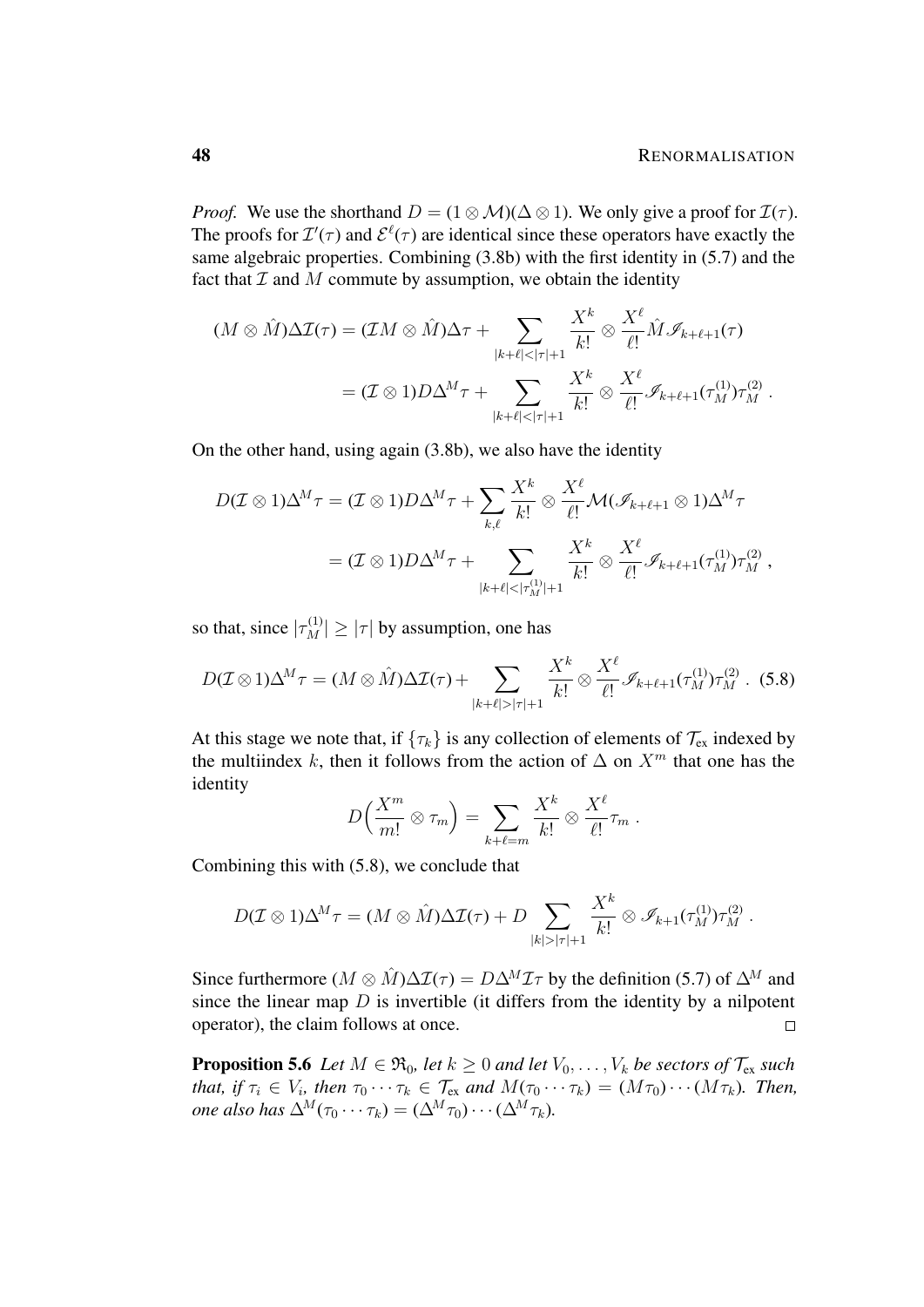*Proof.* We use the shorthand $D = (1 \otimes \mathcal{M})(\Delta \otimes 1)$. We only give a proof for $\mathcal{I}(\tau)$. The proofs for $\mathcal{I}'(\tau)$ and $\mathcal{E}^\ell(\tau)$ are identical since these operators have exactly the same algebraic properties. Combining (3.8b) with the first identity in (5.7) and the fact that $\mathcal{I}$ and $M$ commute by assumption, we obtain the identity

$$
\begin{aligned}
(M \otimes \hat{M})\Delta \mathcal{I}(\tau) &= (\mathcal{I}M \otimes \hat{M})\Delta\tau + \sum_{|k+\ell|<|\tau|+1} \frac{X^k}{k!} \otimes \frac{X^\ell}{\ell!} \hat{M} \mathscr{I}_{k+\ell+1}(\tau) \\
&= (\mathcal{I} \otimes 1) D \Delta^M \tau + \sum_{|k+\ell|<|\tau|+1} \frac{X^k}{k!} \otimes \frac{X^\ell}{\ell!} \mathscr{I}_{k+\ell+1}(\tau_M^{(1)}) \tau_M^{(2)} .
\end{aligned}
$$

On the other hand, using again (3.8b), we also have the identity

$$
\begin{aligned}
D(\mathcal{I} \otimes 1)\Delta^M \tau &= (\mathcal{I} \otimes 1) D \Delta^M \tau + \sum_{k,\ell} \frac{X^k}{k!} \otimes \frac{X^\ell}{\ell!} \mathcal{M}(\mathscr{I}_{k+\ell+1} \otimes 1)\Delta^M \tau \\
&= (\mathcal{I} \otimes 1) D \Delta^M \tau + \sum_{|k+\ell|<|\tau_M^{(1)}|+1} \frac{X^k}{k!} \otimes \frac{X^\ell}{\ell!} \mathscr{I}_{k+\ell+1}(\tau_M^{(1)}) \tau_M^{(2)} ,
\end{aligned}
$$

so that, since $|\tau_M^{(1)}| \geq |\tau|$ by assumption, one has

$$
D(\mathcal{I} \otimes 1)\Delta^M \tau = (M \otimes \hat{M})\Delta \mathcal{I}(\tau) + \sum_{|k+\ell|>|\tau|+1} \frac{X^k}{k!} \otimes \frac{X^\ell}{\ell!} \mathscr{I}_{k+\ell+1}(\tau_M^{(1)}) \tau_M^{(2)} . \quad (5.8)
$$

At this stage we note that, if $\{\tau_k\}$ is any collection of elements of $\mathcal{T}_{\text{ex}}$ indexed by the multiindex $k$, then it follows from the action of $\Delta$ on $X^m$ that one has the identity

$$
D\Big(\frac{X^m}{m!} \otimes \tau_m\Big) = \sum_{k+\ell=m} \frac{X^k}{k!} \otimes \frac{X^\ell}{\ell!} \tau_m .
$$

Combining this with (5.8), we conclude that

$$
D(\mathcal{I} \otimes 1)\Delta^M \tau = (M \otimes \hat{M})\Delta \mathcal{I}(\tau) + D \sum_{|k|>|\tau|+1} \frac{X^k}{k!} \otimes \mathscr{I}_{k+1}(\tau_M^{(1)}) \tau_M^{(2)} .
$$

Since furthermore $(M \otimes \hat{M})\Delta \mathcal{I}(\tau) = D\Delta^M \mathcal{I}\tau$ by the definition (5.7) of $\Delta^M$ and since the linear map $D$ is invertible (it differs from the identity by a nilpotent operator), the claim follows at once. $\square$

**Proposition 5.6** *Let $M \in \mathfrak{R}_0$, let $k \geq 0$ and let $V_0, \ldots, V_k$ be sectors of $\mathcal{T}_{\text{ex}}$ such that, if $\tau_i \in V_i$, then $\tau_0 \cdots \tau_k \in \mathcal{T}_{\text{ex}}$ and $M(\tau_0 \cdots \tau_k) = (M\tau_0) \cdots (M\tau_k)$. Then, one also has $\Delta^M(\tau_0 \cdots \tau_k) = (\Delta^M \tau_0) \cdots (\Delta^M \tau_k)$.*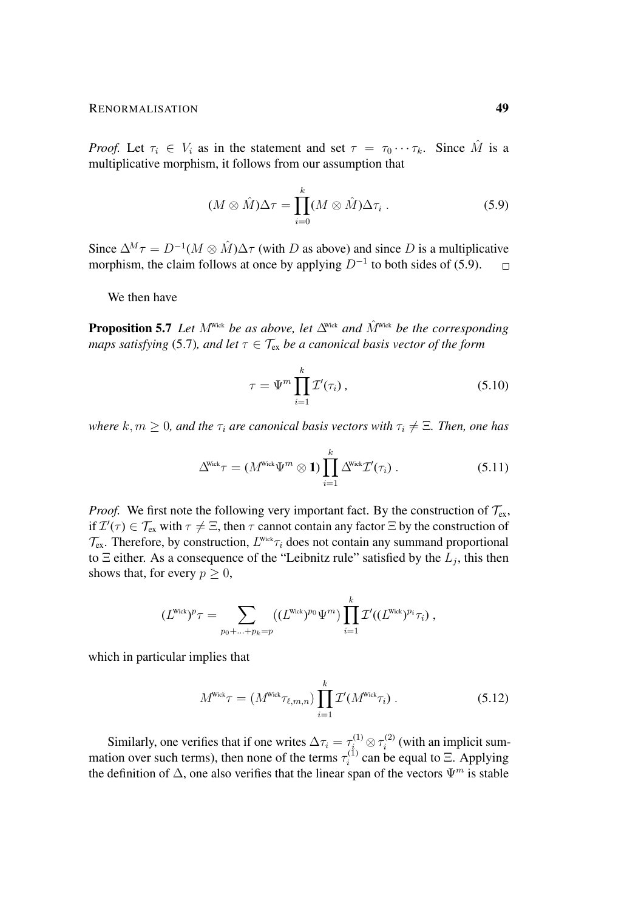*Proof.* Let $\tau_i \in V_i$ as in the statement and set $\tau = \tau_0 \cdots \tau_k$. Since $\hat{M}$ is a multiplicative morphism, it follows from our assumption that

$$(M \otimes \hat{M})\Delta\tau = \prod_{i=0}^{k} (M \otimes \hat{M})\Delta\tau_i \,. \tag{5.9}$$

Since $\Delta^M \tau = D^{-1}(M \otimes \hat{M})\Delta\tau$ (with $D$ as above) and since $D$ is a multiplicative morphism, the claim follows at once by applying $D^{-1}$ to both sides of (5.9). $\square$

We then have

**Proposition 5.7** *Let $M^{\text{Wick}}$ be as above, let $\Delta^{\text{Wick}}$ and $\hat{M}^{\text{Wick}}$ be the corresponding maps satisfying* (5.7)*, and let $\tau \in \mathcal{T}_{\text{ex}}$ be a canonical basis vector of the form*

$$\tau = \Psi^m \prod_{i=1}^{k} \mathcal{I}'(\tau_i)\,, \tag{5.10}$$

*where $k, m \geq 0$, and the $\tau_i$ are canonical basis vectors with $\tau_i \neq \Xi$. Then, one has*

$$\Delta^{\text{Wick}}\tau = (M^{\text{Wick}}\Psi^m \otimes \mathbf{1}) \prod_{i=1}^{k} \Delta^{\text{Wick}}\mathcal{I}'(\tau_i)\,. \tag{5.11}$$

*Proof.* We first note the following very important fact. By the construction of $\mathcal{T}_{\text{ex}}$, if $\mathcal{I}'(\tau) \in \mathcal{T}_{\text{ex}}$ with $\tau \neq \Xi$, then $\tau$ cannot contain any factor $\Xi$ by the construction of $\mathcal{T}_{\text{ex}}$. Therefore, by construction, $L^{\text{Wick}}\tau_i$ does not contain any summand proportional to $\Xi$ either. As a consequence of the "Leibnitz rule" satisfied by the $L_j$, this then shows that, for every $p \geq 0$,

$$(L^{\text{Wick}})^p \tau = \sum_{p_0 + \ldots + p_k = p} \big((L^{\text{Wick}})^{p_0}\Psi^m\big) \prod_{i=1}^{k} \mathcal{I}'((L^{\text{Wick}})^{p_i}\tau_i)\,,$$

which in particular implies that

$$M^{\text{Wick}}\tau = \big(M^{\text{Wick}}\tau_{\ell,m,n}\big) \prod_{i=1}^{k} \mathcal{I}'(M^{\text{Wick}}\tau_i)\,. \tag{5.12}$$

Similarly, one verifies that if one writes $\Delta\tau_i = \tau_i^{(1)} \otimes \tau_i^{(2)}$ (with an implicit summation over such terms), then none of the terms $\tau_i^{(1)}$ can be equal to $\Xi$. Applying the definition of $\Delta$, one also verifies that the linear span of the vectors $\Psi^m$ is stable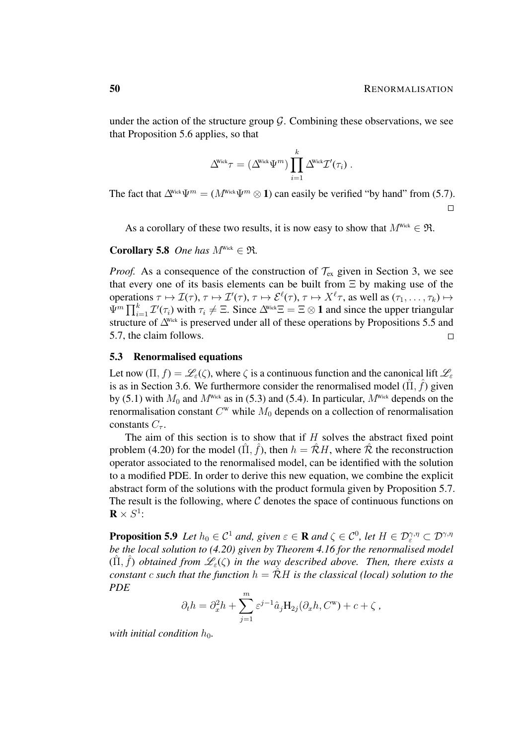under the action of the structure group $\mathcal{G}$. Combining these observations, we see that Proposition 5.6 applies, so that

$$\Delta^{\text{Wick}}\tau = (\Delta^{\text{Wick}}\Psi^m)\prod_{i=1}^{k}\Delta^{\text{Wick}}\mathcal{I}'(\tau_i)\;.$$

The fact that $\Delta^{\text{Wick}}\Psi^m = (M^{\text{Wick}}\Psi^m \otimes \mathbf{1})$ can easily be verified "by hand" from (5.7). $\square$

As a corollary of these two results, it is now easy to show that $M^{\text{Wick}} \in \mathfrak{R}$.

**Corollary 5.8** *One has* $M^{\text{Wick}} \in \mathfrak{R}$.

*Proof.* As a consequence of the construction of $\mathcal{T}_{\text{ex}}$ given in Section 3, we see that every one of its basis elements can be built from $\Xi$ by making use of the operations $\tau \mapsto \mathcal{I}(\tau)$, $\tau \mapsto \mathcal{I}'(\tau)$, $\tau \mapsto \mathcal{E}^\ell(\tau)$, $\tau \mapsto X^\ell\tau$, as well as $(\tau_1,\ldots,\tau_k) \mapsto \Psi^m\prod_{i=1}^k \mathcal{I}'(\tau_i)$ with $\tau_i \neq \Xi$. Since $\Delta^{\text{Wick}}\Xi = \Xi\otimes\mathbf{1}$ and since the upper triangular structure of $\Delta^{\text{Wick}}$ is preserved under all of these operations by Propositions 5.5 and 5.7, the claim follows. $\square$

### 5.3 Renormalised equations

Let now $(\Pi, f) = \mathscr{L}_\varepsilon(\zeta)$, where $\zeta$ is a continuous function and the canonical lift $\mathscr{L}_\varepsilon$ is as in Section 3.6. We furthermore consider the renormalised model $(\hat\Pi, \hat f)$ given by (5.1) with $M_0$ and $M^{\text{Wick}}$ as in (5.3) and (5.4). In particular, $M^{\text{Wick}}$ depends on the renormalisation constant $C^{\text{w}}$ while $M_0$ depends on a collection of renormalisation constants $C_\tau$.

The aim of this section is to show that if $H$ solves the abstract fixed point problem (4.20) for the model $(\hat\Pi,\hat f)$, then $h = \hat{\mathcal{R}}H$, where $\hat{\mathcal{R}}$ the reconstruction operator associated to the renormalised model, can be identified with the solution to a modified PDE. In order to derive this new equation, we combine the explicit abstract form of the solutions with the product formula given by Proposition 5.7. The result is the following, where $\mathcal{C}$ denotes the space of continuous functions on $\mathbf{R}\times S^1$:

**Proposition 5.9** *Let $h_0 \in \mathcal{C}^1$ and, given $\varepsilon \in \mathbf{R}$ and $\zeta \in \mathcal{C}^0$, let $H \in \mathcal{D}^{\gamma,\eta}_\varepsilon \subset \mathcal{D}^{\gamma,\eta}$ be the local solution to (4.20) given by Theorem 4.16 for the renormalised model $(\hat\Pi,\hat f)$ obtained from $\mathscr{L}_\varepsilon(\zeta)$ in the way described above. Then, there exists a constant $c$ such that the function $h = \hat{\mathcal{R}}H$ is the classical (local) solution to the PDE*

$$\partial_t h = \partial_x^2 h + \sum_{j=1}^m \varepsilon^{j-1}\hat a_j \mathrm{H}_{2j}(\partial_x h, C^{\text{w}}) + c + \zeta\;,$$

*with initial condition $h_0$.*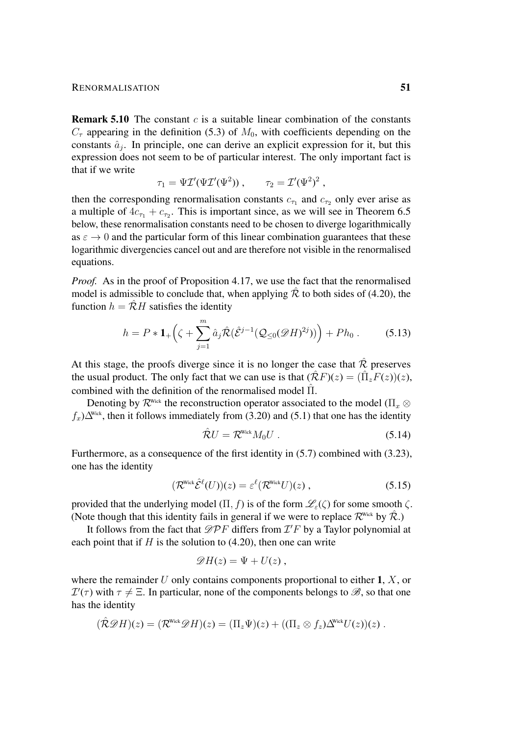**Remark 5.10** The constant $c$ is a suitable linear combination of the constants $C_\tau$ appearing in the definition (5.3) of $M_0$, with coefficients depending on the constants $\hat{a}_j$. In principle, one can derive an explicit expression for it, but this expression does not seem to be of particular interest. The only important fact is that if we write

$$\tau_1 = \Psi\mathcal{I}'(\Psi\mathcal{I}'(\Psi^2))\;, \qquad \tau_2 = \mathcal{I}'(\Psi^2)^2\;,$$

then the corresponding renormalisation constants $c_{\tau_1}$ and $c_{\tau_2}$ only ever arise as a multiple of $4c_{\tau_1} + c_{\tau_2}$. This is important since, as we will see in Theorem 6.5 below, these renormalisation constants need to be chosen to diverge logarithmically as $\varepsilon \to 0$ and the particular form of this linear combination guarantees that these logarithmic divergencies cancel out and are therefore not visible in the renormalised equations.

*Proof.* As in the proof of Proposition 4.17, we use the fact that the renormalised model is admissible to conclude that, when applying $\hat{\mathcal{R}}$ to both sides of (4.20), the function $h = \hat{\mathcal{R}}H$ satisfies the identity

$$h = P * \mathbf{1}_+\Big(\zeta + \sum_{j=1}^m \hat{a}_j \hat{\mathcal{R}}(\hat{\mathcal{E}}^{j-1}(\mathcal{Q}_{\le 0}(\mathscr{D}H)^{2j}))\Big) + Ph_0\;. \tag{5.13}$$

At this stage, the proofs diverge since it is no longer the case that $\hat{\mathcal{R}}$ preserves the usual product. The only fact that we can use is that $(\hat{\mathcal{R}}F)(z) = (\hat{\Pi}_z F(z))(z)$, combined with the definition of the renormalised model $\hat{\Pi}$.

Denoting by $\mathcal{R}^{\text{Wick}}$ the reconstruction operator associated to the model $(\Pi_x \otimes f_x)\Delta^{\text{Wick}}$, then it follows immediately from (3.20) and (5.1) that one has the identity

$$\hat{\mathcal{R}}U = \mathcal{R}^{\text{Wick}} M_0 U\;. \tag{5.14}$$

Furthermore, as a consequence of the first identity in (5.7) combined with (3.23), one has the identity

$$(\mathcal{R}^{\text{Wick}}\hat{\mathcal{E}}^\ell(U))(z) = \varepsilon^\ell (\mathcal{R}^{\text{Wick}}U)(z)\;, \tag{5.15}$$

provided that the underlying model $(\Pi, f)$ is of the form $\mathscr{L}_\varepsilon(\zeta)$ for some smooth $\zeta$. (Note though that this identity fails in general if we were to replace $\mathcal{R}^{\text{Wick}}$ by $\hat{\mathcal{R}}$.)

It follows from the fact that $\mathscr{D}\mathcal{P}F$ differs from $\mathcal{I}'F$ by a Taylor polynomial at each point that if $H$ is the solution to (4.20), then one can write

$$\mathscr{D}H(z) = \Psi + U(z)\;,$$

where the remainder $U$ only contains components proportional to either $\mathbf{1}$, $X$, or $\mathcal{I}'(\tau)$ with $\tau \neq \Xi$. In particular, none of the components belongs to $\mathscr{B}$, so that one has the identity

$$(\hat{\mathcal{R}}\mathscr{D}H)(z) = (\mathcal{R}^{\text{Wick}}\mathscr{D}H)(z) = (\Pi_z\Psi)(z) + ((\Pi_z \otimes f_z)\Delta^{\text{Wick}}U(z))(z)\;.$$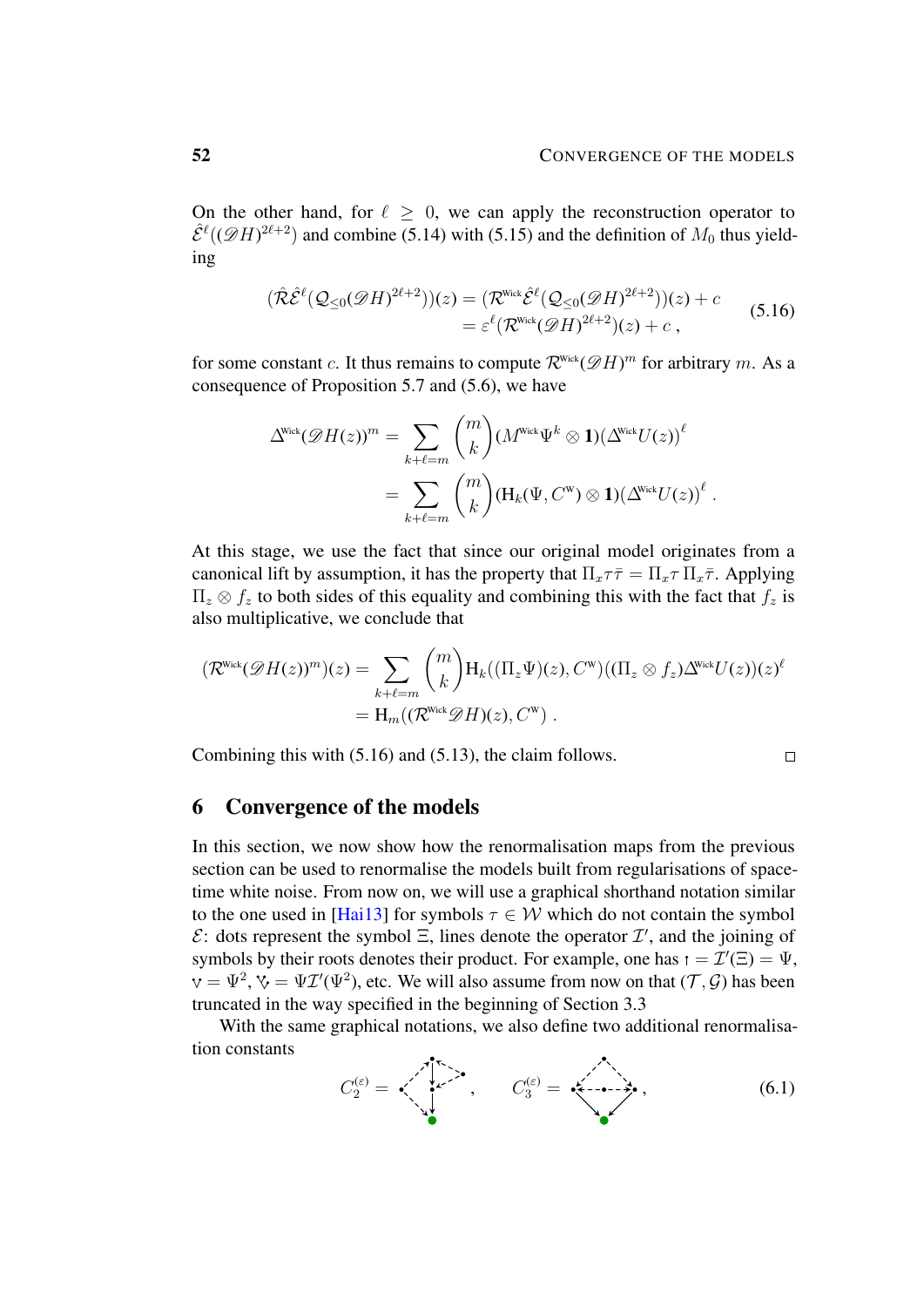On the other hand, for $\ell \geq 0$, we can apply the reconstruction operator to $\hat{\mathcal{E}}^\ell((\mathscr{D}H)^{2\ell+2})$ and combine (5.14) with (5.15) and the definition of $M_0$ thus yielding

$$
\begin{aligned}
(\hat{\mathcal{R}}\hat{\mathcal{E}}^\ell(\mathcal{Q}_{\leq 0}(\mathscr{D}H)^{2\ell+2}))(z) &= (\mathcal{R}^{\text{Wick}}\hat{\mathcal{E}}^\ell(\mathcal{Q}_{\leq 0}(\mathscr{D}H)^{2\ell+2}))(z) + c \\
&= \varepsilon^\ell(\mathcal{R}^{\text{Wick}}(\mathscr{D}H)^{2\ell+2})(z) + c\;,
\end{aligned}
\tag{5.16}
$$

for some constant $c$. It thus remains to compute $\mathcal{R}^{\text{Wick}}(\mathscr{D}H)^m$ for arbitrary $m$. As a consequence of Proposition 5.7 and (5.6), we have

$$
\begin{aligned}
\Delta^{\text{Wick}}(\mathscr{D}H(z))^m &= \sum_{k+\ell=m} \binom{m}{k} (M^{\text{Wick}}\Psi^k \otimes \mathbf{1})(\Delta^{\text{Wick}}U(z))^\ell \\
&= \sum_{k+\ell=m} \binom{m}{k} (\mathrm{H}_k(\Psi, C^{\text{W}}) \otimes \mathbf{1})(\Delta^{\text{Wick}}U(z))^\ell\;.
\end{aligned}
$$

At this stage, we use the fact that since our original model originates from a canonical lift by assumption, it has the property that $\Pi_x \tau\bar{\tau} = \Pi_x\tau\,\Pi_x\bar{\tau}$. Applying $\Pi_z \otimes f_z$ to both sides of this equality and combining this with the fact that $f_z$ is also multiplicative, we conclude that

$$
\begin{aligned}
(\mathcal{R}^{\text{Wick}}(\mathscr{D}H(z))^m)(z) &= \sum_{k+\ell=m} \binom{m}{k} \mathrm{H}_k((\Pi_z\Psi)(z), C^{\text{W}})((\Pi_z \otimes f_z)\Delta^{\text{Wick}}U(z))(z)^\ell \\
&= \mathrm{H}_m((\mathcal{R}^{\text{Wick}}\mathscr{D}H)(z), C^{\text{W}})\;.
\end{aligned}
$$

Combining this with (5.16) and (5.13), the claim follows. $\square$

# 6 Convergence of the models

In this section, we now show how the renormalisation maps from the previous section can be used to renormalise the models built from regularisations of space-time white noise. From now on, we will use a graphical shorthand notation similar to the one used in [Hai13] for symbols $\tau \in \mathcal{W}$ which do not contain the symbol $\mathcal{E}$: dots represent the symbol $\Xi$, lines denote the operator $\mathcal{I}'$, and the joining of symbols by their roots denotes their product. For example, one has $\mathsf{I} = \mathcal{I}'(\Xi) = \Psi$, $\mathsf{V} = \Psi^2$, $\Psi\mathcal{I}'(\Psi^2)$, etc. We will also assume from now on that $(\mathcal{T}, \mathcal{G})$ has been truncated in the way specified in the beginning of Section 3.3

With the same graphical notations, we also define two additional renormalisation constants

$$
C_2^{(\varepsilon)} = \;[\text{graph}]\;, \qquad C_3^{(\varepsilon)} = \;[\text{graph}]\;,
\tag{6.1}
$$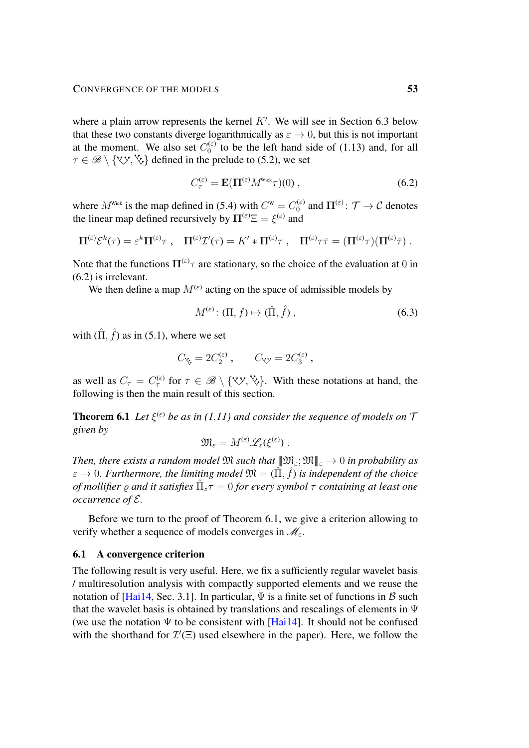where a plain arrow represents the kernel $K'$. We will see in Section 6.3 below that these two constants diverge logarithmically as $\varepsilon \to 0$, but this is not important at the moment. We also set $C_0^{(\varepsilon)}$ to be the left hand side of (1.13) and, for all $\tau \in \mathscr{B} \setminus \{\text{ⅴⅴ}, \text{ⅴ}\}$ defined in the prelude to (5.2), we set

$$C_\tau^{(\varepsilon)} = \mathbf{E}(\mathbf{\Pi}^{(\varepsilon)} M^{\text{Wick}} \tau)(0) , \tag{6.2}$$

where $M^{\text{Wick}}$ is the map defined in (5.4) with $C^{\text{w}} = C_0^{(\varepsilon)}$ and $\mathbf{\Pi}^{(\varepsilon)} \colon \mathcal{T} \to \mathcal{C}$ denotes the linear map defined recursively by $\mathbf{\Pi}^{(\varepsilon)} \Xi = \xi^{(\varepsilon)}$ and

$$\mathbf{\Pi}^{(\varepsilon)} \mathcal{E}^k(\tau) = \varepsilon^k \mathbf{\Pi}^{(\varepsilon)} \tau , \quad \mathbf{\Pi}^{(\varepsilon)} \mathcal{I}'(\tau) = K' * \mathbf{\Pi}^{(\varepsilon)} \tau , \quad \mathbf{\Pi}^{(\varepsilon)} \tau \bar{\tau} = (\mathbf{\Pi}^{(\varepsilon)} \tau)(\mathbf{\Pi}^{(\varepsilon)} \bar{\tau}) .$$

Note that the functions $\mathbf{\Pi}^{(\varepsilon)} \tau$ are stationary, so the choice of the evaluation at $0$ in (6.2) is irrelevant.

We then define a map $M^{(\varepsilon)}$ acting on the space of admissible models by

$$M^{(\varepsilon)} \colon (\Pi, f) \mapsto (\hat{\Pi}, \hat{f}) , \tag{6.3}$$

with $(\hat{\Pi}, \hat{f})$ as in (5.1), where we set

$$C_{\text{ⅴ}} = 2C_2^{(\varepsilon)} , \qquad C_{\text{ⅴⅴ}} = 2C_3^{(\varepsilon)} ,$$

as well as $C_\tau = C_\tau^{(\varepsilon)}$ for $\tau \in \mathscr{B} \setminus \{\text{ⅴⅴ}, \text{ⅴ}\}$. With these notations at hand, the following is then the main result of this section.

**Theorem 6.1** *Let $\xi^{(\varepsilon)}$ be as in (1.11) and consider the sequence of models on $\mathcal{T}$ given by*

$$\mathfrak{M}_\varepsilon = M^{(\varepsilon)} \mathscr{L}_\varepsilon(\xi^{(\varepsilon)}) .$$

*Then, there exists a random model $\mathfrak{M}$ such that $|\!|\!| \mathfrak{M}_\varepsilon ; \mathfrak{M} |\!|\!|_\varepsilon \to 0$ in probability as $\varepsilon \to 0$. Furthermore, the limiting model $\mathfrak{M} = (\hat{\Pi}, \hat{f})$ is independent of the choice of mollifier $\varrho$ and it satisfies $\hat{\Pi}_z \tau = 0$ for every symbol $\tau$ containing at least one occurrence of $\mathcal{E}$.*

Before we turn to the proof of Theorem 6.1, we give a criterion allowing to verify whether a sequence of models converges in $\mathscr{M}_\varepsilon$.

## 6.1 A convergence criterion

The following result is very useful. Here, we fix a sufficiently regular wavelet basis / multiresolution analysis with compactly supported elements and we reuse the notation of [Hai14, Sec. 3.1]. In particular, $\Psi$ is a finite set of functions in $\mathcal{B}$ such that the wavelet basis is obtained by translations and rescalings of elements in $\Psi$ (we use the notation $\Psi$ to be consistent with [Hai14]. It should not be confused with the shorthand for $\mathcal{I}'(\Xi)$ used elsewhere in the paper). Here, we follow the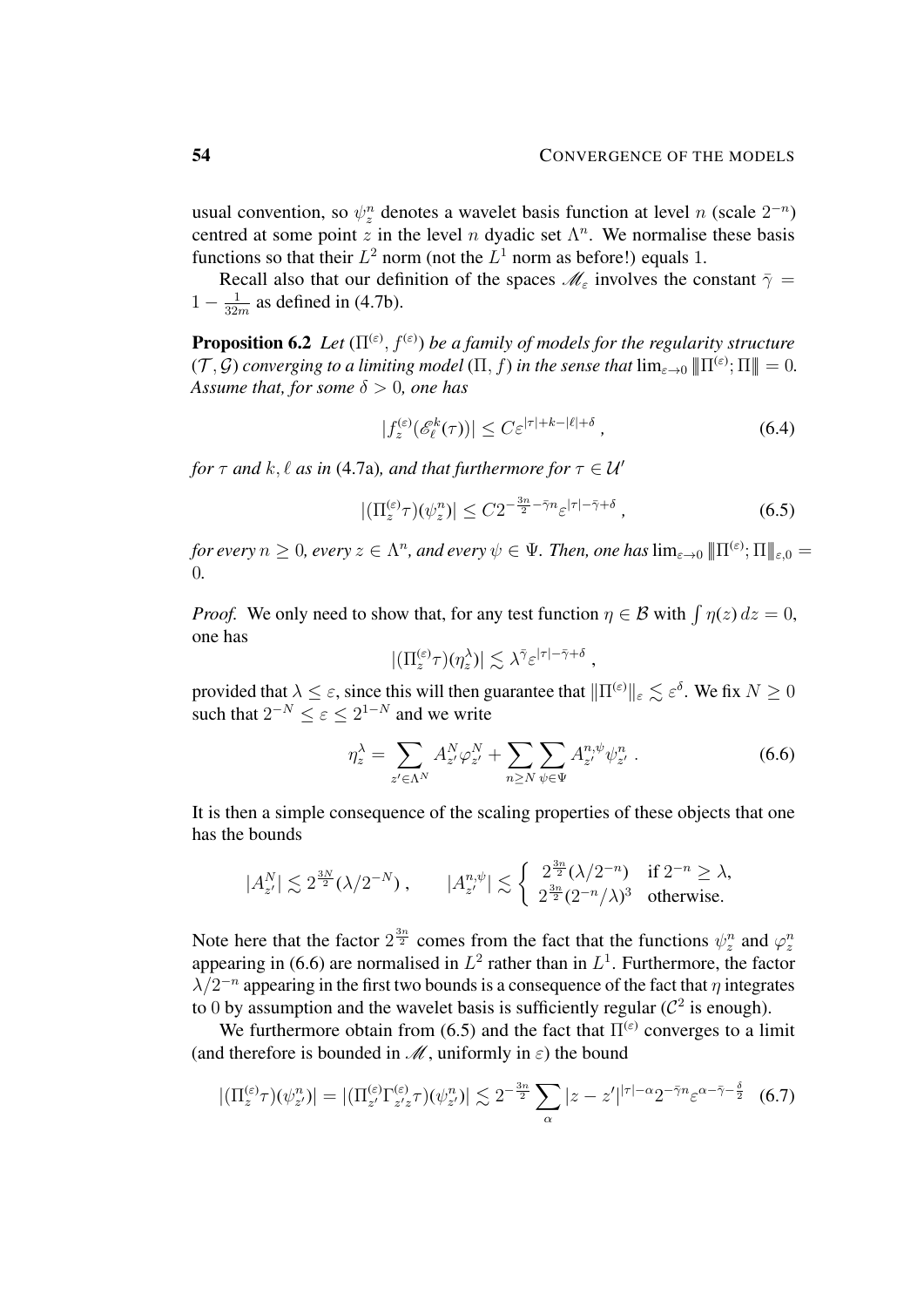usual convention, so $\psi_z^n$ denotes a wavelet basis function at level $n$ (scale $2^{-n}$) centred at some point $z$ in the level $n$ dyadic set $\Lambda^n$. We normalise these basis functions so that their $L^2$ norm (not the $L^1$ norm as before!) equals 1.

Recall also that our definition of the spaces $\mathscr{M}_\varepsilon$ involves the constant $\bar\gamma = 1 - \frac{1}{32m}$ as defined in (4.7b).

**Proposition 6.2** *Let $(\Pi^{(\varepsilon)}, f^{(\varepsilon)})$ be a family of models for the regularity structure $(\mathcal{T}, \mathcal{G})$ converging to a limiting model $(\Pi, f)$ in the sense that $\lim_{\varepsilon\to 0} \|\!|\Pi^{(\varepsilon)};\Pi|\!\| = 0$. Assume that, for some $\delta > 0$, one has*

$$|f_z^{(\varepsilon)}(\mathscr{E}_\ell^k(\tau))| \le C\varepsilon^{|\tau|+k-|\ell|+\delta}\,, \tag{6.4}$$

*for $\tau$ and $k, \ell$ as in (4.7a), and that furthermore for $\tau \in \mathcal{U}'$*

$$|(\Pi_z^{(\varepsilon)}\tau)(\psi_z^n)| \le C 2^{-\frac{3n}{2}-\bar\gamma n}\varepsilon^{|\tau|-\bar\gamma+\delta}\,, \tag{6.5}$$

*for every $n \ge 0$, every $z \in \Lambda^n$, and every $\psi \in \Psi$. Then, one has $\lim_{\varepsilon\to 0}\|\!|\Pi^{(\varepsilon)};\Pi|\!\|_{\varepsilon,0} = 0$.*

*Proof.* We only need to show that, for any test function $\eta \in \mathcal{B}$ with $\int \eta(z)\,dz = 0$, one has

$$|(\Pi_z^{(\varepsilon)}\tau)(\eta_z^\lambda)| \lesssim \lambda^{\bar\gamma}\varepsilon^{|\tau|-\bar\gamma+\delta}\,,$$

provided that $\lambda \le \varepsilon$, since this will then guarantee that $\|\Pi^{(\varepsilon)}\|_\varepsilon \lesssim \varepsilon^\delta$. We fix $N \ge 0$ such that $2^{-N} \le \varepsilon \le 2^{1-N}$ and we write

$$\eta_z^\lambda = \sum_{z'\in\Lambda^N} A_{z'}^N \varphi_{z'}^N + \sum_{n\ge N}\sum_{\psi\in\Psi} A_{z'}^{n,\psi}\psi_{z'}^n\,. \tag{6.6}$$

It is then a simple consequence of the scaling properties of these objects that one has the bounds

$$|A_{z'}^N| \lesssim 2^{\frac{3N}{2}}(\lambda/2^{-N})\,, \qquad |A_{z'}^{n,\psi}| \lesssim \begin{cases} 2^{\frac{3n}{2}}(\lambda/2^{-n}) & \text{if } 2^{-n} \ge \lambda, \\ 2^{\frac{3n}{2}}(2^{-n}/\lambda)^3 & \text{otherwise.}\end{cases}$$

Note here that the factor $2^{\frac{3n}{2}}$ comes from the fact that the functions $\psi_z^n$ and $\varphi_z^n$ appearing in (6.6) are normalised in $L^2$ rather than in $L^1$. Furthermore, the factor $\lambda/2^{-n}$ appearing in the first two bounds is a consequence of the fact that $\eta$ integrates to 0 by assumption and the wavelet basis is sufficiently regular ($\mathcal{C}^2$ is enough).

We furthermore obtain from (6.5) and the fact that $\Pi^{(\varepsilon)}$ converges to a limit (and therefore is bounded in $\mathscr{M}$, uniformly in $\varepsilon$) the bound

$$|(\Pi_z^{(\varepsilon)}\tau)(\psi_{z'}^n)| = |(\Pi_{z'}^{(\varepsilon)}\Gamma_{z'z}^{(\varepsilon)}\tau)(\psi_{z'}^n)| \lesssim 2^{-\frac{3n}{2}}\sum_\alpha |z-z'|^{|\tau|-\alpha}2^{-\bar\gamma n}\varepsilon^{\alpha-\bar\gamma-\frac{\delta}{2}} \tag{6.7}$$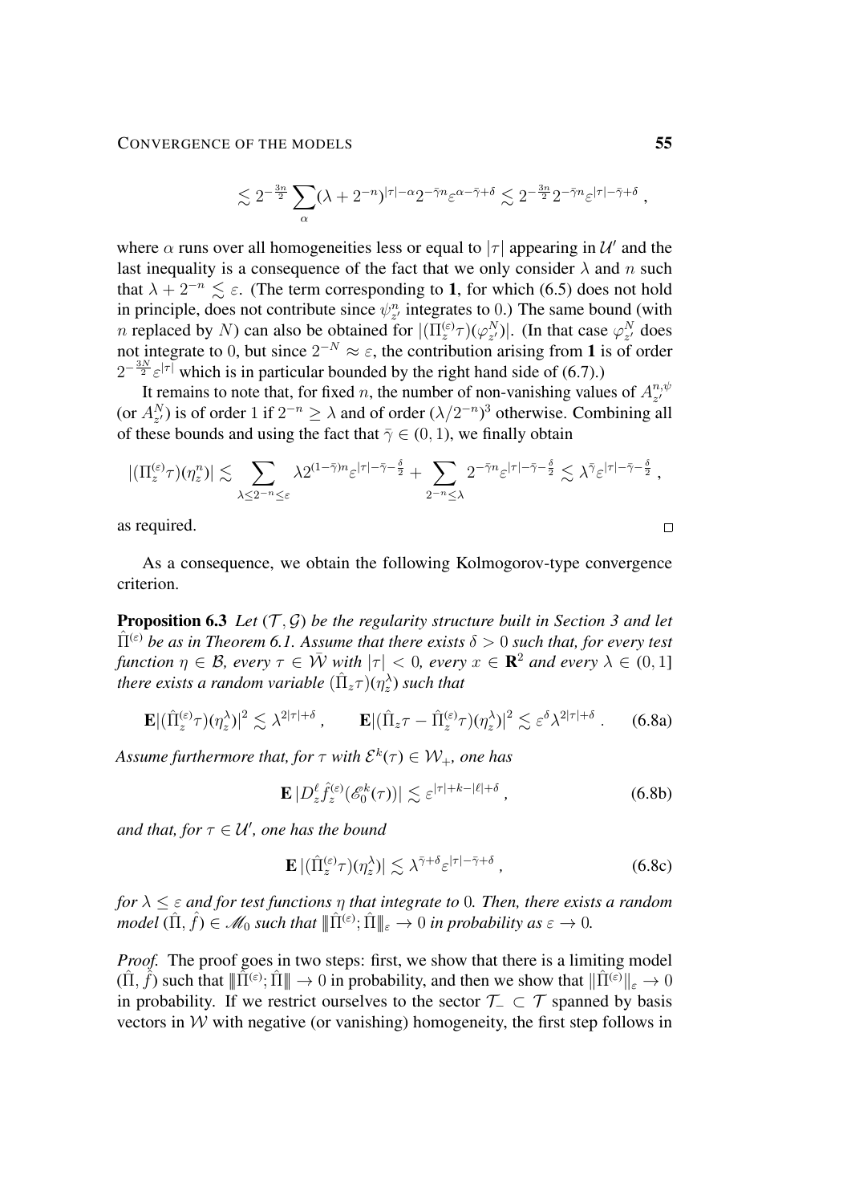$$\lesssim 2^{-\frac{3n}{2}} \sum_\alpha (\lambda + 2^{-n})^{|\tau|-\alpha} 2^{-\bar\gamma n} \varepsilon^{\alpha-\bar\gamma+\delta} \lesssim 2^{-\frac{3n}{2}} 2^{-\bar\gamma n} \varepsilon^{|\tau|-\bar\gamma+\delta}\;,$$

where $\alpha$ runs over all homogeneities less or equal to $|\tau|$ appearing in $\mathcal{U}'$ and the last inequality is a consequence of the fact that we only consider $\lambda$ and $n$ such that $\lambda + 2^{-n} \lesssim \varepsilon$. (The term corresponding to $\mathbf{1}$, for which (6.5) does not hold in principle, does not contribute since $\psi^n_{z'}$ integrates to $0$.) The same bound (with $n$ replaced by $N$) can also be obtained for $|(\Pi^{(\varepsilon)}_z \tau)(\varphi^N_{z'})|$. (In that case $\varphi^N_{z'}$ does not integrate to $0$, but since $2^{-N} \approx \varepsilon$, the contribution arising from $\mathbf{1}$ is of order $2^{-\frac{3N}{2}} \varepsilon^{|\tau|}$ which is in particular bounded by the right hand side of (6.7).)

It remains to note that, for fixed $n$, the number of non-vanishing values of $A^{n,\psi}_{z'}$ (or $A^N_{z'}$) is of order $1$ if $2^{-n} \geq \lambda$ and of order $(\lambda/2^{-n})^3$ otherwise. Combining all of these bounds and using the fact that $\bar\gamma \in (0,1)$, we finally obtain

$$|(\Pi^{(\varepsilon)}_z \tau)(\eta^n_z)| \lesssim \sum_{\lambda \leq 2^{-n} \leq \varepsilon} \lambda 2^{(1-\bar\gamma)n} \varepsilon^{|\tau|-\bar\gamma-\frac{\delta}{2}} + \sum_{2^{-n} \leq \lambda} 2^{-\bar\gamma n} \varepsilon^{|\tau|-\bar\gamma-\frac{\delta}{2}} \lesssim \lambda^{\bar\gamma} \varepsilon^{|\tau|-\bar\gamma-\frac{\delta}{2}}\;,$$

as required. $\square$

As a consequence, we obtain the following Kolmogorov-type convergence criterion.

**Proposition 6.3** *Let $(\mathcal{T}, \mathcal{G})$ be the regularity structure built in Section 3 and let $\hat\Pi^{(\varepsilon)}$ be as in Theorem 6.1. Assume that there exists $\delta > 0$ such that, for every test function $\eta \in \mathcal{B}$, every $\tau \in \bar{\mathcal{W}}$ with $|\tau| < 0$, every $x \in \mathbf{R}^2$ and every $\lambda \in (0,1]$ there exists a random variable $(\hat\Pi_z \tau)(\eta^\lambda_z)$ such that*

$$\mathbf{E}|(\hat\Pi^{(\varepsilon)}_z \tau)(\eta^\lambda_z)|^2 \lesssim \lambda^{2|\tau|+\delta}\;, \qquad \mathbf{E}|(\hat\Pi_z \tau - \hat\Pi^{(\varepsilon)}_z \tau)(\eta^\lambda_z)|^2 \lesssim \varepsilon^\delta \lambda^{2|\tau|+\delta}\;. \tag{6.8a}$$

*Assume furthermore that, for $\tau$ with $\mathcal{E}^k(\tau) \in \mathcal{W}_+$, one has*

$$\mathbf{E}\,|D^\ell_z \hat f^{(\varepsilon)}_z(\mathscr{E}^k_0(\tau))| \lesssim \varepsilon^{|\tau|+k-|\ell|+\delta}\;, \tag{6.8b}$$

*and that, for $\tau \in \mathcal{U}'$, one has the bound*

$$\mathbf{E}\,|(\hat\Pi^{(\varepsilon)}_z \tau)(\eta^\lambda_z)| \lesssim \lambda^{\bar\gamma+\delta} \varepsilon^{|\tau|-\bar\gamma+\delta}\;, \tag{6.8c}$$

*for $\lambda \leq \varepsilon$ and for test functions $\eta$ that integrate to $0$. Then, there exists a random model $(\hat\Pi, \hat f) \in \mathscr{M}_0$ such that $\|\hat\Pi^{(\varepsilon)}; \hat\Pi\|_\varepsilon \to 0$ in probability as $\varepsilon \to 0$.*

*Proof.* The proof goes in two steps: first, we show that there is a limiting model $(\hat\Pi, \hat f)$ such that $\|\hat\Pi^{(\varepsilon)}; \hat\Pi\| \to 0$ in probability, and then we show that $\|\hat\Pi^{(\varepsilon)}\|_\varepsilon \to 0$ in probability. If we restrict ourselves to the sector $\mathcal{T}_- \subset \mathcal{T}$ spanned by basis vectors in $\mathcal{W}$ with negative (or vanishing) homogeneity, the first step follows in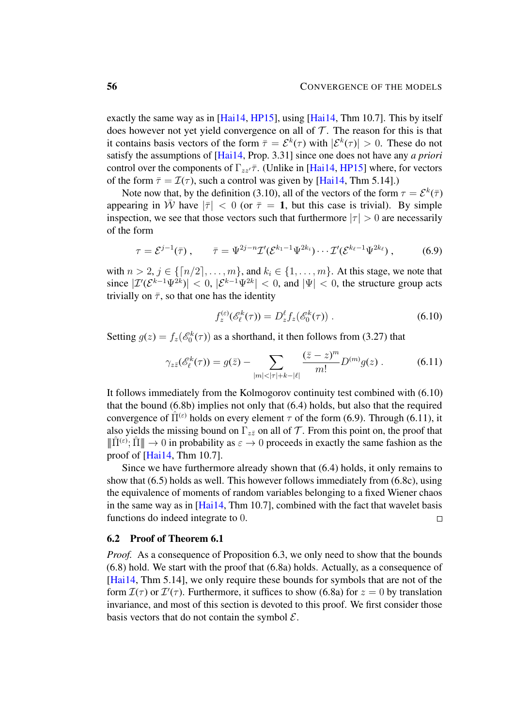exactly the same way as in [Hai14, HP15], using [Hai14, Thm 10.7]. This by itself does however not yet yield convergence on all of $\mathcal{T}$. The reason for this is that it contains basis vectors of the form $\bar\tau = \mathcal{E}^k(\tau)$ with $|\mathcal{E}^k(\tau)| > 0$. These do not satisfy the assumptions of [Hai14, Prop. 3.31] since one does not have any *a priori* control over the components of $\Gamma_{zz'}\bar\tau$. (Unlike in [Hai14, HP15] where, for vectors of the form $\bar\tau = \mathcal{I}(\tau)$, such a control was given by [Hai14, Thm 5.14].)

Note now that, by the definition (3.10), all of the vectors of the form $\tau = \mathcal{E}^k(\bar\tau)$ appearing in $\bar{\mathcal{W}}$ have $|\bar\tau| < 0$ (or $\bar\tau = \mathbf{1}$, but this case is trivial). By simple inspection, we see that those vectors such that furthermore $|\tau| > 0$ are necessarily of the form

$$\tau = \mathcal{E}^{j-1}(\bar\tau)\;, \qquad \bar\tau = \Psi^{2j-n}\mathcal{I}'(\mathcal{E}^{k_1-1}\Psi^{2k_1})\cdots\mathcal{I}'(\mathcal{E}^{k_\ell-1}\Psi^{2k_\ell})\;, \tag{6.9}$$

with $n > 2$, $j \in \{\lceil n/2\rceil,\ldots,m\}$, and $k_i \in \{1,\ldots,m\}$. At this stage, we note that since $|\mathcal{I}'(\mathcal{E}^{k-1}\Psi^{2k})| < 0$, $|\mathcal{E}^{k-1}\Psi^{2k}| < 0$, and $|\Psi| < 0$, the structure group acts trivially on $\bar\tau$, so that one has the identity

$$f_z^{(\varepsilon)}(\mathscr{E}_\ell^k(\tau)) = D_z^\ell f_z(\mathscr{E}_0^k(\tau))\;. \tag{6.10}$$

Setting $g(z) = f_z(\mathscr{E}_0^k(\tau))$ as a shorthand, it then follows from (3.27) that

$$\gamma_{z\bar z}(\mathscr{E}_\ell^k(\tau)) = g(\bar z) - \sum_{|m|<|\tau|+k-|\ell|} \frac{(\bar z - z)^m}{m!} D^{(m)} g(z)\;. \tag{6.11}$$

It follows immediately from the Kolmogorov continuity test combined with (6.10) that the bound (6.8b) implies not only that (6.4) holds, but also that the required convergence of $\hat\Pi^{(\varepsilon)}$ holds on every element $\tau$ of the form (6.9). Through (6.11), it also yields the missing bound on $\Gamma_{z\bar z}$ on all of $\mathcal{T}$. From this point on, the proof that $|\!|\!|\hat\Pi^{(\varepsilon)};\hat\Pi|\!|\!| \to 0$ in probability as $\varepsilon \to 0$ proceeds in exactly the same fashion as the proof of [Hai14, Thm 10.7].

Since we have furthermore already shown that (6.4) holds, it only remains to show that (6.5) holds as well. This however follows immediately from (6.8c), using the equivalence of moments of random variables belonging to a fixed Wiener chaos in the same way as in [Hai14, Thm 10.7], combined with the fact that wavelet basis functions do indeed integrate to $0$. $\square$

## 6.2 Proof of Theorem 6.1

*Proof.* As a consequence of Proposition 6.3, we only need to show that the bounds (6.8) hold. We start with the proof that (6.8a) holds. Actually, as a consequence of [Hai14, Thm 5.14], we only require these bounds for symbols that are not of the form $\mathcal{I}(\tau)$ or $\mathcal{I}'(\tau)$. Furthermore, it suffices to show (6.8a) for $z = 0$ by translation invariance, and most of this section is devoted to this proof. We first consider those basis vectors that do not contain the symbol $\mathcal{E}$.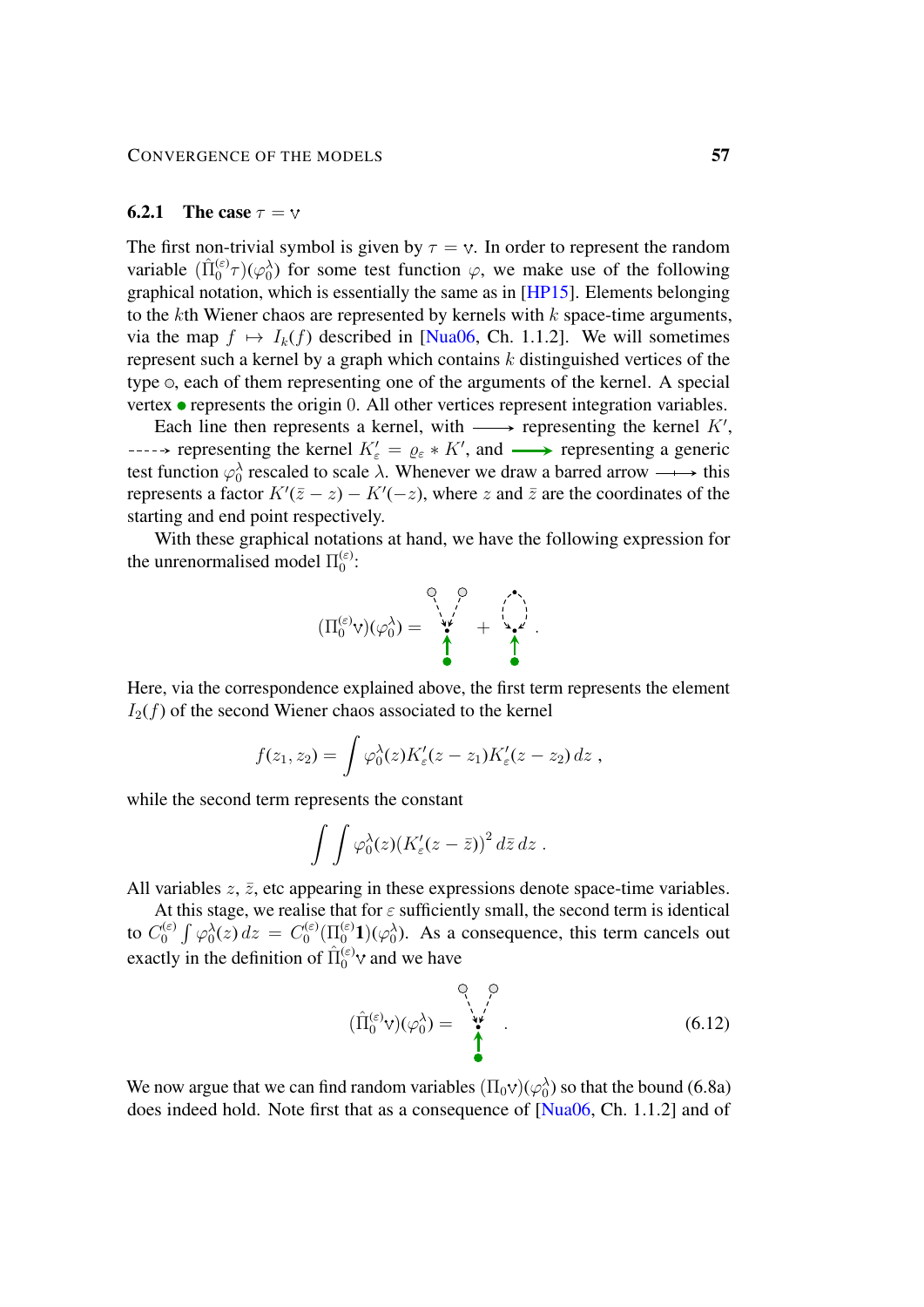### 6.2.1 The case $\tau = \mathsf{V}$

The first non-trivial symbol is given by $\tau = \mathsf{V}$. In order to represent the random variable $(\hat{\Pi}_0^{(\varepsilon)}\tau)(\varphi_0^\lambda)$ for some test function $\varphi$, we make use of the following graphical notation, which is essentially the same as in [HP15]. Elements belonging to the $k$th Wiener chaos are represented by kernels with $k$ space-time arguments, via the map $f \mapsto I_k(f)$ described in [Nua06, Ch. 1.1.2]. We will sometimes represent such a kernel by a graph which contains $k$ distinguished vertices of the type $\circ$, each of them representing one of the arguments of the kernel. A special vertex $\bullet$ represents the origin $0$. All other vertices represent integration variables.

Each line then represents a kernel, with $\longrightarrow$ representing the kernel $K'$, $\dashrightarrow$ representing the kernel $K'_\varepsilon = \varrho_\varepsilon * K'$, and $\longrightarrow$ representing a generic test function $\varphi_0^\lambda$ rescaled to scale $\lambda$. Whenever we draw a barred arrow $\longrightarrow$ this represents a factor $K'(\bar z - z) - K'(-z)$, where $z$ and $\bar z$ are the coordinates of the starting and end point respectively.

With these graphical notations at hand, we have the following expression for the unrenormalised model $\Pi_0^{(\varepsilon)}$:

$$(\Pi_0^{(\varepsilon)}\mathsf{V})(\varphi_0^\lambda) = [\text{graph}] + [\text{graph}] .$$

Here, via the correspondence explained above, the first term represents the element $I_2(f)$ of the second Wiener chaos associated to the kernel

$$f(z_1, z_2) = \int \varphi_0^\lambda(z) K'_\varepsilon(z - z_1) K'_\varepsilon(z - z_2)\, dz \;,$$

while the second term represents the constant

$$\int \int \varphi_0^\lambda(z) (K'_\varepsilon(z - \bar z))^2 \, d\bar z \, dz \;.$$

All variables $z$, $\bar z$, etc appearing in these expressions denote space-time variables.

At this stage, we realise that for $\varepsilon$ sufficiently small, the second term is identical to $C_0^{(\varepsilon)} \int \varphi_0^\lambda(z)\, dz = C_0^{(\varepsilon)} (\Pi_0^{(\varepsilon)}\mathbf{1})(\varphi_0^\lambda)$. As a consequence, this term cancels out exactly in the definition of $\hat{\Pi}_0^{(\varepsilon)}\mathsf{V}$ and we have

$$(\hat{\Pi}_0^{(\varepsilon)}\mathsf{V})(\varphi_0^\lambda) = [\text{graph}] \;. \tag{6.12}$$

We now argue that we can find random variables $(\Pi_0\mathsf{V})(\varphi_0^\lambda)$ so that the bound (6.8a) does indeed hold. Note first that as a consequence of [Nua06, Ch. 1.1.2] and of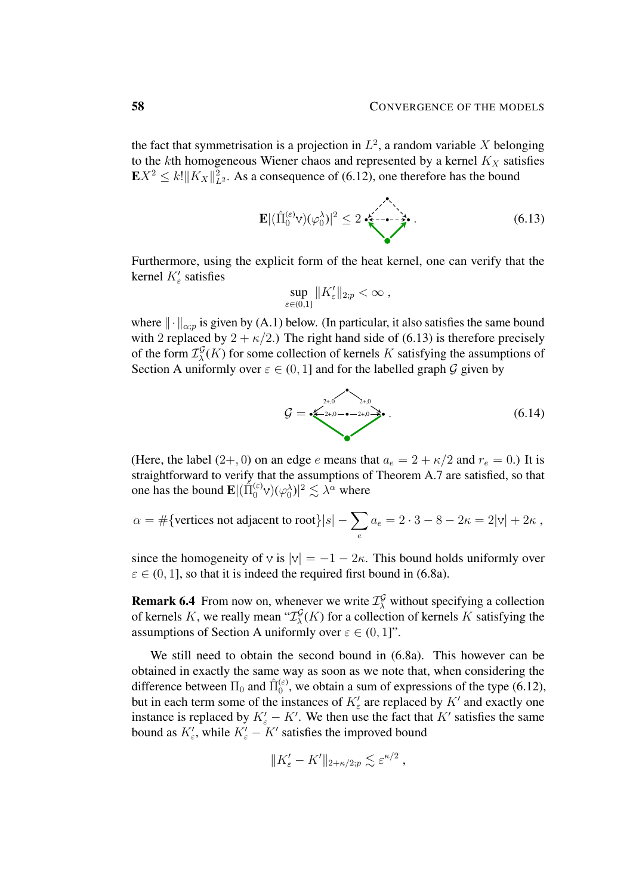the fact that symmetrisation is a projection in $L^2$, a random variable $X$ belonging to the $k$th homogeneous Wiener chaos and represented by a kernel $K_X$ satisfies $\mathbf{E}X^2 \leq k!\|K_X\|_{L^2}^2$. As a consequence of (6.12), one therefore has the bound

$$\mathbf{E}|(\hat{\Pi}_0^{(\varepsilon)} \mathsf{v})(\varphi_0^\lambda)|^2 \leq 2 \; [\text{graph}] \; . \tag{6.13}$$

Furthermore, using the explicit form of the heat kernel, one can verify that the kernel $K'_\varepsilon$ satisfies

$$\sup_{\varepsilon \in (0,1]} \|K'_\varepsilon\|_{2;p} < \infty \;,$$

where $\|\cdot\|_{\alpha;p}$ is given by (A.1) below. (In particular, it also satisfies the same bound with 2 replaced by $2 + \kappa/2$.) The right hand side of (6.13) is therefore precisely of the form $\mathcal{I}_\lambda^{\mathcal{G}}(K)$ for some collection of kernels $K$ satisfying the assumptions of Section A uniformly over $\varepsilon \in (0,1]$ and for the labelled graph $\mathcal{G}$ given by

$$\mathcal{G} = [\text{graph with edges labelled } 2{+},0] \; . \tag{6.14}$$

(Here, the label $(2+,0)$ on an edge $e$ means that $a_e = 2 + \kappa/2$ and $r_e = 0$.) It is straightforward to verify that the assumptions of Theorem A.7 are satisfied, so that one has the bound $\mathbf{E}|(\hat{\Pi}_0^{(\varepsilon)} \mathsf{v})(\varphi_0^\lambda)|^2 \lesssim \lambda^\alpha$ where

$$\alpha = \#\{\text{vertices not adjacent to root}\}|s| - \sum_e a_e = 2 \cdot 3 - 8 - 2\kappa = 2|\mathsf{v}| + 2\kappa \;,$$

since the homogeneity of $\mathsf{v}$ is $|\mathsf{v}| = -1 - 2\kappa$. This bound holds uniformly over $\varepsilon \in (0,1]$, so that it is indeed the required first bound in (6.8a).

**Remark 6.4** From now on, whenever we write $\mathcal{I}_\lambda^{\mathcal{G}}$ without specifying a collection of kernels $K$, we really mean "$\mathcal{I}_\lambda^{\mathcal{G}}(K)$ for a collection of kernels $K$ satisfying the assumptions of Section A uniformly over $\varepsilon \in (0,1]$".

We still need to obtain the second bound in (6.8a). This however can be obtained in exactly the same way as soon as we note that, when considering the difference between $\Pi_0$ and $\hat{\Pi}_0^{(\varepsilon)}$, we obtain a sum of expressions of the type (6.12), but in each term some of the instances of $K'_\varepsilon$ are replaced by $K'$ and exactly one instance is replaced by $K'_\varepsilon - K'$. We then use the fact that $K'$ satisfies the same bound as $K'_\varepsilon$, while $K'_\varepsilon - K'$ satisfies the improved bound

$$\|K'_\varepsilon - K'\|_{2+\kappa/2;p} \lesssim \varepsilon^{\kappa/2} \;,$$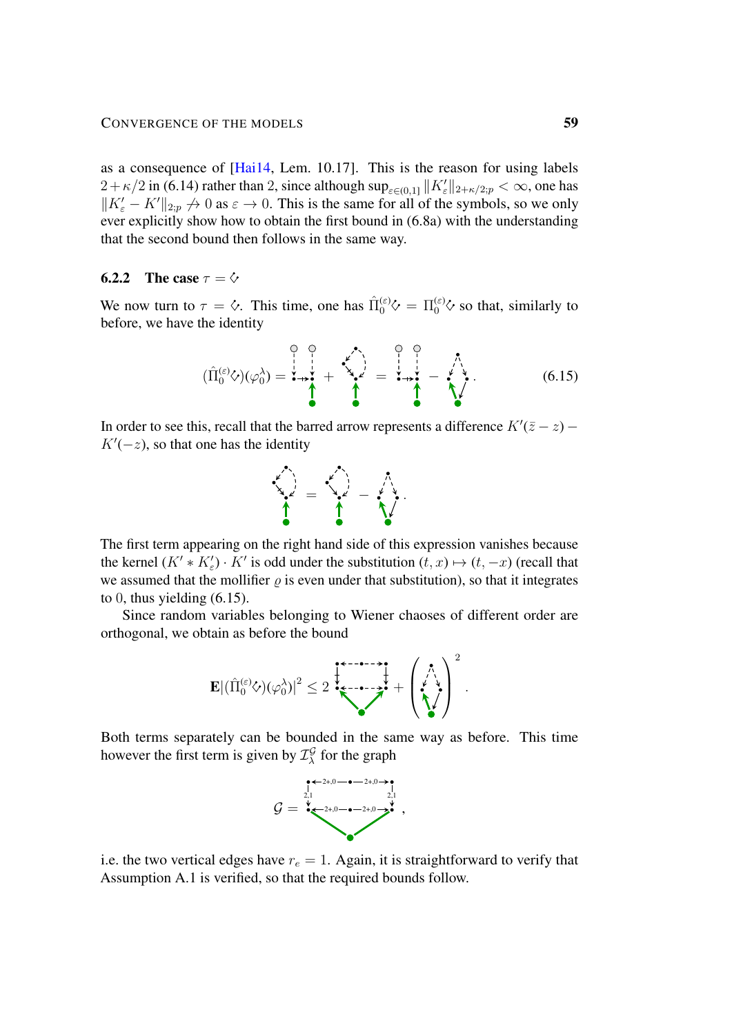as a consequence of [Hai14, Lem. 10.17]. This is the reason for using labels $2+\kappa/2$ in (6.14) rather than 2, since although $\sup_{\varepsilon\in(0,1]}\|K'_\varepsilon\|_{2+\kappa/2;p}<\infty$, one has $\|K'_\varepsilon - K'\|_{2;p} \not\to 0$ as $\varepsilon\to 0$. This is the same for all of the symbols, so we only ever explicitly show how to obtain the first bound in (6.8a) with the understanding that the second bound then follows in the same way.

### 6.2.2 The case $\tau = \diamondsuit$

We now turn to $\tau = \diamondsuit$. This time, one has $\hat\Pi_0^{(\varepsilon)}\diamondsuit = \Pi_0^{(\varepsilon)}\diamondsuit$ so that, similarly to before, we have the identity

$$(\hat\Pi_0^{(\varepsilon)}\diamondsuit)(\varphi_0^\lambda) = [\text{graph}] + [\text{graph}] = [\text{graph}] - [\text{graph}]\,. \tag{6.15}$$

In order to see this, recall that the barred arrow represents a difference $K'(\bar z - z) - K'(-z)$, so that one has the identity

$$[\text{graph}] = [\text{graph}] - [\text{graph}]\,.$$

The first term appearing on the right hand side of this expression vanishes because the kernel $(K' * K'_\varepsilon)\cdot K'$ is odd under the substitution $(t,x)\mapsto(t,-x)$ (recall that we assumed that the mollifier $\varrho$ is even under that substitution), so that it integrates to $0$, thus yielding (6.15).

Since random variables belonging to Wiener chaoses of different order are orthogonal, we obtain as before the bound

$$\mathbf{E}|(\hat\Pi_0^{(\varepsilon)}\diamondsuit)(\varphi_0^\lambda)|^2 \le 2\,[\text{graph}] + \Big([\text{graph}]\Big)^2\,.$$

Both terms separately can be bounded in the same way as before. This time however the first term is given by $\mathcal{I}_\lambda^{\mathcal{G}}$ for the graph

$$\mathcal{G} = [\text{graph}]\,,$$

i.e. the two vertical edges have $r_e = 1$. Again, it is straightforward to verify that Assumption A.1 is verified, so that the required bounds follow.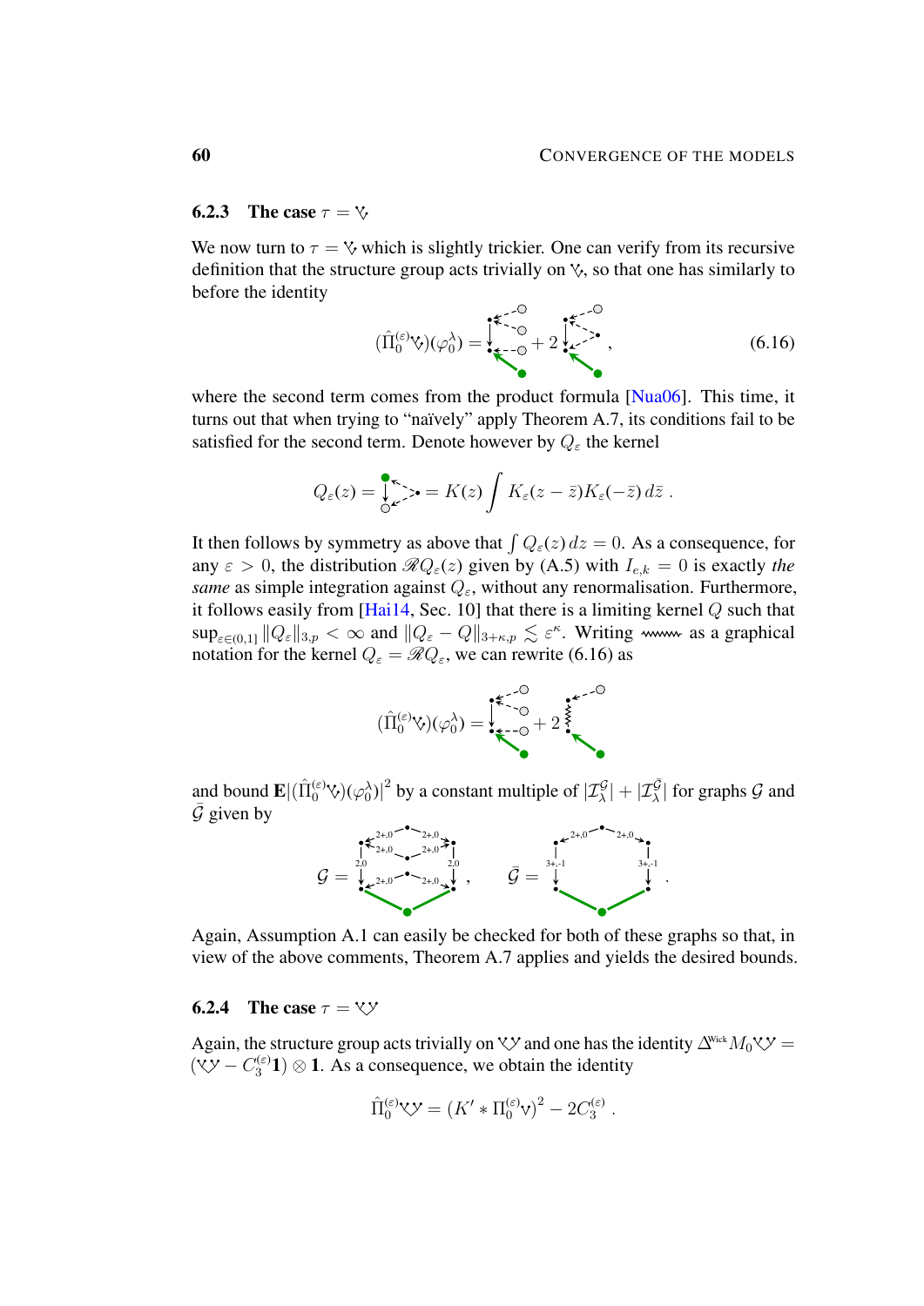### 6.2.3 The case $\tau = \mathcal{V}$

We now turn to $\tau = \mathcal{V}$ which is slightly trickier. One can verify from its recursive definition that the structure group acts trivially on $\mathcal{V}$, so that one has similarly to before the identity

$$(\hat{\Pi}_0^{(\varepsilon)} \mathcal{V})(\varphi_0^\lambda) = [\text{graph}] + 2\,[\text{graph}]\;, \tag{6.16}$$

where the second term comes from the product formula [Nua06]. This time, it turns out that when trying to "naïvely" apply Theorem A.7, its conditions fail to be satisfied for the second term. Denote however by $Q_\varepsilon$ the kernel

$$Q_\varepsilon(z) = [\text{graph}] = K(z) \int K_\varepsilon(z - \bar{z}) K_\varepsilon(-\bar{z})\, d\bar{z}\;.$$

It then follows by symmetry as above that $\int Q_\varepsilon(z)\, dz = 0$. As a consequence, for any $\varepsilon > 0$, the distribution $\mathscr{R}Q_\varepsilon(z)$ given by (A.5) with $I_{e,k} = 0$ is exactly *the same* as simple integration against $Q_\varepsilon$, without any renormalisation. Furthermore, it follows easily from [Hai14, Sec. 10] that there is a limiting kernel $Q$ such that $\sup_{\varepsilon\in(0,1]} \|Q_\varepsilon\|_{3,p} < \infty$ and $\|Q_\varepsilon - Q\|_{3+\kappa,p} \lesssim \varepsilon^\kappa$. Writing [wavy line] as a graphical notation for the kernel $Q_\varepsilon = \mathscr{R}Q_\varepsilon$, we can rewrite (6.16) as

$$(\hat{\Pi}_0^{(\varepsilon)} \mathcal{V})(\varphi_0^\lambda) = [\text{graph}] + 2\,[\text{graph}]$$

and bound $\mathbf{E}|(\hat{\Pi}_0^{(\varepsilon)} \mathcal{V})(\varphi_0^\lambda)|^2$ by a constant multiple of $|\mathcal{I}_\lambda^{\mathcal{G}}| + |\mathcal{I}_\lambda^{\bar{\mathcal{G}}}|$ for graphs $\mathcal{G}$ and $\bar{\mathcal{G}}$ given by

$$\mathcal{G} = [\text{graph}]\;, \qquad \bar{\mathcal{G}} = [\text{graph}]\;.$$

Again, Assumption A.1 can easily be checked for both of these graphs so that, in view of the above comments, Theorem A.7 applies and yields the desired bounds.

### 6.2.4 The case $\tau = \mathcal{VV}$

Again, the structure group acts trivially on $\mathcal{VV}$ and one has the identity $\Delta^{\text{Wick}} M_0 \mathcal{VV} = (\mathcal{VV} - C_3^{(\varepsilon)}\mathbf{1}) \otimes \mathbf{1}$. As a consequence, we obtain the identity

$$\hat{\Pi}_0^{(\varepsilon)} \mathcal{VV} = (K' * \Pi_0^{(\varepsilon)} \mathcal{V})^2 - 2C_3^{(\varepsilon)}\;.$$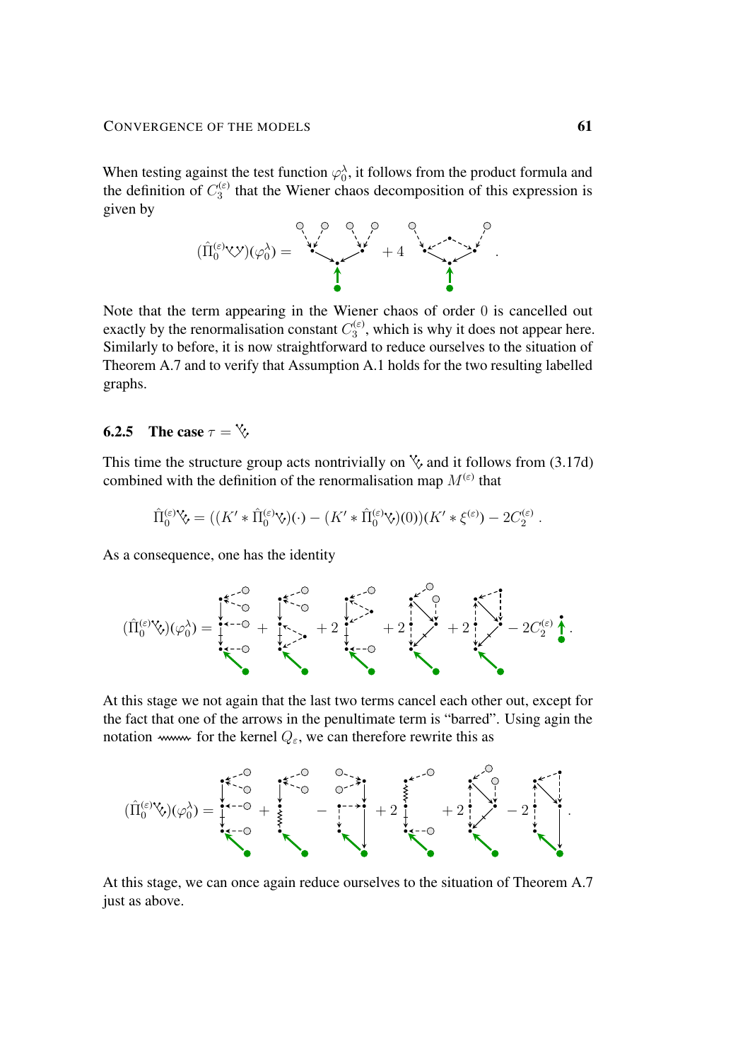When testing against the test function $\varphi_0^\lambda$, it follows from the product formula and the definition of $C_3^{(\varepsilon)}$ that the Wiener chaos decomposition of this expression is given by

$$(\hat{\Pi}_0^{(\varepsilon)} \tau)(\varphi_0^\lambda) = [\text{graph}] + 4\,[\text{graph}] \;.$$

Note that the term appearing in the Wiener chaos of order $0$ is cancelled out exactly by the renormalisation constant $C_3^{(\varepsilon)}$, which is why it does not appear here. Similarly to before, it is now straightforward to reduce ourselves to the situation of Theorem A.7 and to verify that Assumption A.1 holds for the two resulting labelled graphs.

### 6.2.5 The case $\tau = \tau$

This time the structure group acts nontrivially on $\tau$ and it follows from (3.17d) combined with the definition of the renormalisation map $M^{(\varepsilon)}$ that

$$\hat{\Pi}_0^{(\varepsilon)} \tau = ((K' * \hat{\Pi}_0^{(\varepsilon)} \tau)(\cdot) - (K' * \hat{\Pi}_0^{(\varepsilon)} \tau)(0))(K' * \xi^{(\varepsilon)}) - 2C_2^{(\varepsilon)} \;.$$

As a consequence, one has the identity

$$(\hat{\Pi}_0^{(\varepsilon)} \tau)(\varphi_0^\lambda) = [\text{graph}] + [\text{graph}] + 2\,[\text{graph}] + 2\,[\text{graph}] + 2\,[\text{graph}] - 2C_2^{(\varepsilon)}\,[\text{graph}] \;.$$

At this stage we not again that the last two terms cancel each other out, except for the fact that one of the arrows in the penultimate term is "barred". Using agin the notation $\rightsquigarrow$ for the kernel $Q_\varepsilon$, we can therefore rewrite this as

$$(\hat{\Pi}_0^{(\varepsilon)} \tau)(\varphi_0^\lambda) = [\text{graph}] + [\text{graph}] - [\text{graph}] + 2\,[\text{graph}] + 2\,[\text{graph}] - 2\,[\text{graph}] \;.$$

At this stage, we can once again reduce ourselves to the situation of Theorem A.7 just as above.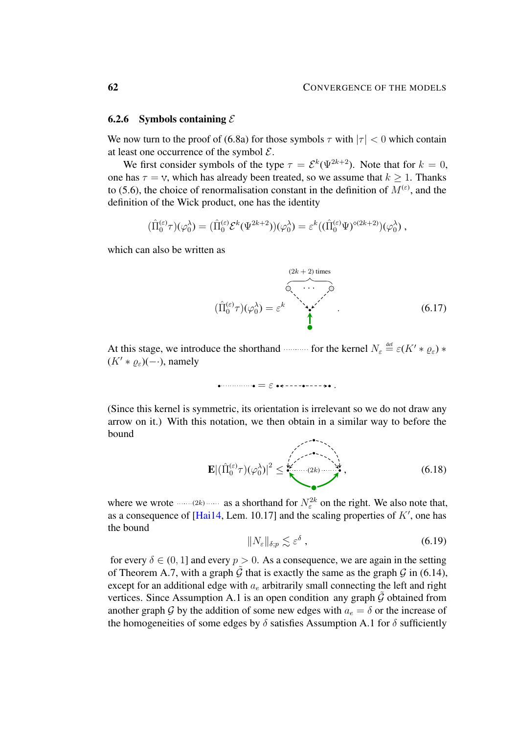### 6.2.6 Symbols containing $\mathcal{E}$

We now turn to the proof of (6.8a) for those symbols $\tau$ with $|\tau| < 0$ which contain at least one occurrence of the symbol $\mathcal{E}$.

We first consider symbols of the type $\tau = \mathcal{E}^k(\Psi^{2k+2})$. Note that for $k = 0$, one has $\tau = \mathsf{v}$, which has already been treated, so we assume that $k \geq 1$. Thanks to (5.6), the choice of renormalisation constant in the definition of $M^{(\varepsilon)}$, and the definition of the Wick product, one has the identity

$$(\hat\Pi_0^{(\varepsilon)}\tau)(\varphi_0^\lambda) = (\hat\Pi_0^{(\varepsilon)}\mathcal{E}^k(\Psi^{2k+2}))(\varphi_0^\lambda) = \varepsilon^k((\hat\Pi_0^{(\varepsilon)}\Psi)^{\diamond(2k+2)})(\varphi_0^\lambda)\;,$$

which can also be written as

$$(\hat\Pi_0^{(\varepsilon)}\tau)(\varphi_0^\lambda) = \varepsilon^k \quad [\text{diagram: } (2k+2) \text{ times}] \;. \tag{6.17}$$

At this stage, we introduce the shorthand ⋯⋯ for the kernel $N_\varepsilon \stackrel{\text{def}}{=} \varepsilon(K' * \varrho_\varepsilon) * (K' * \varrho_\varepsilon)(-\cdot)$, namely

$$\bullet\cdots\cdots\bullet = \varepsilon\; \bullet\!\leftarrow\!-\!-\!-\!\bullet\!-\!-\!-\!\rightarrow\!\bullet\;.$$

(Since this kernel is symmetric, its orientation is irrelevant so we do not draw any arrow on it.) With this notation, we then obtain in a similar way to before the bound

$$\mathbf{E}|(\hat\Pi_0^{(\varepsilon)}\tau)(\varphi_0^\lambda)|^2 \leq [\text{diagram}]\;, \tag{6.18}$$

where we wrote ⋯(2k)⋯ as a shorthand for $N_\varepsilon^{2k}$ on the right. We also note that, as a consequence of [Hai14, Lem. 10.17] and the scaling properties of $K'$, one has the bound

$$\|N_\varepsilon\|_{\delta;p} \lesssim \varepsilon^\delta\;, \tag{6.19}$$

for every $\delta \in (0,1]$ and every $p > 0$. As a consequence, we are again in the setting of Theorem A.7, with a graph $\tilde{\mathcal{G}}$ that is exactly the same as the graph $\mathcal{G}$ in (6.14), except for an additional edge with $a_e$ arbitrarily small connecting the left and right vertices. Since Assumption A.1 is an open condition any graph $\tilde{\mathcal{G}}$ obtained from another graph $\mathcal{G}$ by the addition of some new edges with $a_e = \delta$ or the increase of the homogeneities of some edges by $\delta$ satisfies Assumption A.1 for $\delta$ sufficiently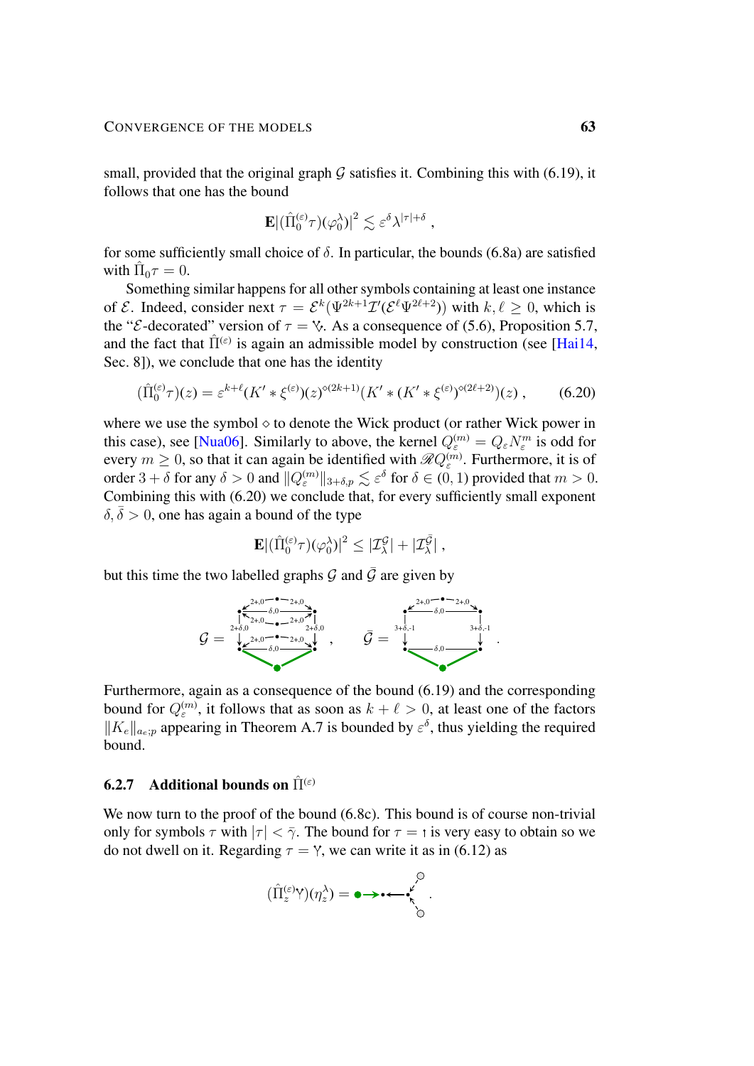small, provided that the original graph $\mathcal{G}$ satisfies it. Combining this with (6.19), it follows that one has the bound

$$\mathbf{E}|(\hat{\Pi}_0^{(\varepsilon)}\tau)(\varphi_0^\lambda)|^2 \lesssim \varepsilon^\delta \lambda^{|\tau|+\delta} ,$$

for some sufficiently small choice of $\delta$. In particular, the bounds (6.8a) are satisfied with $\hat{\Pi}_0\tau = 0$.

Something similar happens for all other symbols containing at least one instance of $\mathcal{E}$. Indeed, consider next $\tau = \mathcal{E}^k(\Psi^{2k+1}\mathcal{I}'(\mathcal{E}^\ell\Psi^{2\ell+2}))$ with $k, \ell \geq 0$, which is the "$\mathcal{E}$-decorated" version of $\tau = \Ѵ$. As a consequence of (5.6), Proposition 5.7, and the fact that $\hat{\Pi}^{(\varepsilon)}$ is again an admissible model by construction (see [Hai14, Sec. 8]), we conclude that one has the identity

$$(\hat{\Pi}_0^{(\varepsilon)}\tau)(z) = \varepsilon^{k+\ell}(K' * \xi^{(\varepsilon)})(z)^{\diamond(2k+1)}(K' * (K' * \xi^{(\varepsilon)})^{\diamond(2\ell+2)})(z) , \tag{6.20}$$

where we use the symbol $\diamond$ to denote the Wick product (or rather Wick power in this case), see [Nua06]. Similarly to above, the kernel $Q_\varepsilon^{(m)} = Q_\varepsilon N_\varepsilon^m$ is odd for every $m \geq 0$, so that it can again be identified with $\mathscr{R}Q_\varepsilon^{(m)}$. Furthermore, it is of order $3+\delta$ for any $\delta > 0$ and $\|Q_\varepsilon^{(m)}\|_{3+\delta,p} \lesssim \varepsilon^\delta$ for $\delta \in (0,1)$ provided that $m > 0$. Combining this with (6.20) we conclude that, for every sufficiently small exponent $\delta, \bar{\delta} > 0$, one has again a bound of the type

$$\mathbf{E}|(\hat{\Pi}_0^{(\varepsilon)}\tau)(\varphi_0^\lambda)|^2 \leq |\mathcal{I}_\lambda^{\mathcal{G}}| + |\mathcal{I}_\lambda^{\bar{\mathcal{G}}}| ,$$

but this time the two labelled graphs $\mathcal{G}$ and $\bar{\mathcal{G}}$ are given by [graph diagrams with edge labels $2{+}\delta{,}0$, $2{,}0$, $\delta{,}0$, $3{+}\bar\delta{,}{-}1$].

Furthermore, again as a consequence of the bound (6.19) and the corresponding bound for $Q_\varepsilon^{(m)}$, it follows that as soon as $k + \ell > 0$, at least one of the factors $\|K_e\|_{a_e;p}$ appearing in Theorem A.7 is bounded by $\varepsilon^\delta$, thus yielding the required bound.

### 6.2.7 Additional bounds on $\hat{\Pi}^{(\varepsilon)}$

We now turn to the proof of the bound (6.8c). This bound is of course non-trivial only for symbols $\tau$ with $|\tau| < \bar{\gamma}$. The bound for $\tau = ı$ is very easy to obtain so we do not dwell on it. Regarding $\tau = Ƴ$, we can write it as in (6.12) as

$$(\hat{\Pi}_z^{(\varepsilon)}Ƴ)(\eta_z^\lambda) = [\text{graph}] .$$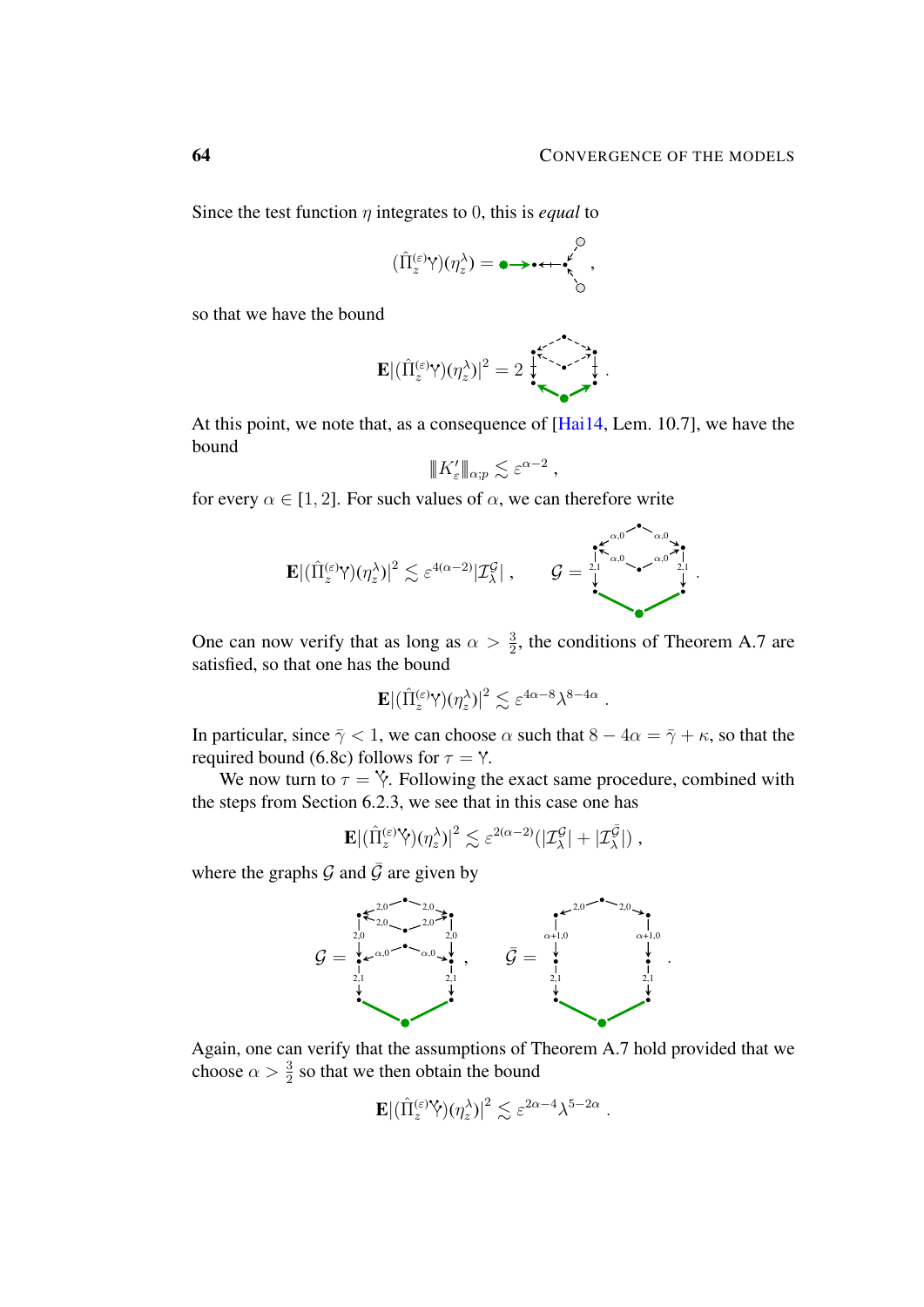Since the test function $\eta$ integrates to $0$, this is *equal* to

$$(\hat{\Pi}_z^{(\varepsilon)}\Upsilon)(\eta_z^\lambda) = \quad ,$$

so that we have the bound

$$\mathbf{E}|(\hat{\Pi}_z^{(\varepsilon)}\Upsilon)(\eta_z^\lambda)|^2 = 2 \quad .$$

At this point, we note that, as a consequence of [Hai14, Lem. 10.7], we have the bound

$$\|K_\varepsilon'\|_{\alpha;p} \lesssim \varepsilon^{\alpha-2}\,,$$

for every $\alpha \in [1,2]$. For such values of $\alpha$, we can therefore write

$$\mathbf{E}|(\hat{\Pi}_z^{(\varepsilon)}\Upsilon)(\eta_z^\lambda)|^2 \lesssim \varepsilon^{4(\alpha-2)}|\mathcal{I}_\lambda^{\mathcal{G}}|\,, \qquad \mathcal{G} = \quad .$$

One can now verify that as long as $\alpha > \frac{3}{2}$, the conditions of Theorem A.7 are satisfied, so that one has the bound

$$\mathbf{E}|(\hat{\Pi}_z^{(\varepsilon)}\Upsilon)(\eta_z^\lambda)|^2 \lesssim \varepsilon^{4\alpha-8}\lambda^{8-4\alpha}\,.$$

In particular, since $\bar{\gamma} < 1$, we can choose $\alpha$ such that $8 - 4\alpha = \bar{\gamma} + \kappa$, so that the required bound (6.8c) follows for $\tau = \Upsilon$.

We now turn to $\tau = \Upsilon$. Following the exact same procedure, combined with the steps from Section 6.2.3, we see that in this case one has

$$\mathbf{E}|(\hat{\Pi}_z^{(\varepsilon)}\Upsilon)(\eta_z^\lambda)|^2 \lesssim \varepsilon^{2(\alpha-2)}(|\mathcal{I}_\lambda^{\mathcal{G}}| + |\mathcal{I}_\lambda^{\bar{\mathcal{G}}}|)\,,$$

where the graphs $\mathcal{G}$ and $\bar{\mathcal{G}}$ are given by

$$\mathcal{G} = \quad , \qquad \bar{\mathcal{G}} = \quad .$$

Again, one can verify that the assumptions of Theorem A.7 hold provided that we choose $\alpha > \frac{3}{2}$ so that we then obtain the bound

$$\mathbf{E}|(\hat{\Pi}_z^{(\varepsilon)}\Upsilon)(\eta_z^\lambda)|^2 \lesssim \varepsilon^{2\alpha-4}\lambda^{5-2\alpha}\,.$$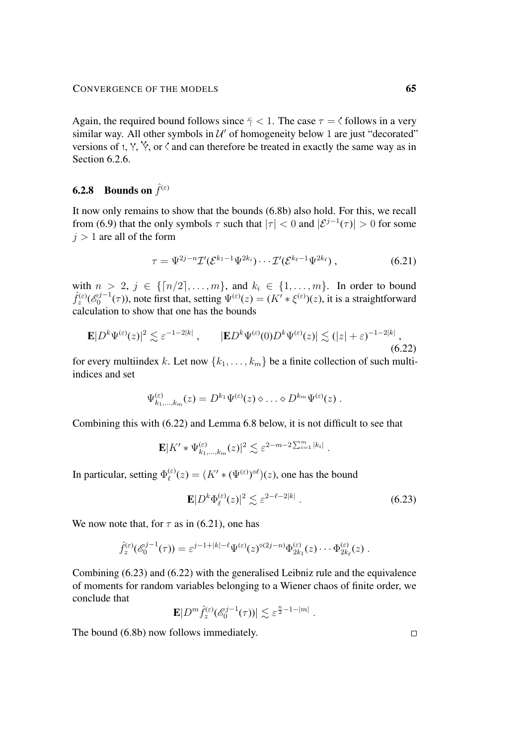Again, the required bound follows since $\bar{\gamma} < 1$. The case $\tau = \langle$ follows in a very similar way. All other symbols in $\mathcal{U}'$ of homogeneity below 1 are just "decorated" versions of ı, Y, Ÿ, or $\langle$ and can therefore be treated in exactly the same way as in Section 6.2.6.

### 6.2.8 Bounds on $\hat{f}^{(\varepsilon)}$

It now only remains to show that the bounds (6.8b) also hold. For this, we recall from (6.9) that the only symbols $\tau$ such that $|\tau| < 0$ and $|\mathcal{E}^{j-1}(\tau)| > 0$ for some $j > 1$ are all of the form

$$
\tau = \Psi^{2j-n}\mathcal{I}'(\mathcal{E}^{k_1-1}\Psi^{2k_i})\cdots\mathcal{I}'(\mathcal{E}^{k_\ell-1}\Psi^{2k_\ell}) , \tag{6.21}
$$

with $n > 2$, $j \in \{\lceil n/2\rceil, \ldots, m\}$, and $k_i \in \{1, \ldots, m\}$. In order to bound $\hat{f}_z^{(\varepsilon)}(\mathscr{E}_0^{j-1}(\tau))$, note first that, setting $\Psi^{(\varepsilon)}(z) = (K' * \xi^{(\varepsilon)})(z)$, it is a straightforward calculation to show that one has the bounds

$$
\mathbf{E}|D^k\Psi^{(\varepsilon)}(z)|^2 \lesssim \varepsilon^{-1-2|k|} , \qquad |\mathbf{E}D^k\Psi^{(\varepsilon)}(0)D^k\Psi^{(\varepsilon)}(z)| \lesssim (|z| + \varepsilon)^{-1-2|k|} , \tag{6.22}
$$

for every multiindex $k$. Let now $\{k_1, \ldots, k_m\}$ be a finite collection of such multi-indices and set

$$
\Psi^{(\varepsilon)}_{k_1,\ldots,k_m}(z) = D^{k_1}\Psi^{(\varepsilon)}(z) \diamond \ldots \diamond D^{k_m}\Psi^{(\varepsilon)}(z) .
$$

Combining this with (6.22) and Lemma 6.8 below, it is not difficult to see that

$$
\mathbf{E}|K' * \Psi^{(\varepsilon)}_{k_1,\ldots,k_m}(z)|^2 \lesssim \varepsilon^{2-m-2\sum_{i=1}^m |k_i|} .
$$

In particular, setting $\Phi^{(\varepsilon)}_\ell(z) = (K' * (\Psi^{(\varepsilon)})^{\diamond \ell})(z)$, one has the bound

$$
\mathbf{E}|D^k\Phi^{(\varepsilon)}_\ell(z)|^2 \lesssim \varepsilon^{2-\ell-2|k|} . \tag{6.23}
$$

We now note that, for $\tau$ as in (6.21), one has

$$
\hat{f}_z^{(\varepsilon)}(\mathscr{E}_0^{j-1}(\tau)) = \varepsilon^{j-1+|k|-\ell}\Psi^{(\varepsilon)}(z)^{\diamond(2j-n)}\Phi^{(\varepsilon)}_{2k_1}(z)\cdots\Phi^{(\varepsilon)}_{2k_\ell}(z) .
$$

Combining (6.23) and (6.22) with the generalised Leibniz rule and the equivalence of moments for random variables belonging to a Wiener chaos of finite order, we conclude that

$$
\mathbf{E}|D^m\hat{f}_z^{(\varepsilon)}(\mathscr{E}_0^{j-1}(\tau))| \lesssim \varepsilon^{\frac{n}{2}-1-|m|} .
$$

The bound (6.8b) now follows immediately. $\square$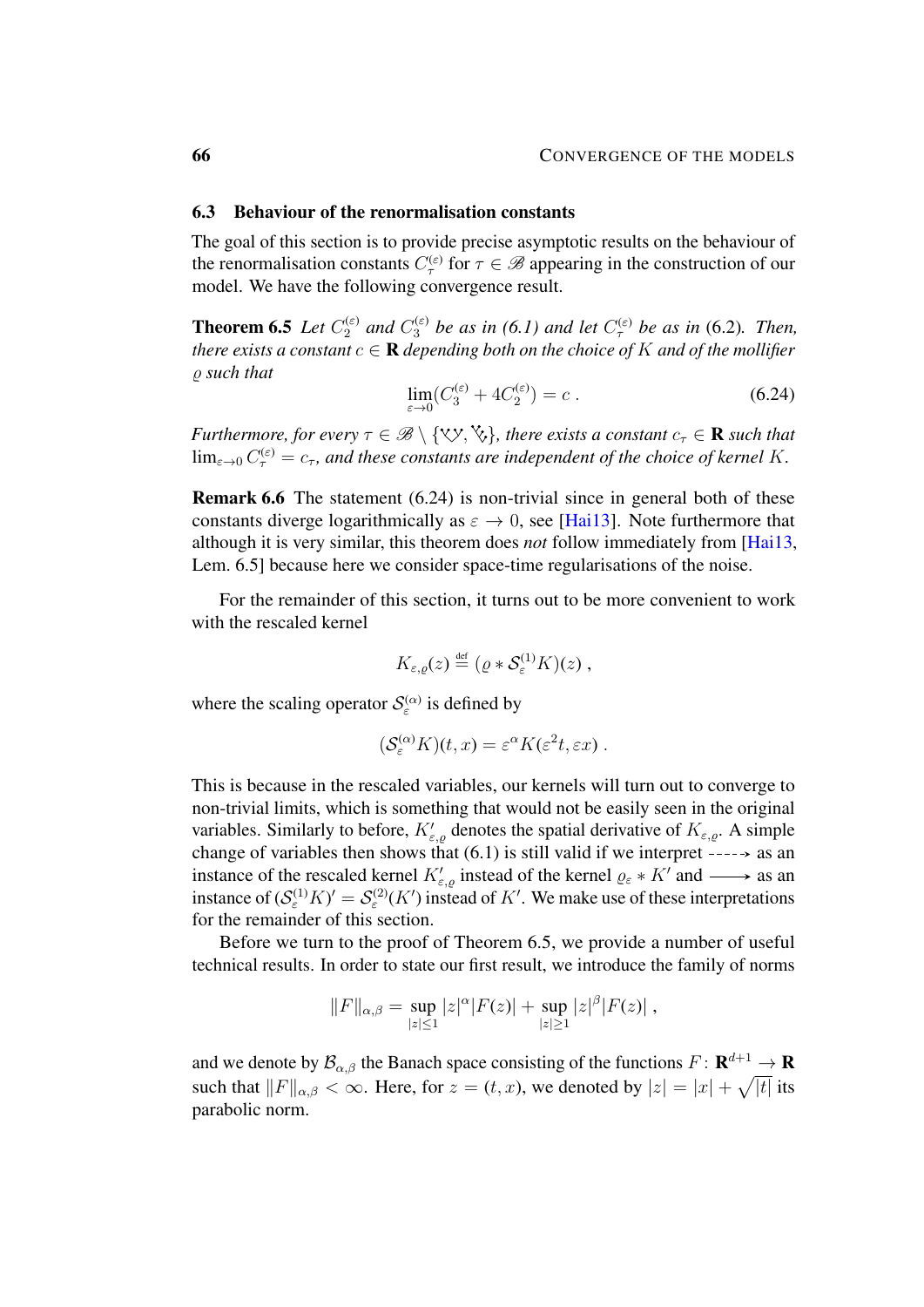## 6.3 Behaviour of the renormalisation constants

The goal of this section is to provide precise asymptotic results on the behaviour of the renormalisation constants $C_\tau^{(\varepsilon)}$ for $\tau \in \mathscr{B}$ appearing in the construction of our model. We have the following convergence result.

**Theorem 6.5** *Let $C_2^{(\varepsilon)}$ and $C_3^{(\varepsilon)}$ be as in (6.1) and let $C_\tau^{(\varepsilon)}$ be as in (6.2). Then, there exists a constant $c \in \mathbf{R}$ depending both on the choice of $K$ and of the mollifier $\varrho$ such that*

$$\lim_{\varepsilon\to 0}(C_3^{(\varepsilon)} + 4C_2^{(\varepsilon)}) = c\;. \tag{6.24}$$

*Furthermore, for every $\tau \in \mathscr{B} \setminus \{\cdot,\cdot\}$, there exists a constant $c_\tau \in \mathbf{R}$ such that $\lim_{\varepsilon\to 0} C_\tau^{(\varepsilon)} = c_\tau$, and these constants are independent of the choice of kernel $K$.*

**Remark 6.6** The statement (6.24) is non-trivial since in general both of these constants diverge logarithmically as $\varepsilon \to 0$, see [Hai13]. Note furthermore that although it is very similar, this theorem does *not* follow immediately from [Hai13, Lem. 6.5] because here we consider space-time regularisations of the noise.

For the remainder of this section, it turns out to be more convenient to work with the rescaled kernel

$$K_{\varepsilon,\varrho}(z) \stackrel{\text{def}}{=} (\varrho * \mathcal{S}_\varepsilon^{(1)} K)(z)\;,$$

where the scaling operator $\mathcal{S}_\varepsilon^{(\alpha)}$ is defined by

$$(\mathcal{S}_\varepsilon^{(\alpha)} K)(t,x) = \varepsilon^\alpha K(\varepsilon^2 t, \varepsilon x)\;.$$

This is because in the rescaled variables, our kernels will turn out to converge to non-trivial limits, which is something that would not be easily seen in the original variables. Similarly to before, $K'_{\varepsilon,\varrho}$ denotes the spatial derivative of $K_{\varepsilon,\varrho}$. A simple change of variables then shows that (6.1) is still valid if we interpret $\dashrightarrow$ as an instance of the rescaled kernel $K'_{\varepsilon,\varrho}$ instead of the kernel $\varrho_\varepsilon * K'$ and $\longrightarrow$ as an instance of $(\mathcal{S}_\varepsilon^{(1)} K)' = \mathcal{S}_\varepsilon^{(2)}(K')$ instead of $K'$. We make use of these interpretations for the remainder of this section.

Before we turn to the proof of Theorem 6.5, we provide a number of useful technical results. In order to state our first result, we introduce the family of norms

$$\|F\|_{\alpha,\beta} = \sup_{|z|\le 1} |z|^\alpha |F(z)| + \sup_{|z|\ge 1} |z|^\beta |F(z)|\;,$$

and we denote by $\mathcal{B}_{\alpha,\beta}$ the Banach space consisting of the functions $F\colon \mathbf{R}^{d+1} \to \mathbf{R}$ such that $\|F\|_{\alpha,\beta} < \infty$. Here, for $z = (t,x)$, we denoted by $|z| = |x| + \sqrt{|t|}$ its parabolic norm.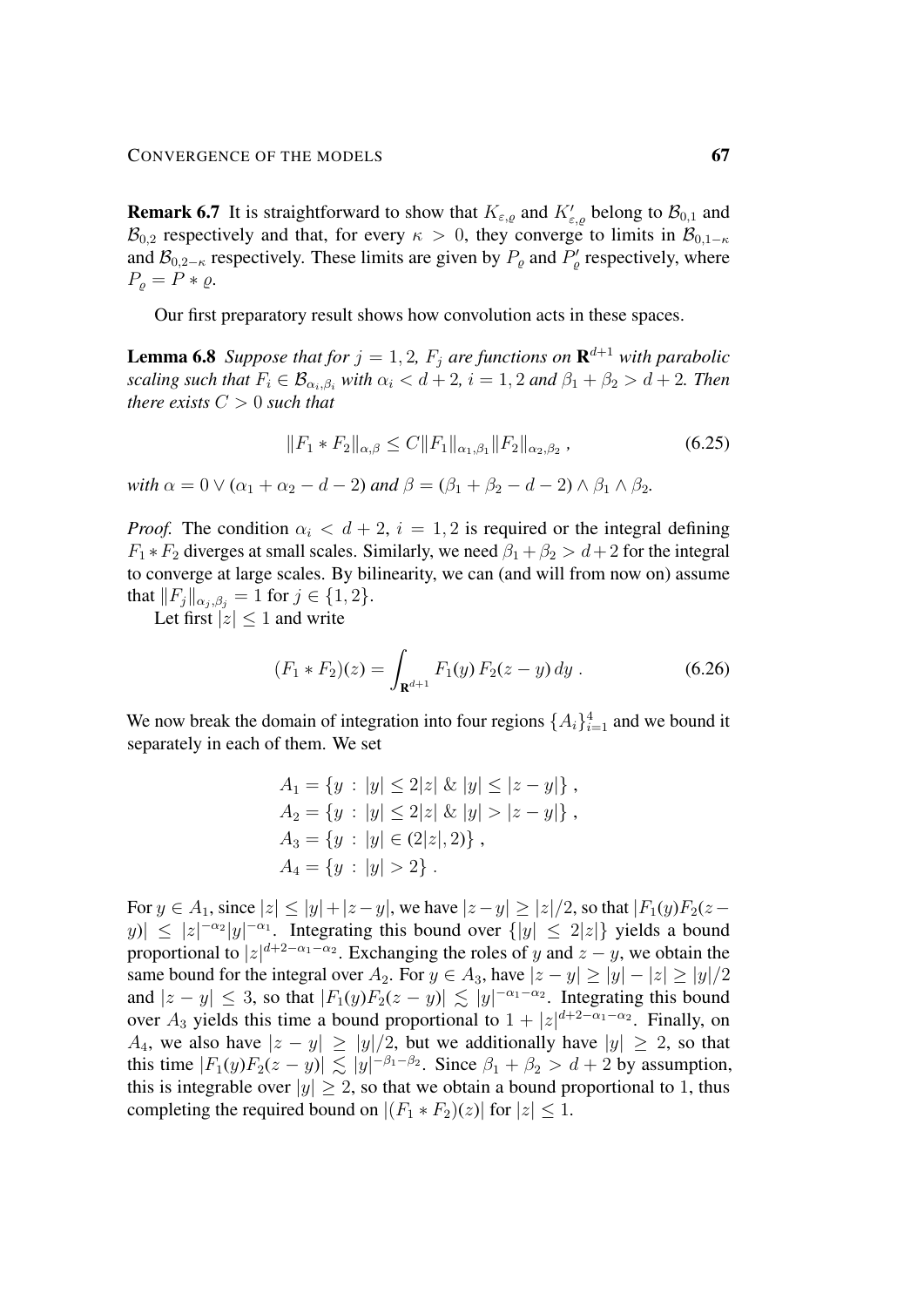**Remark 6.7** It is straightforward to show that $K_{\varepsilon,\varrho}$ and $K'_{\varepsilon,\varrho}$ belong to $\mathcal{B}_{0,1}$ and $\mathcal{B}_{0,2}$ respectively and that, for every $\kappa > 0$, they converge to limits in $\mathcal{B}_{0,1-\kappa}$ and $\mathcal{B}_{0,2-\kappa}$ respectively. These limits are given by $P_\varrho$ and $P'_\varrho$ respectively, where $P_\varrho = P * \varrho$.

Our first preparatory result shows how convolution acts in these spaces.

**Lemma 6.8** *Suppose that for $j = 1, 2$, $F_j$ are functions on $\mathbf{R}^{d+1}$ with parabolic scaling such that $F_i \in \mathcal{B}_{\alpha_i,\beta_i}$ with $\alpha_i < d+2$, $i = 1,2$ and $\beta_1 + \beta_2 > d+2$. Then there exists $C > 0$ such that*

$$\|F_1 * F_2\|_{\alpha,\beta} \leq C \|F_1\|_{\alpha_1,\beta_1} \|F_2\|_{\alpha_2,\beta_2} \;, \tag{6.25}$$

*with $\alpha = 0 \vee (\alpha_1 + \alpha_2 - d - 2)$ and $\beta = (\beta_1 + \beta_2 - d - 2) \wedge \beta_1 \wedge \beta_2$.*

*Proof.* The condition $\alpha_i < d+2$, $i = 1,2$ is required or the integral defining $F_1 * F_2$ diverges at small scales. Similarly, we need $\beta_1 + \beta_2 > d+2$ for the integral to converge at large scales. By bilinearity, we can (and will from now on) assume that $\|F_j\|_{\alpha_j,\beta_j} = 1$ for $j \in \{1,2\}$.

Let first $|z| \leq 1$ and write

$$(F_1 * F_2)(z) = \int_{\mathbf{R}^{d+1}} F_1(y)\, F_2(z-y)\, dy \;. \tag{6.26}$$

We now break the domain of integration into four regions $\{A_i\}_{i=1}^4$ and we bound it separately in each of them. We set

$$\begin{aligned}
A_1 &= \{y \,:\, |y| \leq 2|z| \;\&\; |y| \leq |z-y|\} \;, \\
A_2 &= \{y \,:\, |y| \leq 2|z| \;\&\; |y| > |z-y|\} \;, \\
A_3 &= \{y \,:\, |y| \in (2|z|, 2)\} \;, \\
A_4 &= \{y \,:\, |y| > 2\} \;.
\end{aligned}$$

For $y \in A_1$, since $|z| \leq |y| + |z-y|$, we have $|z-y| \geq |z|/2$, so that $|F_1(y) F_2(z-y)| \leq |z|^{-\alpha_2} |y|^{-\alpha_1}$. Integrating this bound over $\{|y| \leq 2|z|\}$ yields a bound proportional to $|z|^{d+2-\alpha_1-\alpha_2}$. Exchanging the roles of $y$ and $z-y$, we obtain the same bound for the integral over $A_2$. For $y \in A_3$, have $|z-y| \geq |y| - |z| \geq |y|/2$ and $|z-y| \leq 3$, so that $|F_1(y) F_2(z-y)| \lesssim |y|^{-\alpha_1-\alpha_2}$. Integrating this bound over $A_3$ yields this time a bound proportional to $1 + |z|^{d+2-\alpha_1-\alpha_2}$. Finally, on $A_4$, we also have $|z-y| \geq |y|/2$, but we additionally have $|y| \geq 2$, so that this time $|F_1(y) F_2(z-y)| \lesssim |y|^{-\beta_1-\beta_2}$. Since $\beta_1 + \beta_2 > d+2$ by assumption, this is integrable over $|y| \geq 2$, so that we obtain a bound proportional to $1$, thus completing the required bound on $|(F_1 * F_2)(z)|$ for $|z| \leq 1$.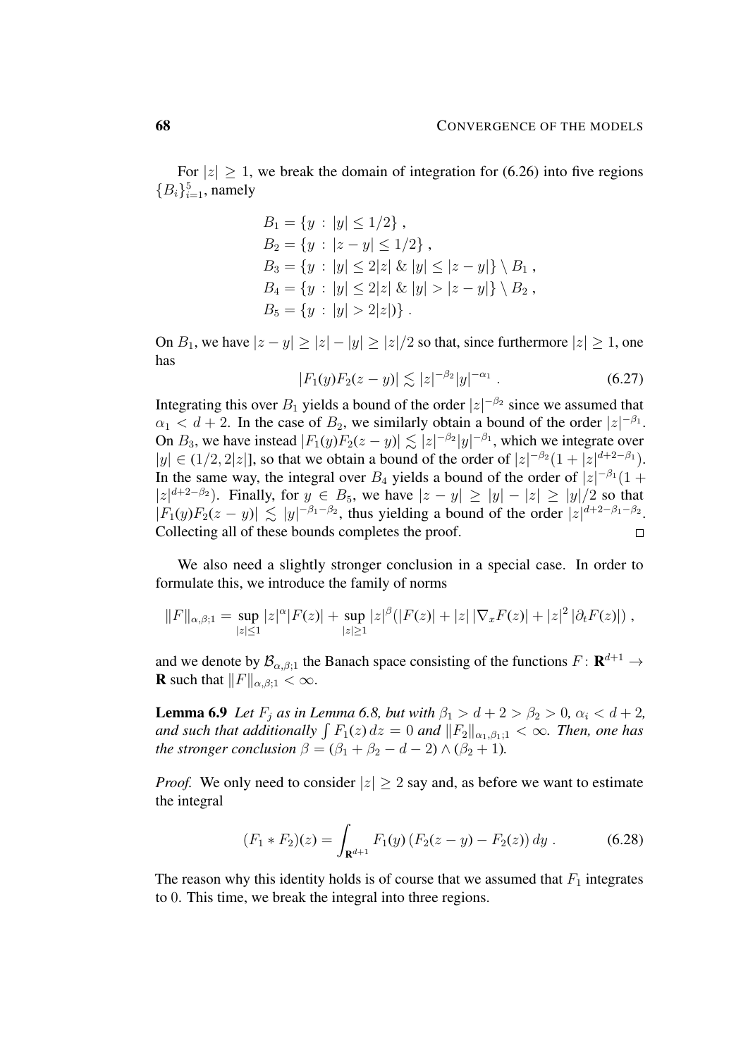For $|z| \geq 1$, we break the domain of integration for (6.26) into five regions $\{B_i\}_{i=1}^5$, namely

$$
\begin{aligned}
B_1 &= \{y : |y| \leq 1/2\} , \\
B_2 &= \{y : |z-y| \leq 1/2\} , \\
B_3 &= \{y : |y| \leq 2|z| \;\&\; |y| \leq |z-y|\} \setminus B_1 , \\
B_4 &= \{y : |y| \leq 2|z| \;\&\; |y| > |z-y|\} \setminus B_2 , \\
B_5 &= \{y : |y| > 2|z|)\} .
\end{aligned}
$$

On $B_1$, we have $|z-y| \geq |z| - |y| \geq |z|/2$ so that, since furthermore $|z| \geq 1$, one has

$$
|F_1(y) F_2(z-y)| \lesssim |z|^{-\beta_2} |y|^{-\alpha_1} . \tag{6.27}
$$

Integrating this over $B_1$ yields a bound of the order $|z|^{-\beta_2}$ since we assumed that $\alpha_1 < d+2$. In the case of $B_2$, we similarly obtain a bound of the order $|z|^{-\beta_1}$. On $B_3$, we have instead $|F_1(y)F_2(z-y)| \lesssim |z|^{-\beta_2}|y|^{-\beta_1}$, which we integrate over $|y| \in (1/2, 2|z|]$, so that we obtain a bound of the order of $|z|^{-\beta_2}(1 + |z|^{d+2-\beta_1})$. In the same way, the integral over $B_4$ yields a bound of the order of $|z|^{-\beta_1}(1 + |z|^{d+2-\beta_2})$. Finally, for $y \in B_5$, we have $|z-y| \geq |y| - |z| \geq |y|/2$ so that $|F_1(y)F_2(z-y)| \lesssim |y|^{-\beta_1-\beta_2}$, thus yielding a bound of the order $|z|^{d+2-\beta_1-\beta_2}$. Collecting all of these bounds completes the proof. $\square$

We also need a slightly stronger conclusion in a special case. In order to formulate this, we introduce the family of norms

$$
\|F\|_{\alpha,\beta;1} = \sup_{|z|\leq 1} |z|^\alpha |F(z)| + \sup_{|z|\geq 1} |z|^\beta \big(|F(z)| + |z|\,|\nabla_x F(z)| + |z|^2\,|\partial_t F(z)|\big) ,
$$

and we denote by $\mathcal{B}_{\alpha,\beta;1}$ the Banach space consisting of the functions $F\colon \mathbf{R}^{d+1} \to \mathbf{R}$ such that $\|F\|_{\alpha,\beta;1} < \infty$.

**Lemma 6.9** *Let $F_j$ as in Lemma 6.8, but with $\beta_1 > d+2 > \beta_2 > 0$, $\alpha_i < d+2$, and such that additionally $\int F_1(z)\,dz = 0$ and $\|F_2\|_{\alpha_1,\beta_1;1} < \infty$. Then, one has the stronger conclusion $\beta = (\beta_1 + \beta_2 - d - 2) \wedge (\beta_2 + 1)$.*

*Proof.* We only need to consider $|z| \geq 2$ say and, as before we want to estimate the integral

$$
(F_1 * F_2)(z) = \int_{\mathbf{R}^{d+1}} F_1(y) \big(F_2(z-y) - F_2(z)\big)\,dy . \tag{6.28}
$$

The reason why this identity holds is of course that we assumed that $F_1$ integrates to $0$. This time, we break the integral into three regions.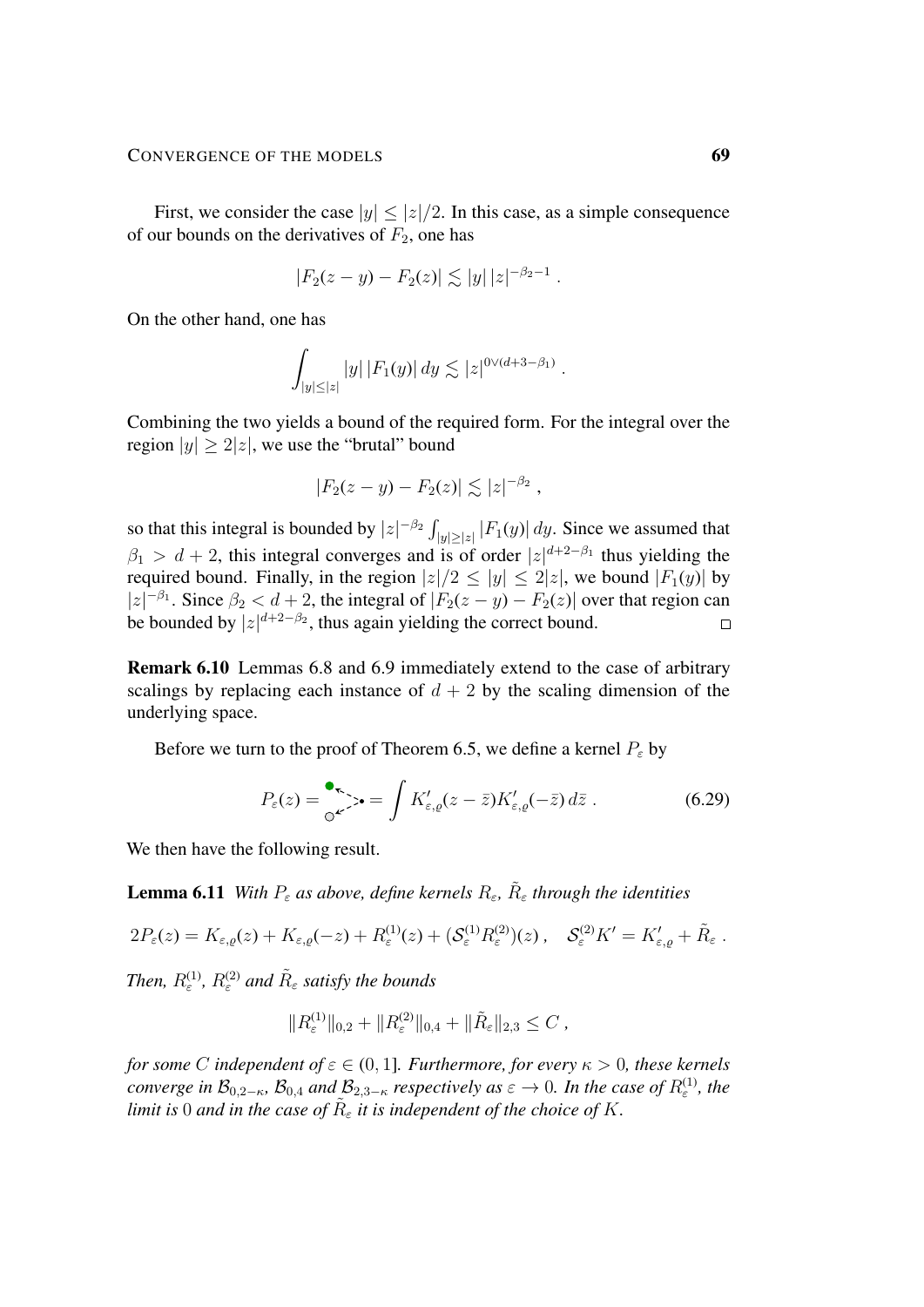First, we consider the case $|y| \le |z|/2$. In this case, as a simple consequence of our bounds on the derivatives of $F_2$, one has

$$
|F_2(z-y) - F_2(z)| \lesssim |y|\,|z|^{-\beta_2 - 1}\;.
$$

On the other hand, one has

$$
\int_{|y|\le |z|} |y|\,|F_1(y)|\,dy \lesssim |z|^{0\vee(d+3-\beta_1)}\;.
$$

Combining the two yields a bound of the required form. For the integral over the region $|y| \ge 2|z|$, we use the "brutal" bound

$$
|F_2(z-y) - F_2(z)| \lesssim |z|^{-\beta_2}\;,
$$

so that this integral is bounded by $|z|^{-\beta_2}\int_{|y|\ge|z|}|F_1(y)|\,dy$. Since we assumed that $\beta_1 > d+2$, this integral converges and is of order $|z|^{d+2-\beta_1}$ thus yielding the required bound. Finally, in the region $|z|/2 \le |y| \le 2|z|$, we bound $|F_1(y)|$ by $|z|^{-\beta_1}$. Since $\beta_2 < d+2$, the integral of $|F_2(z-y) - F_2(z)|$ over that region can be bounded by $|z|^{d+2-\beta_2}$, thus again yielding the correct bound. ∎

**Remark 6.10** Lemmas 6.8 and 6.9 immediately extend to the case of arbitrary scalings by replacing each instance of $d+2$ by the scaling dimension of the underlying space.

Before we turn to the proof of Theorem 6.5, we define a kernel $P_\varepsilon$ by

$$
P_\varepsilon(z) = [\text{diagram}] = \int K'_{\varepsilon,\varrho}(z-\bar z)K'_{\varepsilon,\varrho}(-\bar z)\,d\bar z\;. \tag{6.29}
$$

We then have the following result.

**Lemma 6.11** *With $P_\varepsilon$ as above, define kernels $R_\varepsilon$, $\tilde R_\varepsilon$ through the identities*

$$
2P_\varepsilon(z) = K_{\varepsilon,\varrho}(z) + K_{\varepsilon,\varrho}(-z) + R_\varepsilon^{(1)}(z) + (\mathcal{S}_\varepsilon^{(1)}R_\varepsilon^{(2)})(z)\;,\quad \mathcal{S}_\varepsilon^{(2)}K' = K'_{\varepsilon,\varrho} + \tilde R_\varepsilon\;.
$$

*Then, $R_\varepsilon^{(1)}$, $R_\varepsilon^{(2)}$ and $\tilde R_\varepsilon$ satisfy the bounds*

$$
\|R_\varepsilon^{(1)}\|_{0,2} + \|R_\varepsilon^{(2)}\|_{0,4} + \|\tilde R_\varepsilon\|_{2,3} \le C\;,
$$

*for some $C$ independent of $\varepsilon \in (0,1]$. Furthermore, for every $\kappa > 0$, these kernels converge in $\mathcal{B}_{0,2-\kappa}$, $\mathcal{B}_{0,4}$ and $\mathcal{B}_{2,3-\kappa}$ respectively as $\varepsilon \to 0$. In the case of $R_\varepsilon^{(1)}$, the limit is $0$ and in the case of $\tilde R_\varepsilon$ it is independent of the choice of $K$.*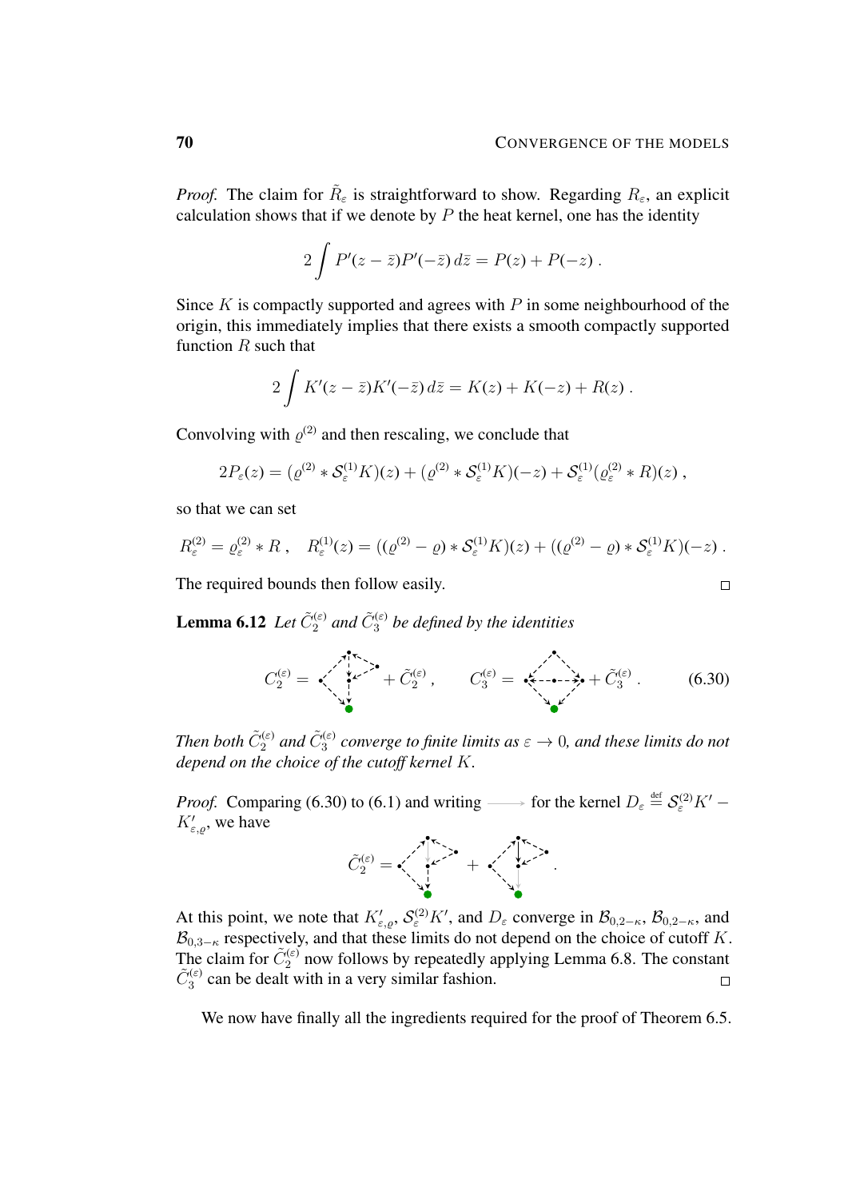*Proof.* The claim for $\tilde R_\varepsilon$ is straightforward to show. Regarding $R_\varepsilon$, an explicit calculation shows that if we denote by $P$ the heat kernel, one has the identity

$$2\int P'(z-\bar z)P'(-\bar z)\,d\bar z = P(z) + P(-z)\;.$$

Since $K$ is compactly supported and agrees with $P$ in some neighbourhood of the origin, this immediately implies that there exists a smooth compactly supported function $R$ such that

$$2\int K'(z-\bar z)K'(-\bar z)\,d\bar z = K(z) + K(-z) + R(z)\;.$$

Convolving with $\varrho^{(2)}$ and then rescaling, we conclude that

$$2P_\varepsilon(z) = (\varrho^{(2)} * \mathcal{S}_\varepsilon^{(1)}K)(z) + (\varrho^{(2)} * \mathcal{S}_\varepsilon^{(1)}K)(-z) + \mathcal{S}_\varepsilon^{(1)}(\varrho_\varepsilon^{(2)} * R)(z)\;,$$

so that we can set

$$R_\varepsilon^{(2)} = \varrho_\varepsilon^{(2)} * R\;,\quad R_\varepsilon^{(1)}(z) = ((\varrho^{(2)}-\varrho) * \mathcal{S}_\varepsilon^{(1)}K)(z) + ((\varrho^{(2)}-\varrho) * \mathcal{S}_\varepsilon^{(1)}K)(-z)\;.$$

The required bounds then follow easily. □

**Lemma 6.12** *Let $\tilde C_2^{(\varepsilon)}$ and $\tilde C_3^{(\varepsilon)}$ be defined by the identities*

$$C_2^{(\varepsilon)} = [\text{diagram}] + \tilde C_2^{(\varepsilon)}\;,\qquad C_3^{(\varepsilon)} = [\text{diagram}] + \tilde C_3^{(\varepsilon)}\;. \tag{6.30}$$

*Then both $\tilde C_2^{(\varepsilon)}$ and $\tilde C_3^{(\varepsilon)}$ converge to finite limits as $\varepsilon \to 0$, and these limits do not depend on the choice of the cutoff kernel $K$.*

*Proof.* Comparing (6.30) to (6.1) and writing $\longrightarrow$ for the kernel $D_\varepsilon \stackrel{\text{def}}{=} \mathcal{S}_\varepsilon^{(2)}K' - K'_{\varepsilon,\varrho}$, we have

$$\tilde C_2^{(\varepsilon)} = [\text{diagram}] + [\text{diagram}]\;.$$

At this point, we note that $K'_{\varepsilon,\varrho}$, $\mathcal{S}_\varepsilon^{(2)}K'$, and $D_\varepsilon$ converge in $\mathcal{B}_{0,2-\kappa}$, $\mathcal{B}_{0,2-\kappa}$, and $\mathcal{B}_{0,3-\kappa}$ respectively, and that these limits do not depend on the choice of cutoff $K$. The claim for $\tilde C_2^{(\varepsilon)}$ now follows by repeatedly applying Lemma 6.8. The constant $\tilde C_3^{(\varepsilon)}$ can be dealt with in a very similar fashion. □

We now have finally all the ingredients required for the proof of Theorem 6.5.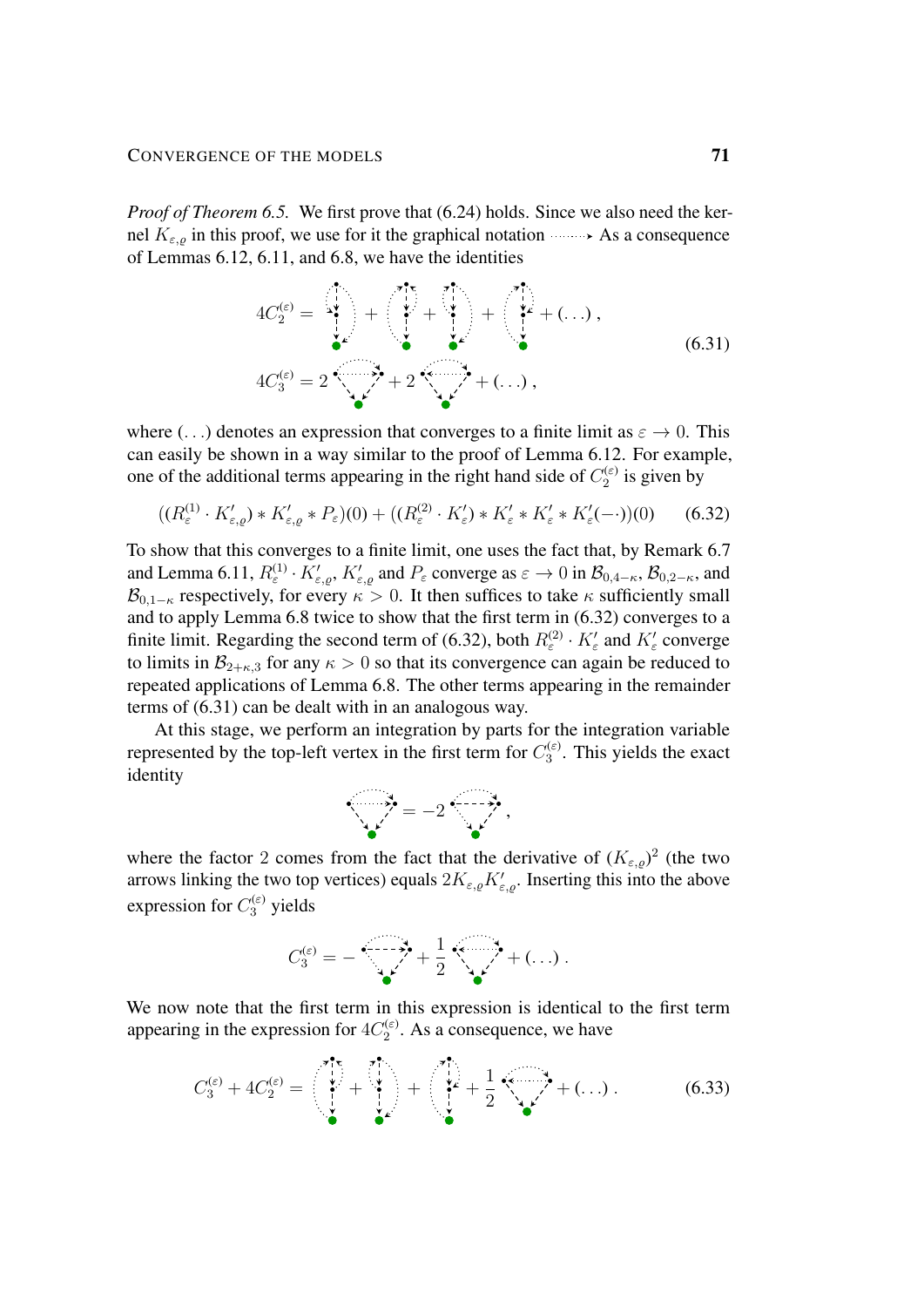*Proof of Theorem 6.5.* We first prove that (6.24) holds. Since we also need the kernel $K_{\varepsilon,\varrho}$ in this proof, we use for it the graphical notation ⋯⋯▸ As a consequence of Lemmas 6.12, 6.11, and 6.8, we have the identities

$$
\begin{aligned}
4C_2^{(\varepsilon)} &= [\text{graph}] + [\text{graph}] + [\text{graph}] + [\text{graph}] + (\ldots)\,, \\
4C_3^{(\varepsilon)} &= 2\,[\text{graph}] + 2\,[\text{graph}] + (\ldots)\,,
\end{aligned}
\tag{6.31}
$$

where $(\ldots)$ denotes an expression that converges to a finite limit as $\varepsilon \to 0$. This can easily be shown in a way similar to the proof of Lemma 6.12. For example, one of the additional terms appearing in the right hand side of $C_2^{(\varepsilon)}$ is given by

$$
((R_\varepsilon^{(1)} \cdot K'_{\varepsilon,\varrho}) * K'_{\varepsilon,\varrho} * P_\varepsilon)(0) + ((R_\varepsilon^{(2)} \cdot K'_\varepsilon) * K'_\varepsilon * K'_\varepsilon * K'_\varepsilon(-\cdot))(0) \tag{6.32}
$$

To show that this converges to a finite limit, one uses the fact that, by Remark 6.7 and Lemma 6.11, $R_\varepsilon^{(1)} \cdot K'_{\varepsilon,\varrho}$, $K'_{\varepsilon,\varrho}$ and $P_\varepsilon$ converge as $\varepsilon \to 0$ in $\mathcal{B}_{0,4-\kappa}$, $\mathcal{B}_{0,2-\kappa}$, and $\mathcal{B}_{0,1-\kappa}$ respectively, for every $\kappa > 0$. It then suffices to take $\kappa$ sufficiently small and to apply Lemma 6.8 twice to show that the first term in (6.32) converges to a finite limit. Regarding the second term of (6.32), both $R_\varepsilon^{(2)} \cdot K'_\varepsilon$ and $K'_\varepsilon$ converge to limits in $\mathcal{B}_{2+\kappa,3}$ for any $\kappa > 0$ so that its convergence can again be reduced to repeated applications of Lemma 6.8. The other terms appearing in the remainder terms of (6.31) can be dealt with in an analogous way.

At this stage, we perform an integration by parts for the integration variable represented by the top-left vertex in the first term for $C_3^{(\varepsilon)}$. This yields the exact identity

$$
[\text{graph}] = -2\,[\text{graph}]\,,
$$

where the factor 2 comes from the fact that the derivative of $(K_{\varepsilon,\varrho})^2$ (the two arrows linking the two top vertices) equals $2K_{\varepsilon,\varrho}K'_{\varepsilon,\varrho}$. Inserting this into the above expression for $C_3^{(\varepsilon)}$ yields

$$
C_3^{(\varepsilon)} = -\,[\text{graph}] + \frac{1}{2}\,[\text{graph}] + (\ldots)\,.
$$

We now note that the first term in this expression is identical to the first term appearing in the expression for $4C_2^{(\varepsilon)}$. As a consequence, we have

$$
C_3^{(\varepsilon)} + 4C_2^{(\varepsilon)} = [\text{graph}] + [\text{graph}] + [\text{graph}] + \frac{1}{2}\,[\text{graph}] + (\ldots)\,. \tag{6.33}
$$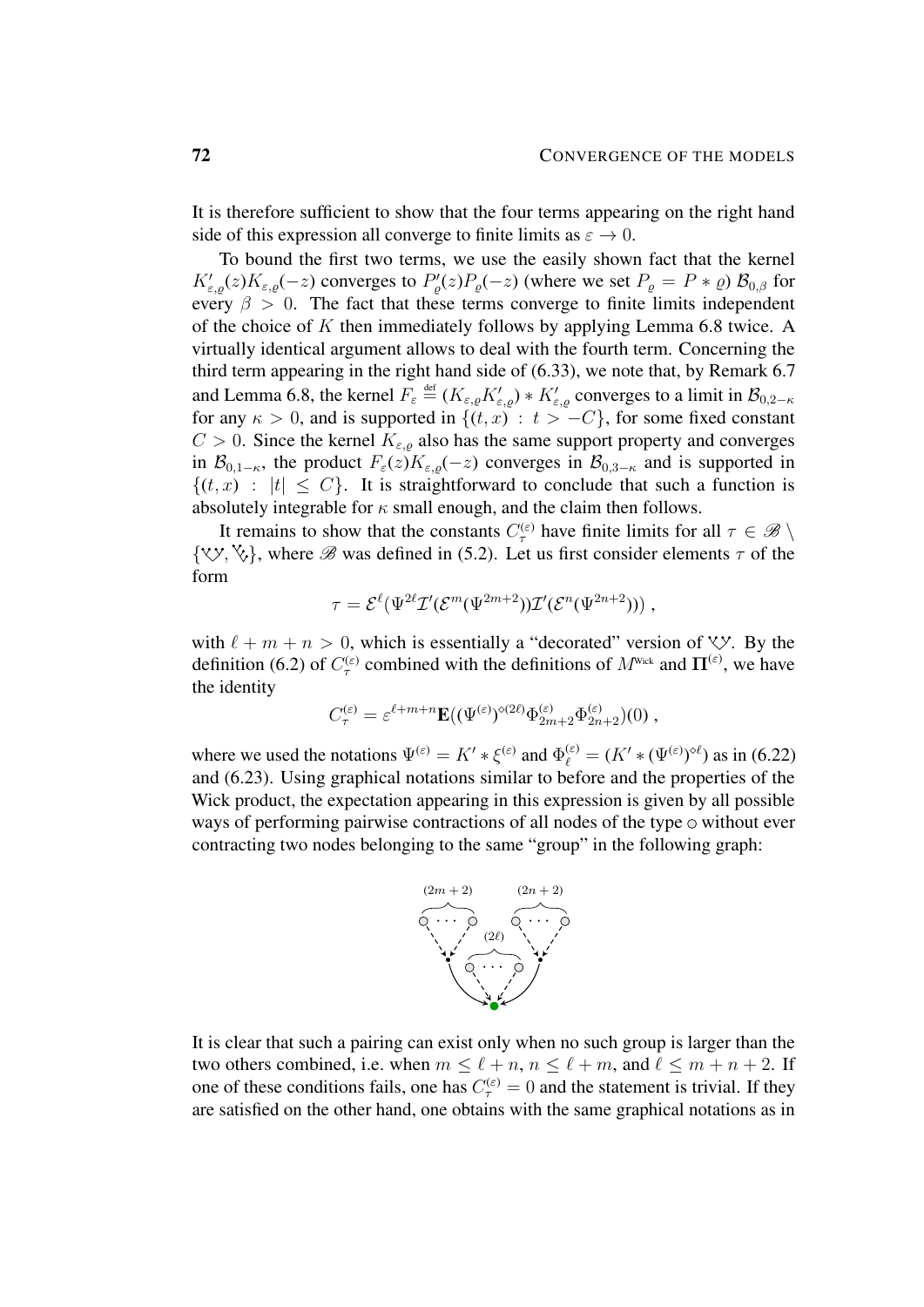It is therefore sufficient to show that the four terms appearing on the right hand side of this expression all converge to finite limits as $\varepsilon \to 0$.

To bound the first two terms, we use the easily shown fact that the kernel $K'_{\varepsilon,\varrho}(z)K_{\varepsilon,\varrho}(-z)$ converges to $P'_\varrho(z)P_\varrho(-z)$ (where we set $P_\varrho = P * \varrho$) $\mathcal{B}_{0,\beta}$ for every $\beta > 0$. The fact that these terms converge to finite limits independent of the choice of $K$ then immediately follows by applying Lemma 6.8 twice. A virtually identical argument allows to deal with the fourth term. Concerning the third term appearing in the right hand side of (6.33), we note that, by Remark 6.7 and Lemma 6.8, the kernel $F_\varepsilon \stackrel{\text{def}}{=} (K_{\varepsilon,\varrho}K'_{\varepsilon,\varrho}) * K'_{\varepsilon,\varrho}$ converges to a limit in $\mathcal{B}_{0,2-\kappa}$ for any $\kappa > 0$, and is supported in $\{(t,x) : t > -C\}$, for some fixed constant $C > 0$. Since the kernel $K_{\varepsilon,\varrho}$ also has the same support property and converges in $\mathcal{B}_{0,1-\kappa}$, the product $F_\varepsilon(z)K_{\varepsilon,\varrho}(-z)$ converges in $\mathcal{B}_{0,3-\kappa}$ and is supported in $\{(t,x) : |t| \leq C\}$. It is straightforward to conclude that such a function is absolutely integrable for $\kappa$ small enough, and the claim then follows.

It remains to show that the constants $C^{(\varepsilon)}_\tau$ have finite limits for all $\tau \in \mathscr{B} \setminus \{\Upsilon\Upsilon, \Upsilon\}$, where $\mathscr{B}$ was defined in (5.2). Let us first consider elements $\tau$ of the form

$$\tau = \mathcal{E}^\ell(\Psi^{2\ell}\mathcal{I}'(\mathcal{E}^m(\Psi^{2m+2}))\mathcal{I}'(\mathcal{E}^n(\Psi^{2n+2})))\;,$$

with $\ell + m + n > 0$, which is essentially a "decorated" version of $\Upsilon\Upsilon$. By the definition (6.2) of $C^{(\varepsilon)}_\tau$ combined with the definitions of $M^{\text{Wick}}$ and $\mathbf{\Pi}^{(\varepsilon)}$, we have the identity

$$C^{(\varepsilon)}_\tau = \varepsilon^{\ell+m+n}\mathbf{E}((\Psi^{(\varepsilon)})^{\diamond(2\ell)}\Phi^{(\varepsilon)}_{2m+2}\Phi^{(\varepsilon)}_{2n+2})(0)\;,$$

where we used the notations $\Psi^{(\varepsilon)} = K' * \xi^{(\varepsilon)}$ and $\Phi^{(\varepsilon)}_\ell = (K' * (\Psi^{(\varepsilon)})^{\diamond\ell})$ as in (6.22) and (6.23). Using graphical notations similar to before and the properties of the Wick product, the expectation appearing in this expression is given by all possible ways of performing pairwise contractions of all nodes of the type $\circ$ without ever contracting two nodes belonging to the same "group" in the following graph:

It is clear that such a pairing can exist only when no such group is larger than the two others combined, i.e. when $m \leq \ell + n$, $n \leq \ell + m$, and $\ell \leq m + n + 2$. If one of these conditions fails, one has $C^{(\varepsilon)}_\tau = 0$ and the statement is trivial. If they are satisfied on the other hand, one obtains with the same graphical notations as in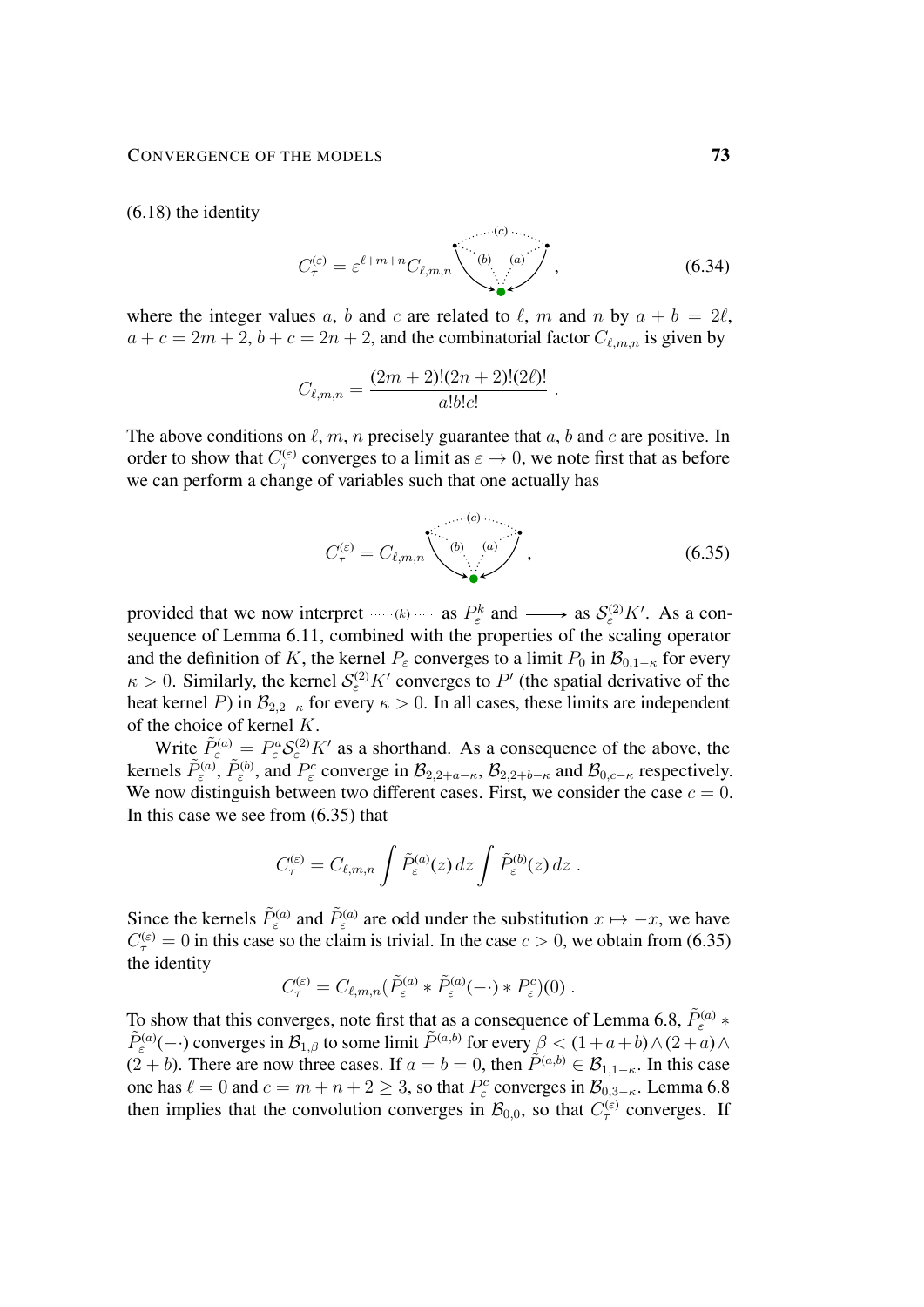(6.18) the identity

$$C_\tau^{(\varepsilon)} = \varepsilon^{\ell+m+n} C_{\ell,m,n} \,\cdots\,, \tag{6.34}$$

where the integer values $a$, $b$ and $c$ are related to $\ell$, $m$ and $n$ by $a + b = 2\ell$, $a + c = 2m + 2$, $b + c = 2n + 2$, and the combinatorial factor $C_{\ell,m,n}$ is given by

$$C_{\ell,m,n} = \frac{(2m+2)!(2n+2)!(2\ell)!}{a!b!c!} \;.$$

The above conditions on $\ell$, $m$, $n$ precisely guarantee that $a$, $b$ and $c$ are positive. In order to show that $C_\tau^{(\varepsilon)}$ converges to a limit as $\varepsilon \to 0$, we note first that as before we can perform a change of variables such that one actually has

$$C_\tau^{(\varepsilon)} = C_{\ell,m,n} \,\cdots\,, \tag{6.35}$$

provided that we now interpret $\cdots(k)\cdots$ as $P_\varepsilon^k$ and $\longrightarrow$ as $\mathcal{S}_\varepsilon^{(2)} K'$. As a consequence of Lemma 6.11, combined with the properties of the scaling operator and the definition of $K$, the kernel $P_\varepsilon$ converges to a limit $P_0$ in $\mathcal{B}_{0,1-\kappa}$ for every $\kappa > 0$. Similarly, the kernel $\mathcal{S}_\varepsilon^{(2)} K'$ converges to $P'$ (the spatial derivative of the heat kernel $P$) in $\mathcal{B}_{2,2-\kappa}$ for every $\kappa > 0$. In all cases, these limits are independent of the choice of kernel $K$.

Write $\tilde P_\varepsilon^{(a)} = P_\varepsilon^a \mathcal{S}_\varepsilon^{(2)} K'$ as a shorthand. As a consequence of the above, the kernels $\tilde P_\varepsilon^{(a)}$, $\tilde P_\varepsilon^{(b)}$, and $P_\varepsilon^c$ converge in $\mathcal{B}_{2,2+a-\kappa}$, $\mathcal{B}_{2,2+b-\kappa}$ and $\mathcal{B}_{0,c-\kappa}$ respectively. We now distinguish between two different cases. First, we consider the case $c = 0$. In this case we see from (6.35) that

$$C_\tau^{(\varepsilon)} = C_{\ell,m,n} \int \tilde P_\varepsilon^{(a)}(z)\,dz \int \tilde P_\varepsilon^{(b)}(z)\,dz \;.$$

Since the kernels $\tilde P_\varepsilon^{(a)}$ and $\tilde P_\varepsilon^{(a)}$ are odd under the substitution $x \mapsto -x$, we have $C_\tau^{(\varepsilon)} = 0$ in this case so the claim is trivial. In the case $c > 0$, we obtain from (6.35) the identity

$$C_\tau^{(\varepsilon)} = C_{\ell,m,n} (\tilde P_\varepsilon^{(a)} * \tilde P_\varepsilon^{(a)}(-\cdot) * P_\varepsilon^c)(0) \;.$$

To show that this converges, note first that as a consequence of Lemma 6.8, $\tilde P_\varepsilon^{(a)} * \tilde P_\varepsilon^{(a)}(-\cdot)$ converges in $\mathcal{B}_{1,\beta}$ to some limit $\tilde P^{(a,b)}$ for every $\beta < (1+a+b) \wedge (2+a) \wedge (2+b)$. There are now three cases. If $a = b = 0$, then $\tilde P^{(a,b)} \in \mathcal{B}_{1,1-\kappa}$. In this case one has $\ell = 0$ and $c = m + n + 2 \geq 3$, so that $P_\varepsilon^c$ converges in $\mathcal{B}_{0,3-\kappa}$. Lemma 6.8 then implies that the convolution converges in $\mathcal{B}_{0,0}$, so that $C_\tau^{(\varepsilon)}$ converges. If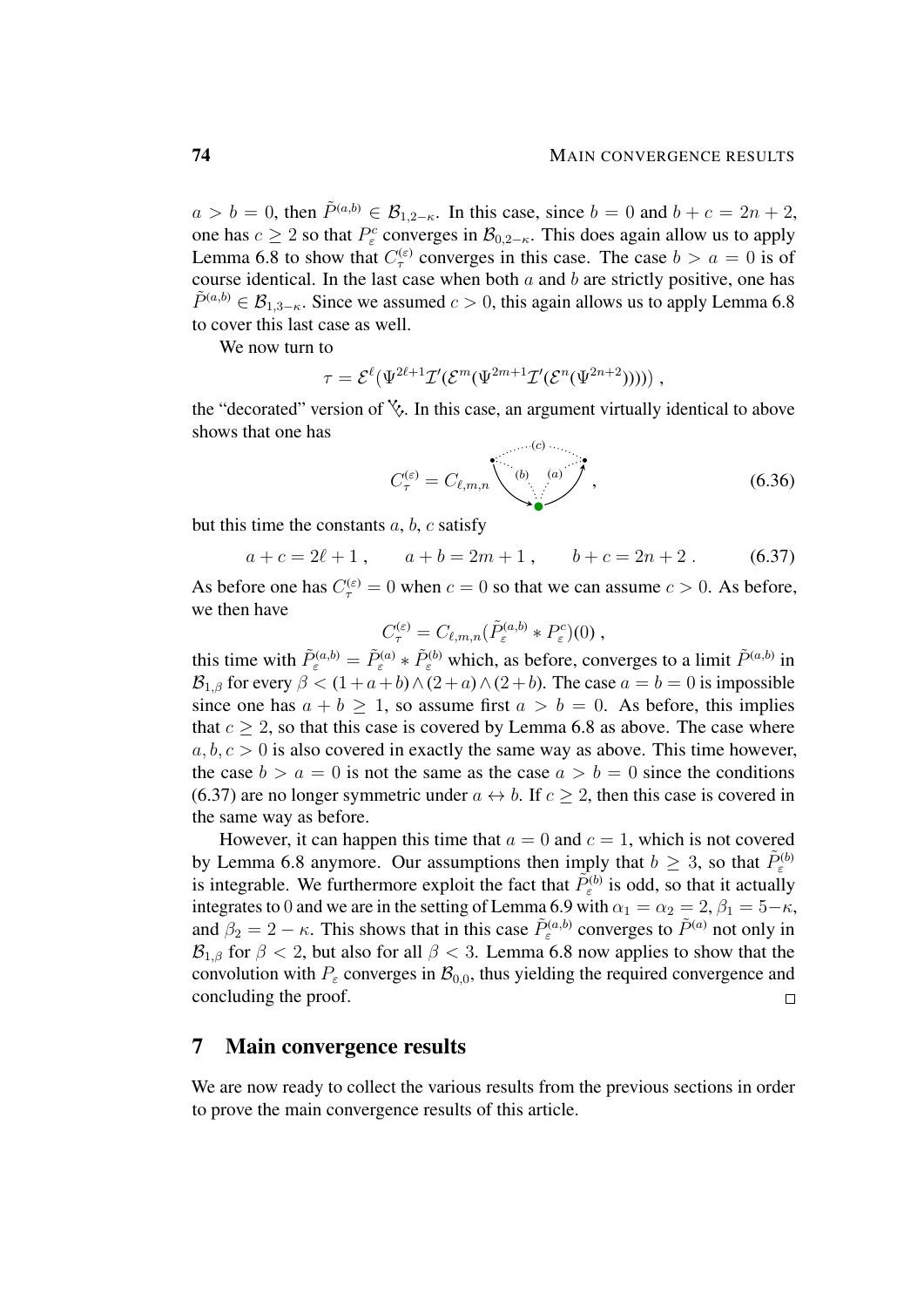$a > b = 0$, then $\tilde{P}^{(a,b)} \in \mathcal{B}_{1,2-\kappa}$. In this case, since $b = 0$ and $b + c = 2n + 2$, one has $c \geq 2$ so that $P_\varepsilon^c$ converges in $\mathcal{B}_{0,2-\kappa}$. This does again allow us to apply Lemma 6.8 to show that $C_\tau^{(\varepsilon)}$ converges in this case. The case $b > a = 0$ is of course identical. In the last case when both $a$ and $b$ are strictly positive, one has $\tilde{P}^{(a,b)} \in \mathcal{B}_{1,3-\kappa}$. Since we assumed $c > 0$, this again allows us to apply Lemma 6.8 to cover this last case as well.

We now turn to

$$\tau = \mathcal{E}^\ell(\Psi^{2\ell+1}\mathcal{I}'(\mathcal{E}^m(\Psi^{2m+1}\mathcal{I}'(\mathcal{E}^n(\Psi^{2n+2}))))) ,$$

the "decorated" version of the corresponding tree. In this case, an argument virtually identical to above shows that one has

$$C_\tau^{(\varepsilon)} = C_{\ell,m,n} \,\cdot\, [\text{graph with edges labelled } (c), (b), (a)] , \tag{6.36}$$

but this time the constants $a$, $b$, $c$ satisfy

$$a + c = 2\ell + 1 , \qquad a + b = 2m + 1 , \qquad b + c = 2n + 2 . \tag{6.37}$$

As before one has $C_\tau^{(\varepsilon)} = 0$ when $c = 0$ so that we can assume $c > 0$. As before, we then have

$$C_\tau^{(\varepsilon)} = C_{\ell,m,n}(\tilde{P}_\varepsilon^{(a,b)} * P_\varepsilon^c)(0) ,$$

this time with $\tilde{P}_\varepsilon^{(a,b)} = \tilde{P}_\varepsilon^{(a)} * \tilde{P}_\varepsilon^{(b)}$ which, as before, converges to a limit $\tilde{P}^{(a,b)}$ in $\mathcal{B}_{1,\beta}$ for every $\beta < (1+a+b) \wedge (2+a) \wedge (2+b)$. The case $a = b = 0$ is impossible since one has $a + b \geq 1$, so assume first $a > b = 0$. As before, this implies that $c \geq 2$, so that this case is covered by Lemma 6.8 as above. The case where $a, b, c > 0$ is also covered in exactly the same way as above. This time however, the case $b > a = 0$ is not the same as the case $a > b = 0$ since the conditions (6.37) are no longer symmetric under $a \leftrightarrow b$. If $c \geq 2$, then this case is covered in the same way as before.

However, it can happen this time that $a = 0$ and $c = 1$, which is not covered by Lemma 6.8 anymore. Our assumptions then imply that $b \geq 3$, so that $\tilde{P}_\varepsilon^{(b)}$ is integrable. We furthermore exploit the fact that $\tilde{P}_\varepsilon^{(b)}$ is odd, so that it actually integrates to 0 and we are in the setting of Lemma 6.9 with $\alpha_1 = \alpha_2 = 2$, $\beta_1 = 5-\kappa$, and $\beta_2 = 2 - \kappa$. This shows that in this case $\tilde{P}_\varepsilon^{(a,b)}$ converges to $\tilde{P}^{(a)}$ not only in $\mathcal{B}_{1,\beta}$ for $\beta < 2$, but also for all $\beta < 3$. Lemma 6.8 now applies to show that the convolution with $P_\varepsilon$ converges in $\mathcal{B}_{0,0}$, thus yielding the required convergence and concluding the proof. □

## 7 Main convergence results

We are now ready to collect the various results from the previous sections in order to prove the main convergence results of this article.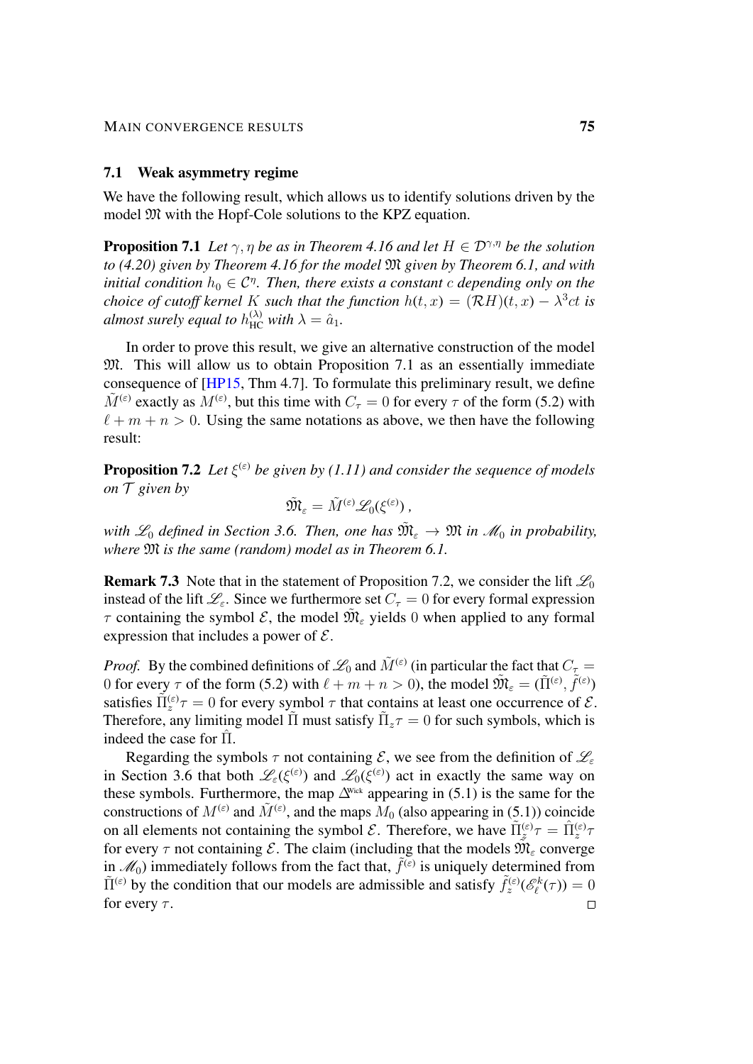## 7.1 Weak asymmetry regime

We have the following result, which allows us to identify solutions driven by the model $\mathfrak{M}$ with the Hopf-Cole solutions to the KPZ equation.

**Proposition 7.1** *Let $\gamma, \eta$ be as in Theorem 4.16 and let $H \in \mathcal{D}^{\gamma,\eta}$ be the solution to (4.20) given by Theorem 4.16 for the model $\mathfrak{M}$ given by Theorem 6.1, and with initial condition $h_0 \in \mathcal{C}^\eta$. Then, there exists a constant $c$ depending only on the choice of cutoff kernel $K$ such that the function $h(t,x) = (\mathcal{R}H)(t,x) - \lambda^3 ct$ is almost surely equal to $h_{\mathrm{HC}}^{(\lambda)}$ with $\lambda = \hat{a}_1$.*

In order to prove this result, we give an alternative construction of the model $\mathfrak{M}$. This will allow us to obtain Proposition 7.1 as an essentially immediate consequence of [HP15, Thm 4.7]. To formulate this preliminary result, we define $\tilde{M}^{(\varepsilon)}$ exactly as $M^{(\varepsilon)}$, but this time with $C_\tau = 0$ for every $\tau$ of the form (5.2) with $\ell + m + n > 0$. Using the same notations as above, we then have the following result:

**Proposition 7.2** *Let $\xi^{(\varepsilon)}$ be given by (1.11) and consider the sequence of models on $\mathcal{T}$ given by*

$$\tilde{\mathfrak{M}}_\varepsilon = \tilde{M}^{(\varepsilon)} \mathscr{L}_0(\xi^{(\varepsilon)}) ,$$

*with $\mathscr{L}_0$ defined in Section 3.6. Then, one has $\tilde{\mathfrak{M}}_\varepsilon \to \mathfrak{M}$ in $\mathscr{M}_0$ in probability, where $\mathfrak{M}$ is the same (random) model as in Theorem 6.1.*

**Remark 7.3** Note that in the statement of Proposition 7.2, we consider the lift $\mathscr{L}_0$ instead of the lift $\mathscr{L}_\varepsilon$. Since we furthermore set $C_\tau = 0$ for every formal expression $\tau$ containing the symbol $\mathcal{E}$, the model $\tilde{\mathfrak{M}}_\varepsilon$ yields $0$ when applied to any formal expression that includes a power of $\mathcal{E}$.

*Proof.* By the combined definitions of $\mathscr{L}_0$ and $\tilde{M}^{(\varepsilon)}$ (in particular the fact that $C_\tau = 0$ for every $\tau$ of the form (5.2) with $\ell + m + n > 0$), the model $\tilde{\mathfrak{M}}_\varepsilon = (\tilde{\Pi}^{(\varepsilon)}, \tilde{f}^{(\varepsilon)})$ satisfies $\tilde{\Pi}_z^{(\varepsilon)}\tau = 0$ for every symbol $\tau$ that contains at least one occurrence of $\mathcal{E}$. Therefore, any limiting model $\tilde{\Pi}$ must satisfy $\tilde{\Pi}_z\tau = 0$ for such symbols, which is indeed the case for $\hat{\Pi}$.

Regarding the symbols $\tau$ not containing $\mathcal{E}$, we see from the definition of $\mathscr{L}_\varepsilon$ in Section 3.6 that both $\mathscr{L}_\varepsilon(\xi^{(\varepsilon)})$ and $\mathscr{L}_0(\xi^{(\varepsilon)})$ act in exactly the same way on these symbols. Furthermore, the map $\Delta^{\text{Wick}}$ appearing in (5.1) is the same for the constructions of $M^{(\varepsilon)}$ and $\tilde{M}^{(\varepsilon)}$, and the maps $M_0$ (also appearing in (5.1)) coincide on all elements not containing the symbol $\mathcal{E}$. Therefore, we have $\tilde{\Pi}_z^{(\varepsilon)}\tau = \hat{\Pi}_z^{(\varepsilon)}\tau$ for every $\tau$ not containing $\mathcal{E}$. The claim (including that the models $\tilde{\mathfrak{M}}_\varepsilon$ converge in $\mathscr{M}_0$) immediately follows from the fact that, $\tilde{f}^{(\varepsilon)}$ is uniquely determined from $\tilde{\Pi}^{(\varepsilon)}$ by the condition that our models are admissible and satisfy $\tilde{f}_z^{(\varepsilon)}(\mathscr{E}_\ell^k(\tau)) = 0$ for every $\tau$. $\square$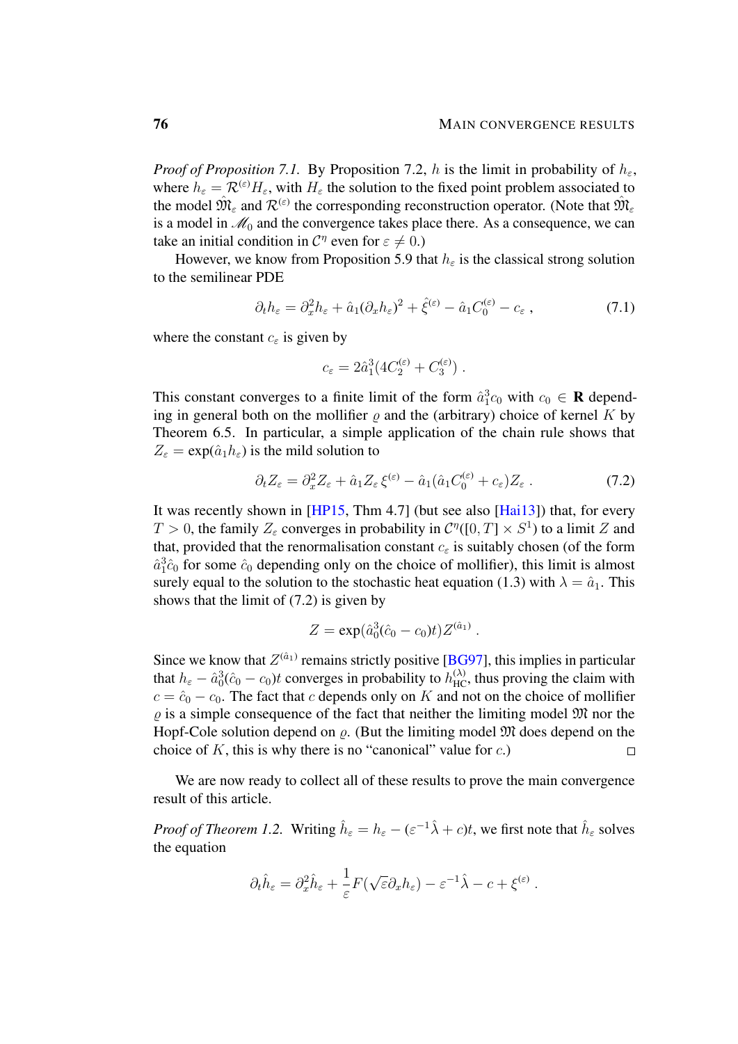*Proof of Proposition 7.1.* By Proposition 7.2, $h$ is the limit in probability of $h_\varepsilon$, where $h_\varepsilon = \mathcal{R}^{(\varepsilon)} H_\varepsilon$, with $H_\varepsilon$ the solution to the fixed point problem associated to the model $\hat{\mathfrak{M}}_\varepsilon$ and $\mathcal{R}^{(\varepsilon)}$ the corresponding reconstruction operator. (Note that $\hat{\mathfrak{M}}_\varepsilon$ is a model in $\mathscr{M}_0$ and the convergence takes place there. As a consequence, we can take an initial condition in $\mathcal{C}^\eta$ even for $\varepsilon \neq 0$.)

However, we know from Proposition 5.9 that $h_\varepsilon$ is the classical strong solution to the semilinear PDE

$$\partial_t h_\varepsilon = \partial_x^2 h_\varepsilon + \hat{a}_1 (\partial_x h_\varepsilon)^2 + \hat{\xi}^{(\varepsilon)} - \hat{a}_1 C_0^{(\varepsilon)} - c_\varepsilon \;, \tag{7.1}$$

where the constant $c_\varepsilon$ is given by

$$c_\varepsilon = 2\hat{a}_1^3 (4C_2^{(\varepsilon)} + C_3^{(\varepsilon)}) \;.$$

This constant converges to a finite limit of the form $\hat{a}_1^3 c_0$ with $c_0 \in \mathbf{R}$ depending in general both on the mollifier $\varrho$ and the (arbitrary) choice of kernel $K$ by Theorem 6.5. In particular, a simple application of the chain rule shows that $Z_\varepsilon = \exp(\hat{a}_1 h_\varepsilon)$ is the mild solution to

$$\partial_t Z_\varepsilon = \partial_x^2 Z_\varepsilon + \hat{a}_1 Z_\varepsilon \xi^{(\varepsilon)} - \hat{a}_1 (\hat{a}_1 C_0^{(\varepsilon)} + c_\varepsilon) Z_\varepsilon \;. \tag{7.2}$$

It was recently shown in [HP15, Thm 4.7] (but see also [Hai13]) that, for every $T > 0$, the family $Z_\varepsilon$ converges in probability in $\mathcal{C}^\eta([0,T] \times S^1)$ to a limit $Z$ and that, provided that the renormalisation constant $c_\varepsilon$ is suitably chosen (of the form $\hat{a}_1^3 \hat{c}_0$ for some $\hat{c}_0$ depending only on the choice of mollifier), this limit is almost surely equal to the solution to the stochastic heat equation (1.3) with $\lambda = \hat{a}_1$. This shows that the limit of (7.2) is given by

$$Z = \exp(\hat{a}_0^3 (\hat{c}_0 - c_0) t) Z^{(\hat{a}_1)} \;.$$

Since we know that $Z^{(\hat{a}_1)}$ remains strictly positive [BG97], this implies in particular that $h_\varepsilon - \hat{a}_0^3 (\hat{c}_0 - c_0) t$ converges in probability to $h_{\mathrm{HC}}^{(\lambda)}$, thus proving the claim with $c = \hat{c}_0 - c_0$. The fact that $c$ depends only on $K$ and not on the choice of mollifier $\varrho$ is a simple consequence of the fact that neither the limiting model $\mathfrak{M}$ nor the Hopf-Cole solution depend on $\varrho$. (But the limiting model $\mathfrak{M}$ does depend on the choice of $K$, this is why there is no "canonical" value for $c$.) $\square$

We are now ready to collect all of these results to prove the main convergence result of this article.

*Proof of Theorem 1.2.* Writing $\hat{h}_\varepsilon = h_\varepsilon - (\varepsilon^{-1} \hat{\lambda} + c) t$, we first note that $\hat{h}_\varepsilon$ solves the equation

$$\partial_t \hat{h}_\varepsilon = \partial_x^2 \hat{h}_\varepsilon + \frac{1}{\varepsilon} F(\sqrt{\varepsilon} \partial_x h_\varepsilon) - \varepsilon^{-1} \hat{\lambda} - c + \xi^{(\varepsilon)} \;.$$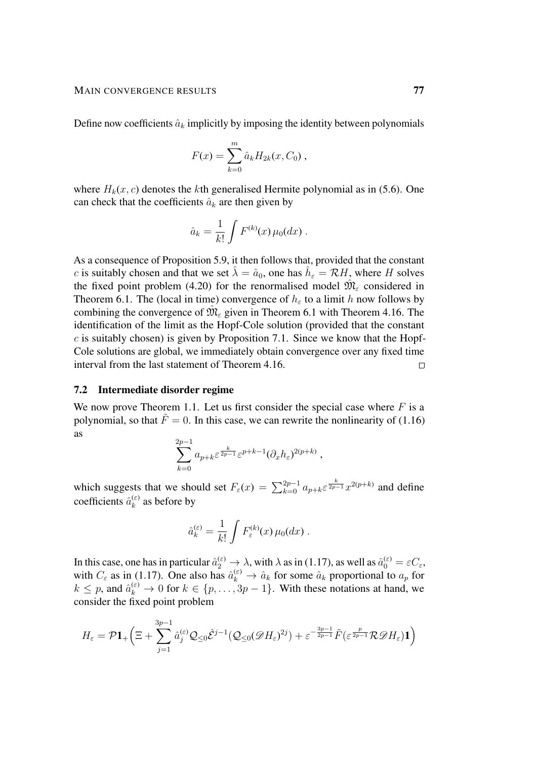Define now coefficients $\hat{a}_k$ implicitly by imposing the identity between polynomials

$$F(x) = \sum_{k=0}^{m} \hat{a}_k H_{2k}(x, C_0) \;,$$

where $H_k(x, c)$ denotes the $k$th generalised Hermite polynomial as in (5.6). One can check that the coefficients $\hat{a}_k$ are then given by

$$\hat{a}_k = \frac{1}{k!} \int F^{(k)}(x)\, \mu_0(dx) \;.$$

As a consequence of Proposition 5.9, it then follows that, provided that the constant $c$ is suitably chosen and that we set $\hat{\lambda} = \hat{a}_0$, one has $\hat{h}_\varepsilon = \mathcal{R}H$, where $H$ solves the fixed point problem (4.20) for the renormalised model $\hat{\mathfrak{M}}_\varepsilon$ considered in Theorem 6.1. The (local in time) convergence of $h_\varepsilon$ to a limit $h$ now follows by combining the convergence of $\hat{\mathfrak{M}}_\varepsilon$ given in Theorem 6.1 with Theorem 4.16. The identification of the limit as the Hopf-Cole solution (provided that the constant $c$ is suitably chosen) is given by Proposition 7.1. Since we know that the Hopf-Cole solutions are global, we immediately obtain convergence over any fixed time interval from the last statement of Theorem 4.16. $\square$

### 7.2 Intermediate disorder regime

We now prove Theorem 1.1. Let us first consider the special case where $F$ is a polynomial, so that $\tilde{F} = 0$. In this case, we can rewrite the nonlinearity of (1.16) as

$$\sum_{k=0}^{2p-1} a_{p+k} \varepsilon^{\frac{k}{2p-1}} \varepsilon^{p+k-1} (\partial_x h_\varepsilon)^{2(p+k)} \;,$$

which suggests that we should set $F_\varepsilon(x) = \sum_{k=0}^{2p-1} a_{p+k} \varepsilon^{\frac{k}{2p-1}} x^{2(p+k)}$ and define coefficients $\hat{a}_k^{(\varepsilon)}$ as before by

$$\hat{a}_k^{(\varepsilon)} = \frac{1}{k!} \int F_\varepsilon^{(k)}(x)\, \mu_0(dx) \;.$$

In this case, one has in particular $\hat{a}_2^{(\varepsilon)} \to \lambda$, with $\lambda$ as in (1.17), as well as $\hat{a}_0^{(\varepsilon)} = \varepsilon C_\varepsilon$, with $C_\varepsilon$ as in (1.17). One also has $\hat{a}_k^{(\varepsilon)} \to \hat{a}_k$ for some $\hat{a}_k$ proportional to $a_p$ for $k \le p$, and $\hat{a}_k^{(\varepsilon)} \to 0$ for $k \in \{p, \ldots, 3p-1\}$. With these notations at hand, we consider the fixed point problem

$$H_\varepsilon = \mathcal{P}\mathbf{1}_+ \Big( \Xi + \sum_{j=1}^{3p-1} \hat{a}_j^{(\varepsilon)} \mathcal{Q}_{\le 0} \hat{\mathcal{E}}^{j-1} (\mathcal{Q}_{\le 0} (\mathscr{D} H_\varepsilon)^{2j}) + \varepsilon^{-\frac{3p-1}{2p-1}} \tilde{F}\big(\varepsilon^{\frac{p}{2p-1}} \mathcal{R} \mathscr{D} H_\varepsilon\big) \mathbf{1} \Big)$$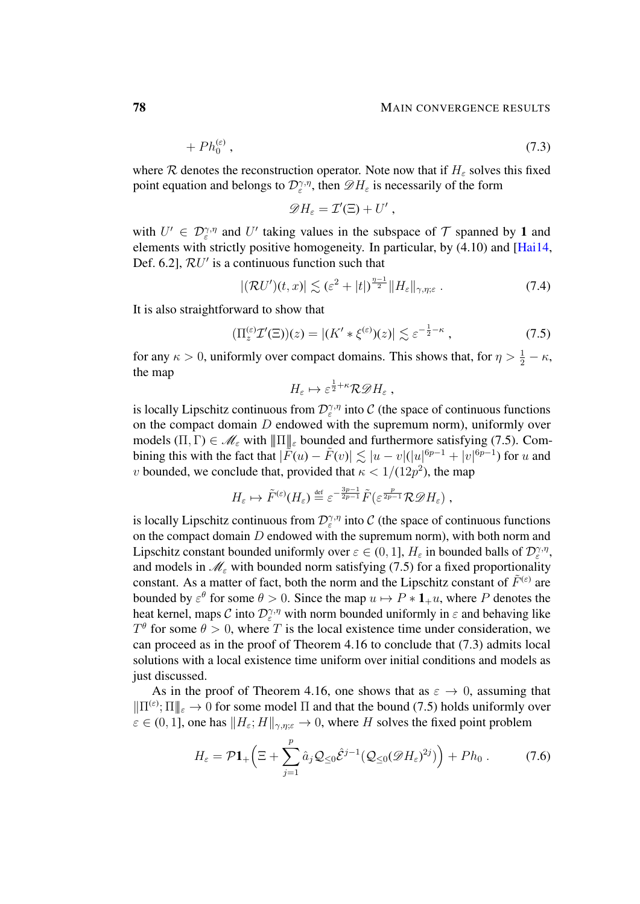$$+ Ph_0^{(\varepsilon)} \;, \tag{7.3}$$

where $\mathcal{R}$ denotes the reconstruction operator. Note now that if $H_\varepsilon$ solves this fixed point equation and belongs to $\mathcal{D}_\varepsilon^{\gamma,\eta}$, then $\mathscr{D}H_\varepsilon$ is necessarily of the form

$$\mathscr{D}H_\varepsilon = \mathcal{I}'(\Xi) + U' \;,$$

with $U' \in \mathcal{D}_\varepsilon^{\gamma,\eta}$ and $U'$ taking values in the subspace of $\mathcal{T}$ spanned by $\mathbf{1}$ and elements with strictly positive homogeneity. In particular, by (4.10) and [Hai14, Def. 6.2], $\mathcal{R}U'$ is a continuous function such that

$$|(\mathcal{R}U')(t,x)| \lesssim (\varepsilon^2 + |t|)^{\frac{\eta-1}{2}} \|H_\varepsilon\|_{\gamma,\eta;\varepsilon} \;. \tag{7.4}$$

It is also straightforward to show that

$$(\Pi_z^{(\varepsilon)}\mathcal{I}'(\Xi))(z) = |(K' * \xi^{(\varepsilon)})(z)| \lesssim \varepsilon^{-\frac{1}{2}-\kappa} \;, \tag{7.5}$$

for any $\kappa > 0$, uniformly over compact domains. This shows that, for $\eta > \frac{1}{2} - \kappa$, the map

$$H_\varepsilon \mapsto \varepsilon^{\frac{1}{2}+\kappa}\mathcal{R}\mathscr{D}H_\varepsilon \;,$$

is locally Lipschitz continuous from $\mathcal{D}_\varepsilon^{\gamma,\eta}$ into $\mathcal{C}$ (the space of continuous functions on the compact domain $D$ endowed with the supremum norm), uniformly over models $(\Pi,\Gamma) \in \mathscr{M}_\varepsilon$ with $|\!|\!|\Pi|\!|\!|_\varepsilon$ bounded and furthermore satisfying (7.5). Combining this with the fact that $|\tilde F(u) - \tilde F(v)| \lesssim |u-v|(|u|^{6p-1} + |v|^{6p-1})$ for $u$ and $v$ bounded, we conclude that, provided that $\kappa < 1/(12p^2)$, the map

$$H_\varepsilon \mapsto \tilde F^{(\varepsilon)}(H_\varepsilon) \stackrel{\text{def}}{=} \varepsilon^{-\frac{3p-1}{2p-1}} \tilde F\big(\varepsilon^{\frac{p}{2p-1}}\mathcal{R}\mathscr{D}H_\varepsilon\big) \;,$$

is locally Lipschitz continuous from $\mathcal{D}_\varepsilon^{\gamma,\eta}$ into $\mathcal{C}$ (the space of continuous functions on the compact domain $D$ endowed with the supremum norm), with both norm and Lipschitz constant bounded uniformly over $\varepsilon \in (0,1]$, $H_\varepsilon$ in bounded balls of $\mathcal{D}_\varepsilon^{\gamma,\eta}$, and models in $\mathscr{M}_\varepsilon$ with bounded norm satisfying (7.5) for a fixed proportionality constant. As a matter of fact, both the norm and the Lipschitz constant of $\tilde F^{(\varepsilon)}$ are bounded by $\varepsilon^\theta$ for some $\theta > 0$. Since the map $u \mapsto P * \mathbf{1}_+ u$, where $P$ denotes the heat kernel, maps $\mathcal{C}$ into $\mathcal{D}_\varepsilon^{\gamma,\eta}$ with norm bounded uniformly in $\varepsilon$ and behaving like $T^\theta$ for some $\theta > 0$, where $T$ is the local existence time under consideration, we can proceed as in the proof of Theorem 4.16 to conclude that (7.3) admits local solutions with a local existence time uniform over initial conditions and models as just discussed.

As in the proof of Theorem 4.16, one shows that as $\varepsilon \to 0$, assuming that $|\!|\!|\Pi^{(\varepsilon)};\Pi|\!|\!|_\varepsilon \to 0$ for some model $\Pi$ and that the bound (7.5) holds uniformly over $\varepsilon \in (0,1]$, one has $\|H_\varepsilon; H\|_{\gamma,\eta;\varepsilon} \to 0$, where $H$ solves the fixed point problem

$$H_\varepsilon = \mathcal{P}\mathbf{1}_+\Big(\Xi + \sum_{j=1}^p \hat a_j \mathcal{Q}_{\le 0}\hat{\mathcal{E}}^{j-1}\big(\mathcal{Q}_{\le 0}(\mathscr{D}H_\varepsilon)^{2j}\big)\Big) + Ph_0 \;. \tag{7.6}$$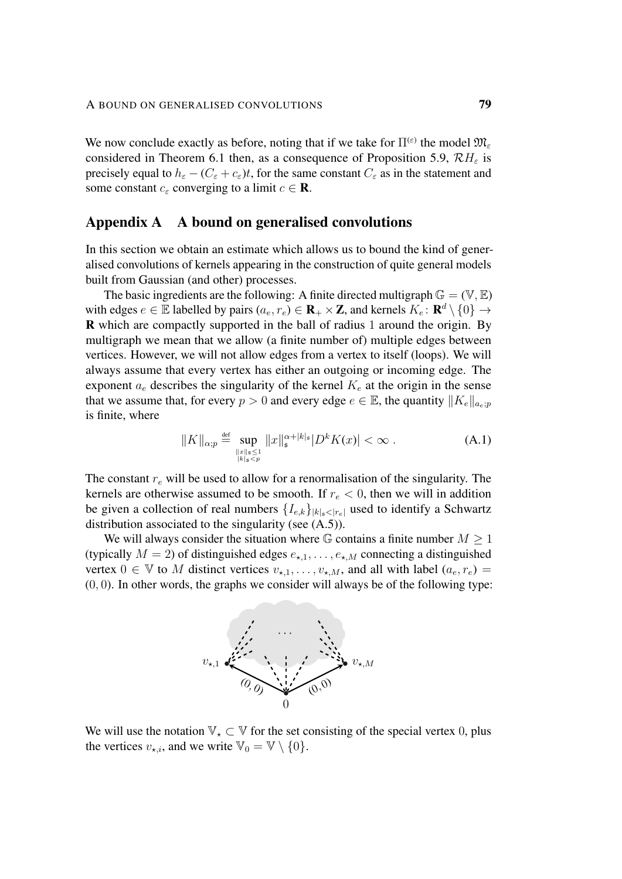We now conclude exactly as before, noting that if we take for $\Pi^{(\varepsilon)}$ the model $\mathfrak{M}_\varepsilon$ considered in Theorem 6.1 then, as a consequence of Proposition 5.9, $\mathcal{R}H_\varepsilon$ is precisely equal to $h_\varepsilon - (C_\varepsilon + c_\varepsilon)t$, for the same constant $C_\varepsilon$ as in the statement and some constant $c_\varepsilon$ converging to a limit $c \in \mathbf{R}$.

## Appendix A A bound on generalised convolutions

In this section we obtain an estimate which allows us to bound the kind of generalised convolutions of kernels appearing in the construction of quite general models built from Gaussian (and other) processes.

The basic ingredients are the following: A finite directed multigraph $\mathbb{G} = (\mathbb{V}, \mathbb{E})$ with edges $e \in \mathbb{E}$ labelled by pairs $(a_e, r_e) \in \mathbf{R}_+ \times \mathbf{Z}$, and kernels $K_e \colon \mathbf{R}^d \setminus \{0\} \to \mathbf{R}$ which are compactly supported in the ball of radius 1 around the origin. By multigraph we mean that we allow (a finite number of) multiple edges between vertices. However, we will not allow edges from a vertex to itself (loops). We will always assume that every vertex has either an outgoing or incoming edge. The exponent $a_e$ describes the singularity of the kernel $K_e$ at the origin in the sense that we assume that, for every $p > 0$ and every edge $e \in \mathbb{E}$, the quantity $\|K_e\|_{a_e;p}$ is finite, where

$$\|K\|_{\alpha;p} \stackrel{\text{def}}{=} \sup_{\substack{\|x\|_\mathfrak{s} \le 1 \\ |k|_\mathfrak{s} < p}} \|x\|_\mathfrak{s}^{\alpha + |k|_\mathfrak{s}} |D^k K(x)| < \infty \;. \tag{A.1}$$

The constant $r_e$ will be used to allow for a renormalisation of the singularity. The kernels are otherwise assumed to be smooth. If $r_e < 0$, then we will in addition be given a collection of real numbers $\{I_{e,k}\}_{|k|_\mathfrak{s} < |r_e|}$ used to identify a Schwartz distribution associated to the singularity (see (A.5)).

We will always consider the situation where $\mathbb{G}$ contains a finite number $M \ge 1$ (typically $M = 2$) of distinguished edges $e_{\star,1}, \ldots, e_{\star,M}$ connecting a distinguished vertex $0 \in \mathbb{V}$ to $M$ distinct vertices $v_{\star,1}, \ldots, v_{\star,M}$, and all with label $(a_e, r_e) = (0, 0)$. In other words, the graphs we consider will always be of the following type:

We will use the notation $\mathbb{V}_\star \subset \mathbb{V}$ for the set consisting of the special vertex 0, plus the vertices $v_{\star,i}$, and we write $\mathbb{V}_0 = \mathbb{V} \setminus \{0\}$.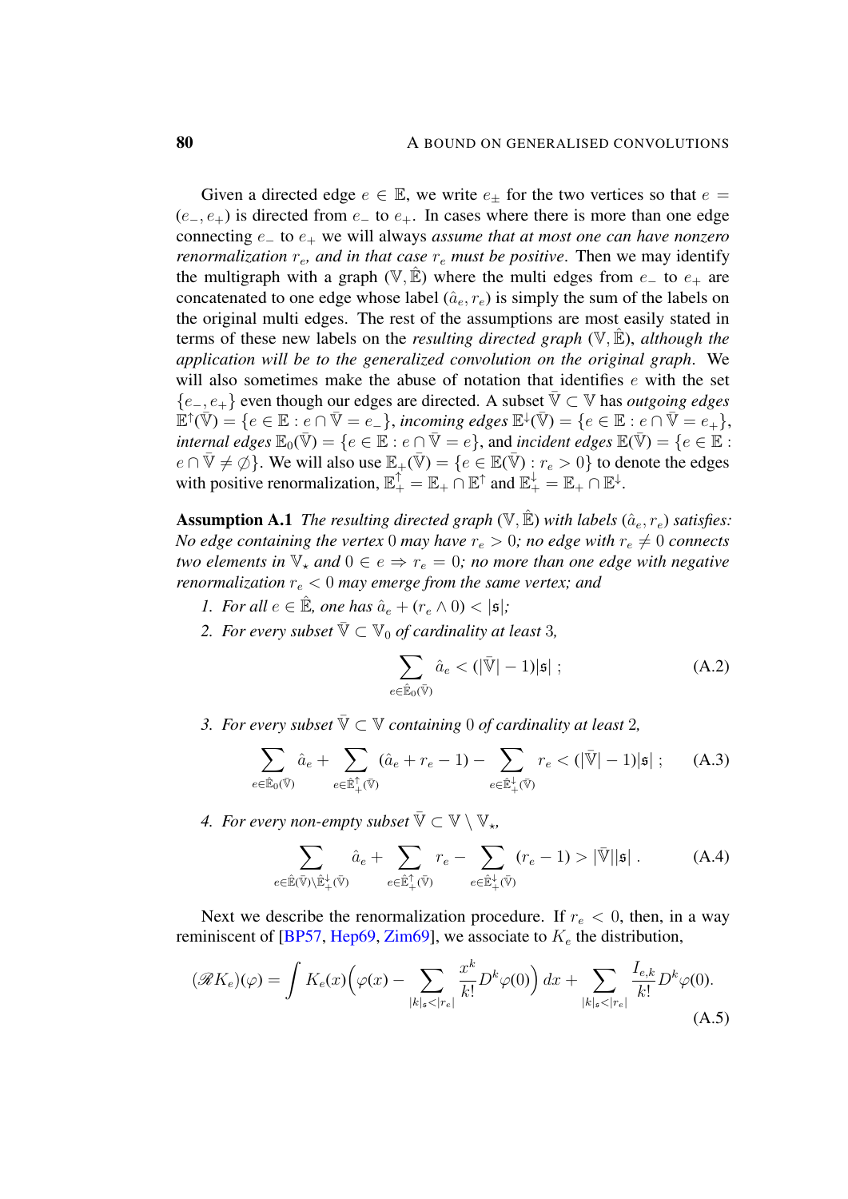Given a directed edge $e \in \mathbb{E}$, we write $e_\pm$ for the two vertices so that $e = (e_-, e_+)$ is directed from $e_-$ to $e_+$. In cases where there is more than one edge connecting $e_-$ to $e_+$ we will always *assume that at most one can have nonzero renormalization* $r_e$*, and in that case* $r_e$ *must be positive*. Then we may identify the multigraph with a graph $(\mathbb{V}, \hat{\mathbb{E}})$ where the multi edges from $e_-$ to $e_+$ are concatenated to one edge whose label $(\hat{a}_e, r_e)$ is simply the sum of the labels on the original multi edges. The rest of the assumptions are most easily stated in terms of these new labels on the *resulting directed graph* $(\mathbb{V}, \hat{\mathbb{E}})$, *although the application will be to the generalized convolution on the original graph*. We will also sometimes make the abuse of notation that identifies $e$ with the set $\{e_-, e_+\}$ even though our edges are directed. A subset $\bar{\mathbb{V}} \subset \mathbb{V}$ has *outgoing edges* $\mathbb{E}^\uparrow(\bar{\mathbb{V}}) = \{e \in \mathbb{E} : e \cap \bar{\mathbb{V}} = e_-\}$, *incoming edges* $\mathbb{E}^\downarrow(\bar{\mathbb{V}}) = \{e \in \mathbb{E} : e \cap \bar{\mathbb{V}} = e_+\}$, *internal edges* $\mathbb{E}_0(\bar{\mathbb{V}}) = \{e \in \mathbb{E} : e \cap \bar{\mathbb{V}} = e\}$, and *incident edges* $\mathbb{E}(\bar{\mathbb{V}}) = \{e \in \mathbb{E} : e \cap \bar{\mathbb{V}} \neq \emptyset\}$. We will also use $\mathbb{E}_+(\bar{\mathbb{V}}) = \{e \in \mathbb{E}(\bar{\mathbb{V}}) : r_e > 0\}$ to denote the edges with positive renormalization, $\mathbb{E}_+^\uparrow = \mathbb{E}_+ \cap \mathbb{E}^\uparrow$ and $\mathbb{E}_+^\downarrow = \mathbb{E}_+ \cap \mathbb{E}^\downarrow$.

**Assumption A.1** *The resulting directed graph* $(\mathbb{V}, \hat{\mathbb{E}})$ *with labels* $(\hat{a}_e, r_e)$ *satisfies: No edge containing the vertex* $0$ *may have* $r_e > 0$*; no edge with* $r_e \neq 0$ *connects two elements in* $\mathbb{V}_\star$ *and* $0 \in e \Rightarrow r_e = 0$*; no more than one edge with negative renormalization* $r_e < 0$ *may emerge from the same vertex; and*

1. *For all* $e \in \hat{\mathbb{E}}$*, one has* $\hat{a}_e + (r_e \wedge 0) < |\mathfrak{s}|$*;*
2. *For every subset* $\bar{\mathbb{V}} \subset \mathbb{V}_0$ *of cardinality at least* $3$*,*
$$\sum_{e \in \hat{\mathbb{E}}_0(\bar{\mathbb{V}})} \hat{a}_e < (|\bar{\mathbb{V}}| - 1)|\mathfrak{s}| \; ; \tag{A.2}$$
3. *For every subset* $\bar{\mathbb{V}} \subset \mathbb{V}$ *containing* $0$ *of cardinality at least* $2$*,*
$$\sum_{e \in \hat{\mathbb{E}}_0(\bar{\mathbb{V}})} \hat{a}_e + \sum_{e \in \hat{\mathbb{E}}_+^\uparrow(\bar{\mathbb{V}})} (\hat{a}_e + r_e - 1) - \sum_{e \in \hat{\mathbb{E}}_+^\downarrow(\bar{\mathbb{V}})} r_e < (|\bar{\mathbb{V}}| - 1)|\mathfrak{s}| \; ; \tag{A.3}$$
4. *For every non-empty subset* $\bar{\mathbb{V}} \subset \mathbb{V} \setminus \mathbb{V}_\star$*,*
$$\sum_{e \in \hat{\mathbb{E}}(\bar{\mathbb{V}}) \setminus \hat{\mathbb{E}}_+^\downarrow(\bar{\mathbb{V}})} \hat{a}_e + \sum_{e \in \hat{\mathbb{E}}_+^\uparrow(\bar{\mathbb{V}})} r_e - \sum_{e \in \hat{\mathbb{E}}_+^\downarrow(\bar{\mathbb{V}})} (r_e - 1) > |\bar{\mathbb{V}}||\mathfrak{s}| \, . \tag{A.4}$$

Next we describe the renormalization procedure. If $r_e < 0$, then, in a way reminiscent of [BP57, Hep69, Zim69], we associate to $K_e$ the distribution,

$$(\mathscr{R}K_e)(\varphi) = \int K_e(x)\Big(\varphi(x) - \sum_{|k|_\mathfrak{s} < |r_e|} \frac{x^k}{k!} D^k\varphi(0)\Big)\,dx + \sum_{|k|_\mathfrak{s} < |r_e|} \frac{I_{e,k}}{k!} D^k\varphi(0). \tag{A.5}$$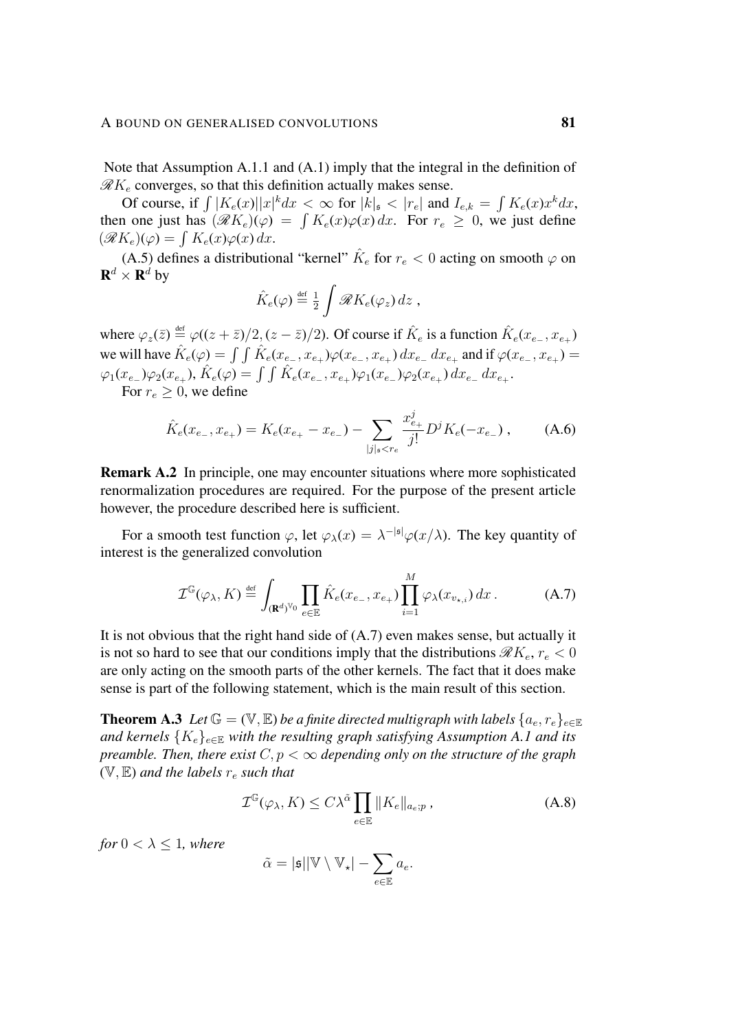Note that Assumption A.1.1 and (A.1) imply that the integral in the definition of $\mathscr{R}K_e$ converges, so that this definition actually makes sense.

Of course, if $\int |K_e(x)||x|^k dx < \infty$ for $|k|_\mathfrak{s} < |r_e|$ and $I_{e,k} = \int K_e(x) x^k dx$, then one just has $(\mathscr{R}K_e)(\varphi) = \int K_e(x)\varphi(x)\,dx$. For $r_e \geq 0$, we just define $(\mathscr{R}K_e)(\varphi) = \int K_e(x)\varphi(x)\,dx$.

(A.5) defines a distributional "kernel" $\hat{K}_e$ for $r_e < 0$ acting on smooth $\varphi$ on $\mathbf{R}^d \times \mathbf{R}^d$ by

$$\hat{K}_e(\varphi) \stackrel{\text{def}}{=} \tfrac{1}{2} \int \mathscr{R}K_e(\varphi_z)\,dz\;,$$

where $\varphi_z(\bar{z}) \stackrel{\text{def}}{=} \varphi((z+\bar{z})/2, (z-\bar{z})/2)$. Of course if $\hat{K}_e$ is a function $\hat{K}_e(x_{e_-}, x_{e_+})$ we will have $\hat{K}_e(\varphi) = \int\int \hat{K}_e(x_{e_-}, x_{e_+})\varphi(x_{e_-}, x_{e_+})\,dx_{e_-}\,dx_{e_+}$ and if $\varphi(x_{e_-}, x_{e_+}) = \varphi_1(x_{e_-})\varphi_2(x_{e_+})$, $\hat{K}_e(\varphi) = \int\int \hat{K}_e(x_{e_-}, x_{e_+})\varphi_1(x_{e_-})\varphi_2(x_{e_+})\,dx_{e_-}\,dx_{e_+}$.

For $r_e \geq 0$, we define

$$\hat{K}_e(x_{e_-}, x_{e_+}) = K_e(x_{e_+} - x_{e_-}) - \sum_{|j|_\mathfrak{s} < r_e} \frac{x_{e_+}^j}{j!} D^j K_e(-x_{e_-})\;, \tag{A.6}$$

**Remark A.2** In principle, one may encounter situations where more sophisticated renormalization procedures are required. For the purpose of the present article however, the procedure described here is sufficient.

For a smooth test function $\varphi$, let $\varphi_\lambda(x) = \lambda^{-|\mathfrak{s}|}\varphi(x/\lambda)$. The key quantity of interest is the generalized convolution

$$\mathcal{I}^\mathbb{G}(\varphi_\lambda, K) \stackrel{\text{def}}{=} \int_{(\mathbf{R}^d)^{\mathbb{V}_0}} \prod_{e\in\mathbb{E}} \hat{K}_e(x_{e_-}, x_{e_+}) \prod_{i=1}^{M} \varphi_\lambda(x_{v_{\star,i}})\,dx\,. \tag{A.7}$$

It is not obvious that the right hand side of (A.7) even makes sense, but actually it is not so hard to see that our conditions imply that the distributions $\mathscr{R}K_e$, $r_e < 0$ are only acting on the smooth parts of the other kernels. The fact that it does make sense is part of the following statement, which is the main result of this section.

**Theorem A.3** *Let $\mathbb{G} = (\mathbb{V}, \mathbb{E})$ be a finite directed multigraph with labels $\{a_e, r_e\}_{e\in\mathbb{E}}$ and kernels $\{K_e\}_{e\in\mathbb{E}}$ with the resulting graph satisfying Assumption A.1 and its preamble. Then, there exist $C, p < \infty$ depending only on the structure of the graph $(\mathbb{V}, \mathbb{E})$ and the labels $r_e$ such that*

$$\mathcal{I}^\mathbb{G}(\varphi_\lambda, K) \leq C\lambda^{\tilde{\alpha}} \prod_{e\in\mathbb{E}} \|K_e\|_{a_e;p}\,, \tag{A.8}$$

*for $0 < \lambda \leq 1$, where*

$$\tilde{\alpha} = |\mathfrak{s}||\mathbb{V} \setminus \mathbb{V}_\star| - \sum_{e\in\mathbb{E}} a_e.$$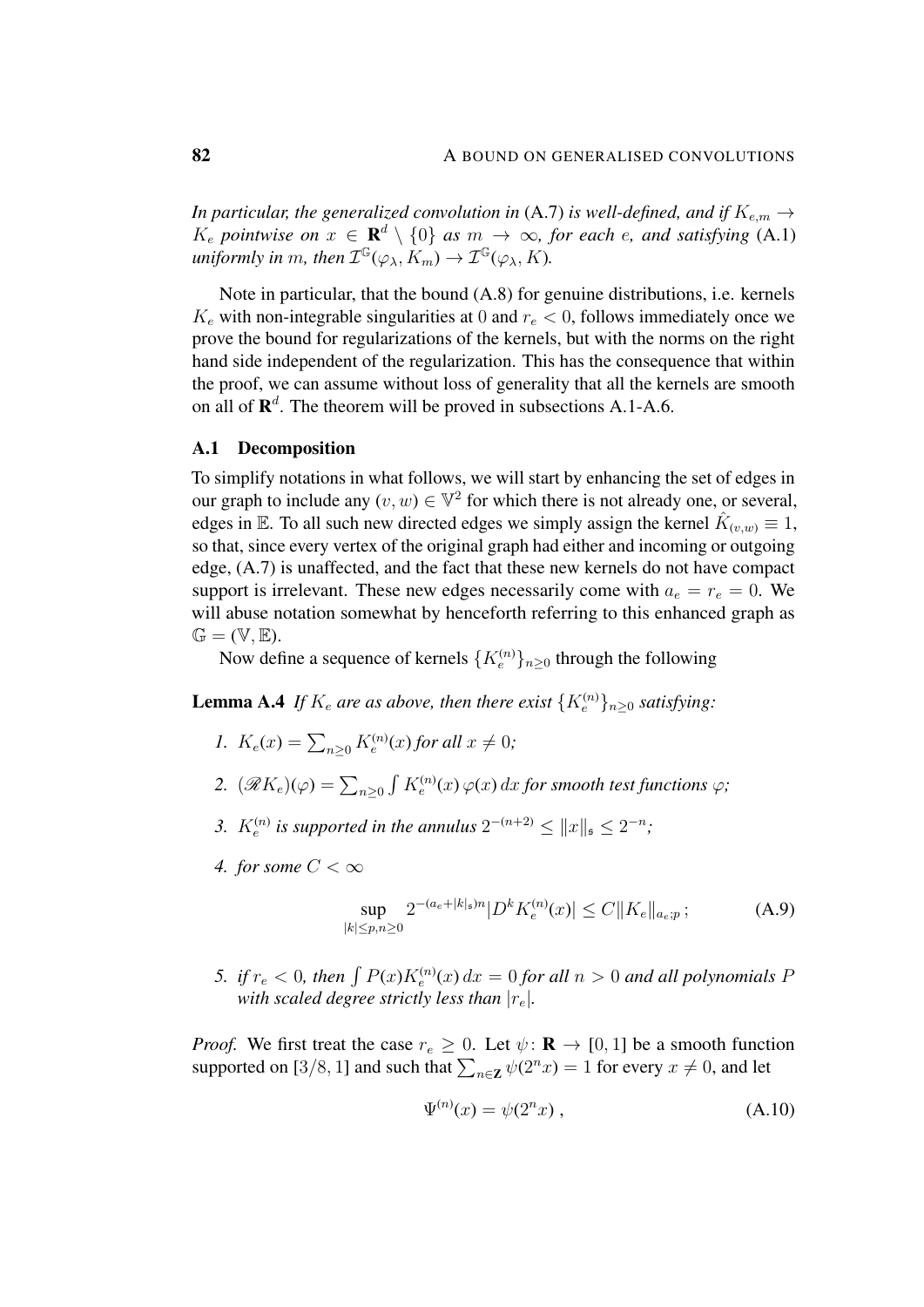*In particular, the generalized convolution in* (A.7) *is well-defined, and if $K_{e,m} \to K_e$ pointwise on $x \in \mathbf{R}^d \setminus \{0\}$ as $m \to \infty$, for each $e$, and satisfying* (A.1) *uniformly in $m$, then $\mathcal{I}^{\mathbb{G}}(\varphi_\lambda, K_m) \to \mathcal{I}^{\mathbb{G}}(\varphi_\lambda, K)$.*

Note in particular, that the bound (A.8) for genuine distributions, i.e. kernels $K_e$ with non-integrable singularities at $0$ and $r_e < 0$, follows immediately once we prove the bound for regularizations of the kernels, but with the norms on the right hand side independent of the regularization. This has the consequence that within the proof, we can assume without loss of generality that all the kernels are smooth on all of $\mathbf{R}^d$. The theorem will be proved in subsections A.1-A.6.

## A.1 Decomposition

To simplify notations in what follows, we will start by enhancing the set of edges in our graph to include any $(v, w) \in \mathbb{V}^2$ for which there is not already one, or several, edges in $\mathbb{E}$. To all such new directed edges we simply assign the kernel $\hat{K}_{(v,w)} \equiv 1$, so that, since every vertex of the original graph had either and incoming or outgoing edge, (A.7) is unaffected, and the fact that these new kernels do not have compact support is irrelevant. These new edges necessarily come with $a_e = r_e = 0$. We will abuse notation somewhat by henceforth referring to this enhanced graph as $\mathbb{G} = (\mathbb{V}, \mathbb{E})$.

Now define a sequence of kernels $\{K_e^{(n)}\}_{n\geq 0}$ through the following

**Lemma A.4** *If $K_e$ are as above, then there exist $\{K_e^{(n)}\}_{n\geq 0}$ satisfying:*

1. *$K_e(x) = \sum_{n\geq 0} K_e^{(n)}(x)$ for all $x \neq 0$;*
2. *$(\mathscr{R} K_e)(\varphi) = \sum_{n\geq 0} \int K_e^{(n)}(x)\, \varphi(x)\, dx$ for smooth test functions $\varphi$;*
3. *$K_e^{(n)}$ is supported in the annulus $2^{-(n+2)} \leq \|x\|_{\mathfrak{s}} \leq 2^{-n}$;*
4. *for some $C < \infty$*

$$\sup_{|k|\leq p, n\geq 0} 2^{-(a_e+|k|_{\mathfrak{s}})n} |D^k K_e^{(n)}(x)| \leq C \|K_e\|_{a_e;p}\,; \tag{A.9}$$

5. *if $r_e < 0$, then $\int P(x) K_e^{(n)}(x)\, dx = 0$ for all $n > 0$ and all polynomials $P$ with scaled degree strictly less than $|r_e|$.*

*Proof.* We first treat the case $r_e \geq 0$. Let $\psi \colon \mathbf{R} \to [0, 1]$ be a smooth function supported on $[3/8, 1]$ and such that $\sum_{n\in\mathbf{Z}} \psi(2^n x) = 1$ for every $x \neq 0$, and let

$$\Psi^{(n)}(x) = \psi(2^n x)\,, \tag{A.10}$$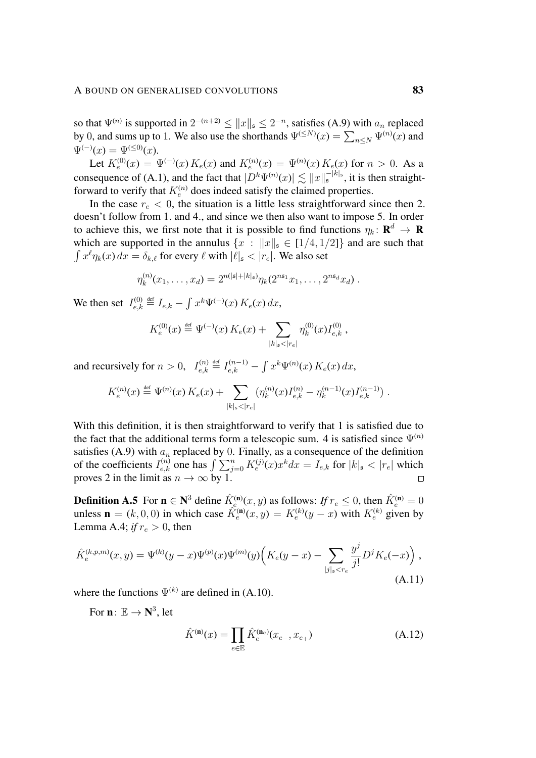so that $\Psi^{(n)}$ is supported in $2^{-(n+2)} \leq \|x\|_\mathfrak{s} \leq 2^{-n}$, satisfies (A.9) with $a_n$ replaced by $0$, and sums up to $1$. We also use the shorthands $\Psi^{(\leq N)}(x) = \sum_{n\leq N} \Psi^{(n)}(x)$ and $\Psi^{(-)}(x) = \Psi^{(\leq 0)}(x)$.

Let $K_e^{(0)}(x) = \Psi^{(-)}(x)\, K_e(x)$ and $K_e^{(n)}(x) = \Psi^{(n)}(x)\, K_e(x)$ for $n > 0$. As a consequence of (A.1), and the fact that $|D^k \Psi^{(n)}(x)| \lesssim \|x\|_\mathfrak{s}^{-|k|_\mathfrak{s}}$, it is then straightforward to verify that $K_e^{(n)}$ does indeed satisfy the claimed properties.

In the case $r_e < 0$, the situation is a little less straightforward since then 2. doesn't follow from 1. and 4., and since we then also want to impose 5. In order to achieve this, we first note that it is possible to find functions $\eta_k \colon \mathbf{R}^d \to \mathbf{R}$ which are supported in the annulus $\{x \,:\, \|x\|_\mathfrak{s} \in [1/4, 1/2]\}$ and are such that $\int x^\ell \eta_k(x)\, dx = \delta_{k,\ell}$ for every $\ell$ with $|\ell|_\mathfrak{s} < |r_e|$. We also set

$$\eta_k^{(n)}(x_1, \ldots, x_d) = 2^{n(|\mathfrak{s}|+|k|_\mathfrak{s})} \eta_k(2^{n\mathfrak{s}_1} x_1, \ldots, 2^{n\mathfrak{s}_d} x_d)\;.$$

We then set $I_{e,k}^{(0)} \stackrel{\text{def}}{=} I_{e,k} - \int x^k \Psi^{(-)}(x)\, K_e(x)\, dx$,

$$K_e^{(0)}(x) \stackrel{\text{def}}{=} \Psi^{(-)}(x)\, K_e(x) + \sum_{|k|_\mathfrak{s} < |r_e|} \eta_k^{(0)}(x) I_{e,k}^{(0)}\;,$$

and recursively for $n > 0$, $I_{e,k}^{(n)} \stackrel{\text{def}}{=} I_{e,k}^{(n-1)} - \int x^k \Psi^{(n)}(x)\, K_e(x)\, dx$,

$$K_e^{(n)}(x) \stackrel{\text{def}}{=} \Psi^{(n)}(x)\, K_e(x) + \sum_{|k|_\mathfrak{s} < |r_e|} \bigl(\eta_k^{(n)}(x) I_{e,k}^{(n)} - \eta_k^{(n-1)}(x) I_{e,k}^{(n-1)}\bigr)\;.$$

With this definition, it is then straightforward to verify that 1 is satisfied due to the fact that the additional terms form a telescopic sum. 4 is satisfied since $\Psi^{(n)}$ satisfies (A.9) with $a_n$ replaced by $0$. Finally, as a consequence of the definition of the coefficients $I_{e,k}^{(n)}$ one has $\int \sum_{j=0}^n K_e^{(j)}(x) x^k dx = I_{e,k}$ for $|k|_\mathfrak{s} < |r_e|$ which proves 2 in the limit as $n \to \infty$ by 1. $\square$

**Definition A.5** For $\mathbf{n} \in \mathbf{N}^3$ define $\hat K_e^{(\mathbf{n})}(x,y)$ as follows: *If* $r_e \leq 0$, then $\hat K_e^{(\mathbf{n})} = 0$ unless $\mathbf{n} = (k,0,0)$ in which case $\hat K_e^{(\mathbf{n})}(x,y) = K_e^{(k)}(y-x)$ with $K_e^{(k)}$ given by Lemma A.4; *if* $r_e > 0$, then

$$\hat K_e^{(k,p,m)}(x,y) = \Psi^{(k)}(y-x) \Psi^{(p)}(x) \Psi^{(m)}(y) \Big( K_e(y-x) - \sum_{|j|_\mathfrak{s} < r_e} \frac{y^j}{j!} D^j K_e(-x)\Big)\;, \tag{A.11}$$

where the functions $\Psi^{(k)}$ are defined in (A.10).

For $\mathbf{n} \colon \mathbb{E} \to \mathbf{N}^3$, let

$$\hat K^{(\mathbf{n})}(x) = \prod_{e\in\mathbb{E}} \hat K_e^{(\mathbf{n}_e)}(x_{e_-}, x_{e_+}) \tag{A.12}$$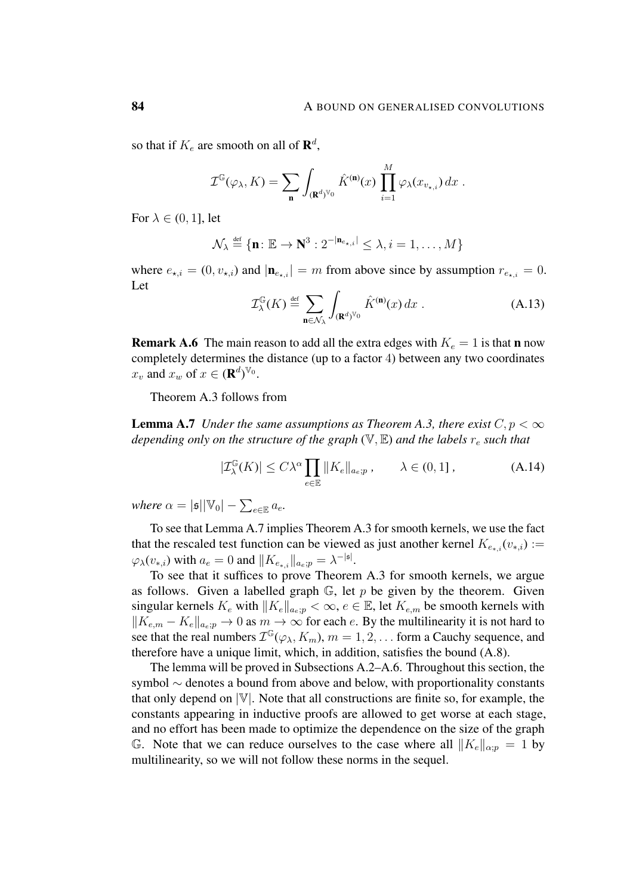so that if $K_e$ are smooth on all of $\mathbf{R}^d$,

$$\mathcal{I}^{\mathbb{G}}(\varphi_\lambda, K) = \sum_{\mathbf{n}} \int_{(\mathbf{R}^d)^{\mathbb{V}_0}} \hat{K}^{(\mathbf{n})}(x) \prod_{i=1}^{M} \varphi_\lambda(x_{v_{\star,i}})\, dx\ .$$

For $\lambda \in (0,1]$, let

$$\mathcal{N}_\lambda \stackrel{\text{def}}{=} \{\mathbf{n}\colon \mathbb{E} \to \mathbf{N}^3 : 2^{-|\mathbf{n}_{e_{\star,i}}|} \le \lambda, i = 1, \ldots, M\}$$

where $e_{\star,i} = (0, v_{\star,i})$ and $|\mathbf{n}_{e_{\star,i}}| = m$ from above since by assumption $r_{e_{\star,i}} = 0$. Let

$$\mathcal{I}^{\mathbb{G}}_\lambda(K) \stackrel{\text{def}}{=} \sum_{\mathbf{n}\in\mathcal{N}_\lambda} \int_{(\mathbf{R}^d)^{\mathbb{V}_0}} \hat{K}^{(\mathbf{n})}(x)\, dx\ . \tag{A.13}$$

**Remark A.6** The main reason to add all the extra edges with $K_e = 1$ is that $\mathbf{n}$ now completely determines the distance (up to a factor 4) between any two coordinates $x_v$ and $x_w$ of $x \in (\mathbf{R}^d)^{\mathbb{V}_0}$.

Theorem A.3 follows from

**Lemma A.7** *Under the same assumptions as Theorem A.3, there exist $C, p < \infty$ depending only on the structure of the graph $(\mathbb{V}, \mathbb{E})$ and the labels $r_e$ such that*

$$|\mathcal{I}^{\mathbb{G}}_\lambda(K)| \le C\lambda^\alpha \prod_{e\in\mathbb{E}} \|K_e\|_{a_e;p}\ , \qquad \lambda \in (0,1]\ , \tag{A.14}$$

*where $\alpha = |\mathfrak{s}||\mathbb{V}_0| - \sum_{e\in\mathbb{E}} a_e$.*

To see that Lemma A.7 implies Theorem A.3 for smooth kernels, we use the fact that the rescaled test function can be viewed as just another kernel $K_{e_{*,i}}(v_{*,i}) := \varphi_\lambda(v_{*,i})$ with $a_e = 0$ and $\|K_{e_{*,i}}\|_{a_e;p} = \lambda^{-|\mathfrak{s}|}$.

To see that it suffices to prove Theorem A.3 for smooth kernels, we argue as follows. Given a labelled graph $\mathbb{G}$, let $p$ be given by the theorem. Given singular kernels $K_e$ with $\|K_e\|_{a_e;p} < \infty$, $e \in \mathbb{E}$, let $K_{e,m}$ be smooth kernels with $\|K_{e,m} - K_e\|_{a_e;p} \to 0$ as $m \to \infty$ for each $e$. By the multilinearity it is not hard to see that the real numbers $\mathcal{I}^{\mathbb{G}}(\varphi_\lambda, K_m)$, $m = 1, 2, \ldots$ form a Cauchy sequence, and therefore have a unique limit, which, in addition, satisfies the bound (A.8).

The lemma will be proved in Subsections A.2–A.6. Throughout this section, the symbol $\sim$ denotes a bound from above and below, with proportionality constants that only depend on $|\mathbb{V}|$. Note that all constructions are finite so, for example, the constants appearing in inductive proofs are allowed to get worse at each stage, and no effort has been made to optimize the dependence on the size of the graph $\mathbb{G}$. Note that we can reduce ourselves to the case where all $\|K_e\|_{\alpha;p} = 1$ by multilinearity, so we will not follow these norms in the sequel.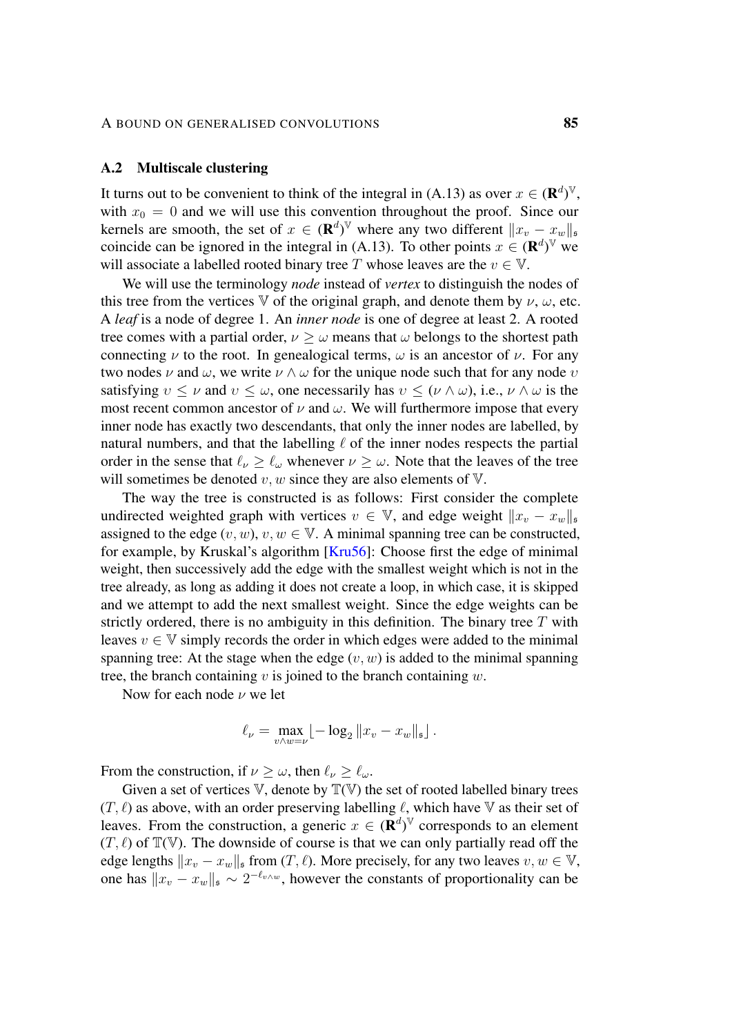### A.2 Multiscale clustering

It turns out to be convenient to think of the integral in (A.13) as over $x \in (\mathbf{R}^d)^{\mathbb{V}}$, with $x_0 = 0$ and we will use this convention throughout the proof. Since our kernels are smooth, the set of $x \in (\mathbf{R}^d)^{\mathbb{V}}$ where any two different $\|x_v - x_w\|_{\mathfrak{s}}$ coincide can be ignored in the integral in (A.13). To other points $x \in (\mathbf{R}^d)^{\mathbb{V}}$ we will associate a labelled rooted binary tree $T$ whose leaves are the $v \in \mathbb{V}$.

We will use the terminology *node* instead of *vertex* to distinguish the nodes of this tree from the vertices $\mathbb{V}$ of the original graph, and denote them by $\nu$, $\omega$, etc. A *leaf* is a node of degree 1. An *inner node* is one of degree at least 2. A rooted tree comes with a partial order, $\nu \geq \omega$ means that $\omega$ belongs to the shortest path connecting $\nu$ to the root. In genealogical terms, $\omega$ is an ancestor of $\nu$. For any two nodes $\nu$ and $\omega$, we write $\nu \wedge \omega$ for the unique node such that for any node $v$ satisfying $v \leq \nu$ and $v \leq \omega$, one necessarily has $v \leq (\nu \wedge \omega)$, i.e., $\nu \wedge \omega$ is the most recent common ancestor of $\nu$ and $\omega$. We will furthermore impose that every inner node has exactly two descendants, that only the inner nodes are labelled, by natural numbers, and that the labelling $\ell$ of the inner nodes respects the partial order in the sense that $\ell_\nu \geq \ell_\omega$ whenever $\nu \geq \omega$. Note that the leaves of the tree will sometimes be denoted $v, w$ since they are also elements of $\mathbb{V}$.

The way the tree is constructed is as follows: First consider the complete undirected weighted graph with vertices $v \in \mathbb{V}$, and edge weight $\|x_v - x_w\|_{\mathfrak{s}}$ assigned to the edge $(v, w)$, $v, w \in \mathbb{V}$. A minimal spanning tree can be constructed, for example, by Kruskal's algorithm [Kru56]: Choose first the edge of minimal weight, then successively add the edge with the smallest weight which is not in the tree already, as long as adding it does not create a loop, in which case, it is skipped and we attempt to add the next smallest weight. Since the edge weights can be strictly ordered, there is no ambiguity in this definition. The binary tree $T$ with leaves $v \in \mathbb{V}$ simply records the order in which edges were added to the minimal spanning tree: At the stage when the edge $(v, w)$ is added to the minimal spanning tree, the branch containing $v$ is joined to the branch containing $w$.

Now for each node $\nu$ we let

$$\ell_\nu = \max_{v \wedge w = \nu} \lfloor -\log_2 \|x_v - x_w\|_{\mathfrak{s}} \rfloor .$$

From the construction, if $\nu \geq \omega$, then $\ell_\nu \geq \ell_\omega$.

Given a set of vertices $\mathbb{V}$, denote by $\mathbb{T}(\mathbb{V})$ the set of rooted labelled binary trees $(T, \ell)$ as above, with an order preserving labelling $\ell$, which have $\mathbb{V}$ as their set of leaves. From the construction, a generic $x \in (\mathbf{R}^d)^{\mathbb{V}}$ corresponds to an element $(T, \ell)$ of $\mathbb{T}(\mathbb{V})$. The downside of course is that we can only partially read off the edge lengths $\|x_v - x_w\|_{\mathfrak{s}}$ from $(T, \ell)$. More precisely, for any two leaves $v, w \in \mathbb{V}$, one has $\|x_v - x_w\|_{\mathfrak{s}} \sim 2^{-\ell_{v \wedge w}}$, however the constants of proportionality can be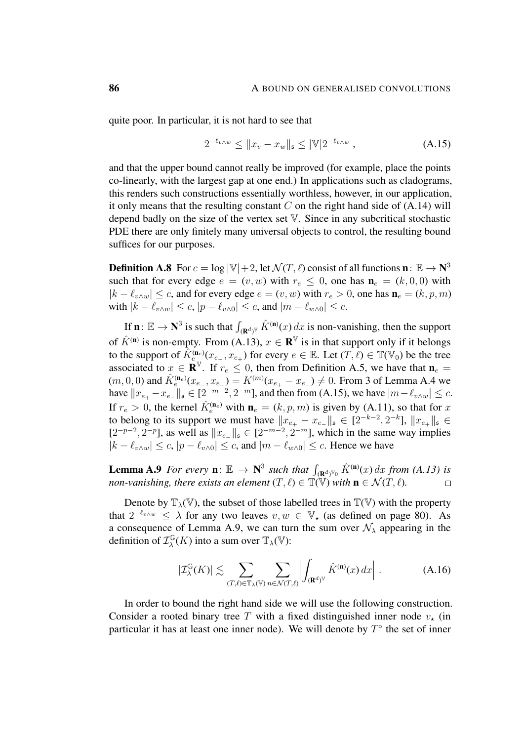quite poor. In particular, it is not hard to see that

$$2^{-\ell_{v\wedge w}} \leq \|x_v - x_w\|_{\mathfrak{s}} \leq |\mathbb{V}| 2^{-\ell_{v\wedge w}} , \tag{A.15}$$

and that the upper bound cannot really be improved (for example, place the points co-linearly, with the largest gap at one end.) In applications such as cladograms, this renders such constructions essentially worthless, however, in our application, it only means that the resulting constant $C$ on the right hand side of (A.14) will depend badly on the size of the vertex set $\mathbb{V}$. Since in any subcritical stochastic PDE there are only finitely many universal objects to control, the resulting bound suffices for our purposes.

**Definition A.8** For $c = \log|\mathbb{V}| + 2$, let $\mathcal{N}(T,\ell)$ consist of all functions $\mathbf{n}\colon \mathbb{E} \to \mathbf{N}^3$ such that for every edge $e = (v,w)$ with $r_e \leq 0$, one has $\mathbf{n}_e = (k,0,0)$ with $|k - \ell_{v\wedge w}| \leq c$, and for every edge $e = (v,w)$ with $r_e > 0$, one has $\mathbf{n}_e = (k,p,m)$ with $|k - \ell_{v\wedge w}| \leq c$, $|p - \ell_{v\wedge 0}| \leq c$, and $|m - \ell_{w\wedge 0}| \leq c$.

If $\mathbf{n}\colon \mathbb{E} \to \mathbf{N}^3$ is such that $\int_{(\mathbf{R}^d)^{\mathbb{V}}} \hat{K}^{(\mathbf{n})}(x)\,dx$ is non-vanishing, then the support of $\hat{K}^{(\mathbf{n})}$ is non-empty. From (A.13), $x \in \mathbf{R}^{\mathbb{V}}$ is in that support only if it belongs to the support of $\hat{K}_e^{(\mathbf{n}_e)}(x_{e_-}, x_{e_+})$ for every $e \in \mathbb{E}$. Let $(T,\ell) \in \mathbb{T}(\mathbb{V}_0)$ be the tree associated to $x \in \mathbf{R}^{\mathbb{V}}$. If $r_e \leq 0$, then from Definition A.5, we have that $\mathbf{n}_e = (m,0,0)$ and $\hat{K}_e^{(\mathbf{n}_e)}(x_{e_-}, x_{e_+}) = K^{(m)}(x_{e_+} - x_{e_-}) \neq 0$. From 3 of Lemma A.4 we have $\|x_{e_+} - x_{e_-}\|_{\mathfrak{s}} \in [2^{-m-2}, 2^{-m}]$, and then from (A.15), we have $|m - \ell_{v\wedge w}| \leq c$. If $r_e > 0$, the kernel $\hat{K}_e^{(\mathbf{n}_e)}$ with $\mathbf{n}_e = (k,p,m)$ is given by (A.11), so that for $x$ to belong to its support we must have $\|x_{e_+} - x_{e_-}\|_{\mathfrak{s}} \in [2^{-k-2}, 2^{-k}]$, $\|x_{e_+}\|_{\mathfrak{s}} \in [2^{-p-2}, 2^{-p}]$, as well as $\|x_{e_-}\|_{\mathfrak{s}} \in [2^{-m-2}, 2^{-m}]$, which in the same way implies $|k - \ell_{v\wedge w}| \leq c$, $|p - \ell_{v\wedge 0}| \leq c$, and $|m - \ell_{w\wedge 0}| \leq c$. Hence we have

**Lemma A.9** *For every $\mathbf{n}\colon \mathbb{E} \to \mathbf{N}^3$ such that $\int_{(\mathbf{R}^d)^{\mathbb{V}_0}} \hat{K}^{(\mathbf{n})}(x)\,dx$ from (A.13) is non-vanishing, there exists an element $(T,\ell) \in \mathbb{T}(\mathbb{V})$ with $\mathbf{n} \in \mathcal{N}(T,\ell)$.* $\square$

Denote by $\mathbb{T}_\lambda(\mathbb{V})$, the subset of those labelled trees in $\mathbb{T}(\mathbb{V})$ with the property that $2^{-\ell_{v\wedge w}} \leq \lambda$ for any two leaves $v,w \in \mathbb{V}_\star$ (as defined on page 80). As a consequence of Lemma A.9, we can turn the sum over $\mathcal{N}_\lambda$ appearing in the definition of $\mathcal{I}_\lambda^{\mathbb{G}}(K)$ into a sum over $\mathbb{T}_\lambda(\mathbb{V})$:

$$|\mathcal{I}_\lambda^{\mathbb{G}}(K)| \lesssim \sum_{(T,\ell)\in\mathbb{T}_\lambda(\mathbb{V})} \sum_{n\in\mathcal{N}(T,\ell)} \Big| \int_{(\mathbf{R}^d)^{\mathbb{V}}} \hat{K}^{(\mathbf{n})}(x)\,dx \Big| . \tag{A.16}$$

In order to bound the right hand side we will use the following construction. Consider a rooted binary tree $T$ with a fixed distinguished inner node $v_\star$ (in particular it has at least one inner node). We will denote by $T^\circ$ the set of inner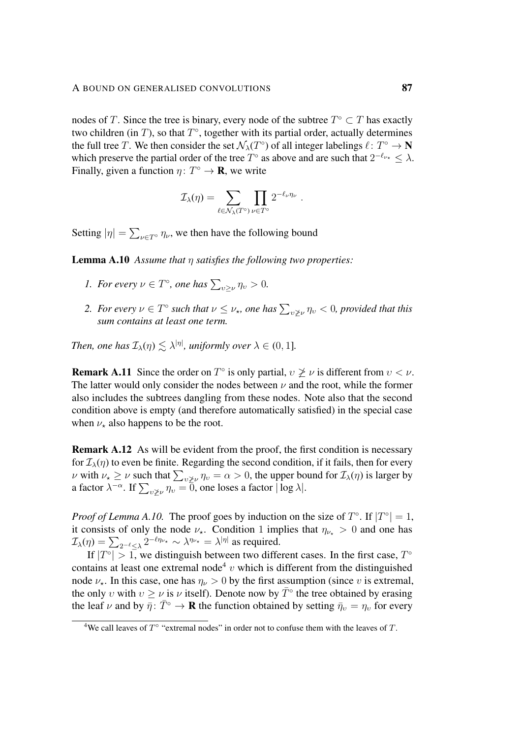nodes of $T$. Since the tree is binary, every node of the subtree $T^\circ \subset T$ has exactly two children (in $T$), so that $T^\circ$, together with its partial order, actually determines the full tree $T$. We then consider the set $\mathcal{N}_\lambda(T^\circ)$ of all integer labelings $\ell\colon T^\circ \to \mathbf{N}$ which preserve the partial order of the tree $T^\circ$ as above and are such that $2^{-\ell_{\nu_\star}} \leq \lambda$. Finally, given a function $\eta\colon T^\circ \to \mathbf{R}$, we write

$$\mathcal{I}_\lambda(\eta) = \sum_{\ell \in \mathcal{N}_\lambda(T^\circ)} \prod_{\nu \in T^\circ} 2^{-\ell_\nu \eta_\nu} .$$

Setting $|\eta| = \sum_{\nu \in T^\circ} \eta_\nu$, we then have the following bound

**Lemma A.10** *Assume that $\eta$ satisfies the following two properties:*

1. *For every $\nu \in T^\circ$, one has $\sum_{\upsilon \geq \nu} \eta_\upsilon > 0$.*
2. *For every $\nu \in T^\circ$ such that $\nu \leq \nu_\star$, one has $\sum_{\upsilon \not\geq \nu} \eta_\upsilon < 0$, provided that this sum contains at least one term.*

*Then, one has $\mathcal{I}_\lambda(\eta) \lesssim \lambda^{|\eta|}$, uniformly over $\lambda \in (0,1]$.*

**Remark A.11** Since the order on $T^\circ$ is only partial, $\upsilon \not\geq \nu$ is different from $\upsilon < \nu$. The latter would only consider the nodes between $\nu$ and the root, while the former also includes the subtrees dangling from these nodes. Note also that the second condition above is empty (and therefore automatically satisfied) in the special case when $\nu_\star$ also happens to be the root.

**Remark A.12** As will be evident from the proof, the first condition is necessary for $\mathcal{I}_\lambda(\eta)$ to even be finite. Regarding the second condition, if it fails, then for every $\nu$ with $\nu_\star \geq \nu$ such that $\sum_{\upsilon \not\geq \nu} \eta_\upsilon = \alpha > 0$, the upper bound for $\mathcal{I}_\lambda(\eta)$ is larger by a factor $\lambda^{-\alpha}$. If $\sum_{\upsilon \not\geq \nu} \eta_\upsilon = 0$, one loses a factor $|\log \lambda|$.

*Proof of Lemma A.10.* The proof goes by induction on the size of $T^\circ$. If $|T^\circ| = 1$, it consists of only the node $\nu_\star$. Condition 1 implies that $\eta_{\nu_\star} > 0$ and one has $\mathcal{I}_\lambda(\eta) = \sum_{2^{-\ell} \leq \lambda} 2^{-\ell \eta_{\nu_\star}} \sim \lambda^{\eta_{\nu_\star}} = \lambda^{|\eta|}$ as required.

If $|T^\circ| > 1$, we distinguish between two different cases. In the first case, $T^\circ$ contains at least one extremal node[4] $\upsilon$ which is different from the distinguished node $\nu_\star$. In this case, one has $\eta_\nu > 0$ by the first assumption (since $\upsilon$ is extremal, the only $\upsilon$ with $\upsilon \geq \nu$ is $\nu$ itself). Denote now by $\bar{T}^\circ$ the tree obtained by erasing the leaf $\nu$ and by $\bar{\eta}\colon \bar{T}^\circ \to \mathbf{R}$ the function obtained by setting $\bar{\eta}_\upsilon = \eta_\upsilon$ for every

[4] We call leaves of $T^\circ$ "extremal nodes" in order not to confuse them with the leaves of $T$.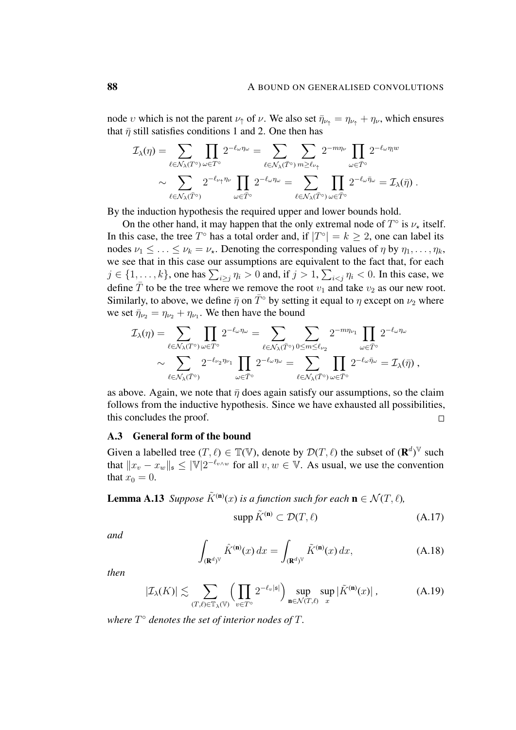node $\upsilon$ which is not the parent $\nu_\uparrow$ of $\nu$. We also set $\bar\eta_{\nu_\uparrow} = \eta_{\nu_\uparrow} + \eta_\nu$, which ensures that $\bar\eta$ still satisfies conditions 1 and 2. One then has

$$
\begin{aligned}
\mathcal{I}_\lambda(\eta) &= \sum_{\ell\in\mathcal{N}_\lambda(T^\circ)} \prod_{\omega\in T^\circ} 2^{-\ell_\omega\eta_\omega} = \sum_{\ell\in\mathcal{N}_\lambda(\bar T^\circ)} \sum_{m\geq \ell_{\nu_\uparrow}} 2^{-m\eta_\nu} \prod_{\omega\in\bar T^\circ} 2^{-\ell_\omega \eta_l w} \\
&\sim \sum_{\ell\in\mathcal{N}_\lambda(\bar T^\circ)} 2^{-\ell_{\nu_\uparrow}\eta_\nu} \prod_{\omega\in\bar T^\circ} 2^{-\ell_\omega\eta_\omega} = \sum_{\ell\in\mathcal{N}_\lambda(\bar T^\circ)} \prod_{\omega\in\bar T^\circ} 2^{-\ell_\omega\bar\eta_\omega} = \mathcal{I}_\lambda(\bar\eta)\;.
\end{aligned}
$$

By the induction hypothesis the required upper and lower bounds hold.

On the other hand, it may happen that the only extremal node of $T^\circ$ is $\nu_\star$ itself. In this case, the tree $T^\circ$ has a total order and, if $|T^\circ| = k \geq 2$, one can label its nodes $\nu_1 \leq \ldots \leq \nu_k = \nu_\star$. Denoting the corresponding values of $\eta$ by $\eta_1,\ldots,\eta_k$, we see that in this case our assumptions are equivalent to the fact that, for each $j\in\{1,\ldots,k\}$, one has $\sum_{i\geq j}\eta_i > 0$ and, if $j>1$, $\sum_{i<j}\eta_i < 0$. In this case, we define $\bar T$ to be the tree where we remove the root $v_1$ and take $v_2$ as our new root. Similarly, to above, we define $\bar\eta$ on $\bar T^\circ$ by setting it equal to $\eta$ except on $\nu_2$ where we set $\bar\eta_{\nu_2} = \eta_{\nu_2} + \eta_{\nu_1}$. We then have the bound

$$
\begin{aligned}
\mathcal{I}_\lambda(\eta) &= \sum_{\ell\in\mathcal{N}_\lambda(T^\circ)} \prod_{\omega\in T^\circ} 2^{-\ell_\omega\eta_\omega} = \sum_{\ell\in\mathcal{N}_\lambda(\bar T^\circ)} \sum_{0\leq m\leq \ell_{\nu_2}} 2^{-m\eta_{\nu_1}} \prod_{\omega\in\bar T^\circ} 2^{-\ell_\omega\eta_\omega} \\
&\sim \sum_{\ell\in\mathcal{N}_\lambda(\bar T^\circ)} 2^{-\ell_{\nu_2}\eta_{\nu_1}} \prod_{\omega\in\bar T^\circ} 2^{-\ell_\omega\eta_\omega} = \sum_{\ell\in\mathcal{N}_\lambda(\bar T^\circ)} \prod_{\omega\in\bar T^\circ} 2^{-\ell_\omega\bar\eta_\omega} = \mathcal{I}_\lambda(\bar\eta)\;,
\end{aligned}
$$

as above. Again, we note that $\bar\eta$ does again satisfy our assumptions, so the claim follows from the inductive hypothesis. Since we have exhausted all possibilities, this concludes the proof. $\square$

### A.3 General form of the bound

Given a labelled tree $(T,\ell)\in\mathbb{T}(\mathbb{V})$, denote by $\mathcal{D}(T,\ell)$ the subset of $(\mathbf{R}^d)^{\mathbb{V}}$ such that $\|x_v - x_w\|_\mathfrak{s} \leq |\mathbb{V}|2^{-\ell_{v\wedge w}}$ for all $v,w\in\mathbb{V}$. As usual, we use the convention that $x_0 = 0$.

**Lemma A.13** *Suppose $\tilde K^{(\mathbf{n})}(x)$ is a function such for each $\mathbf{n}\in\mathcal{N}(T,\ell)$,*

$$
\operatorname{supp}\tilde K^{(\mathbf{n})} \subset \mathcal{D}(T,\ell) \tag{A.17}
$$

*and*

$$
\int_{(\mathbf{R}^d)^{\mathbb{V}}} \hat K^{(\mathbf{n})}(x)\,dx = \int_{(\mathbf{R}^d)^{\mathbb{V}}} \tilde K^{(\mathbf{n})}(x)\,dx, \tag{A.18}
$$

*then*

$$
|\mathcal{I}_\lambda(K)| \lesssim \sum_{(T,\ell)\in\mathbb{T}_\lambda(\mathbb{V})} \Bigl(\prod_{v\in T^\circ} 2^{-\ell_v|\mathfrak{s}|}\Bigr) \sup_{\mathbf{n}\in\mathcal{N}(T,\ell)} \sup_x |\tilde K^{(\mathbf{n})}(x)|\;, \tag{A.19}
$$

*where $T^\circ$ denotes the set of interior nodes of $T$.*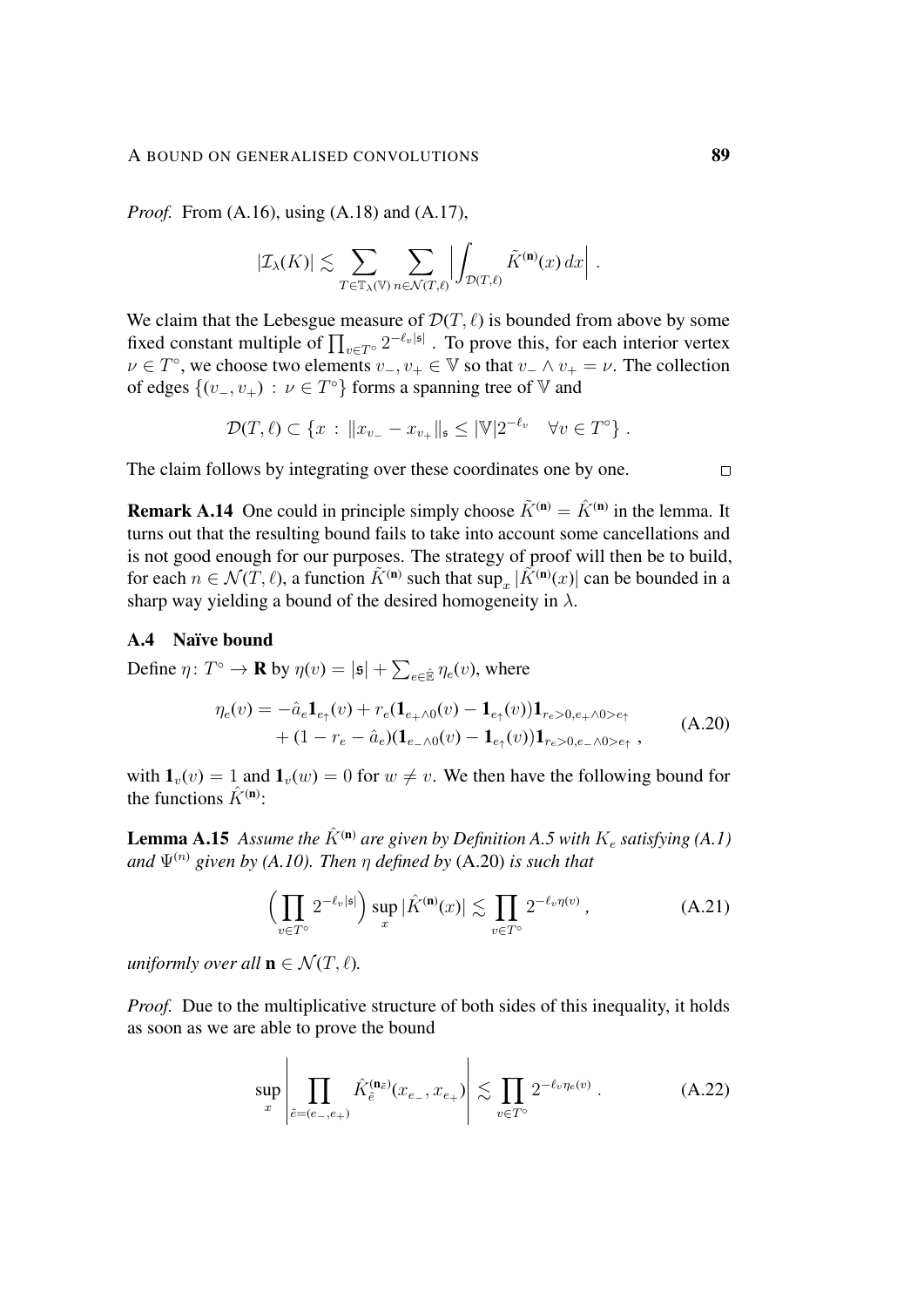*Proof.* From (A.16), using (A.18) and (A.17),

$$
|\mathcal{I}_\lambda(K)| \lesssim \sum_{T\in\mathbb{T}_\lambda(\mathbb{V})} \sum_{n\in\mathcal{N}(T,\ell)} \Big| \int_{\mathcal{D}(T,\ell)} \tilde{K}^{(\mathbf{n})}(x)\,dx \Big| \;.
$$

We claim that the Lebesgue measure of $\mathcal{D}(T,\ell)$ is bounded from above by some fixed constant multiple of $\prod_{v\in T^\circ} 2^{-\ell_v|\mathfrak{s}|}$ . To prove this, for each interior vertex $\nu \in T^\circ$, we choose two elements $v_-, v_+ \in \mathbb{V}$ so that $v_- \wedge v_+ = \nu$. The collection of edges $\{(v_-, v_+) \,:\, \nu \in T^\circ\}$ forms a spanning tree of $\mathbb{V}$ and

$$
\mathcal{D}(T,\ell) \subset \{x \,:\, \|x_{v_-} - x_{v_+}\|_\mathfrak{s} \le |\mathbb{V}|2^{-\ell_v} \quad \forall v \in T^\circ\} \;.
$$

The claim follows by integrating over these coordinates one by one. $\square$

**Remark A.14** One could in principle simply choose $\tilde{K}^{(\mathbf{n})} = \hat{K}^{(\mathbf{n})}$ in the lemma. It turns out that the resulting bound fails to take into account some cancellations and is not good enough for our purposes. The strategy of proof will then be to build, for each $n \in \mathcal{N}(T,\ell)$, a function $\tilde{K}^{(\mathbf{n})}$ such that $\sup_x |\tilde{K}^{(\mathbf{n})}(x)|$ can be bounded in a sharp way yielding a bound of the desired homogeneity in $\lambda$.

### A.4 Naïve bound

Define $\eta\colon T^\circ \to \mathbf{R}$ by $\eta(v) = |\mathfrak{s}| + \sum_{e\in\hat{\mathbb{E}}} \eta_e(v)$, where

$$
\begin{aligned}
\eta_e(v) = -\hat{a}_e \mathbf{1}_{e_\uparrow}(v) &+ r_e(\mathbf{1}_{e_+\wedge 0}(v) - \mathbf{1}_{e_\uparrow}(v))\mathbf{1}_{r_e>0, e_+\wedge 0 > e_\uparrow} \\
&+ (1 - r_e - \hat{a}_e)(\mathbf{1}_{e_-\wedge 0}(v) - \mathbf{1}_{e_\uparrow}(v))\mathbf{1}_{r_e>0, e_-\wedge 0>e_\uparrow} \;,
\end{aligned}
\tag{A.20}
$$

with $\mathbf{1}_v(v) = 1$ and $\mathbf{1}_v(w) = 0$ for $w \neq v$. We then have the following bound for the functions $\hat{K}^{(\mathbf{n})}$:

**Lemma A.15** *Assume the $\hat{K}^{(\mathbf{n})}$ are given by Definition A.5 with $K_e$ satisfying (A.1) and $\Psi^{(n)}$ given by (A.10). Then $\eta$ defined by* (A.20) *is such that*

$$
\Big(\prod_{v\in T^\circ} 2^{-\ell_v|\mathfrak{s}|}\Big) \sup_x |\hat{K}^{(\mathbf{n})}(x)| \lesssim \prod_{v\in T^\circ} 2^{-\ell_v \eta(v)} \;,
\tag{A.21}
$$

*uniformly over all $\mathbf{n} \in \mathcal{N}(T,\ell)$.*

*Proof.* Due to the multiplicative structure of both sides of this inequality, it holds as soon as we are able to prove the bound

$$
\sup_x \Bigg| \prod_{\tilde{e}=(e_-,e_+)} \hat{K}_{\tilde{e}}^{(\mathbf{n}_{\tilde{e}})}(x_{e_-}, x_{e_+}) \Bigg| \lesssim \prod_{v\in T^\circ} 2^{-\ell_v \eta_e(v)} \;.
\tag{A.22}
$$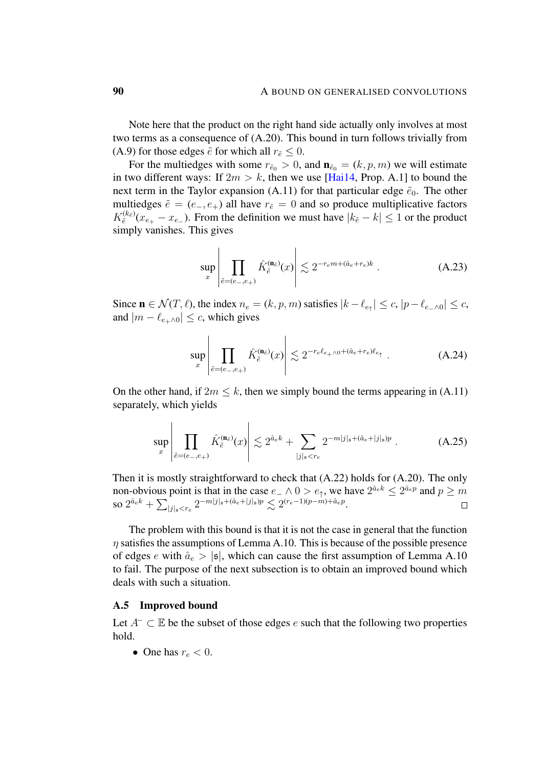Note here that the product on the right hand side actually only involves at most two terms as a consequence of (A.20). This bound in turn follows trivially from (A.9) for those edges $\tilde e$ for which all $r_{\tilde e} \le 0$.

For the multiedges with some $r_{\tilde e_0} > 0$, and $\mathbf{n}_{\tilde e_0} = (k,p,m)$ we will estimate in two different ways: If $2m > k$, then we use [Hai14, Prop. A.1] to bound the next term in the Taylor expansion (A.11) for that particular edge $\tilde e_0$. The other multiedges $\tilde e = (e_-, e_+)$ all have $r_{\tilde e} = 0$ and so produce multiplicative factors $K_{\tilde e}^{(k_{\tilde e})}(x_{e_+} - x_{e_-})$. From the definition we must have $|k_{\tilde e} - k| \le 1$ or the product simply vanishes. This gives

$$\sup_x \Big| \prod_{\tilde e = (e_-,e_+)} \hat K_{\tilde e}^{(\mathbf{n}_{\tilde e})}(x) \Big| \lesssim 2^{-r_e m + (\hat a_e + r_e) k}\;. \tag{A.23}$$

Since $\mathbf{n} \in \mathcal{N}(T,\ell)$, the index $n_e = (k,p,m)$ satisfies $|k - \ell_{e_\uparrow}| \le c$, $|p - \ell_{e_- \wedge 0}| \le c$, and $|m - \ell_{e_+ \wedge 0}| \le c$, which gives

$$\sup_x \Big| \prod_{\tilde e = (e_-,e_+)} \hat K_{\tilde e}^{(\mathbf{n}_{\tilde e})}(x) \Big| \lesssim 2^{-r_e \ell_{e_+ \wedge 0} + (\hat a_e + r_e)\ell_{e_\uparrow}}\;. \tag{A.24}$$

On the other hand, if $2m \le k$, then we simply bound the terms appearing in (A.11) separately, which yields

$$\sup_x \Big| \prod_{\tilde e = (e_-,e_+)} \hat K_{\tilde e}^{(\mathbf{n}_{\tilde e})}(x) \Big| \lesssim 2^{\hat a_e k} + \sum_{|j|_\mathfrak{s} < r_e} 2^{-m|j|_\mathfrak{s} + (\hat a_e + |j|_\mathfrak{s})p}\;. \tag{A.25}$$

Then it is mostly straightforward to check that (A.22) holds for (A.20). The only non-obvious point is that in the case $e_- \wedge 0 > e_\uparrow$, we have $2^{\hat a_e k} \le 2^{\hat a_e p}$ and $p \ge m$ so $2^{\hat a_e k} + \sum_{|j|_\mathfrak{s} < r_e} 2^{-m|j|_\mathfrak{s} + (\hat a_e + |j|_\mathfrak{s})p} \lesssim 2^{(r_e - 1)(p-m) + \hat a_e p}$. ∎

The problem with this bound is that it is not the case in general that the function $\eta$ satisfies the assumptions of Lemma A.10. This is because of the possible presence of edges $e$ with $\hat a_e > |\mathfrak{s}|$, which can cause the first assumption of Lemma A.10 to fail. The purpose of the next subsection is to obtain an improved bound which deals with such a situation.

### A.5 Improved bound

Let $A^- \subset \mathbb{E}$ be the subset of those edges $e$ such that the following two properties hold.

- One has $r_e < 0$.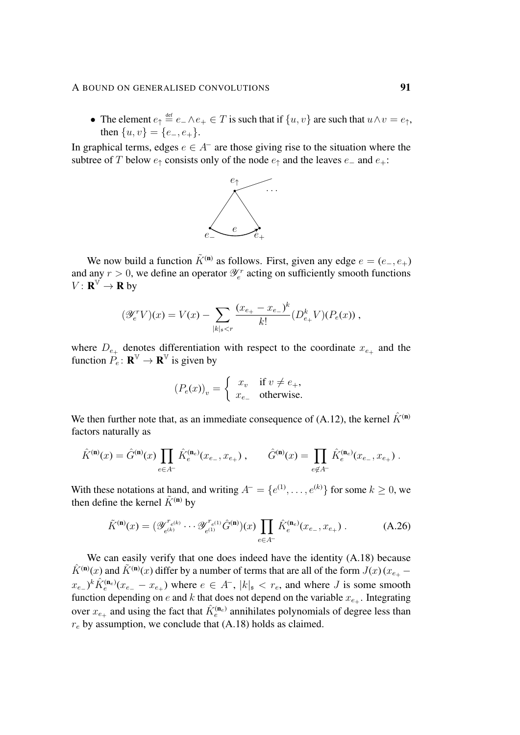- The element $e_\uparrow \stackrel{\text{def}}{=} e_- \wedge e_+ \in T$ is such that if $\{u, v\}$ are such that $u \wedge v = e_\uparrow$, then $\{u, v\} = \{e_-, e_+\}$.

In graphical terms, edges $e \in A^-$ are those giving rise to the situation where the subtree of $T$ below $e_\uparrow$ consists only of the node $e_\uparrow$ and the leaves $e_-$ and $e_+$:

We now build a function $\tilde K^{(\mathbf{n})}$ as follows. First, given any edge $e = (e_-, e_+)$ and any $r > 0$, we define an operator $\mathscr{Y}_e^r$ acting on sufficiently smooth functions $V \colon \mathbf{R}^{\mathbb{V}} \to \mathbf{R}$ by

$$
(\mathscr{Y}_e^r V)(x) = V(x) - \sum_{|k|_\mathfrak{s} < r} \frac{(x_{e_+} - x_{e_-})^k}{k!} (D_{e_+}^k V)(P_e(x)) ,
$$

where $D_{e_+}$ denotes differentiation with respect to the coordinate $x_{e_+}$ and the function $P_e \colon \mathbf{R}^{\mathbb{V}} \to \mathbf{R}^{\mathbb{V}}$ is given by

$$
(P_e(x))_v = \begin{cases} x_v & \text{if } v \neq e_+, \\ x_{e_-} & \text{otherwise.} \end{cases}
$$

We then further note that, as an immediate consequence of (A.12), the kernel $\hat K^{(\mathbf{n})}$ factors naturally as

$$
\hat K^{(\mathbf{n})}(x) = \hat G^{(\mathbf{n})}(x) \prod_{e \in A^-} \hat K_e^{(\mathbf{n}_e)}(x_{e_-}, x_{e_+}) , \qquad \hat G^{(\mathbf{n})}(x) = \prod_{e \notin A^-} \hat K_e^{(\mathbf{n}_e)}(x_{e_-}, x_{e_+}) .
$$

With these notations at hand, and writing $A^- = \{e^{(1)}, \ldots, e^{(k)}\}$ for some $k \geq 0$, we then define the kernel $\tilde K^{(\mathbf{n})}$ by

$$
\tilde K^{(\mathbf{n})}(x) = (\mathscr{Y}_{e^{(k)}}^{r_{e^{(k)}}} \cdots \mathscr{Y}_{e^{(1)}}^{r_{e^{(1)}}} \hat G^{(\mathbf{n})})(x) \prod_{e \in A^-} \hat K_e^{(\mathbf{n}_e)}(x_{e_-}, x_{e_+}) . \tag{A.26}
$$

We can easily verify that one does indeed have the identity (A.18) because $\hat K^{(\mathbf{n})}(x)$ and $\tilde K^{(\mathbf{n})}(x)$ differ by a number of terms that are all of the form $J(x)\,(x_{e_+} - x_{e_-})^k \hat K_e^{(\mathbf{n}_e)}(x_{e_-} - x_{e_+})$ where $e \in A^-$, $|k|_\mathfrak{s} < r_e$, and where $J$ is some smooth function depending on $e$ and $k$ that does not depend on the variable $x_{e_+}$. Integrating over $x_{e_+}$ and using the fact that $\hat K_e^{(\mathbf{n}_e)}$ annihilates polynomials of degree less than $r_e$ by assumption, we conclude that (A.18) holds as claimed.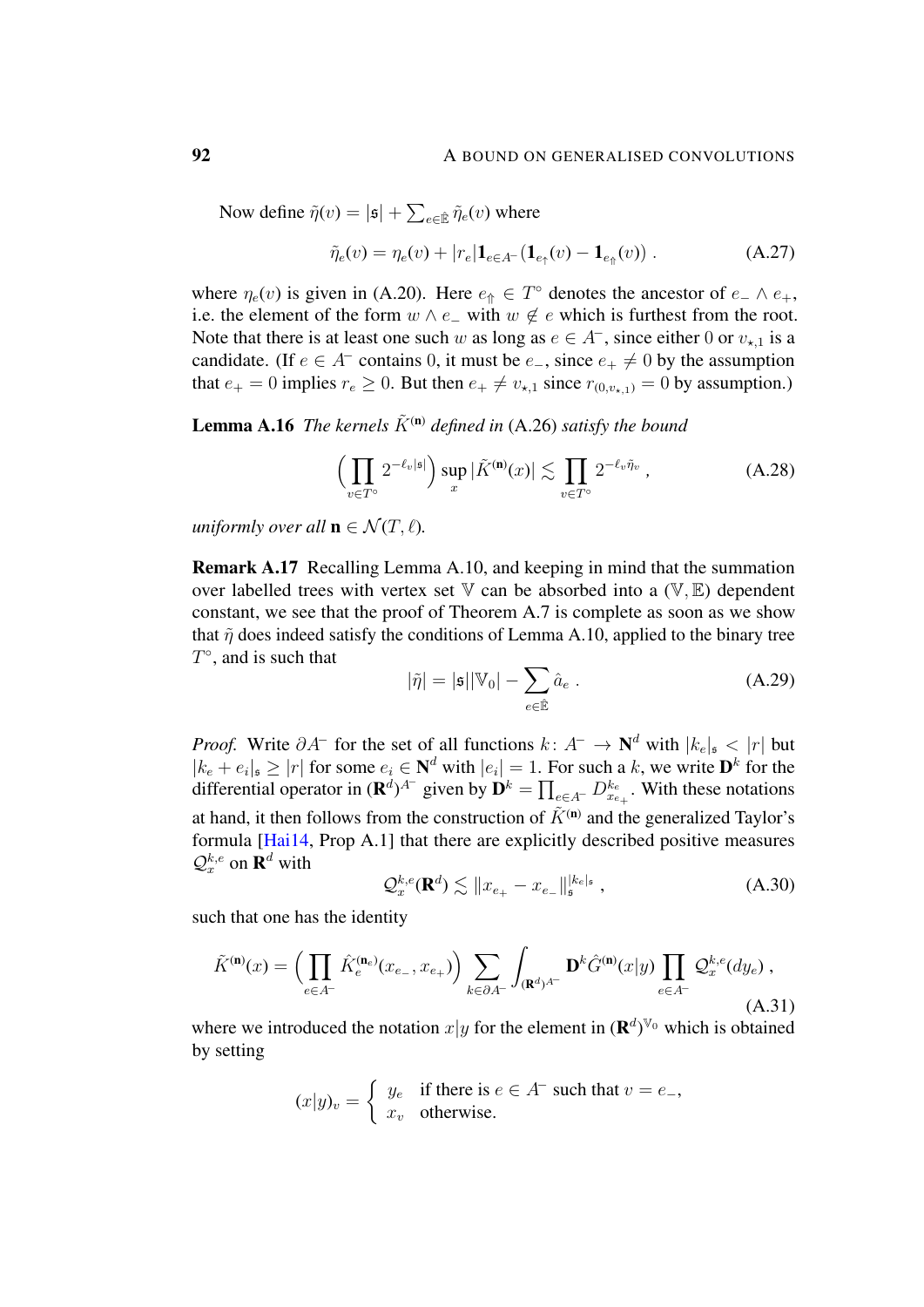Now define $\tilde\eta(v) = |\mathfrak{s}| + \sum_{e\in\hat{\mathbb{E}}} \tilde\eta_e(v)$ where

$$\tilde\eta_e(v) = \eta_e(v) + |r_e| \mathbf{1}_{e\in A^-} (\mathbf{1}_{e_\uparrow}(v) - \mathbf{1}_{e_\Uparrow}(v)) \;. \tag{A.27}$$

where $\eta_e(v)$ is given in (A.20). Here $e_\Uparrow \in T^\circ$ denotes the ancestor of $e_- \wedge e_+$, i.e. the element of the form $w \wedge e_-$ with $w \notin e$ which is furthest from the root. Note that there is at least one such $w$ as long as $e \in A^-$, since either $0$ or $v_{\star,1}$ is a candidate. (If $e \in A^-$ contains $0$, it must be $e_-$, since $e_+ \neq 0$ by the assumption that $e_+ = 0$ implies $r_e \geq 0$. But then $e_+ \neq v_{\star,1}$ since $r_{(0,v_{\star,1})} = 0$ by assumption.)

**Lemma A.16** *The kernels $\tilde K^{(\mathbf{n})}$ defined in* (A.26) *satisfy the bound*

$$\Big(\prod_{v\in T^\circ} 2^{-\ell_v|\mathfrak{s}|}\Big) \sup_x |\tilde K^{(\mathbf{n})}(x)| \lesssim \prod_{v\in T^\circ} 2^{-\ell_v \tilde\eta_v} \;, \tag{A.28}$$

*uniformly over all $\mathbf{n} \in \mathcal{N}(T,\ell)$.*

**Remark A.17** Recalling Lemma A.10, and keeping in mind that the summation over labelled trees with vertex set $\mathbb{V}$ can be absorbed into a $(\mathbb{V},\mathbb{E})$ dependent constant, we see that the proof of Theorem A.7 is complete as soon as we show that $\tilde\eta$ does indeed satisfy the conditions of Lemma A.10, applied to the binary tree $T^\circ$, and is such that

$$|\tilde\eta| = |\mathfrak{s}||\mathbb{V}_0| - \sum_{e\in\hat{\mathbb{E}}} \hat a_e \;. \tag{A.29}$$

*Proof.* Write $\partial A^-$ for the set of all functions $k\colon A^- \to \mathbf{N}^d$ with $|k_e|_\mathfrak{s} < |r|$ but $|k_e + e_i|_\mathfrak{s} \geq |r|$ for some $e_i \in \mathbf{N}^d$ with $|e_i| = 1$. For such a $k$, we write $\mathbf{D}^k$ for the differential operator in $(\mathbf{R}^d)^{A^-}$ given by $\mathbf{D}^k = \prod_{e\in A^-} D_{x_{e_+}}^{k_e}$. With these notations at hand, it then follows from the construction of $\tilde K^{(\mathbf{n})}$ and the generalized Taylor's formula [Hai14, Prop A.1] that there are explicitly described positive measures $\mathcal{Q}_x^{k,e}$ on $\mathbf{R}^d$ with

$$\mathcal{Q}_x^{k,e}(\mathbf{R}^d) \lesssim \|x_{e_+} - x_{e_-}\|_\mathfrak{s}^{|k_e|_\mathfrak{s}} \;, \tag{A.30}$$

such that one has the identity

$$\tilde K^{(\mathbf{n})}(x) = \Big(\prod_{e\in A^-} \hat K_e^{(\mathbf{n}_e)}(x_{e_-}, x_{e_+})\Big) \sum_{k\in\partial A^-} \int_{(\mathbf{R}^d)^{A^-}} \mathbf{D}^k \hat G^{(\mathbf{n})}(x|y) \prod_{e\in A^-} \mathcal{Q}_x^{k,e}(dy_e) \;, \tag{A.31}$$

where we introduced the notation $x|y$ for the element in $(\mathbf{R}^d)^{\mathbb{V}_0}$ which is obtained by setting

$$(x|y)_v = \begin{cases} y_e & \text{if there is } e \in A^- \text{ such that } v = e_-, \\ x_v & \text{otherwise.} \end{cases}$$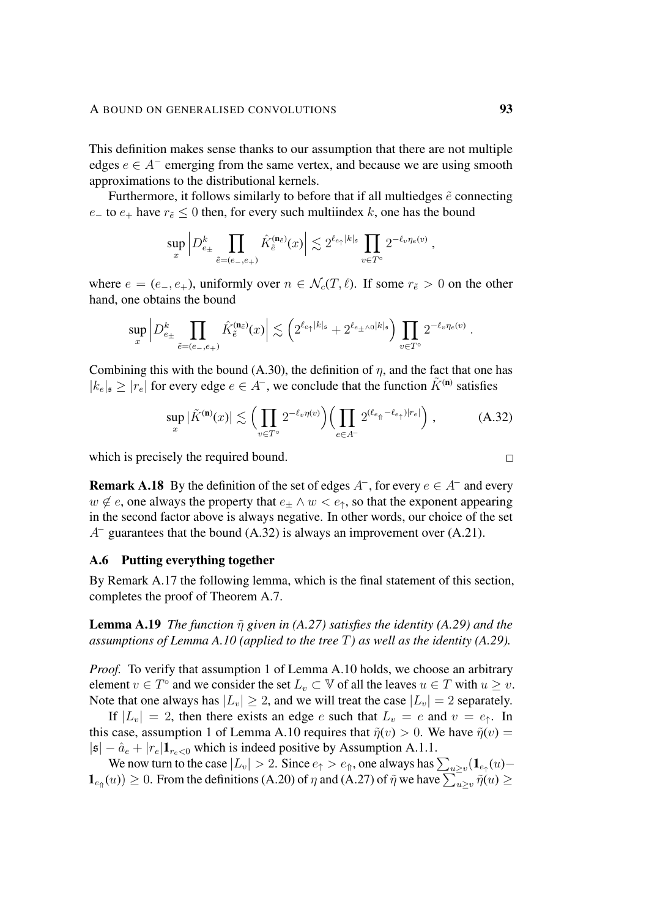This definition makes sense thanks to our assumption that there are not multiple edges $e \in A^-$ emerging from the same vertex, and because we are using smooth approximations to the distributional kernels.

Furthermore, it follows similarly to before that if all multiedges $\tilde e$ connecting $e_-$ to $e_+$ have $r_{\tilde e} \le 0$ then, for every such multiindex $k$, one has the bound

$$\sup_x \Big| D^k_{e_\pm} \prod_{\tilde e = (e_-, e_+)} \hat K^{(\mathbf{n}_{\tilde e})}_{\tilde e}(x)\Big| \lesssim 2^{\ell_{e_\uparrow}|k|_\mathfrak{s}} \prod_{v \in T^\circ} 2^{-\ell_v \eta_e(v)}\;,$$

where $e = (e_-, e_+)$, uniformly over $n \in \mathcal{N}_c(T,\ell)$. If some $r_{\tilde e} > 0$ on the other hand, one obtains the bound

$$\sup_x \Big| D^k_{e_\pm} \prod_{\tilde e = (e_-, e_+)} \hat K^{(\mathbf{n}_{\tilde e})}_{\tilde e}(x)\Big| \lesssim \Big(2^{\ell_{e_\uparrow}|k|_\mathfrak{s}} + 2^{\ell_{e_\pm \wedge 0}|k|_\mathfrak{s}}\Big) \prod_{v \in T^\circ} 2^{-\ell_v \eta_e(v)}\;.$$

Combining this with the bound (A.30), the definition of $\eta$, and the fact that one has $|k_e|_\mathfrak{s} \ge |r_e|$ for every edge $e \in A^-$, we conclude that the function $\tilde K^{(\mathbf{n})}$ satisfies

$$\sup_x |\tilde K^{(\mathbf{n})}(x)| \lesssim \Big(\prod_{v \in T^\circ} 2^{-\ell_v \eta(v)}\Big)\Big(\prod_{e \in A^-} 2^{(\ell_{e_\Uparrow} - \ell_{e_\uparrow})|r_e|}\Big)\;, \tag{A.32}$$

which is precisely the required bound. $\square$

**Remark A.18** By the definition of the set of edges $A^-$, for every $e \in A^-$ and every $w \notin e$, one always the property that $e_\pm \wedge w < e_\uparrow$, so that the exponent appearing in the second factor above is always negative. In other words, our choice of the set $A^-$ guarantees that the bound (A.32) is always an improvement over (A.21).

### A.6 Putting everything together

By Remark A.17 the following lemma, which is the final statement of this section, completes the proof of Theorem A.7.

**Lemma A.19** *The function $\tilde\eta$ given in (A.27) satisfies the identity (A.29) and the assumptions of Lemma A.10 (applied to the tree $T$) as well as the identity (A.29).*

*Proof.* To verify that assumption 1 of Lemma A.10 holds, we choose an arbitrary element $v \in T^\circ$ and we consider the set $L_v \subset \mathbb{V}$ of all the leaves $u \in T$ with $u \ge v$. Note that one always has $|L_v| \ge 2$, and we will treat the case $|L_v| = 2$ separately.

If $|L_v| = 2$, then there exists an edge $e$ such that $L_v = e$ and $v = e_\uparrow$. In this case, assumption 1 of Lemma A.10 requires that $\tilde\eta(v) > 0$. We have $\tilde\eta(v) = |\mathfrak{s}| - \hat a_e + |r_e|\mathbf{1}_{r_e<0}$ which is indeed positive by Assumption A.1.1.

We now turn to the case $|L_v| > 2$. Since $e_\uparrow > e_\Uparrow$, one always has $\sum_{u \ge v}(\mathbf{1}_{e_\uparrow}(u) - \mathbf{1}_{e_\Uparrow}(u)) \ge 0$. From the definitions (A.20) of $\eta$ and (A.27) of $\tilde\eta$ we have $\sum_{u \ge v}\tilde\eta(u) \ge$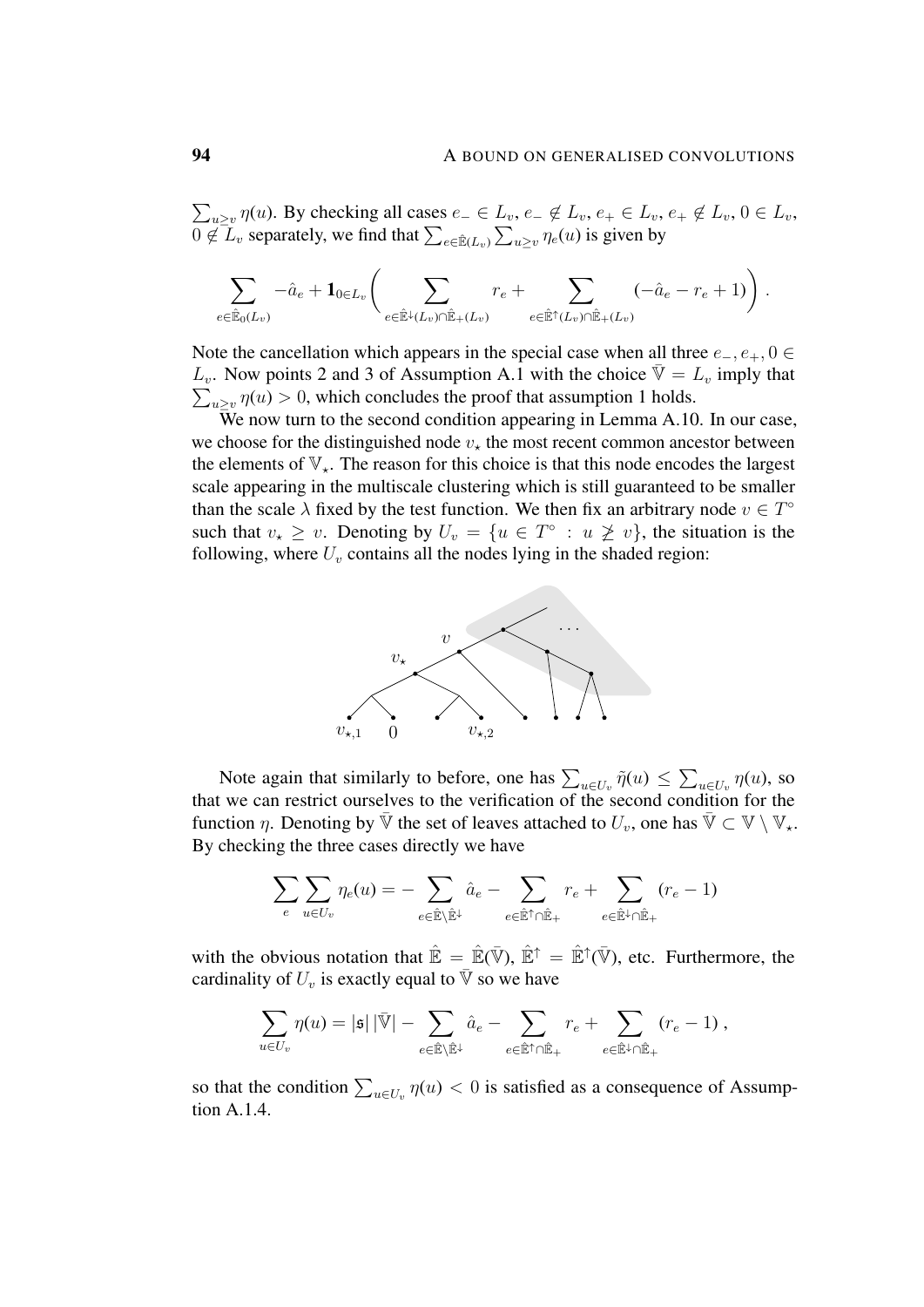$\sum_{u \geq v} \eta(u)$. By checking all cases $e_- \in L_v$, $e_- \notin L_v$, $e_+ \in L_v$, $e_+ \notin L_v$, $0 \in L_v$, $0 \notin L_v$ separately, we find that $\sum_{e \in \hat{\mathbb{E}}(L_v)} \sum_{u \geq v} \eta_e(u)$ is given by

$$\sum_{e \in \hat{\mathbb{E}}_0(L_v)} -\hat{a}_e + \mathbf{1}_{0 \in L_v} \Bigg( \sum_{e \in \hat{\mathbb{E}}^{\downarrow}(L_v) \cap \hat{\mathbb{E}}_+(L_v)} r_e + \sum_{e \in \hat{\mathbb{E}}^{\uparrow}(L_v) \cap \hat{\mathbb{E}}_+(L_v)} (-\hat{a}_e - r_e + 1) \Bigg) .$$

Note the cancellation which appears in the special case when all three $e_-, e_+, 0 \in L_v$. Now points 2 and 3 of Assumption A.1 with the choice $\bar{\mathbb{V}} = L_v$ imply that $\sum_{u \geq v} \eta(u) > 0$, which concludes the proof that assumption 1 holds.

We now turn to the second condition appearing in Lemma A.10. In our case, we choose for the distinguished node $v_\star$ the most recent common ancestor between the elements of $\mathbb{V}_\star$. The reason for this choice is that this node encodes the largest scale appearing in the multiscale clustering which is still guaranteed to be smaller than the scale $\lambda$ fixed by the test function. We then fix an arbitrary node $v \in T^\circ$ such that $v_\star \geq v$. Denoting by $U_v = \{u \in T^\circ : u \not\geq v\}$, the situation is the following, where $U_v$ contains all the nodes lying in the shaded region:

Note again that similarly to before, one has $\sum_{u \in U_v} \tilde{\eta}(u) \leq \sum_{u \in U_v} \eta(u)$, so that we can restrict ourselves to the verification of the second condition for the function $\eta$. Denoting by $\bar{\mathbb{V}}$ the set of leaves attached to $U_v$, one has $\bar{\mathbb{V}} \subset \mathbb{V} \setminus \mathbb{V}_\star$. By checking the three cases directly we have

$$\sum_e \sum_{u \in U_v} \eta_e(u) = - \sum_{e \in \hat{\mathbb{E}} \setminus \hat{\mathbb{E}}^{\downarrow}} \hat{a}_e - \sum_{e \in \hat{\mathbb{E}}^{\uparrow} \cap \hat{\mathbb{E}}_+} r_e + \sum_{e \in \hat{\mathbb{E}}^{\downarrow} \cap \hat{\mathbb{E}}_+} (r_e - 1)$$

with the obvious notation that $\hat{\mathbb{E}} = \hat{\mathbb{E}}(\bar{\mathbb{V}})$, $\hat{\mathbb{E}}^{\uparrow} = \hat{\mathbb{E}}^{\uparrow}(\bar{\mathbb{V}})$, etc. Furthermore, the cardinality of $U_v$ is exactly equal to $\bar{\mathbb{V}}$ so we have

$$\sum_{u \in U_v} \eta(u) = |\mathfrak{s}|\, |\bar{\mathbb{V}}| - \sum_{e \in \hat{\mathbb{E}} \setminus \hat{\mathbb{E}}^{\downarrow}} \hat{a}_e - \sum_{e \in \hat{\mathbb{E}}^{\uparrow} \cap \hat{\mathbb{E}}_+} r_e + \sum_{e \in \hat{\mathbb{E}}^{\downarrow} \cap \hat{\mathbb{E}}_+} (r_e - 1) ,$$

so that the condition $\sum_{u \in U_v} \eta(u) < 0$ is satisfied as a consequence of Assumption A.1.4.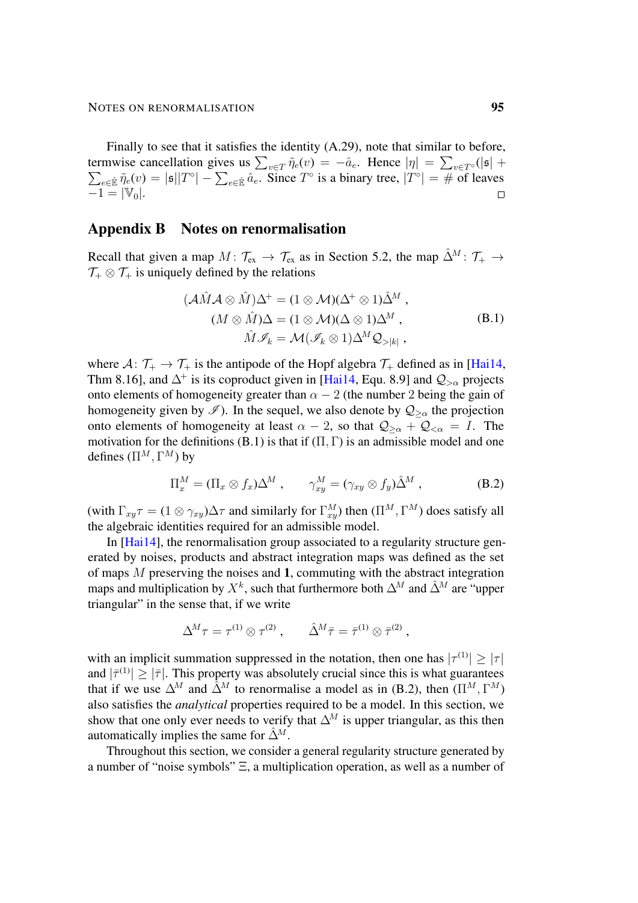Finally to see that it satisfies the identity (A.29), note that similar to before, termwise cancellation gives us $\sum_{v\in T} \tilde\eta_e(v) = -\hat a_e$. Hence $|\eta| = \sum_{v\in T^\circ}(|\mathfrak{s}| + \sum_{e\in\hat{\mathbb{E}}} \tilde\eta_e(v)) = |\mathfrak{s}||T^\circ| - \sum_{e\in\hat{\mathbb{E}}} \hat a_e$. Since $T^\circ$ is a binary tree, $|T^\circ| = \#$ of leaves $-1 = |\mathbb{V}_0|$. ∎

## Appendix B Notes on renormalisation

Recall that given a map $M\colon \mathcal{T}_{\text{ex}} \to \mathcal{T}_{\text{ex}}$ as in Section 5.2, the map $\hat\Delta^M\colon \mathcal{T}_+ \to \mathcal{T}_+ \otimes \mathcal{T}_+$ is uniquely defined by the relations

$$
\begin{aligned}
(\mathcal{A}\hat M\mathcal{A} \otimes \hat M)\Delta^+ &= (1\otimes \mathcal{M})(\Delta^+ \otimes 1)\hat\Delta^M ,\\
(M\otimes \hat M)\Delta &= (1\otimes \mathcal{M})(\Delta \otimes 1)\Delta^M ,\\
\hat M \mathscr{I}_k &= \mathcal{M}(\mathscr{I}_k \otimes 1)\Delta^M \mathcal{Q}_{>|k|} ,
\end{aligned}
\tag{B.1}
$$

where $\mathcal{A}\colon \mathcal{T}_+ \to \mathcal{T}_+$ is the antipode of the Hopf algebra $\mathcal{T}_+$ defined as in [Hai14, Thm 8.16], and $\Delta^+$ is its coproduct given in [Hai14, Equ. 8.9] and $\mathcal{Q}_{>\alpha}$ projects onto elements of homogeneity greater than $\alpha - 2$ (the number 2 being the gain of homogeneity given by $\mathscr{I}$). In the sequel, we also denote by $\mathcal{Q}_{\geq\alpha}$ the projection onto elements of homogeneity at least $\alpha - 2$, so that $\mathcal{Q}_{\geq\alpha} + \mathcal{Q}_{<\alpha} = I$. The motivation for the definitions (B.1) is that if $(\Pi,\Gamma)$ is an admissible model and one defines $(\Pi^M,\Gamma^M)$ by

$$
\Pi^M_x = (\Pi_x \otimes f_x)\Delta^M , \qquad \gamma^M_{xy} = (\gamma_{xy}\otimes f_y)\hat\Delta^M , \tag{B.2}
$$

(with $\Gamma_{xy}\tau = (1\otimes \gamma_{xy})\Delta\tau$ and similarly for $\Gamma^M_{xy}$) then $(\Pi^M,\Gamma^M)$ does satisfy all the algebraic identities required for an admissible model.

In [Hai14], the renormalisation group associated to a regularity structure generated by noises, products and abstract integration maps was defined as the set of maps $M$ preserving the noises and $\mathbf{1}$, commuting with the abstract integration maps and multiplication by $X^k$, such that furthermore both $\Delta^M$ and $\hat\Delta^M$ are "upper triangular" in the sense that, if we write

$$
\Delta^M\tau = \tau^{(1)}\otimes\tau^{(2)} , \qquad \hat\Delta^M\bar\tau = \bar\tau^{(1)}\otimes\bar\tau^{(2)} ,
$$

with an implicit summation suppressed in the notation, then one has $|\tau^{(1)}| \geq |\tau|$ and $|\bar\tau^{(1)}| \geq |\bar\tau|$. This property was absolutely crucial since this is what guarantees that if we use $\Delta^M$ and $\hat\Delta^M$ to renormalise a model as in (B.2), then $(\Pi^M,\Gamma^M)$ also satisfies the *analytical* properties required to be a model. In this section, we show that one only ever needs to verify that $\Delta^M$ is upper triangular, as this then automatically implies the same for $\hat\Delta^M$.

Throughout this section, we consider a general regularity structure generated by a number of "noise symbols" $\Xi$, a multiplication operation, as well as a number of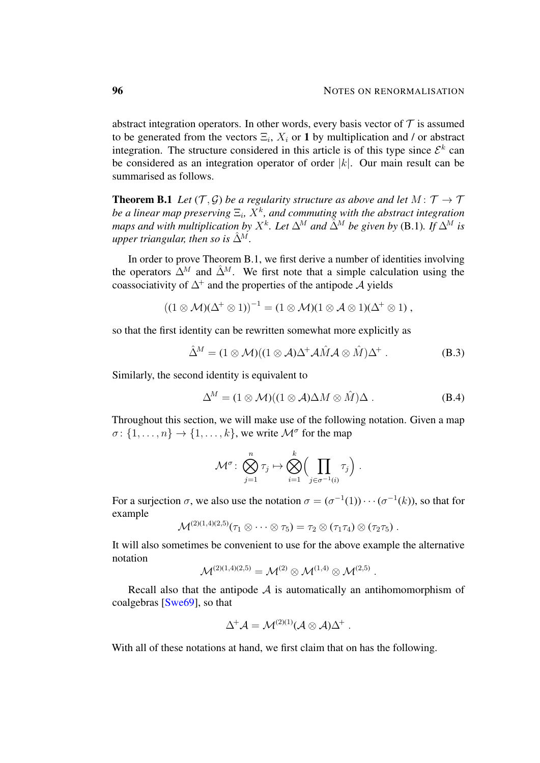abstract integration operators. In other words, every basis vector of $\mathcal{T}$ is assumed to be generated from the vectors $\Xi_i$, $X_i$ or $\mathbf{1}$ by multiplication and / or abstract integration. The structure considered in this article is of this type since $\mathcal{E}^k$ can be considered as an integration operator of order $|k|$. Our main result can be summarised as follows.

**Theorem B.1** *Let $(\mathcal{T}, \mathcal{G})$ be a regularity structure as above and let $M : \mathcal{T} \to \mathcal{T}$ be a linear map preserving $\Xi_i$, $X^k$, and commuting with the abstract integration maps and with multiplication by $X^k$. Let $\Delta^M$ and $\hat{\Delta}^M$ be given by* (B.1)*. If $\Delta^M$ is upper triangular, then so is $\hat{\Delta}^M$.*

In order to prove Theorem B.1, we first derive a number of identities involving the operators $\Delta^M$ and $\hat{\Delta}^M$. We first note that a simple calculation using the coassociativity of $\Delta^+$ and the properties of the antipode $\mathcal{A}$ yields

$$((1 \otimes \mathcal{M})(\Delta^+ \otimes 1))^{-1} = (1 \otimes \mathcal{M})(1 \otimes \mathcal{A} \otimes 1)(\Delta^+ \otimes 1) ,$$

so that the first identity can be rewritten somewhat more explicitly as

$$\hat{\Delta}^M = (1 \otimes \mathcal{M})((1 \otimes \mathcal{A})\Delta^+ \mathcal{A} \hat{M} \mathcal{A} \otimes \hat{M})\Delta^+ . \tag{B.3}$$

Similarly, the second identity is equivalent to

$$\Delta^M = (1 \otimes \mathcal{M})((1 \otimes \mathcal{A})\Delta M \otimes \hat{M})\Delta . \tag{B.4}$$

Throughout this section, we will make use of the following notation. Given a map $\sigma : \{1, \ldots, n\} \to \{1, \ldots, k\}$, we write $\mathcal{M}^\sigma$ for the map

$$\mathcal{M}^\sigma : \bigotimes_{j=1}^{n} \tau_j \mapsto \bigotimes_{i=1}^{k} \Big( \prod_{j \in \sigma^{-1}(i)} \tau_j \Big) .$$

For a surjection $\sigma$, we also use the notation $\sigma = (\sigma^{-1}(1)) \cdots (\sigma^{-1}(k))$, so that for example

$$\mathcal{M}^{(2)(1,4)(2,5)}(\tau_1 \otimes \cdots \otimes \tau_5) = \tau_2 \otimes (\tau_1 \tau_4) \otimes (\tau_2 \tau_5) .$$

It will also sometimes be convenient to use for the above example the alternative notation

$$\mathcal{M}^{(2)(1,4)(2,5)} = \mathcal{M}^{(2)} \otimes \mathcal{M}^{(1,4)} \otimes \mathcal{M}^{(2,5)} .$$

Recall also that the antipode $\mathcal{A}$ is automatically an antihomomorphism of coalgebras [Swe69], so that

$$\Delta^+ \mathcal{A} = \mathcal{M}^{(2)(1)}(\mathcal{A} \otimes \mathcal{A})\Delta^+ .$$

With all of these notations at hand, we first claim that on has the following.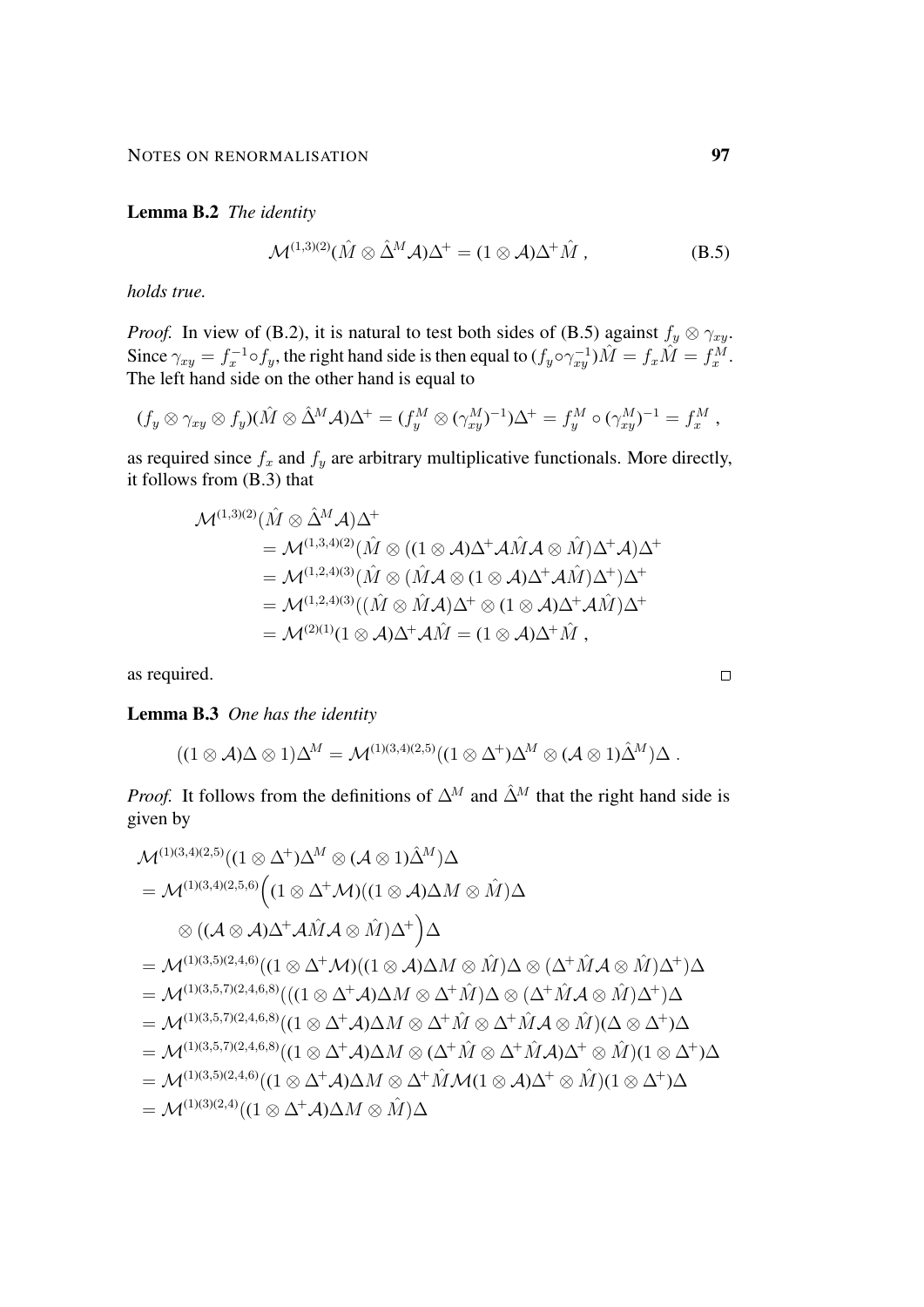**Lemma B.2** *The identity*

$$\mathcal{M}^{(1,3)(2)}(\hat{M} \otimes \hat{\Delta}^M \mathcal{A})\Delta^+ = (1 \otimes \mathcal{A})\Delta^+ \hat{M} , \tag{B.5}$$

*holds true.*

*Proof.* In view of (B.2), it is natural to test both sides of (B.5) against $f_y \otimes \gamma_{xy}$. Since $\gamma_{xy} = f_x^{-1} \circ f_y$, the right hand side is then equal to $(f_y \circ \gamma_{xy}^{-1})\hat{M} = f_x \hat{M} = f_x^M$. The left hand side on the other hand is equal to

$$(f_y \otimes \gamma_{xy} \otimes f_y)(\hat{M} \otimes \hat{\Delta}^M \mathcal{A})\Delta^+ = (f_y^M \otimes (\gamma_{xy}^M)^{-1})\Delta^+ = f_y^M \circ (\gamma_{xy}^M)^{-1} = f_x^M ,$$

as required since $f_x$ and $f_y$ are arbitrary multiplicative functionals. More directly, it follows from (B.3) that

$$\begin{aligned}
&\mathcal{M}^{(1,3)(2)}(\hat{M} \otimes \hat{\Delta}^M \mathcal{A})\Delta^+ \\
&\quad = \mathcal{M}^{(1,3,4)(2)}(\hat{M} \otimes ((1 \otimes \mathcal{A})\Delta^+ \mathcal{A}\hat{M}\mathcal{A} \otimes \hat{M})\Delta^+ \mathcal{A})\Delta^+ \\
&\quad = \mathcal{M}^{(1,2,4)(3)}(\hat{M} \otimes (\hat{M}\mathcal{A} \otimes (1 \otimes \mathcal{A})\Delta^+ \mathcal{A}\hat{M})\Delta^+)\Delta^+ \\
&\quad = \mathcal{M}^{(1,2,4)(3)}((\hat{M} \otimes \hat{M}\mathcal{A})\Delta^+ \otimes (1 \otimes \mathcal{A})\Delta^+ \mathcal{A}\hat{M})\Delta^+ \\
&\quad = \mathcal{M}^{(2)(1)}(1 \otimes \mathcal{A})\Delta^+ \mathcal{A}\hat{M} = (1 \otimes \mathcal{A})\Delta^+ \hat{M} ,
\end{aligned}$$

as required. $\square$

**Lemma B.3** *One has the identity*

$$((1 \otimes \mathcal{A})\Delta \otimes 1)\Delta^M = \mathcal{M}^{(1)(3,4)(2,5)}((1 \otimes \Delta^+)\Delta^M \otimes (\mathcal{A} \otimes 1)\hat{\Delta}^M)\Delta .$$

*Proof.* It follows from the definitions of $\Delta^M$ and $\hat{\Delta}^M$ that the right hand side is given by

$$\begin{aligned}
&\mathcal{M}^{(1)(3,4)(2,5)}((1 \otimes \Delta^+)\Delta^M \otimes (\mathcal{A} \otimes 1)\hat{\Delta}^M)\Delta \\
&= \mathcal{M}^{(1)(3,4)(2,5,6)}\Big((1 \otimes \Delta^+ \mathcal{M})((1 \otimes \mathcal{A})\Delta M \otimes \hat{M})\Delta \\
&\qquad \otimes ((\mathcal{A} \otimes \mathcal{A})\Delta^+ \mathcal{A}\hat{M}\mathcal{A} \otimes \hat{M})\Delta^+\Big)\Delta \\
&= \mathcal{M}^{(1)(3,5)(2,4,6)}((1 \otimes \Delta^+ \mathcal{M})((1 \otimes \mathcal{A})\Delta M \otimes \hat{M})\Delta \otimes (\Delta^+ \hat{M}\mathcal{A} \otimes \hat{M})\Delta^+)\Delta \\
&= \mathcal{M}^{(1)(3,5,7)(2,4,6,8)}(((1 \otimes \Delta^+ \mathcal{A})\Delta M \otimes \Delta^+ \hat{M})\Delta \otimes (\Delta^+ \hat{M}\mathcal{A} \otimes \hat{M})\Delta^+)\Delta \\
&= \mathcal{M}^{(1)(3,5,7)(2,4,6,8)}((1 \otimes \Delta^+ \mathcal{A})\Delta M \otimes \Delta^+ \hat{M} \otimes \Delta^+ \hat{M}\mathcal{A} \otimes \hat{M})(\Delta \otimes \Delta^+)\Delta \\
&= \mathcal{M}^{(1)(3,5,7)(2,4,6,8)}((1 \otimes \Delta^+ \mathcal{A})\Delta M \otimes (\Delta^+ \hat{M} \otimes \Delta^+ \hat{M}\mathcal{A})\Delta^+ \otimes \hat{M})(1 \otimes \Delta^+)\Delta \\
&= \mathcal{M}^{(1)(3,5)(2,4,6)}((1 \otimes \Delta^+ \mathcal{A})\Delta M \otimes \Delta^+ \hat{M}\mathcal{M}(1 \otimes \mathcal{A})\Delta^+ \otimes \hat{M})(1 \otimes \Delta^+)\Delta \\
&= \mathcal{M}^{(1)(3)(2,4)}((1 \otimes \Delta^+ \mathcal{A})\Delta M \otimes \hat{M})\Delta
\end{aligned}$$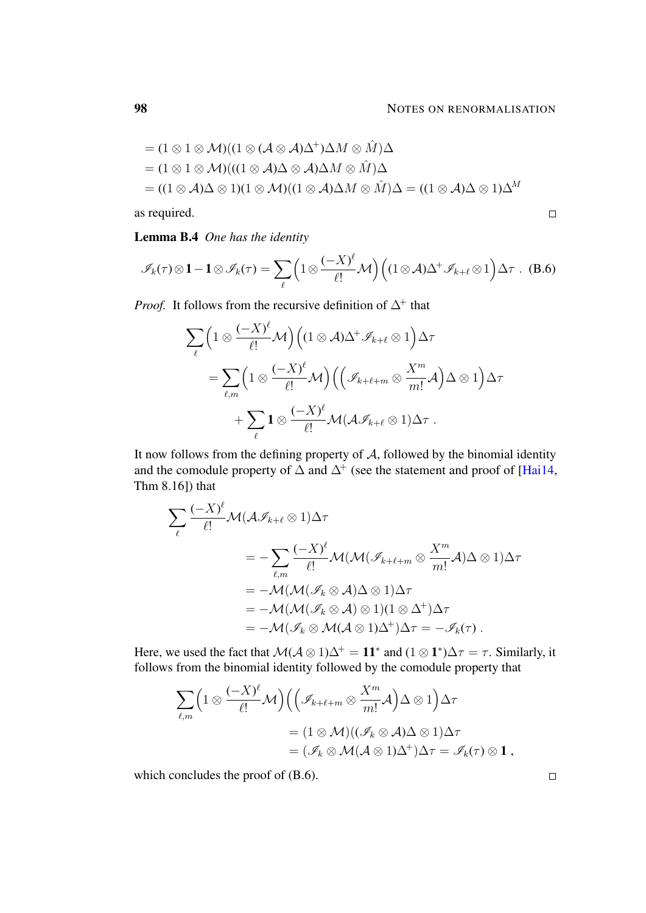$$= (1 \otimes 1 \otimes \mathcal{M})((1 \otimes (\mathcal{A} \otimes \mathcal{A})\Delta^+)\Delta M \otimes \hat{M})\Delta$$
$$= (1 \otimes 1 \otimes \mathcal{M})(((1 \otimes \mathcal{A})\Delta \otimes \mathcal{A})\Delta M \otimes \hat{M})\Delta$$
$$= ((1 \otimes \mathcal{A})\Delta \otimes 1)(1 \otimes \mathcal{M})((1 \otimes \mathcal{A})\Delta M \otimes \hat{M})\Delta = ((1 \otimes \mathcal{A})\Delta \otimes 1)\Delta^M$$

as required. □

**Lemma B.4** *One has the identity*

$$\mathscr{I}_k(\tau) \otimes \mathbf{1} - \mathbf{1} \otimes \mathscr{I}_k(\tau) = \sum_\ell \Big(1 \otimes \frac{(-X)^\ell}{\ell!}\mathcal{M}\Big)\Big((1 \otimes \mathcal{A})\Delta^+ \mathscr{I}_{k+\ell} \otimes 1\Big)\Delta\tau\;. \quad \text{(B.6)}$$

*Proof.* It follows from the recursive definition of $\Delta^+$ that

$$\sum_\ell \Big(1 \otimes \frac{(-X)^\ell}{\ell!}\mathcal{M}\Big)\Big((1 \otimes \mathcal{A})\Delta^+ \mathscr{I}_{k+\ell} \otimes 1\Big)\Delta\tau$$
$$= \sum_{\ell,m} \Big(1 \otimes \frac{(-X)^\ell}{\ell!}\mathcal{M}\Big)\Big(\Big(\mathscr{I}_{k+\ell+m} \otimes \frac{X^m}{m!}\mathcal{A}\Big)\Delta \otimes 1\Big)\Delta\tau$$
$$+ \sum_\ell \mathbf{1} \otimes \frac{(-X)^\ell}{\ell!}\mathcal{M}(\mathcal{A}\mathscr{I}_{k+\ell} \otimes 1)\Delta\tau\;.$$

It now follows from the defining property of $\mathcal{A}$, followed by the binomial identity and the comodule property of $\Delta$ and $\Delta^+$ (see the statement and proof of [Hai14, Thm 8.16]) that

$$\sum_\ell \frac{(-X)^\ell}{\ell!}\mathcal{M}(\mathcal{A}\mathscr{I}_{k+\ell} \otimes 1)\Delta\tau$$
$$= -\sum_{\ell,m} \frac{(-X)^\ell}{\ell!}\mathcal{M}(\mathcal{M}(\mathscr{I}_{k+\ell+m} \otimes \frac{X^m}{m!}\mathcal{A})\Delta \otimes 1)\Delta\tau$$
$$= -\mathcal{M}(\mathcal{M}(\mathscr{I}_k \otimes \mathcal{A})\Delta \otimes 1)\Delta\tau$$
$$= -\mathcal{M}(\mathcal{M}(\mathscr{I}_k \otimes \mathcal{A}) \otimes 1)(1 \otimes \Delta^+)\Delta\tau$$
$$= -\mathcal{M}(\mathscr{I}_k \otimes \mathcal{M}(\mathcal{A} \otimes 1)\Delta^+)\Delta\tau = -\mathscr{I}_k(\tau)\;.$$

Here, we used the fact that $\mathcal{M}(\mathcal{A} \otimes 1)\Delta^+ = \mathbf{1}\mathbf{1}^*$ and $(1 \otimes \mathbf{1}^*)\Delta\tau = \tau$. Similarly, it follows from the binomial identity followed by the comodule property that

$$\sum_{\ell,m} \Big(1 \otimes \frac{(-X)^\ell}{\ell!}\mathcal{M}\Big)\Big(\Big(\mathscr{I}_{k+\ell+m} \otimes \frac{X^m}{m!}\mathcal{A}\Big)\Delta \otimes 1\Big)\Delta\tau$$
$$= (1 \otimes \mathcal{M})((\mathscr{I}_k \otimes \mathcal{A})\Delta \otimes 1)\Delta\tau$$
$$= (\mathscr{I}_k \otimes \mathcal{M}(\mathcal{A} \otimes 1)\Delta^+)\Delta\tau = \mathscr{I}_k(\tau) \otimes \mathbf{1}\;,$$

which concludes the proof of (B.6). □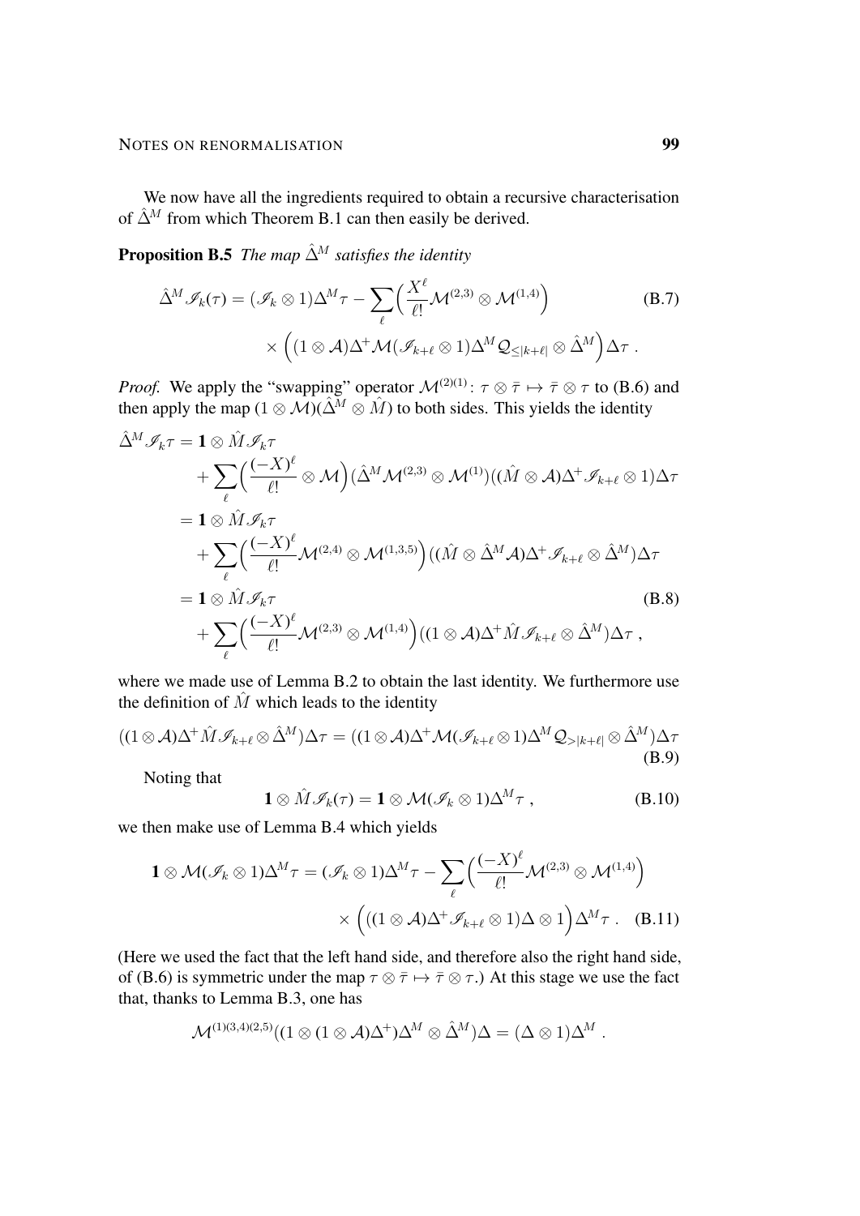We now have all the ingredients required to obtain a recursive characterisation of $\hat\Delta^M$ from which Theorem B.1 can then easily be derived.

**Proposition B.5** *The map $\hat\Delta^M$ satisfies the identity*

$$
\begin{aligned}
\hat\Delta^M \mathscr{I}_k(\tau) = (\mathscr{I}_k \otimes 1)\Delta^M \tau - \sum_\ell \Big(\frac{X^\ell}{\ell!}\mathcal{M}^{(2,3)} \otimes \mathcal{M}^{(1,4)}\Big) \qquad\qquad (B.7)\\
\times \Big((1\otimes \mathcal{A})\Delta^+ \mathcal{M}(\mathscr{I}_{k+\ell}\otimes 1)\Delta^M \mathcal{Q}_{\le |k+\ell|} \otimes \hat\Delta^M\Big)\Delta\tau\;.
\end{aligned}
$$

*Proof.* We apply the "swapping" operator $\mathcal{M}^{(2)(1)}\colon \tau\otimes\bar\tau \mapsto \bar\tau\otimes\tau$ to (B.6) and then apply the map $(1\otimes\mathcal{M})(\hat\Delta^M \otimes \hat M)$ to both sides. This yields the identity

$$
\begin{aligned}
\hat\Delta^M \mathscr{I}_k \tau &= \mathbf{1}\otimes \hat M \mathscr{I}_k\tau \\
&\quad + \sum_\ell \Big(\frac{(-X)^\ell}{\ell!}\otimes \mathcal{M}\Big)(\hat\Delta^M \mathcal{M}^{(2,3)}\otimes \mathcal{M}^{(1)})((\hat M\otimes \mathcal{A})\Delta^+\mathscr{I}_{k+\ell}\otimes 1)\Delta\tau \\
&= \mathbf{1}\otimes \hat M \mathscr{I}_k\tau \\
&\quad + \sum_\ell \Big(\frac{(-X)^\ell}{\ell!}\mathcal{M}^{(2,4)}\otimes \mathcal{M}^{(1,3,5)}\Big)((\hat M\otimes \hat\Delta^M\mathcal{A})\Delta^+\mathscr{I}_{k+\ell}\otimes \hat\Delta^M)\Delta\tau \\
&= \mathbf{1}\otimes \hat M \mathscr{I}_k\tau \qquad\qquad (B.8)\\
&\quad + \sum_\ell \Big(\frac{(-X)^\ell}{\ell!}\mathcal{M}^{(2,3)}\otimes \mathcal{M}^{(1,4)}\Big)((1\otimes \mathcal{A})\Delta^+\hat M\mathscr{I}_{k+\ell}\otimes \hat\Delta^M)\Delta\tau\;,
\end{aligned}
$$

where we made use of Lemma B.2 to obtain the last identity. We furthermore use the definition of $\hat M$ which leads to the identity

$$
((1\otimes\mathcal{A})\Delta^+\hat M\mathscr{I}_{k+\ell}\otimes\hat\Delta^M)\Delta\tau = ((1\otimes\mathcal{A})\Delta^+\mathcal{M}(\mathscr{I}_{k+\ell}\otimes 1)\Delta^M\mathcal{Q}_{>|k+\ell|}\otimes\hat\Delta^M)\Delta\tau \qquad (B.9)
$$

Noting that

$$
\mathbf{1}\otimes\hat M\mathscr{I}_k(\tau) = \mathbf{1}\otimes\mathcal{M}(\mathscr{I}_k\otimes 1)\Delta^M\tau\;, \qquad (B.10)
$$

we then make use of Lemma B.4 which yields

$$
\begin{aligned}
\mathbf{1}\otimes\mathcal{M}(\mathscr{I}_k\otimes 1)\Delta^M\tau = (\mathscr{I}_k\otimes 1)\Delta^M\tau - \sum_\ell \Big(\frac{(-X)^\ell}{\ell!}\mathcal{M}^{(2,3)}\otimes\mathcal{M}^{(1,4)}\Big)\\
\times\Big(((1\otimes\mathcal{A})\Delta^+\mathscr{I}_{k+\ell}\otimes 1)\Delta\otimes 1\Big)\Delta^M\tau\;. \qquad (B.11)
\end{aligned}
$$

(Here we used the fact that the left hand side, and therefore also the right hand side, of (B.6) is symmetric under the map $\tau\otimes\bar\tau\mapsto\bar\tau\otimes\tau$.) At this stage we use the fact that, thanks to Lemma B.3, one has

$$
\mathcal{M}^{(1)(3,4)(2,5)}((1\otimes(1\otimes\mathcal{A})\Delta^+)\Delta^M\otimes\hat\Delta^M)\Delta = (\Delta\otimes 1)\Delta^M\;.
$$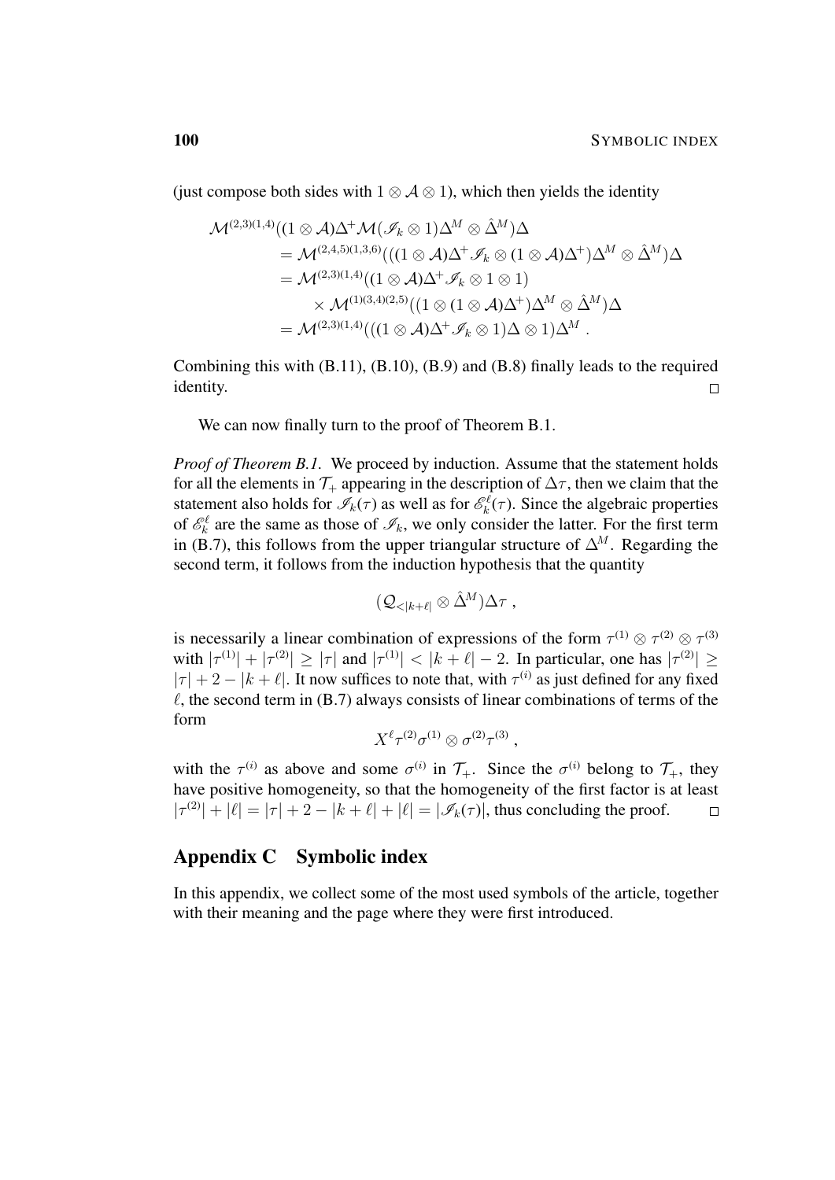(just compose both sides with $1 \otimes \mathcal{A} \otimes 1$), which then yields the identity

$$
\begin{aligned}
\mathcal{M}^{(2,3)(1,4)}&((1 \otimes \mathcal{A})\Delta^+ \mathcal{M}(\mathscr{I}_k \otimes 1)\Delta^M \otimes \hat{\Delta}^M)\Delta \\
&= \mathcal{M}^{(2,4,5)(1,3,6)}(((1 \otimes \mathcal{A})\Delta^+ \mathscr{I}_k \otimes (1 \otimes \mathcal{A})\Delta^+)\Delta^M \otimes \hat{\Delta}^M)\Delta \\
&= \mathcal{M}^{(2,3)(1,4)}((1 \otimes \mathcal{A})\Delta^+ \mathscr{I}_k \otimes 1 \otimes 1) \\
&\qquad \times \mathcal{M}^{(1)(3,4)(2,5)}((1 \otimes (1 \otimes \mathcal{A})\Delta^+)\Delta^M \otimes \hat{\Delta}^M)\Delta \\
&= \mathcal{M}^{(2,3)(1,4)}(((1 \otimes \mathcal{A})\Delta^+ \mathscr{I}_k \otimes 1)\Delta \otimes 1)\Delta^M \;.
\end{aligned}
$$

Combining this with (B.11), (B.10), (B.9) and (B.8) finally leads to the required identity. ◻

We can now finally turn to the proof of Theorem B.1.

*Proof of Theorem B.1.* We proceed by induction. Assume that the statement holds for all the elements in $\mathcal{T}_+$ appearing in the description of $\Delta\tau$, then we claim that the statement also holds for $\mathscr{I}_k(\tau)$ as well as for $\mathscr{E}_k^\ell(\tau)$. Since the algebraic properties of $\mathscr{E}_k^\ell$ are the same as those of $\mathscr{I}_k$, we only consider the latter. For the first term in (B.7), this follows from the upper triangular structure of $\Delta^M$. Regarding the second term, it follows from the induction hypothesis that the quantity

$$
(\mathcal{Q}_{<|k+\ell|} \otimes \hat{\Delta}^M)\Delta\tau \;,
$$

is necessarily a linear combination of expressions of the form $\tau^{(1)} \otimes \tau^{(2)} \otimes \tau^{(3)}$ with $|\tau^{(1)}| + |\tau^{(2)}| \geq |\tau|$ and $|\tau^{(1)}| < |k + \ell| - 2$. In particular, one has $|\tau^{(2)}| \geq |\tau| + 2 - |k + \ell|$. It now suffices to note that, with $\tau^{(i)}$ as just defined for any fixed $\ell$, the second term in (B.7) always consists of linear combinations of terms of the form

$$
X^\ell \tau^{(2)} \sigma^{(1)} \otimes \sigma^{(2)} \tau^{(3)} \;,
$$

with the $\tau^{(i)}$ as above and some $\sigma^{(i)}$ in $\mathcal{T}_+$. Since the $\sigma^{(i)}$ belong to $\mathcal{T}_+$, they have positive homogeneity, so that the homogeneity of the first factor is at least $|\tau^{(2)}| + |\ell| = |\tau| + 2 - |k + \ell| + |\ell| = |\mathscr{I}_k(\tau)|$, thus concluding the proof. ◻

## Appendix C Symbolic index

In this appendix, we collect some of the most used symbols of the article, together with their meaning and the page where they were first introduced.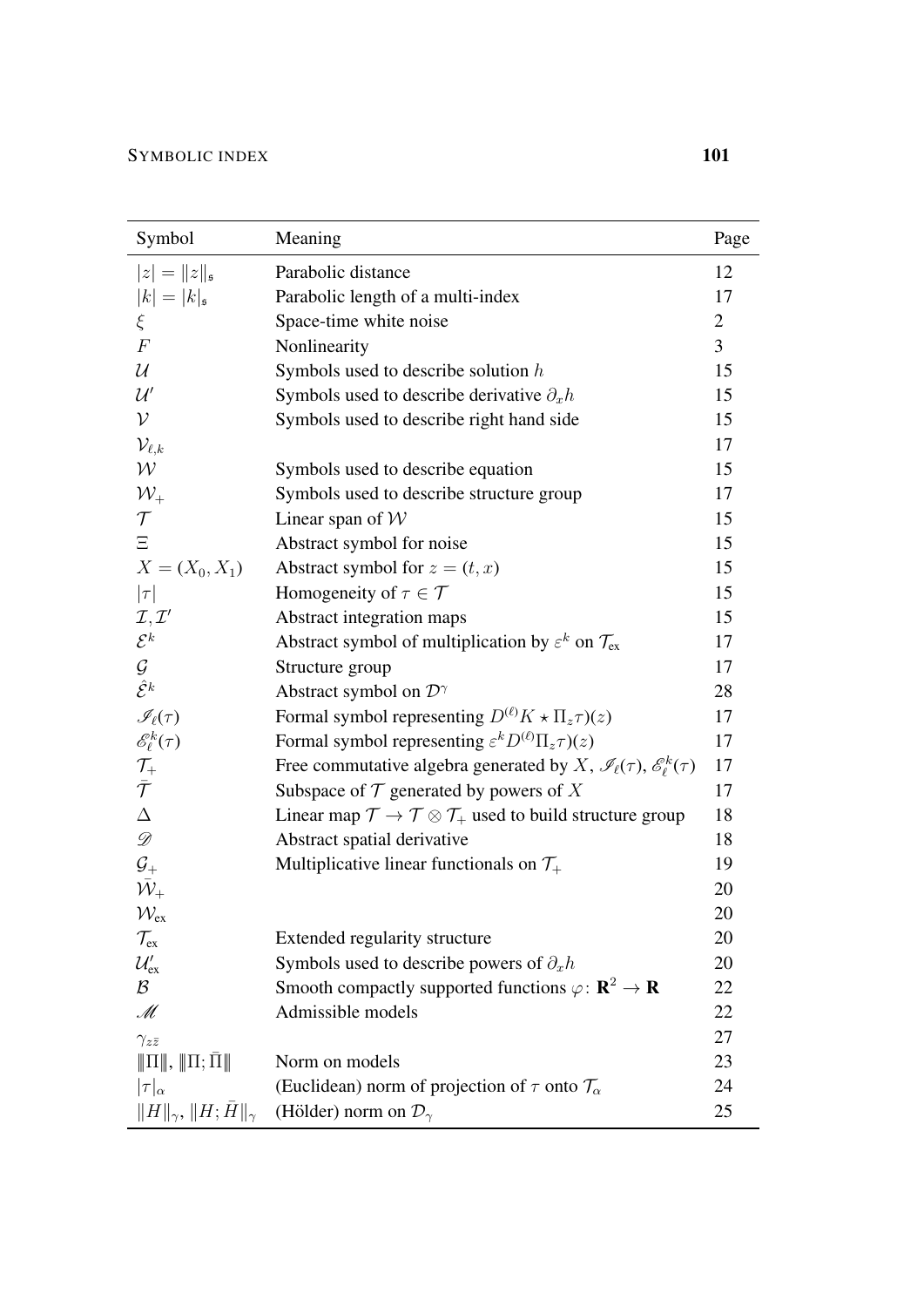| Symbol | Meaning | Page |
|---|---|---|
| $\|z\| = \\|z\\|_\mathfrak{s}$ | Parabolic distance | 12 |
| $\|k\| = \|k\|_\mathfrak{s}$ | Parabolic length of a multi-index | 17 |
| $\xi$ | Space-time white noise | 2 |
| $F$ | Nonlinearity | 3 |
| $\mathcal{U}$ | Symbols used to describe solution $h$ | 15 |
| $\mathcal{U}'$ | Symbols used to describe derivative $\partial_x h$ | 15 |
| $\mathcal{V}$ | Symbols used to describe right hand side | 15 |
| $\mathcal{V}_{\ell,k}$ | | 17 |
| $\mathcal{W}$ | Symbols used to describe equation | 15 |
| $\mathcal{W}_+$ | Symbols used to describe structure group | 17 |
| $\mathcal{T}$ | Linear span of $\mathcal{W}$ | 15 |
| $\Xi$ | Abstract symbol for noise | 15 |
| $X = (X_0, X_1)$ | Abstract symbol for $z = (t, x)$ | 15 |
| $\|\tau\|$ | Homogeneity of $\tau \in \mathcal{T}$ | 15 |
| $\mathcal{I}, \mathcal{I}'$ | Abstract integration maps | 15 |
| $\mathcal{E}^k$ | Abstract symbol of multiplication by $\varepsilon^k$ on $\mathcal{T}_{\text{ex}}$ | 17 |
| $\mathcal{G}$ | Structure group | 17 |
| $\hat{\mathcal{E}}^k$ | Abstract symbol on $\mathcal{D}^\gamma$ | 28 |
| $\mathscr{I}_\ell(\tau)$ | Formal symbol representing $D^{(\ell)}K \star \Pi_z\tau)(z)$ | 17 |
| $\mathscr{E}^k_\ell(\tau)$ | Formal symbol representing $\varepsilon^k D^{(\ell)}\Pi_z\tau)(z)$ | 17 |
| $\mathcal{T}_+$ | Free commutative algebra generated by $X$, $\mathscr{I}_\ell(\tau)$, $\mathscr{E}^k_\ell(\tau)$ | 17 |
| $\bar{\mathcal{T}}$ | Subspace of $\mathcal{T}$ generated by powers of $X$ | 17 |
| $\Delta$ | Linear map $\mathcal{T} \to \mathcal{T} \otimes \mathcal{T}_+$ used to build structure group | 18 |
| $\mathscr{D}$ | Abstract spatial derivative | 18 |
| $\mathcal{G}_+$ | Multiplicative linear functionals on $\mathcal{T}_+$ | 19 |
| $\hat{\mathcal{W}}_+$ | | 20 |
| $\mathcal{W}_{\text{ex}}$ | | 20 |
| $\mathcal{T}_{\text{ex}}$ | Extended regularity structure | 20 |
| $\mathcal{U}'_{\text{ex}}$ | Symbols used to describe powers of $\partial_x h$ | 20 |
| $\mathcal{B}$ | Smooth compactly supported functions $\varphi\colon \mathbf{R}^2 \to \mathbf{R}$ | 22 |
| $\mathscr{M}$ | Admissible models | 22 |
| $\gamma_{z\bar{z}}$ | | 27 |
| $\\|\\|\Pi\\|\\|$, $\\|\\|\Pi; \bar{\Pi}\\|\\|$ | Norm on models | 23 |
| $\|\tau\|_\alpha$ | (Euclidean) norm of projection of $\tau$ onto $\mathcal{T}_\alpha$ | 24 |
| $\\|H\\|_\gamma$, $\\|H; \bar{H}\\|_\gamma$ | (Hölder) norm on $\mathcal{D}_\gamma$ | 25 |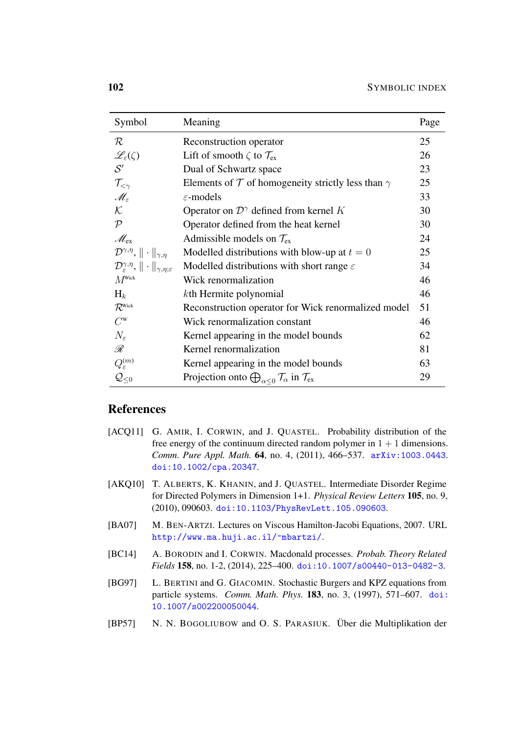| Symbol | Meaning | Page |
|---|---|---|
| $\mathcal{R}$ | Reconstruction operator | 25 |
| $\mathscr{L}_\varepsilon(\zeta)$ | Lift of smooth $\zeta$ to $\mathcal{T}_{\text{ex}}$ | 26 |
| $\mathcal{S}'$ | Dual of Schwartz space | 23 |
| $\mathcal{T}_{<\gamma}$ | Elements of $\mathcal{T}$ of homogeneity strictly less than $\gamma$ | 25 |
| $\mathscr{M}_\varepsilon$ | $\varepsilon$-models | 33 |
| $\mathcal{K}$ | Operator on $\mathcal{D}^\gamma$ defined from kernel $K$ | 30 |
| $\mathcal{P}$ | Operator defined from the heat kernel | 30 |
| $\mathscr{M}_{\text{ex}}$ | Admissible models on $\mathcal{T}_{\text{ex}}$ | 24 |
| $\mathcal{D}^{\gamma,\eta}$, $\|\cdot\|_{\gamma,\eta}$ | Modelled distributions with blow-up at $t = 0$ | 25 |
| $\mathcal{D}_\varepsilon^{\gamma,\eta}$, $\|\cdot\|_{\gamma,\eta;\varepsilon}$ | Modelled distributions with short range $\varepsilon$ | 34 |
| $M^{\text{Wick}}$ | Wick renormalization | 46 |
| $\mathrm{H}_k$ | $k$th Hermite polynomial | 46 |
| $\mathcal{R}^{\text{Wick}}$ | Reconstruction operator for Wick renormalized model | 51 |
| $C^{\text{W}}$ | Wick renormalization constant | 46 |
| $N_\varepsilon$ | Kernel appearing in the model bounds | 62 |
| $\mathscr{R}$ | Kernel renormalization | 81 |
| $Q_\varepsilon^{(m)}$ | Kernel appearing in the model bounds | 63 |
| $\mathcal{Q}_{\le 0}$ | Projection onto $\bigoplus_{\alpha\le 0}\mathcal{T}_\alpha$ in $\mathcal{T}_{\text{ex}}$ | 29 |

## References

[ACQ11] G. Amir, I. Corwin, and J. Quastel. Probability distribution of the free energy of the continuum directed random polymer in $1+1$ dimensions. *Comm. Pure Appl. Math.* **64**, no. 4, (2011), 466–537. arXiv:1003.0443. doi:10.1002/cpa.20347.

[AKQ10] T. Alberts, K. Khanin, and J. Quastel. Intermediate Disorder Regime for Directed Polymers in Dimension 1+1. *Physical Review Letters* **105**, no. 9, (2010), 090603. doi:10.1103/PhysRevLett.105.090603.

[BA07] M. Ben-Artzi. Lectures on Viscous Hamilton-Jacobi Equations, 2007. URL http://www.ma.huji.ac.il/~mbartzi/.

[BC14] A. Borodin and I. Corwin. Macdonald processes. *Probab. Theory Related Fields* **158**, no. 1-2, (2014), 225–400. doi:10.1007/s00440-013-0482-3.

[BG97] L. Bertini and G. Giacomin. Stochastic Burgers and KPZ equations from particle systems. *Comm. Math. Phys.* **183**, no. 3, (1997), 571–607. doi:10.1007/s002200050044.

[BP57] N. N. Bogoliubow and O. S. Parasiuk. Über die Multiplikation der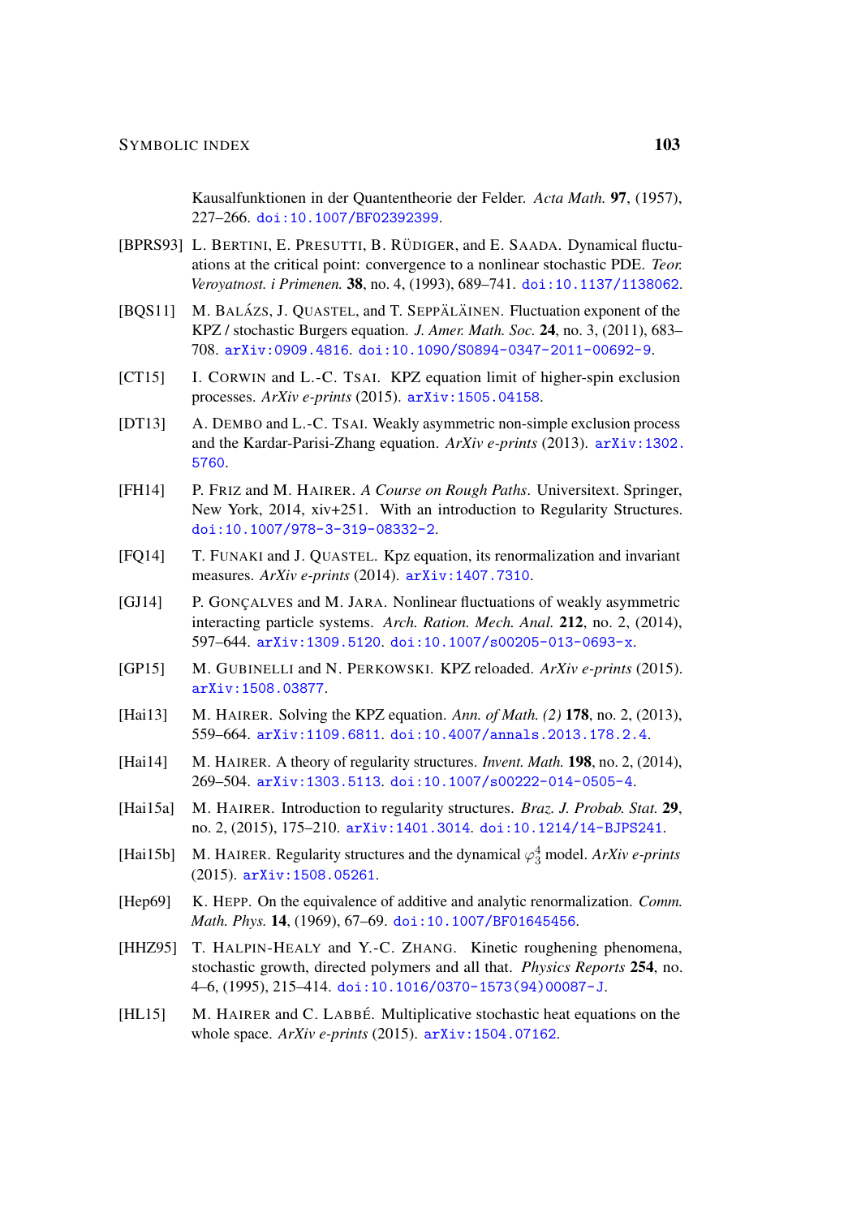Kausalfunktionen in der Quantentheorie der Felder. *Acta Math.* **97**, (1957), 227–266. doi:10.1007/BF02392399.

[BPRS93] L. Bertini, E. Presutti, B. Rüdiger, and E. Saada. Dynamical fluctuations at the critical point: convergence to a nonlinear stochastic PDE. *Teor. Veroyatnost. i Primenen.* **38**, no. 4, (1993), 689–741. doi:10.1137/1138062.

[BQS11] M. Balázs, J. Quastel, and T. Seppäläinen. Fluctuation exponent of the KPZ / stochastic Burgers equation. *J. Amer. Math. Soc.* **24**, no. 3, (2011), 683–708. arXiv:0909.4816. doi:10.1090/S0894-0347-2011-00692-9.

[CT15] I. Corwin and L.-C. Tsai. KPZ equation limit of higher-spin exclusion processes. *ArXiv e-prints* (2015). arXiv:1505.04158.

[DT13] A. Dembo and L.-C. Tsai. Weakly asymmetric non-simple exclusion process and the Kardar-Parisi-Zhang equation. *ArXiv e-prints* (2013). arXiv:1302.5760.

[FH14] P. Friz and M. Hairer. *A Course on Rough Paths*. Universitext. Springer, New York, 2014, xiv+251. With an introduction to Regularity Structures. doi:10.1007/978-3-319-08332-2.

[FQ14] T. Funaki and J. Quastel. Kpz equation, its renormalization and invariant measures. *ArXiv e-prints* (2014). arXiv:1407.7310.

[GJ14] P. Gonçalves and M. Jara. Nonlinear fluctuations of weakly asymmetric interacting particle systems. *Arch. Ration. Mech. Anal.* **212**, no. 2, (2014), 597–644. arXiv:1309.5120. doi:10.1007/s00205-013-0693-x.

[GP15] M. Gubinelli and N. Perkowski. KPZ reloaded. *ArXiv e-prints* (2015). arXiv:1508.03877.

[Hai13] M. Hairer. Solving the KPZ equation. *Ann. of Math. (2)* **178**, no. 2, (2013), 559–664. arXiv:1109.6811. doi:10.4007/annals.2013.178.2.4.

[Hai14] M. Hairer. A theory of regularity structures. *Invent. Math.* **198**, no. 2, (2014), 269–504. arXiv:1303.5113. doi:10.1007/s00222-014-0505-4.

[Hai15a] M. Hairer. Introduction to regularity structures. *Braz. J. Probab. Stat.* **29**, no. 2, (2015), 175–210. arXiv:1401.3014. doi:10.1214/14-BJPS241.

[Hai15b] M. Hairer. Regularity structures and the dynamical $\varphi^4_3$ model. *ArXiv e-prints* (2015). arXiv:1508.05261.

[Hep69] K. Hepp. On the equivalence of additive and analytic renormalization. *Comm. Math. Phys.* **14**, (1969), 67–69. doi:10.1007/BF01645456.

[HHZ95] T. Halpin-Healy and Y.-C. Zhang. Kinetic roughening phenomena, stochastic growth, directed polymers and all that. *Physics Reports* **254**, no. 4–6, (1995), 215–414. doi:10.1016/0370-1573(94)00087-J.

[HL15] M. Hairer and C. Labbé. Multiplicative stochastic heat equations on the whole space. *ArXiv e-prints* (2015). arXiv:1504.07162.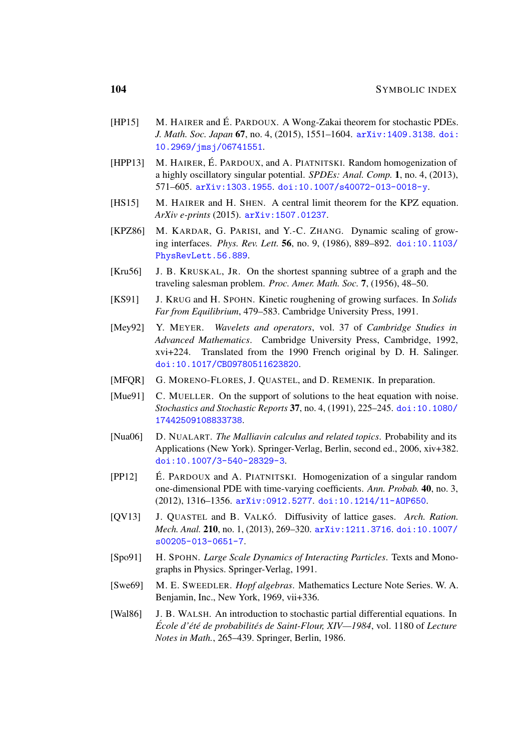[HP15] M. Hairer and É. Pardoux. A Wong-Zakai theorem for stochastic PDEs. *J. Math. Soc. Japan* **67**, no. 4, (2015), 1551–1604. arXiv:1409.3138. doi:10.2969/jmsj/06741551.

[HPP13] M. Hairer, É. Pardoux, and A. Piatnitski. Random homogenization of a highly oscillatory singular potential. *SPDEs: Anal. Comp.* **1**, no. 4, (2013), 571–605. arXiv:1303.1955. doi:10.1007/s40072-013-0018-y.

[HS15] M. Hairer and H. Shen. A central limit theorem for the KPZ equation. *ArXiv e-prints* (2015). arXiv:1507.01237.

[KPZ86] M. Kardar, G. Parisi, and Y.-C. Zhang. Dynamic scaling of growing interfaces. *Phys. Rev. Lett.* **56**, no. 9, (1986), 889–892. doi:10.1103/PhysRevLett.56.889.

[Kru56] J. B. Kruskal, Jr. On the shortest spanning subtree of a graph and the traveling salesman problem. *Proc. Amer. Math. Soc.* **7**, (1956), 48–50.

[KS91] J. Krug and H. Spohn. Kinetic roughening of growing surfaces. In *Solids Far from Equilibrium*, 479–583. Cambridge University Press, 1991.

[Mey92] Y. Meyer. *Wavelets and operators*, vol. 37 of *Cambridge Studies in Advanced Mathematics*. Cambridge University Press, Cambridge, 1992, xvi+224. Translated from the 1990 French original by D. H. Salinger. doi:10.1017/CBO9780511623820.

[MFQR] G. Moreno-Flores, J. Quastel, and D. Remenik. In preparation.

[Mue91] C. Mueller. On the support of solutions to the heat equation with noise. *Stochastics and Stochastic Reports* **37**, no. 4, (1991), 225–245. doi:10.1080/17442509108833738.

[Nua06] D. Nualart. *The Malliavin calculus and related topics*. Probability and its Applications (New York). Springer-Verlag, Berlin, second ed., 2006, xiv+382. doi:10.1007/3-540-28329-3.

[PP12] É. Pardoux and A. Piatnitski. Homogenization of a singular random one-dimensional PDE with time-varying coefficients. *Ann. Probab.* **40**, no. 3, (2012), 1316–1356. arXiv:0912.5277. doi:10.1214/11-AOP650.

[QV13] J. Quastel and B. Valkó. Diffusivity of lattice gases. *Arch. Ration. Mech. Anal.* **210**, no. 1, (2013), 269–320. arXiv:1211.3716. doi:10.1007/s00205-013-0651-7.

[Spo91] H. Spohn. *Large Scale Dynamics of Interacting Particles*. Texts and Monographs in Physics. Springer-Verlag, 1991.

[Swe69] M. E. Sweedler. *Hopf algebras*. Mathematics Lecture Note Series. W. A. Benjamin, Inc., New York, 1969, vii+336.

[Wal86] J. B. Walsh. An introduction to stochastic partial differential equations. In *École d'été de probabilités de Saint-Flour, XIV—1984*, vol. 1180 of *Lecture Notes in Math.*, 265–439. Springer, Berlin, 1986.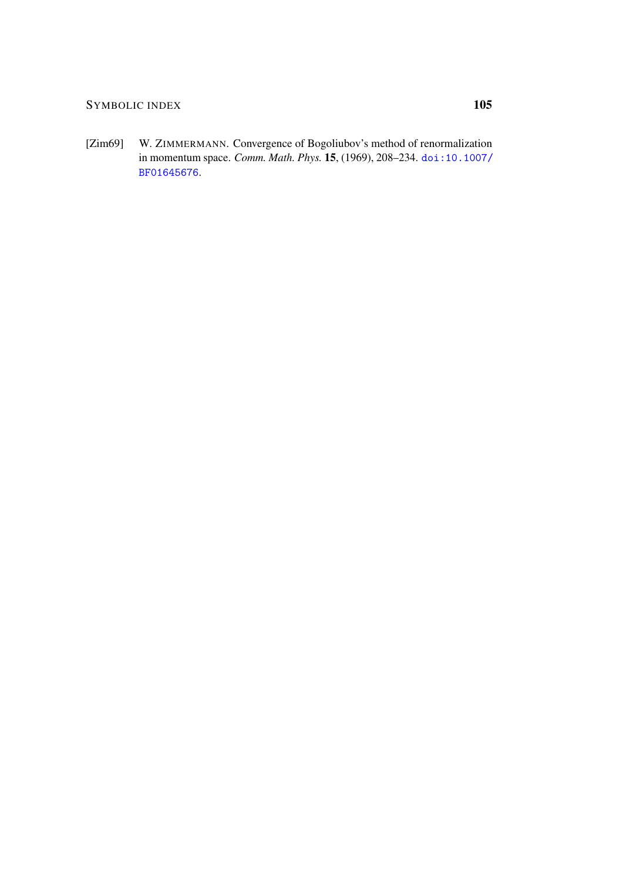[Zim69] W. ZIMMERMANN. Convergence of Bogoliubov's method of renormalization in momentum space. *Comm. Math. Phys.* **15**, (1969), 208–234. doi:10.1007/BF01645676.